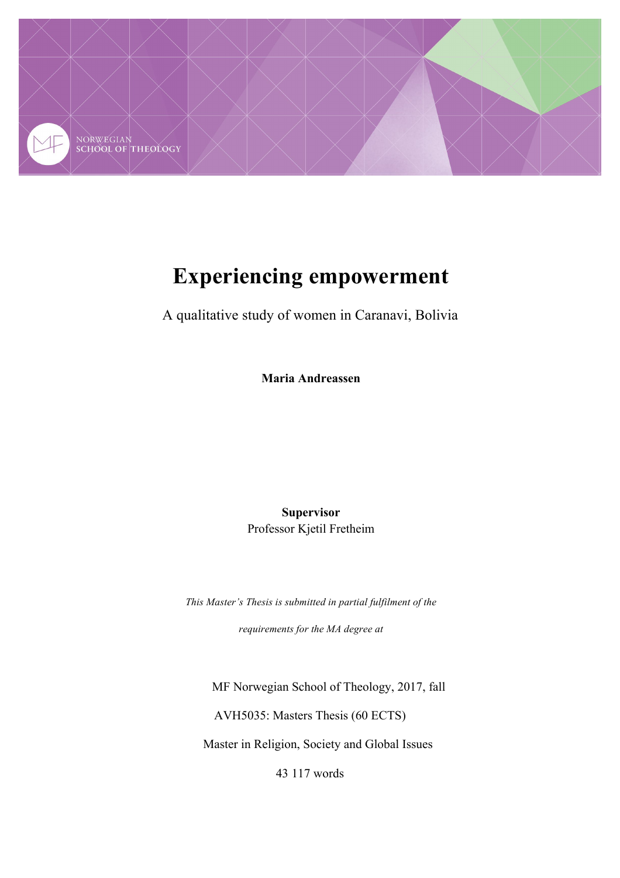NORWEGIAN SCHOOL OF THEOLOGY

# Experiencing empowerment

A qualitative study of women in Caranavi, Bolivia

**Maria Andreassen**

**Supervisor**
Professor Kjetil Fretheim

*This Master's Thesis is submitted in partial fulfilment of the requirements for the MA degree at*

MF Norwegian School of Theology, 2017, fall

AVH5035: Masters Thesis (60 ECTS)

Master in Religion, Society and Global Issues

43 117 words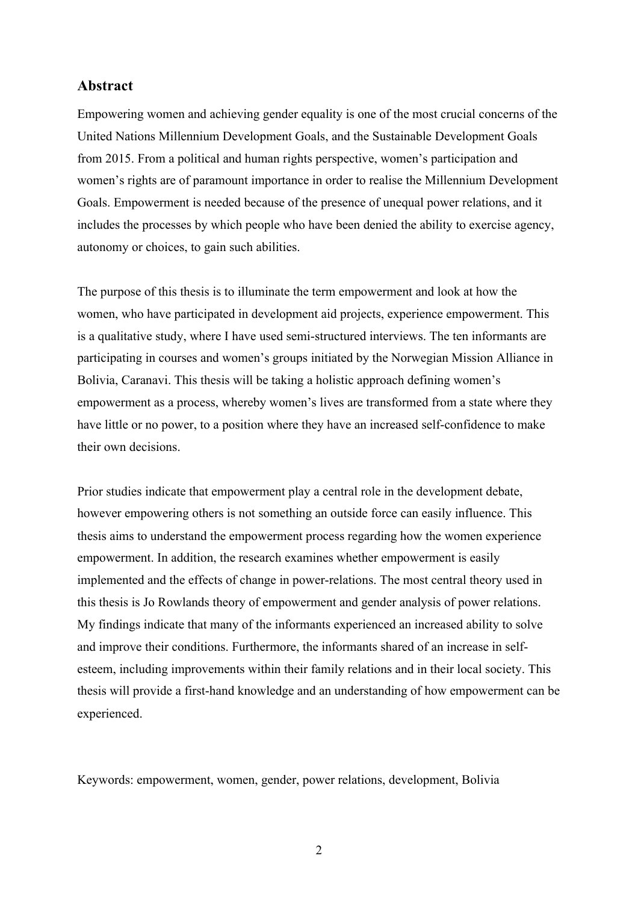## Abstract

Empowering women and achieving gender equality is one of the most crucial concerns of the United Nations Millennium Development Goals, and the Sustainable Development Goals from 2015. From a political and human rights perspective, women's participation and women's rights are of paramount importance in order to realise the Millennium Development Goals. Empowerment is needed because of the presence of unequal power relations, and it includes the processes by which people who have been denied the ability to exercise agency, autonomy or choices, to gain such abilities.

The purpose of this thesis is to illuminate the term empowerment and look at how the women, who have participated in development aid projects, experience empowerment. This is a qualitative study, where I have used semi-structured interviews. The ten informants are participating in courses and women's groups initiated by the Norwegian Mission Alliance in Bolivia, Caranavi. This thesis will be taking a holistic approach defining women's empowerment as a process, whereby women's lives are transformed from a state where they have little or no power, to a position where they have an increased self-confidence to make their own decisions.

Prior studies indicate that empowerment play a central role in the development debate, however empowering others is not something an outside force can easily influence. This thesis aims to understand the empowerment process regarding how the women experience empowerment. In addition, the research examines whether empowerment is easily implemented and the effects of change in power-relations. The most central theory used in this thesis is Jo Rowlands theory of empowerment and gender analysis of power relations. My findings indicate that many of the informants experienced an increased ability to solve and improve their conditions. Furthermore, the informants shared of an increase in self-esteem, including improvements within their family relations and in their local society. This thesis will provide a first-hand knowledge and an understanding of how empowerment can be experienced.

Keywords: empowerment, women, gender, power relations, development, Bolivia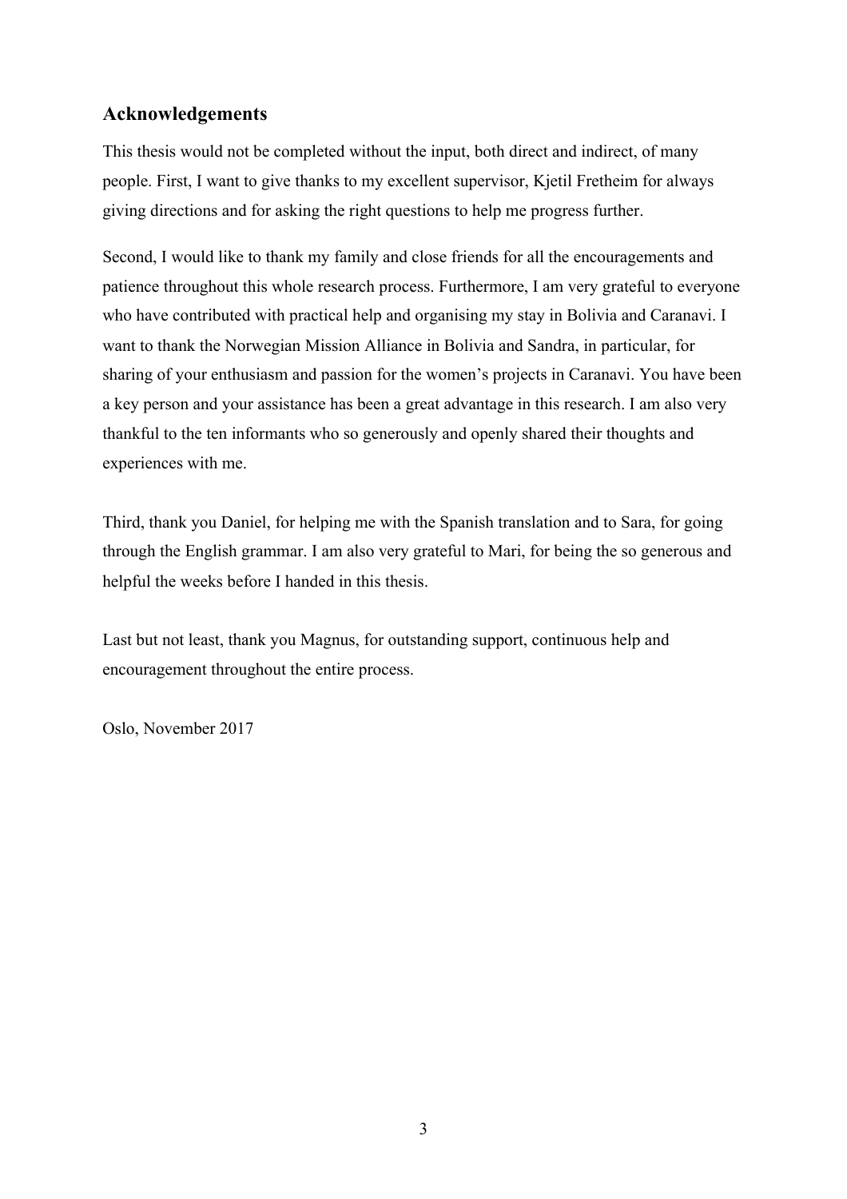## Acknowledgements

This thesis would not be completed without the input, both direct and indirect, of many people. First, I want to give thanks to my excellent supervisor, Kjetil Fretheim for always giving directions and for asking the right questions to help me progress further.

Second, I would like to thank my family and close friends for all the encouragements and patience throughout this whole research process. Furthermore, I am very grateful to everyone who have contributed with practical help and organising my stay in Bolivia and Caranavi. I want to thank the Norwegian Mission Alliance in Bolivia and Sandra, in particular, for sharing of your enthusiasm and passion for the women's projects in Caranavi. You have been a key person and your assistance has been a great advantage in this research. I am also very thankful to the ten informants who so generously and openly shared their thoughts and experiences with me.

Third, thank you Daniel, for helping me with the Spanish translation and to Sara, for going through the English grammar. I am also very grateful to Mari, for being the so generous and helpful the weeks before I handed in this thesis.

Last but not least, thank you Magnus, for outstanding support, continuous help and encouragement throughout the entire process.

Oslo, November 2017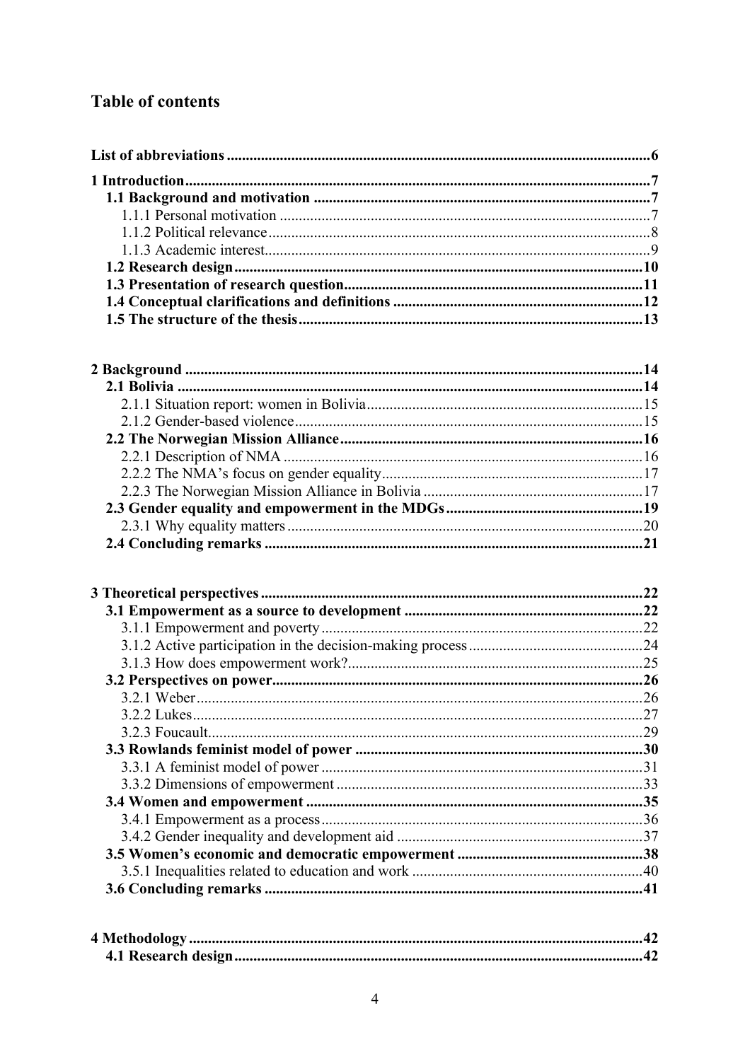## Table of contents

**List of abbreviations ........................................................................................................6**

**1 Introduction ....................................................................................................................7**
**1.1 Background and motivation ......................................................................................7**
1.1.1 Personal motivation ................................................................................................7
1.1.2 Political relevance ...................................................................................................8
1.1.3 Academic interest ....................................................................................................9
**1.2 Research design .........................................................................................................10**
**1.3 Presentation of research question .............................................................................11**
**1.4 Conceptual clarifications and definitions ................................................................12**
**1.5 The structure of the thesis .........................................................................................13**

**2 Background ....................................................................................................................14**
**2.1 Bolivia .........................................................................................................................14**
2.1.1 Situation report: women in Bolivia ........................................................................15
2.1.2 Gender-based violence ...........................................................................................15
**2.2 The Norwegian Mission Alliance ..............................................................................16**
2.2.1 Description of NMA ..............................................................................................16
2.2.2 The NMA's focus on gender equality .....................................................................17
2.2.3 The Norwegian Mission Alliance in Bolivia ..........................................................17
**2.3 Gender equality and empowerment in the MDGs ....................................................19**
2.3.1 Why equality matters .............................................................................................20
**2.4 Concluding remarks ..................................................................................................21**

**3 Theoretical perspectives ................................................................................................22**
**3.1 Empowerment as a source to development ..............................................................22**
3.1.1 Empowerment and poverty ....................................................................................22
3.1.2 Active participation in the decision-making process .............................................24
3.1.3 How does empowerment work? .............................................................................25
**3.2 Perspectives on power ................................................................................................26**
3.2.1 Weber .....................................................................................................................26
3.2.2 Lukes ......................................................................................................................27
3.2.3 Foucault ..................................................................................................................29
**3.3 Rowlands feminist model of power ..........................................................................30**
3.3.1 A feminist model of power ....................................................................................31
3.3.2 Dimensions of empowerment ................................................................................33
**3.4 Women and empowerment .......................................................................................35**
3.4.1 Empowerment as a process ....................................................................................36
3.4.2 Gender inequality and development aid ................................................................37
**3.5 Women's economic and democratic empowerment ................................................38**
3.5.1 Inequalities related to education and work ............................................................40
**3.6 Concluding remarks ..................................................................................................41**

**4 Methodology ..................................................................................................................42**
**4.1 Research design .........................................................................................................42**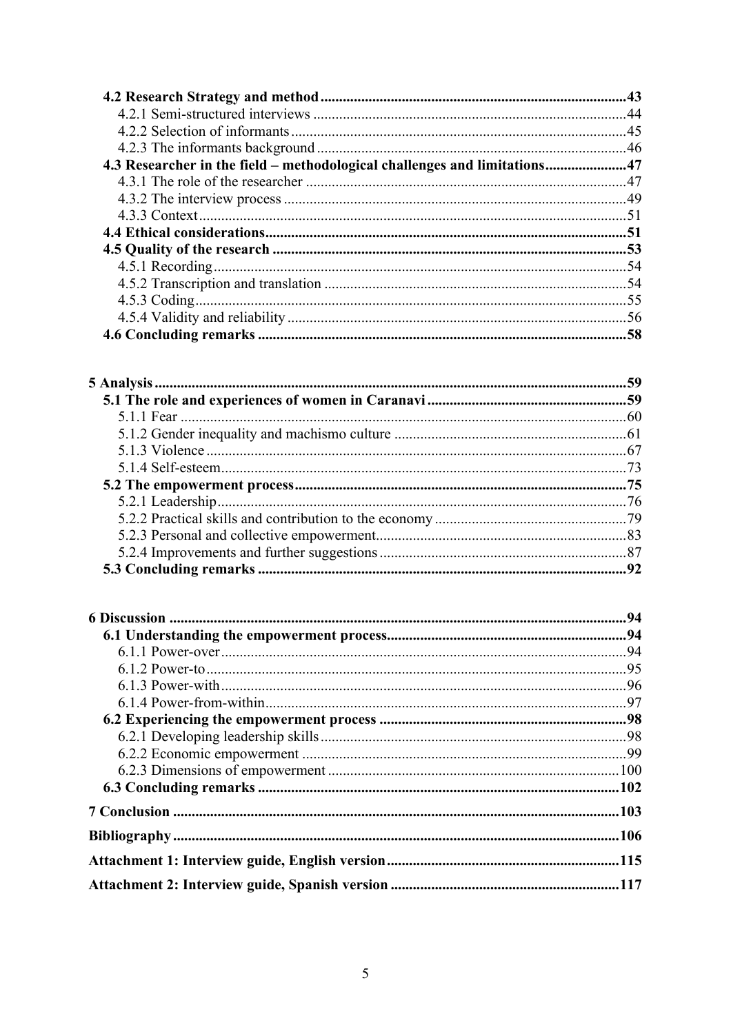**4.2 Research Strategy and method** ..... 43

4.2.1 Semi-structured interviews ..... 44

4.2.2 Selection of informants ..... 45

4.2.3 The informants background ..... 46

**4.3 Researcher in the field – methodological challenges and limitations** ..... 47

4.3.1 The role of the researcher ..... 47

4.3.2 The interview process ..... 49

4.3.3 Context ..... 51

**4.4 Ethical considerations** ..... 51

**4.5 Quality of the research** ..... 53

4.5.1 Recording ..... 54

4.5.2 Transcription and translation ..... 54

4.5.3 Coding ..... 55

4.5.4 Validity and reliability ..... 56

**4.6 Concluding remarks** ..... 58

**5 Analysis** ..... 59

**5.1 The role and experiences of women in Caranavi** ..... 59

5.1.1 Fear ..... 60

5.1.2 Gender inequality and machismo culture ..... 61

5.1.3 Violence ..... 67

5.1.4 Self-esteem ..... 73

**5.2 The empowerment process** ..... 75

5.2.1 Leadership ..... 76

5.2.2 Practical skills and contribution to the economy ..... 79

5.2.3 Personal and collective empowerment ..... 83

5.2.4 Improvements and further suggestions ..... 87

**5.3 Concluding remarks** ..... 92

**6 Discussion** ..... 94

**6.1 Understanding the empowerment process** ..... 94

6.1.1 Power-over ..... 94

6.1.2 Power-to ..... 95

6.1.3 Power-with ..... 96

6.1.4 Power-from-within ..... 97

**6.2 Experiencing the empowerment process** ..... 98

6.2.1 Developing leadership skills ..... 98

6.2.2 Economic empowerment ..... 99

6.2.3 Dimensions of empowerment ..... 100

**6.3 Concluding remarks** ..... 102

**7 Conclusion** ..... 103

**Bibliography** ..... 106

**Attachment 1: Interview guide, English version** ..... 115

**Attachment 2: Interview guide, Spanish version** ..... 117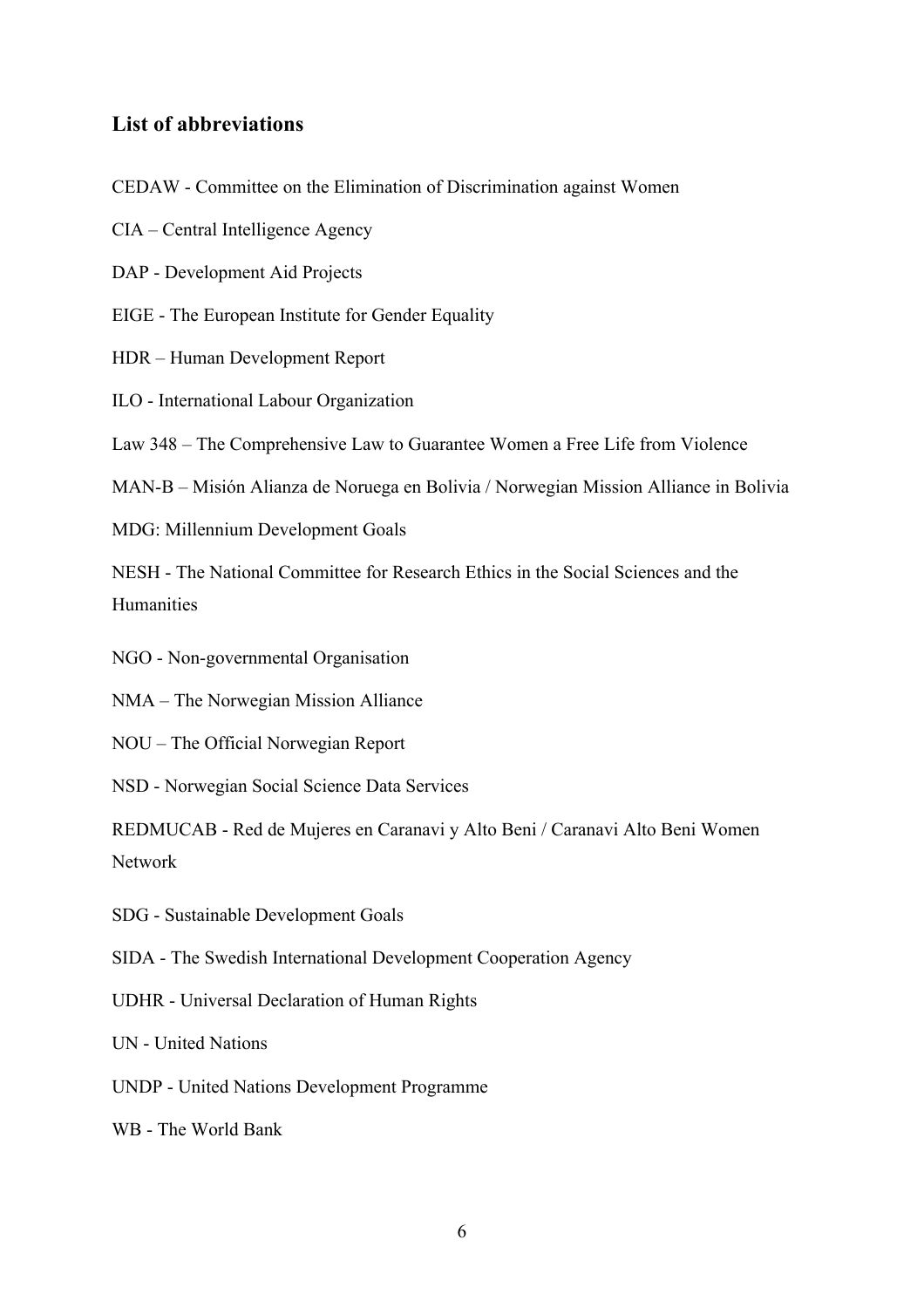## List of abbreviations

CEDAW - Committee on the Elimination of Discrimination against Women

CIA – Central Intelligence Agency

DAP - Development Aid Projects

EIGE - The European Institute for Gender Equality

HDR – Human Development Report

ILO - International Labour Organization

Law 348 – The Comprehensive Law to Guarantee Women a Free Life from Violence

MAN-B – Misión Alianza de Noruega en Bolivia / Norwegian Mission Alliance in Bolivia

MDG: Millennium Development Goals

NESH - The National Committee for Research Ethics in the Social Sciences and the Humanities

NGO - Non-governmental Organisation

NMA – The Norwegian Mission Alliance

NOU – The Official Norwegian Report

NSD - Norwegian Social Science Data Services

REDMUCAB - Red de Mujeres en Caranavi y Alto Beni / Caranavi Alto Beni Women Network

SDG - Sustainable Development Goals

SIDA - The Swedish International Development Cooperation Agency

UDHR - Universal Declaration of Human Rights

UN - United Nations

UNDP - United Nations Development Programme

WB - The World Bank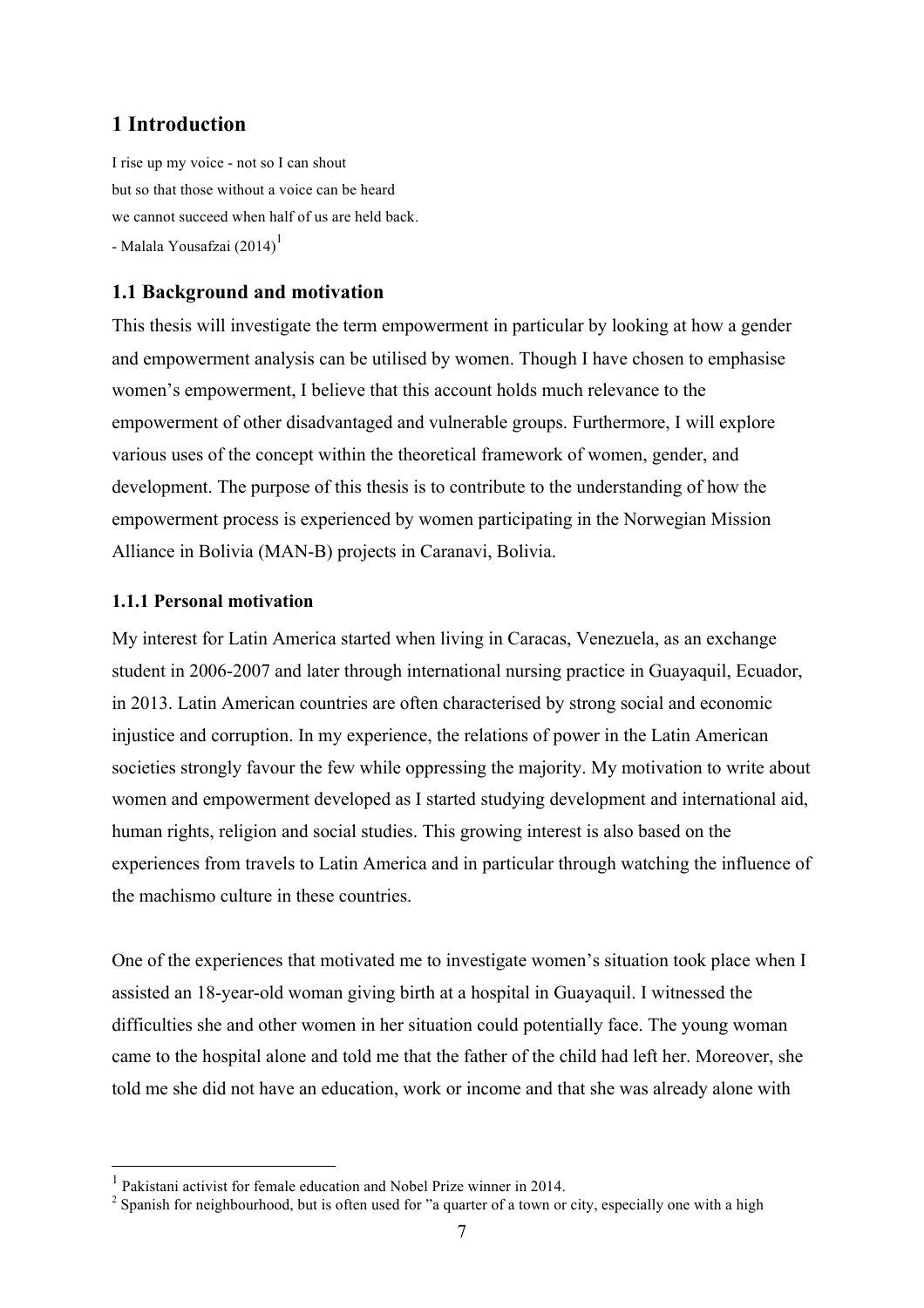# 1 Introduction

I rise up my voice - not so I can shout
but so that those without a voice can be heard
we cannot succeed when half of us are held back.
- Malala Yousafzai (2014)[1]

## 1.1 Background and motivation

This thesis will investigate the term empowerment in particular by looking at how a gender and empowerment analysis can be utilised by women. Though I have chosen to emphasise women's empowerment, I believe that this account holds much relevance to the empowerment of other disadvantaged and vulnerable groups. Furthermore, I will explore various uses of the concept within the theoretical framework of women, gender, and development. The purpose of this thesis is to contribute to the understanding of how the empowerment process is experienced by women participating in the Norwegian Mission Alliance in Bolivia (MAN-B) projects in Caranavi, Bolivia.

### 1.1.1 Personal motivation

My interest for Latin America started when living in Caracas, Venezuela, as an exchange student in 2006-2007 and later through international nursing practice in Guayaquil, Ecuador, in 2013. Latin American countries are often characterised by strong social and economic injustice and corruption. In my experience, the relations of power in the Latin American societies strongly favour the few while oppressing the majority. My motivation to write about women and empowerment developed as I started studying development and international aid, human rights, religion and social studies. This growing interest is also based on the experiences from travels to Latin America and in particular through watching the influence of the machismo culture in these countries.

One of the experiences that motivated me to investigate women's situation took place when I assisted an 18-year-old woman giving birth at a hospital in Guayaquil. I witnessed the difficulties she and other women in her situation could potentially face. The young woman came to the hospital alone and told me that the father of the child had left her. Moreover, she told me she did not have an education, work or income and that she was already alone with

[1] Pakistani activist for female education and Nobel Prize winner in 2014.

[2] Spanish for neighbourhood, but is often used for "a quarter of a town or city, especially one with a high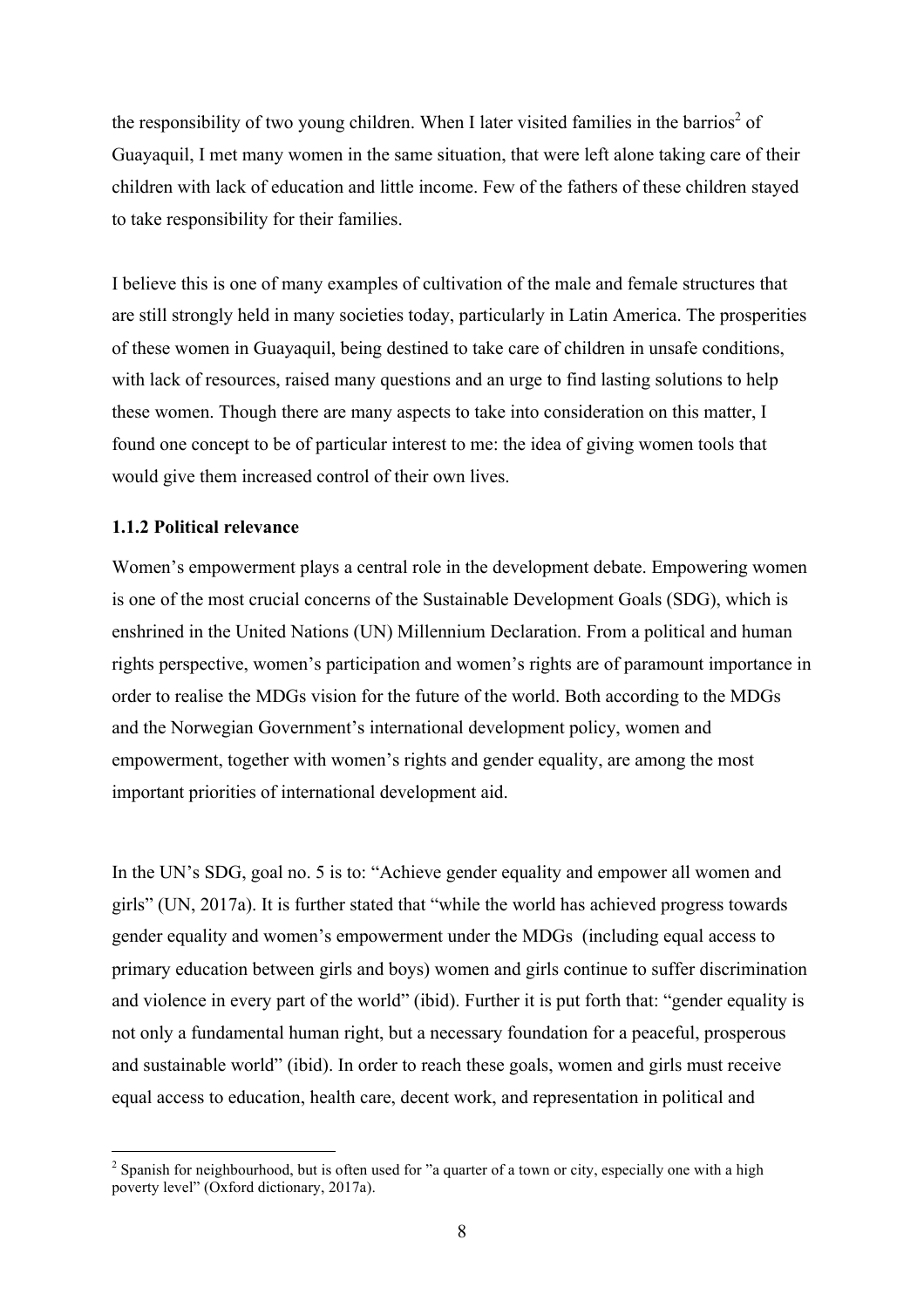the responsibility of two young children. When I later visited families in the barrios[2] of Guayaquil, I met many women in the same situation, that were left alone taking care of their children with lack of education and little income. Few of the fathers of these children stayed to take responsibility for their families.

I believe this is one of many examples of cultivation of the male and female structures that are still strongly held in many societies today, particularly in Latin America. The prosperities of these women in Guayaquil, being destined to take care of children in unsafe conditions, with lack of resources, raised many questions and an urge to find lasting solutions to help these women. Though there are many aspects to take into consideration on this matter, I found one concept to be of particular interest to me: the idea of giving women tools that would give them increased control of their own lives.

### 1.1.2 Political relevance

Women's empowerment plays a central role in the development debate. Empowering women is one of the most crucial concerns of the Sustainable Development Goals (SDG), which is enshrined in the United Nations (UN) Millennium Declaration. From a political and human rights perspective, women's participation and women's rights are of paramount importance in order to realise the MDGs vision for the future of the world. Both according to the MDGs and the Norwegian Government's international development policy, women and empowerment, together with women's rights and gender equality, are among the most important priorities of international development aid.

In the UN's SDG, goal no. 5 is to: "Achieve gender equality and empower all women and girls" (UN, 2017a). It is further stated that "while the world has achieved progress towards gender equality and women's empowerment under the MDGs (including equal access to primary education between girls and boys) women and girls continue to suffer discrimination and violence in every part of the world" (ibid). Further it is put forth that: "gender equality is not only a fundamental human right, but a necessary foundation for a peaceful, prosperous and sustainable world" (ibid). In order to reach these goals, women and girls must receive equal access to education, health care, decent work, and representation in political and

[2] Spanish for neighbourhood, but is often used for "a quarter of a town or city, especially one with a high poverty level" (Oxford dictionary, 2017a).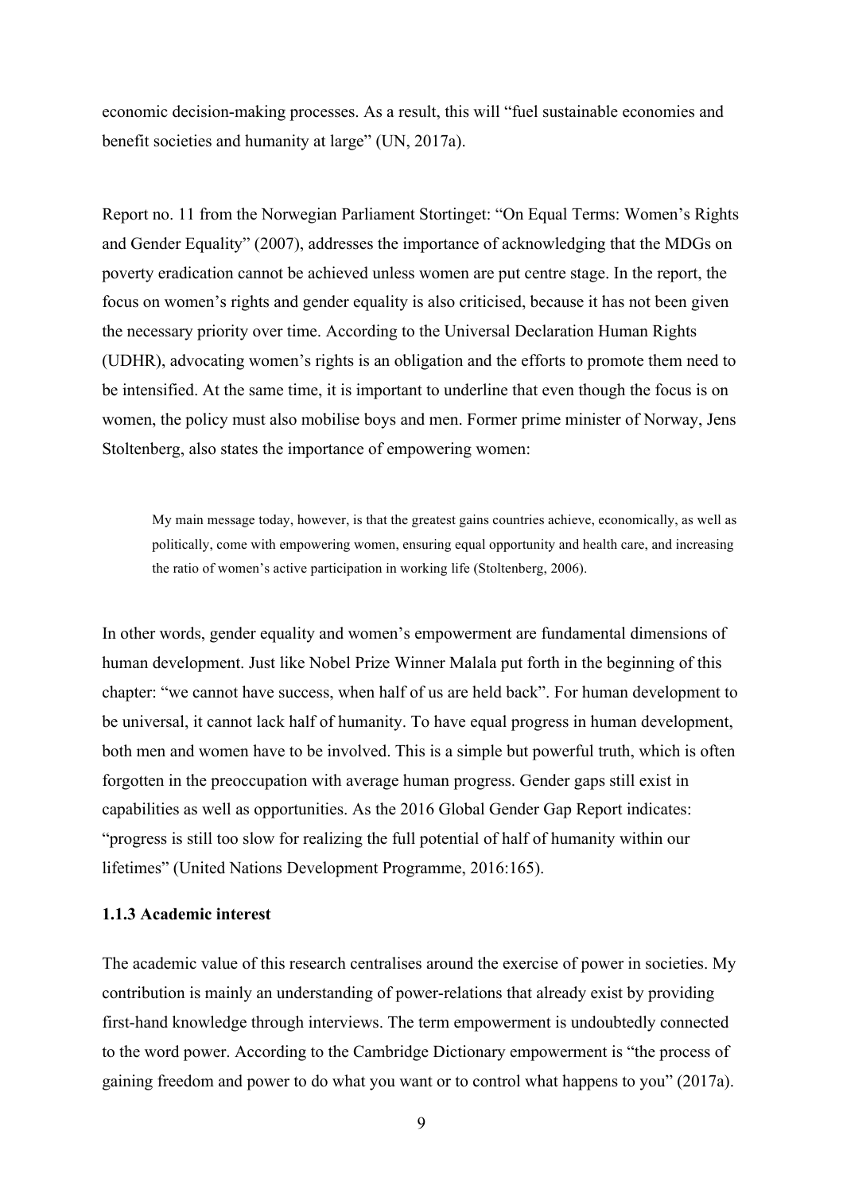economic decision-making processes. As a result, this will "fuel sustainable economies and benefit societies and humanity at large" (UN, 2017a).

Report no. 11 from the Norwegian Parliament Stortinget: "On Equal Terms: Women's Rights and Gender Equality" (2007), addresses the importance of acknowledging that the MDGs on poverty eradication cannot be achieved unless women are put centre stage. In the report, the focus on women's rights and gender equality is also criticised, because it has not been given the necessary priority over time. According to the Universal Declaration Human Rights (UDHR), advocating women's rights is an obligation and the efforts to promote them need to be intensified. At the same time, it is important to underline that even though the focus is on women, the policy must also mobilise boys and men. Former prime minister of Norway, Jens Stoltenberg, also states the importance of empowering women:

> My main message today, however, is that the greatest gains countries achieve, economically, as well as politically, come with empowering women, ensuring equal opportunity and health care, and increasing the ratio of women's active participation in working life (Stoltenberg, 2006).

In other words, gender equality and women's empowerment are fundamental dimensions of human development. Just like Nobel Prize Winner Malala put forth in the beginning of this chapter: "we cannot have success, when half of us are held back". For human development to be universal, it cannot lack half of humanity. To have equal progress in human development, both men and women have to be involved. This is a simple but powerful truth, which is often forgotten in the preoccupation with average human progress. Gender gaps still exist in capabilities as well as opportunities. As the 2016 Global Gender Gap Report indicates: "progress is still too slow for realizing the full potential of half of humanity within our lifetimes" (United Nations Development Programme, 2016:165).

### 1.1.3 Academic interest

The academic value of this research centralises around the exercise of power in societies. My contribution is mainly an understanding of power-relations that already exist by providing first-hand knowledge through interviews. The term empowerment is undoubtedly connected to the word power. According to the Cambridge Dictionary empowerment is "the process of gaining freedom and power to do what you want or to control what happens to you" (2017a).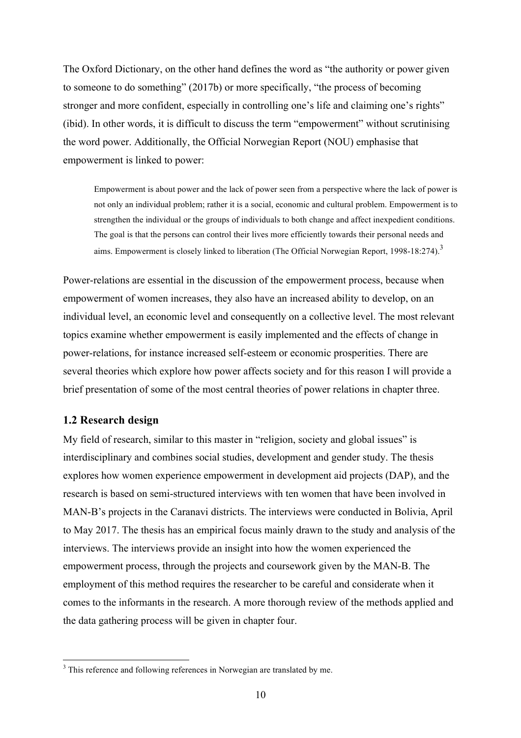The Oxford Dictionary, on the other hand defines the word as "the authority or power given to someone to do something" (2017b) or more specifically, "the process of becoming stronger and more confident, especially in controlling one's life and claiming one's rights" (ibid). In other words, it is difficult to discuss the term "empowerment" without scrutinising the word power. Additionally, the Official Norwegian Report (NOU) emphasise that empowerment is linked to power:

> Empowerment is about power and the lack of power seen from a perspective where the lack of power is not only an individual problem; rather it is a social, economic and cultural problem. Empowerment is to strengthen the individual or the groups of individuals to both change and affect inexpedient conditions. The goal is that the persons can control their lives more efficiently towards their personal needs and aims. Empowerment is closely linked to liberation (The Official Norwegian Report, 1998-18:274).[3]

Power-relations are essential in the discussion of the empowerment process, because when empowerment of women increases, they also have an increased ability to develop, on an individual level, an economic level and consequently on a collective level. The most relevant topics examine whether empowerment is easily implemented and the effects of change in power-relations, for instance increased self-esteem or economic prosperities. There are several theories which explore how power affects society and for this reason I will provide a brief presentation of some of the most central theories of power relations in chapter three.

### 1.2 Research design

My field of research, similar to this master in "religion, society and global issues" is interdisciplinary and combines social studies, development and gender study. The thesis explores how women experience empowerment in development aid projects (DAP), and the research is based on semi-structured interviews with ten women that have been involved in MAN-B's projects in the Caranavi districts. The interviews were conducted in Bolivia, April to May 2017. The thesis has an empirical focus mainly drawn to the study and analysis of the interviews. The interviews provide an insight into how the women experienced the empowerment process, through the projects and coursework given by the MAN-B. The employment of this method requires the researcher to be careful and considerate when it comes to the informants in the research. A more thorough review of the methods applied and the data gathering process will be given in chapter four.

---

[3] This reference and following references in Norwegian are translated by me.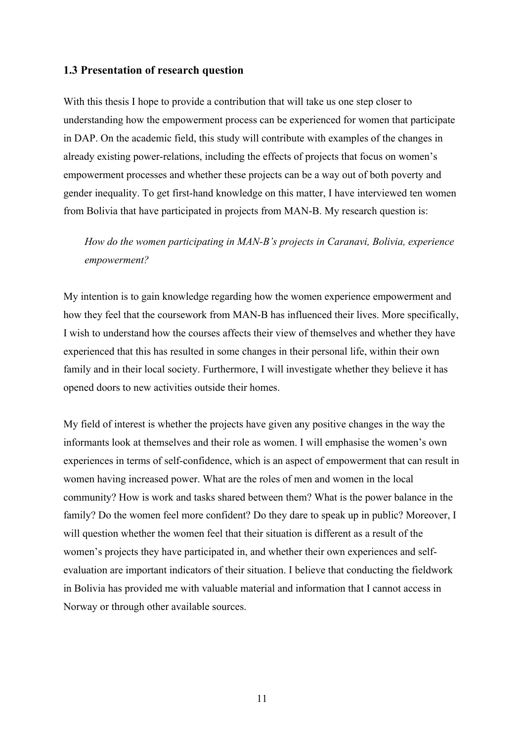### 1.3 Presentation of research question

With this thesis I hope to provide a contribution that will take us one step closer to understanding how the empowerment process can be experienced for women that participate in DAP. On the academic field, this study will contribute with examples of the changes in already existing power-relations, including the effects of projects that focus on women's empowerment processes and whether these projects can be a way out of both poverty and gender inequality. To get first-hand knowledge on this matter, I have interviewed ten women from Bolivia that have participated in projects from MAN-B. My research question is:

> *How do the women participating in MAN-B's projects in Caranavi, Bolivia, experience empowerment?*

My intention is to gain knowledge regarding how the women experience empowerment and how they feel that the coursework from MAN-B has influenced their lives. More specifically, I wish to understand how the courses affects their view of themselves and whether they have experienced that this has resulted in some changes in their personal life, within their own family and in their local society. Furthermore, I will investigate whether they believe it has opened doors to new activities outside their homes.

My field of interest is whether the projects have given any positive changes in the way the informants look at themselves and their role as women. I will emphasise the women's own experiences in terms of self-confidence, which is an aspect of empowerment that can result in women having increased power. What are the roles of men and women in the local community? How is work and tasks shared between them? What is the power balance in the family? Do the women feel more confident? Do they dare to speak up in public? Moreover, I will question whether the women feel that their situation is different as a result of the women's projects they have participated in, and whether their own experiences and self-evaluation are important indicators of their situation. I believe that conducting the fieldwork in Bolivia has provided me with valuable material and information that I cannot access in Norway or through other available sources.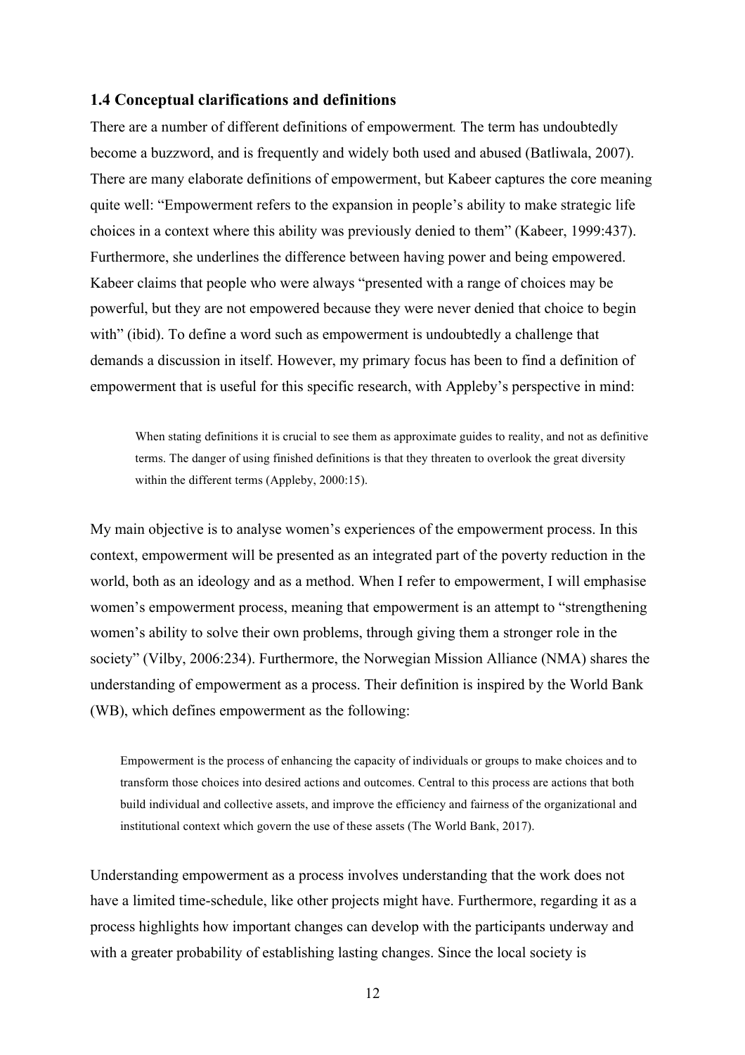### 1.4 Conceptual clarifications and definitions

There are a number of different definitions of empowerment*.* The term has undoubtedly become a buzzword, and is frequently and widely both used and abused (Batliwala, 2007). There are many elaborate definitions of empowerment, but Kabeer captures the core meaning quite well: "Empowerment refers to the expansion in people's ability to make strategic life choices in a context where this ability was previously denied to them" (Kabeer, 1999:437). Furthermore, she underlines the difference between having power and being empowered. Kabeer claims that people who were always "presented with a range of choices may be powerful, but they are not empowered because they were never denied that choice to begin with" (ibid). To define a word such as empowerment is undoubtedly a challenge that demands a discussion in itself. However, my primary focus has been to find a definition of empowerment that is useful for this specific research, with Appleby's perspective in mind:

> When stating definitions it is crucial to see them as approximate guides to reality, and not as definitive terms. The danger of using finished definitions is that they threaten to overlook the great diversity within the different terms (Appleby, 2000:15).

My main objective is to analyse women's experiences of the empowerment process. In this context, empowerment will be presented as an integrated part of the poverty reduction in the world, both as an ideology and as a method. When I refer to empowerment, I will emphasise women's empowerment process, meaning that empowerment is an attempt to "strengthening women's ability to solve their own problems, through giving them a stronger role in the society" (Vilby, 2006:234). Furthermore, the Norwegian Mission Alliance (NMA) shares the understanding of empowerment as a process. Their definition is inspired by the World Bank (WB), which defines empowerment as the following:

> Empowerment is the process of enhancing the capacity of individuals or groups to make choices and to transform those choices into desired actions and outcomes. Central to this process are actions that both build individual and collective assets, and improve the efficiency and fairness of the organizational and institutional context which govern the use of these assets (The World Bank, 2017).

Understanding empowerment as a process involves understanding that the work does not have a limited time-schedule, like other projects might have. Furthermore, regarding it as a process highlights how important changes can develop with the participants underway and with a greater probability of establishing lasting changes. Since the local society is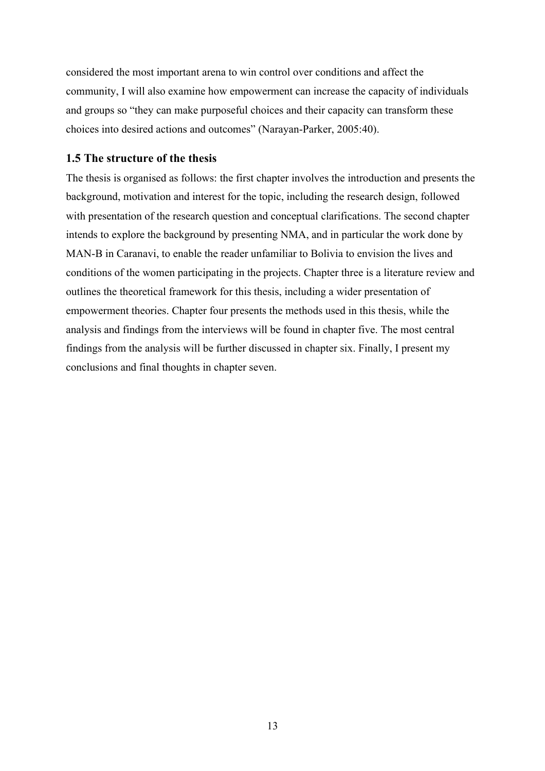considered the most important arena to win control over conditions and affect the community, I will also examine how empowerment can increase the capacity of individuals and groups so "they can make purposeful choices and their capacity can transform these choices into desired actions and outcomes" (Narayan-Parker, 2005:40).

## 1.5 The structure of the thesis

The thesis is organised as follows: the first chapter involves the introduction and presents the background, motivation and interest for the topic, including the research design, followed with presentation of the research question and conceptual clarifications. The second chapter intends to explore the background by presenting NMA, and in particular the work done by MAN-B in Caranavi, to enable the reader unfamiliar to Bolivia to envision the lives and conditions of the women participating in the projects. Chapter three is a literature review and outlines the theoretical framework for this thesis, including a wider presentation of empowerment theories. Chapter four presents the methods used in this thesis, while the analysis and findings from the interviews will be found in chapter five. The most central findings from the analysis will be further discussed in chapter six. Finally, I present my conclusions and final thoughts in chapter seven.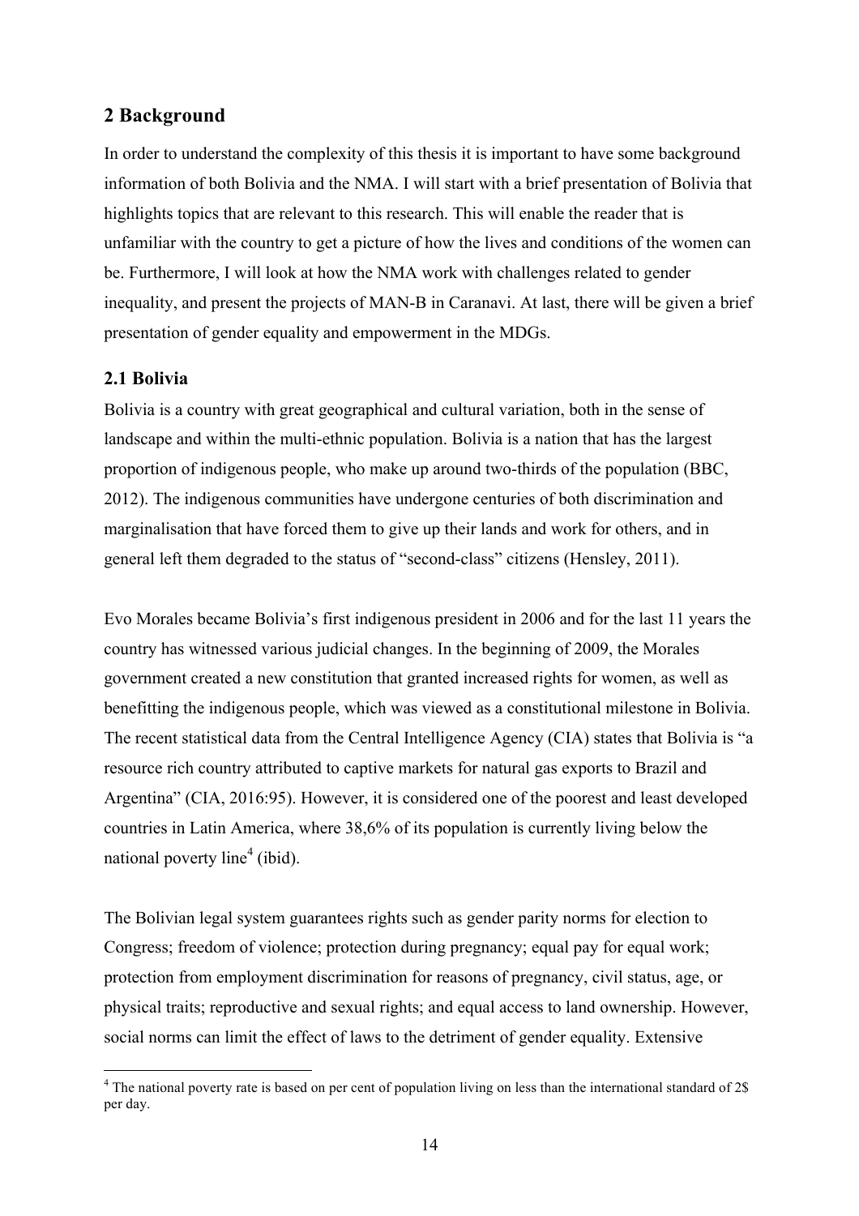## 2 Background

In order to understand the complexity of this thesis it is important to have some background information of both Bolivia and the NMA. I will start with a brief presentation of Bolivia that highlights topics that are relevant to this research. This will enable the reader that is unfamiliar with the country to get a picture of how the lives and conditions of the women can be. Furthermore, I will look at how the NMA work with challenges related to gender inequality, and present the projects of MAN-B in Caranavi. At last, there will be given a brief presentation of gender equality and empowerment in the MDGs.

### 2.1 Bolivia

Bolivia is a country with great geographical and cultural variation, both in the sense of landscape and within the multi-ethnic population. Bolivia is a nation that has the largest proportion of indigenous people, who make up around two-thirds of the population (BBC, 2012). The indigenous communities have undergone centuries of both discrimination and marginalisation that have forced them to give up their lands and work for others, and in general left them degraded to the status of "second-class" citizens (Hensley, 2011).

Evo Morales became Bolivia's first indigenous president in 2006 and for the last 11 years the country has witnessed various judicial changes. In the beginning of 2009, the Morales government created a new constitution that granted increased rights for women, as well as benefitting the indigenous people, which was viewed as a constitutional milestone in Bolivia. The recent statistical data from the Central Intelligence Agency (CIA) states that Bolivia is "a resource rich country attributed to captive markets for natural gas exports to Brazil and Argentina" (CIA, 2016:95). However, it is considered one of the poorest and least developed countries in Latin America, where 38,6% of its population is currently living below the national poverty line[4] (ibid).

The Bolivian legal system guarantees rights such as gender parity norms for election to Congress; freedom of violence; protection during pregnancy; equal pay for equal work; protection from employment discrimination for reasons of pregnancy, civil status, age, or physical traits; reproductive and sexual rights; and equal access to land ownership. However, social norms can limit the effect of laws to the detriment of gender equality. Extensive

[4] The national poverty rate is based on per cent of population living on less than the international standard of 2$ per day.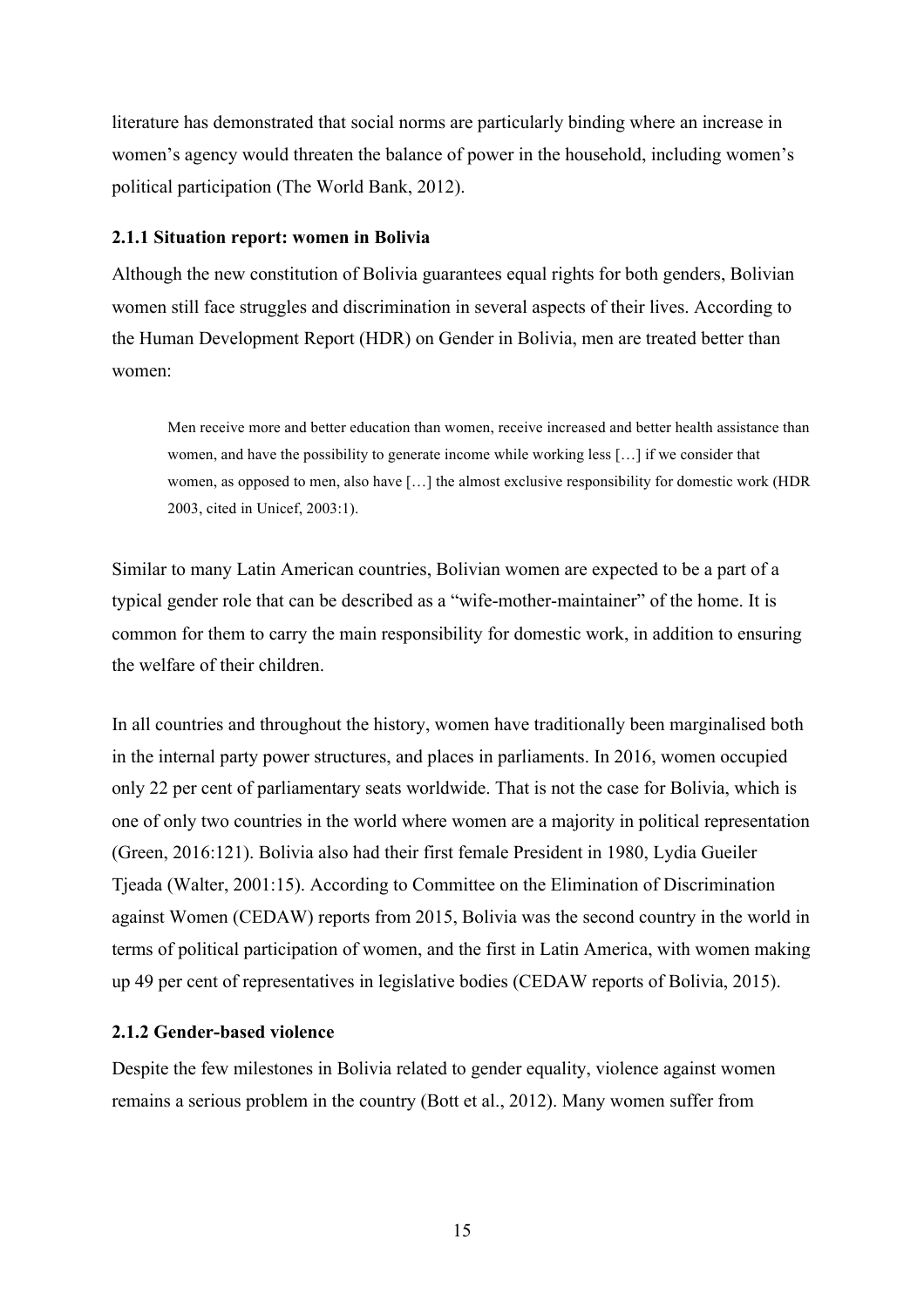literature has demonstrated that social norms are particularly binding where an increase in women's agency would threaten the balance of power in the household, including women's political participation (The World Bank, 2012).

### 2.1.1 Situation report: women in Bolivia

Although the new constitution of Bolivia guarantees equal rights for both genders, Bolivian women still face struggles and discrimination in several aspects of their lives. According to the Human Development Report (HDR) on Gender in Bolivia, men are treated better than women:

> Men receive more and better education than women, receive increased and better health assistance than women, and have the possibility to generate income while working less […] if we consider that women, as opposed to men, also have […] the almost exclusive responsibility for domestic work (HDR 2003, cited in Unicef, 2003:1).

Similar to many Latin American countries, Bolivian women are expected to be a part of a typical gender role that can be described as a "wife-mother-maintainer" of the home. It is common for them to carry the main responsibility for domestic work, in addition to ensuring the welfare of their children.

In all countries and throughout the history, women have traditionally been marginalised both in the internal party power structures, and places in parliaments. In 2016, women occupied only 22 per cent of parliamentary seats worldwide. That is not the case for Bolivia, which is one of only two countries in the world where women are a majority in political representation (Green, 2016:121). Bolivia also had their first female President in 1980, Lydia Gueiler Tjeada (Walter, 2001:15). According to Committee on the Elimination of Discrimination against Women (CEDAW) reports from 2015, Bolivia was the second country in the world in terms of political participation of women, and the first in Latin America, with women making up 49 per cent of representatives in legislative bodies (CEDAW reports of Bolivia, 2015).

### 2.1.2 Gender-based violence

Despite the few milestones in Bolivia related to gender equality, violence against women remains a serious problem in the country (Bott et al., 2012). Many women suffer from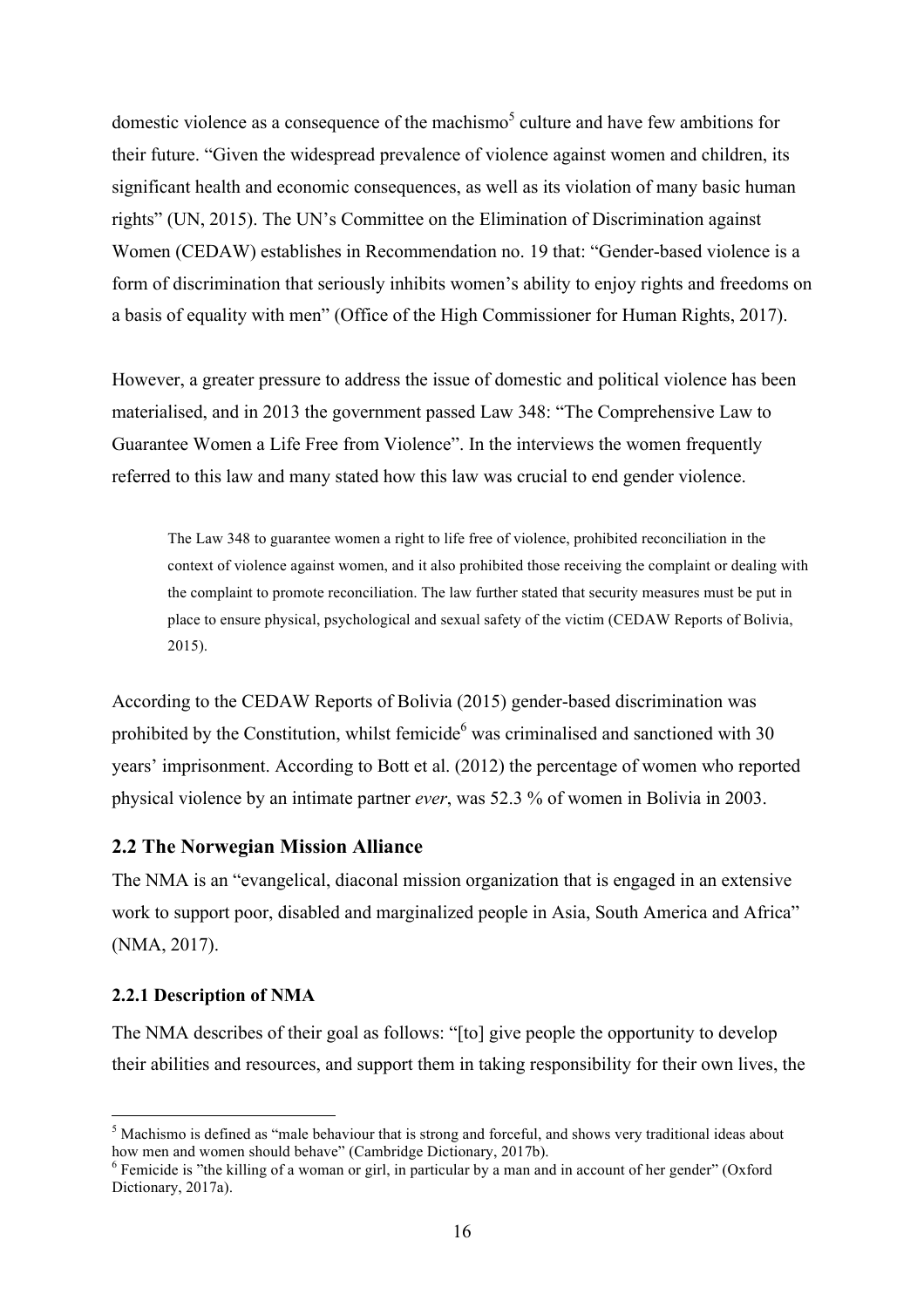domestic violence as a consequence of the machismo[5] culture and have few ambitions for their future. "Given the widespread prevalence of violence against women and children, its significant health and economic consequences, as well as its violation of many basic human rights" (UN, 2015). The UN's Committee on the Elimination of Discrimination against Women (CEDAW) establishes in Recommendation no. 19 that: "Gender-based violence is a form of discrimination that seriously inhibits women's ability to enjoy rights and freedoms on a basis of equality with men" (Office of the High Commissioner for Human Rights, 2017).

However, a greater pressure to address the issue of domestic and political violence has been materialised, and in 2013 the government passed Law 348: "The Comprehensive Law to Guarantee Women a Life Free from Violence". In the interviews the women frequently referred to this law and many stated how this law was crucial to end gender violence.

> The Law 348 to guarantee women a right to life free of violence, prohibited reconciliation in the context of violence against women, and it also prohibited those receiving the complaint or dealing with the complaint to promote reconciliation. The law further stated that security measures must be put in place to ensure physical, psychological and sexual safety of the victim (CEDAW Reports of Bolivia, 2015).

According to the CEDAW Reports of Bolivia (2015) gender-based discrimination was prohibited by the Constitution, whilst femicide[6] was criminalised and sanctioned with 30 years' imprisonment. According to Bott et al. (2012) the percentage of women who reported physical violence by an intimate partner *ever*, was 52.3 % of women in Bolivia in 2003.

## 2.2 The Norwegian Mission Alliance

The NMA is an "evangelical, diaconal mission organization that is engaged in an extensive work to support poor, disabled and marginalized people in Asia, South America and Africa" (NMA, 2017).

### 2.2.1 Description of NMA

The NMA describes of their goal as follows: "[to] give people the opportunity to develop their abilities and resources, and support them in taking responsibility for their own lives, the

---

[5] Machismo is defined as "male behaviour that is strong and forceful, and shows very traditional ideas about how men and women should behave" (Cambridge Dictionary, 2017b).

[6] Femicide is "the killing of a woman or girl, in particular by a man and in account of her gender" (Oxford Dictionary, 2017a).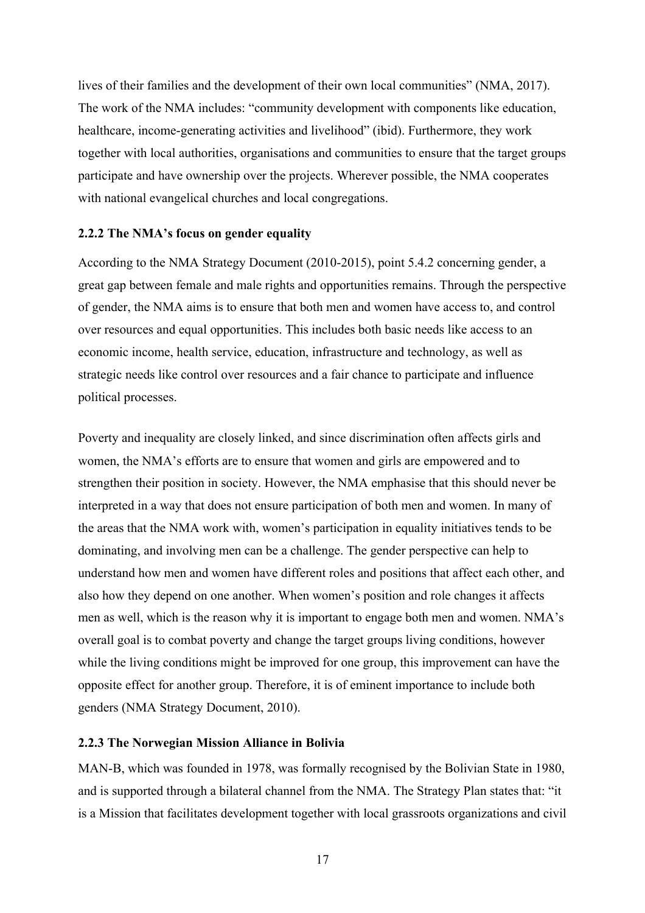lives of their families and the development of their own local communities" (NMA, 2017). The work of the NMA includes: "community development with components like education, healthcare, income-generating activities and livelihood" (ibid). Furthermore, they work together with local authorities, organisations and communities to ensure that the target groups participate and have ownership over the projects. Wherever possible, the NMA cooperates with national evangelical churches and local congregations.

### 2.2.2 The NMA's focus on gender equality

According to the NMA Strategy Document (2010-2015), point 5.4.2 concerning gender, a great gap between female and male rights and opportunities remains. Through the perspective of gender, the NMA aims is to ensure that both men and women have access to, and control over resources and equal opportunities. This includes both basic needs like access to an economic income, health service, education, infrastructure and technology, as well as strategic needs like control over resources and a fair chance to participate and influence political processes.

Poverty and inequality are closely linked, and since discrimination often affects girls and women, the NMA's efforts are to ensure that women and girls are empowered and to strengthen their position in society. However, the NMA emphasise that this should never be interpreted in a way that does not ensure participation of both men and women. In many of the areas that the NMA work with, women's participation in equality initiatives tends to be dominating, and involving men can be a challenge. The gender perspective can help to understand how men and women have different roles and positions that affect each other, and also how they depend on one another. When women's position and role changes it affects men as well, which is the reason why it is important to engage both men and women. NMA's overall goal is to combat poverty and change the target groups living conditions, however while the living conditions might be improved for one group, this improvement can have the opposite effect for another group. Therefore, it is of eminent importance to include both genders (NMA Strategy Document, 2010).

### 2.2.3 The Norwegian Mission Alliance in Bolivia

MAN-B, which was founded in 1978, was formally recognised by the Bolivian State in 1980, and is supported through a bilateral channel from the NMA. The Strategy Plan states that: "it is a Mission that facilitates development together with local grassroots organizations and civil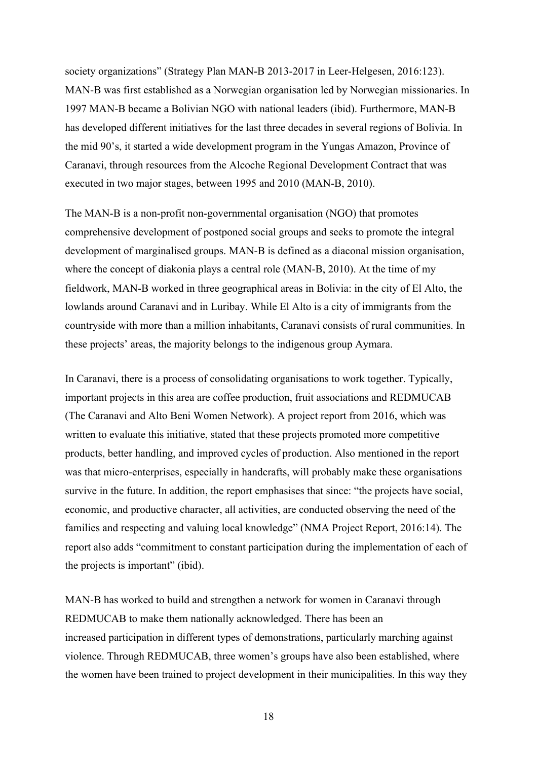society organizations" (Strategy Plan MAN-B 2013-2017 in Leer-Helgesen, 2016:123). MAN-B was first established as a Norwegian organisation led by Norwegian missionaries. In 1997 MAN-B became a Bolivian NGO with national leaders (ibid). Furthermore, MAN-B has developed different initiatives for the last three decades in several regions of Bolivia. In the mid 90's, it started a wide development program in the Yungas Amazon, Province of Caranavi, through resources from the Alcoche Regional Development Contract that was executed in two major stages, between 1995 and 2010 (MAN-B, 2010).

The MAN-B is a non-profit non-governmental organisation (NGO) that promotes comprehensive development of postponed social groups and seeks to promote the integral development of marginalised groups. MAN-B is defined as a diaconal mission organisation, where the concept of diakonia plays a central role (MAN-B, 2010). At the time of my fieldwork, MAN-B worked in three geographical areas in Bolivia: in the city of El Alto, the lowlands around Caranavi and in Luribay. While El Alto is a city of immigrants from the countryside with more than a million inhabitants, Caranavi consists of rural communities. In these projects' areas, the majority belongs to the indigenous group Aymara.

In Caranavi, there is a process of consolidating organisations to work together. Typically, important projects in this area are coffee production, fruit associations and REDMUCAB (The Caranavi and Alto Beni Women Network). A project report from 2016, which was written to evaluate this initiative, stated that these projects promoted more competitive products, better handling, and improved cycles of production. Also mentioned in the report was that micro-enterprises, especially in handcrafts, will probably make these organisations survive in the future. In addition, the report emphasises that since: "the projects have social, economic, and productive character, all activities, are conducted observing the need of the families and respecting and valuing local knowledge" (NMA Project Report, 2016:14). The report also adds "commitment to constant participation during the implementation of each of the projects is important" (ibid).

MAN-B has worked to build and strengthen a network for women in Caranavi through REDMUCAB to make them nationally acknowledged. There has been an increased participation in different types of demonstrations, particularly marching against violence. Through REDMUCAB, three women's groups have also been established, where the women have been trained to project development in their municipalities. In this way they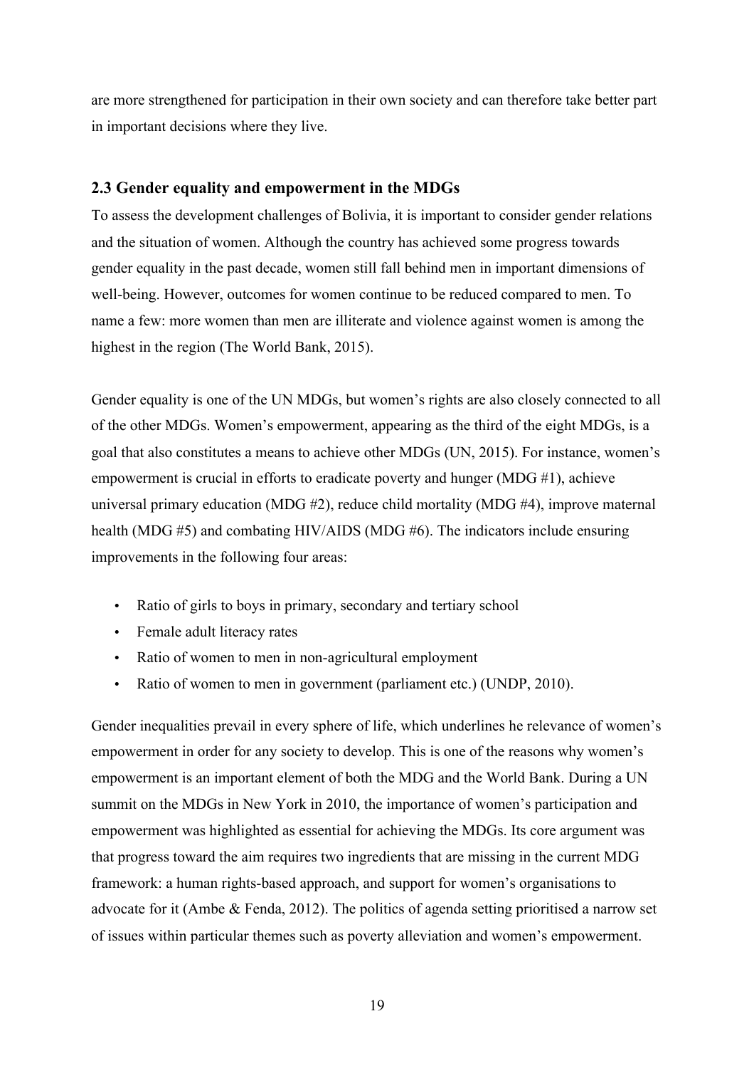are more strengthened for participation in their own society and can therefore take better part in important decisions where they live.

## 2.3 Gender equality and empowerment in the MDGs

To assess the development challenges of Bolivia, it is important to consider gender relations and the situation of women. Although the country has achieved some progress towards gender equality in the past decade, women still fall behind men in important dimensions of well-being. However, outcomes for women continue to be reduced compared to men. To name a few: more women than men are illiterate and violence against women is among the highest in the region (The World Bank, 2015).

Gender equality is one of the UN MDGs, but women's rights are also closely connected to all of the other MDGs. Women's empowerment, appearing as the third of the eight MDGs, is a goal that also constitutes a means to achieve other MDGs (UN, 2015). For instance, women's empowerment is crucial in efforts to eradicate poverty and hunger (MDG #1), achieve universal primary education (MDG #2), reduce child mortality (MDG #4), improve maternal health (MDG #5) and combating HIV/AIDS (MDG #6). The indicators include ensuring improvements in the following four areas:

- Ratio of girls to boys in primary, secondary and tertiary school
- Female adult literacy rates
- Ratio of women to men in non-agricultural employment
- Ratio of women to men in government (parliament etc.) (UNDP, 2010).

Gender inequalities prevail in every sphere of life, which underlines he relevance of women's empowerment in order for any society to develop. This is one of the reasons why women's empowerment is an important element of both the MDG and the World Bank. During a UN summit on the MDGs in New York in 2010, the importance of women's participation and empowerment was highlighted as essential for achieving the MDGs. Its core argument was that progress toward the aim requires two ingredients that are missing in the current MDG framework: a human rights-based approach, and support for women's organisations to advocate for it (Ambe & Fenda, 2012). The politics of agenda setting prioritised a narrow set of issues within particular themes such as poverty alleviation and women's empowerment.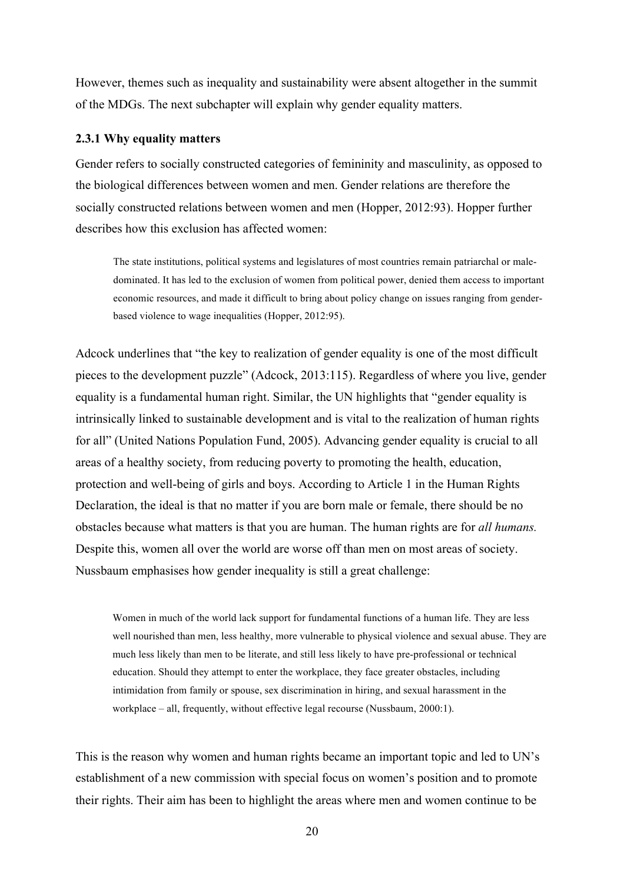However, themes such as inequality and sustainability were absent altogether in the summit of the MDGs. The next subchapter will explain why gender equality matters.

### 2.3.1 Why equality matters

Gender refers to socially constructed categories of femininity and masculinity, as opposed to the biological differences between women and men. Gender relations are therefore the socially constructed relations between women and men (Hopper, 2012:93). Hopper further describes how this exclusion has affected women:

> The state institutions, political systems and legislatures of most countries remain patriarchal or male-dominated. It has led to the exclusion of women from political power, denied them access to important economic resources, and made it difficult to bring about policy change on issues ranging from gender-based violence to wage inequalities (Hopper, 2012:95).

Adcock underlines that "the key to realization of gender equality is one of the most difficult pieces to the development puzzle" (Adcock, 2013:115). Regardless of where you live, gender equality is a fundamental human right. Similar, the UN highlights that "gender equality is intrinsically linked to sustainable development and is vital to the realization of human rights for all" (United Nations Population Fund, 2005). Advancing gender equality is crucial to all areas of a healthy society, from reducing poverty to promoting the health, education, protection and well-being of girls and boys. According to Article 1 in the Human Rights Declaration, the ideal is that no matter if you are born male or female, there should be no obstacles because what matters is that you are human. The human rights are for *all humans.* Despite this, women all over the world are worse off than men on most areas of society. Nussbaum emphasises how gender inequality is still a great challenge:

> Women in much of the world lack support for fundamental functions of a human life. They are less well nourished than men, less healthy, more vulnerable to physical violence and sexual abuse. They are much less likely than men to be literate, and still less likely to have pre-professional or technical education. Should they attempt to enter the workplace, they face greater obstacles, including intimidation from family or spouse, sex discrimination in hiring, and sexual harassment in the workplace – all, frequently, without effective legal recourse (Nussbaum, 2000:1).

This is the reason why women and human rights became an important topic and led to UN's establishment of a new commission with special focus on women's position and to promote their rights. Their aim has been to highlight the areas where men and women continue to be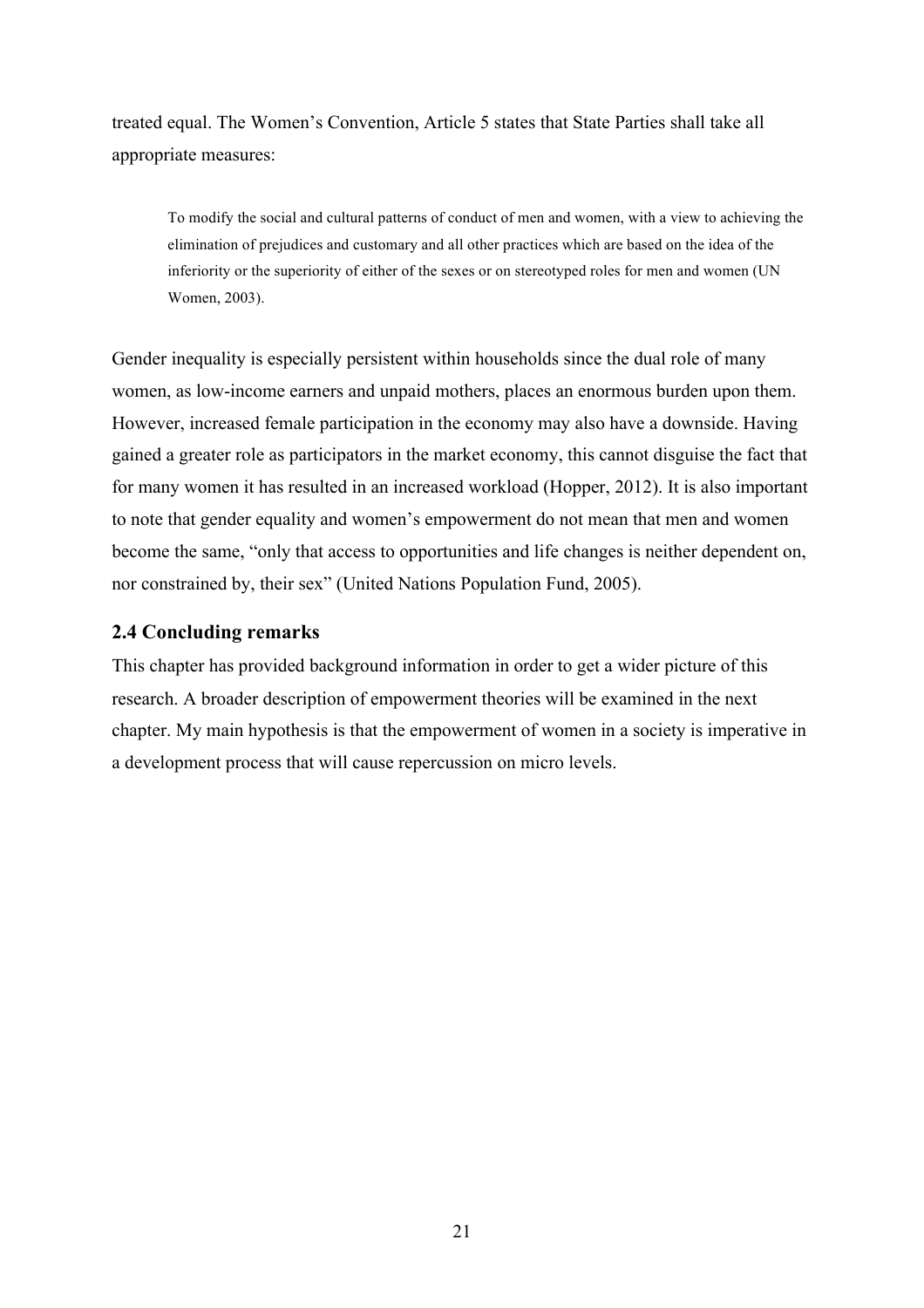treated equal. The Women's Convention, Article 5 states that State Parties shall take all appropriate measures:

> To modify the social and cultural patterns of conduct of men and women, with a view to achieving the elimination of prejudices and customary and all other practices which are based on the idea of the inferiority or the superiority of either of the sexes or on stereotyped roles for men and women (UN Women, 2003).

Gender inequality is especially persistent within households since the dual role of many women, as low-income earners and unpaid mothers, places an enormous burden upon them. However, increased female participation in the economy may also have a downside. Having gained a greater role as participators in the market economy, this cannot disguise the fact that for many women it has resulted in an increased workload (Hopper, 2012). It is also important to note that gender equality and women's empowerment do not mean that men and women become the same, "only that access to opportunities and life changes is neither dependent on, nor constrained by, their sex" (United Nations Population Fund, 2005).

### 2.4 Concluding remarks

This chapter has provided background information in order to get a wider picture of this research. A broader description of empowerment theories will be examined in the next chapter. My main hypothesis is that the empowerment of women in a society is imperative in a development process that will cause repercussion on micro levels.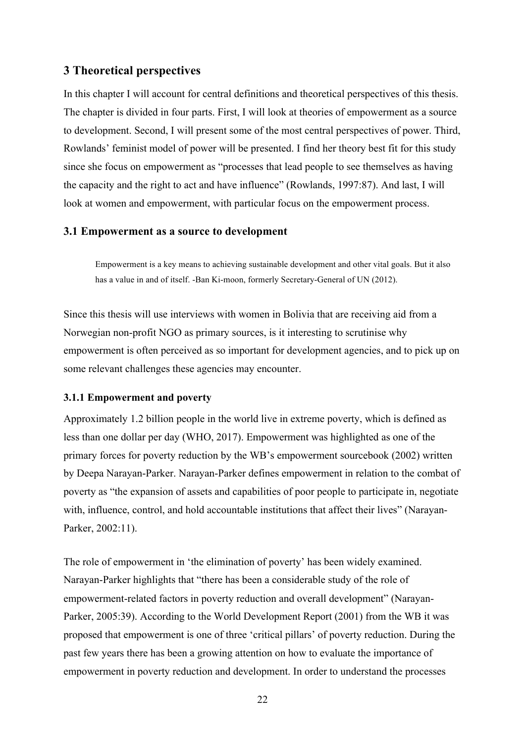## 3 Theoretical perspectives

In this chapter I will account for central definitions and theoretical perspectives of this thesis. The chapter is divided in four parts. First, I will look at theories of empowerment as a source to development. Second, I will present some of the most central perspectives of power. Third, Rowlands' feminist model of power will be presented. I find her theory best fit for this study since she focus on empowerment as "processes that lead people to see themselves as having the capacity and the right to act and have influence" (Rowlands, 1997:87). And last, I will look at women and empowerment, with particular focus on the empowerment process.

### 3.1 Empowerment as a source to development

> Empowerment is a key means to achieving sustainable development and other vital goals. But it also has a value in and of itself. -Ban Ki-moon, formerly Secretary-General of UN (2012).

Since this thesis will use interviews with women in Bolivia that are receiving aid from a Norwegian non-profit NGO as primary sources, is it interesting to scrutinise why empowerment is often perceived as so important for development agencies, and to pick up on some relevant challenges these agencies may encounter.

#### 3.1.1 Empowerment and poverty

Approximately 1.2 billion people in the world live in extreme poverty, which is defined as less than one dollar per day (WHO, 2017). Empowerment was highlighted as one of the primary forces for poverty reduction by the WB's empowerment sourcebook (2002) written by Deepa Narayan-Parker. Narayan-Parker defines empowerment in relation to the combat of poverty as "the expansion of assets and capabilities of poor people to participate in, negotiate with, influence, control, and hold accountable institutions that affect their lives" (Narayan-Parker, 2002:11).

The role of empowerment in 'the elimination of poverty' has been widely examined. Narayan-Parker highlights that "there has been a considerable study of the role of empowerment-related factors in poverty reduction and overall development" (Narayan-Parker, 2005:39). According to the World Development Report (2001) from the WB it was proposed that empowerment is one of three 'critical pillars' of poverty reduction. During the past few years there has been a growing attention on how to evaluate the importance of empowerment in poverty reduction and development. In order to understand the processes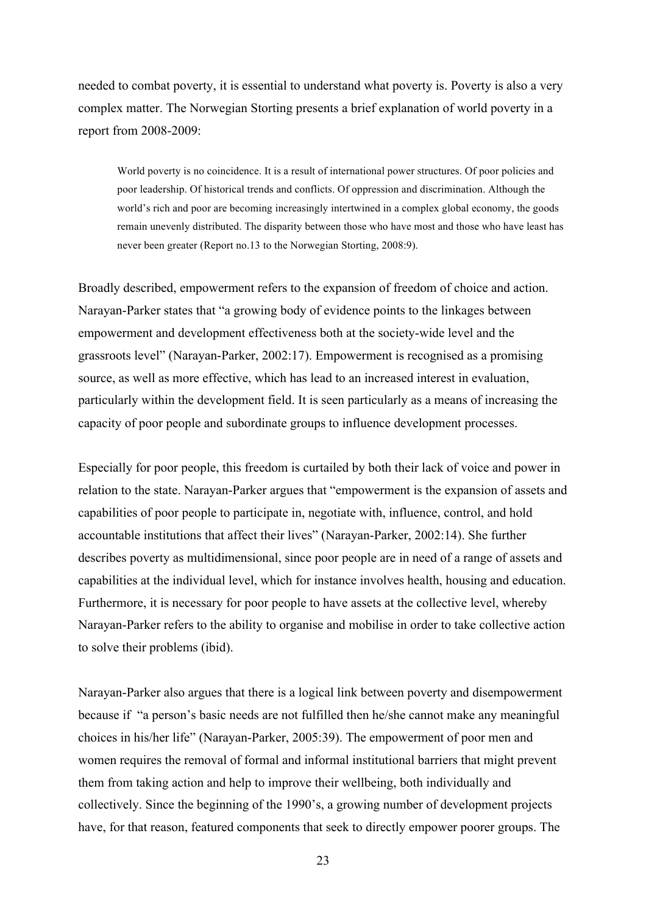needed to combat poverty, it is essential to understand what poverty is. Poverty is also a very complex matter. The Norwegian Storting presents a brief explanation of world poverty in a report from 2008-2009:

> World poverty is no coincidence. It is a result of international power structures. Of poor policies and poor leadership. Of historical trends and conflicts. Of oppression and discrimination. Although the world's rich and poor are becoming increasingly intertwined in a complex global economy, the goods remain unevenly distributed. The disparity between those who have most and those who have least has never been greater (Report no.13 to the Norwegian Storting, 2008:9).

Broadly described, empowerment refers to the expansion of freedom of choice and action. Narayan-Parker states that "a growing body of evidence points to the linkages between empowerment and development effectiveness both at the society-wide level and the grassroots level" (Narayan-Parker, 2002:17). Empowerment is recognised as a promising source, as well as more effective, which has lead to an increased interest in evaluation, particularly within the development field. It is seen particularly as a means of increasing the capacity of poor people and subordinate groups to influence development processes.

Especially for poor people, this freedom is curtailed by both their lack of voice and power in relation to the state. Narayan-Parker argues that "empowerment is the expansion of assets and capabilities of poor people to participate in, negotiate with, influence, control, and hold accountable institutions that affect their lives" (Narayan-Parker, 2002:14). She further describes poverty as multidimensional, since poor people are in need of a range of assets and capabilities at the individual level, which for instance involves health, housing and education. Furthermore, it is necessary for poor people to have assets at the collective level, whereby Narayan-Parker refers to the ability to organise and mobilise in order to take collective action to solve their problems (ibid).

Narayan-Parker also argues that there is a logical link between poverty and disempowerment because if "a person's basic needs are not fulfilled then he/she cannot make any meaningful choices in his/her life" (Narayan-Parker, 2005:39). The empowerment of poor men and women requires the removal of formal and informal institutional barriers that might prevent them from taking action and help to improve their wellbeing, both individually and collectively. Since the beginning of the 1990's, a growing number of development projects have, for that reason, featured components that seek to directly empower poorer groups. The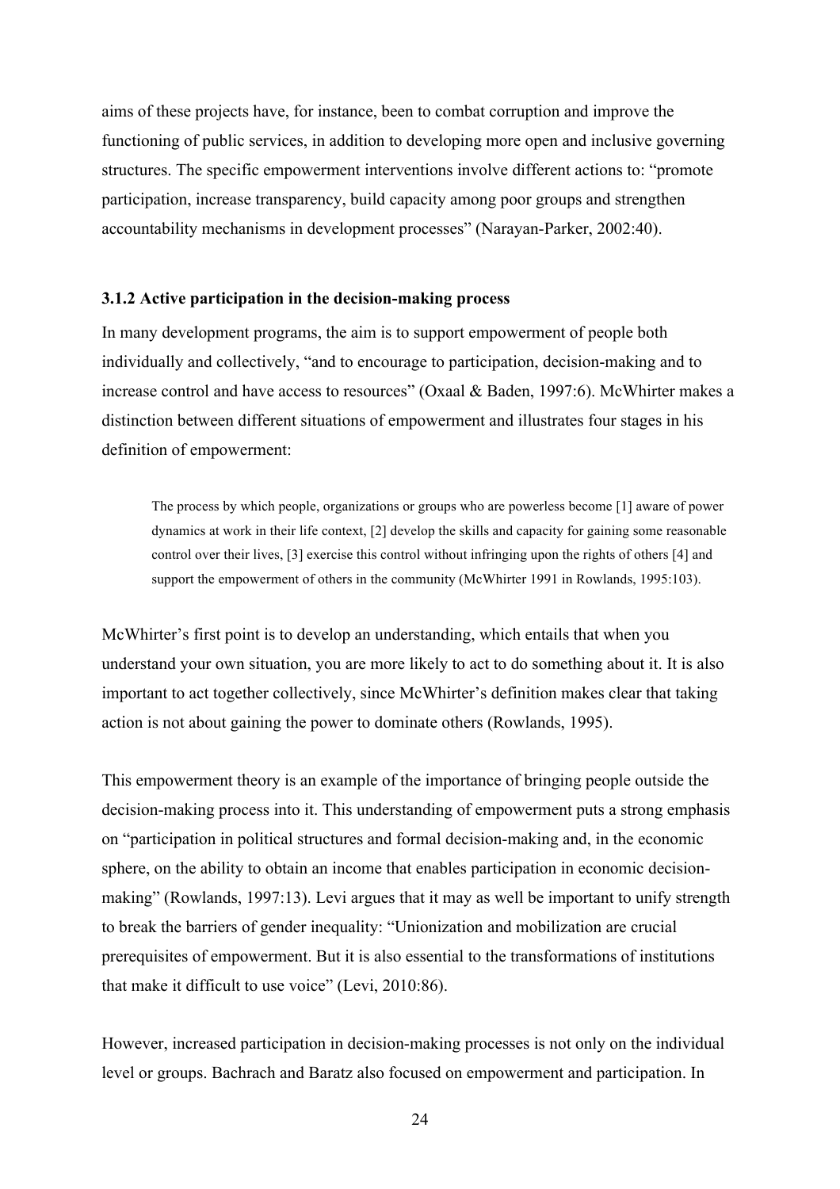aims of these projects have, for instance, been to combat corruption and improve the functioning of public services, in addition to developing more open and inclusive governing structures. The specific empowerment interventions involve different actions to: "promote participation, increase transparency, build capacity among poor groups and strengthen accountability mechanisms in development processes" (Narayan-Parker, 2002:40).

### 3.1.2 Active participation in the decision-making process

In many development programs, the aim is to support empowerment of people both individually and collectively, "and to encourage to participation, decision-making and to increase control and have access to resources" (Oxaal & Baden, 1997:6). McWhirter makes a distinction between different situations of empowerment and illustrates four stages in his definition of empowerment:

> The process by which people, organizations or groups who are powerless become [1] aware of power dynamics at work in their life context, [2] develop the skills and capacity for gaining some reasonable control over their lives, [3] exercise this control without infringing upon the rights of others [4] and support the empowerment of others in the community (McWhirter 1991 in Rowlands, 1995:103).

McWhirter's first point is to develop an understanding, which entails that when you understand your own situation, you are more likely to act to do something about it. It is also important to act together collectively, since McWhirter's definition makes clear that taking action is not about gaining the power to dominate others (Rowlands, 1995).

This empowerment theory is an example of the importance of bringing people outside the decision-making process into it. This understanding of empowerment puts a strong emphasis on "participation in political structures and formal decision-making and, in the economic sphere, on the ability to obtain an income that enables participation in economic decision-making" (Rowlands, 1997:13). Levi argues that it may as well be important to unify strength to break the barriers of gender inequality: "Unionization and mobilization are crucial prerequisites of empowerment. But it is also essential to the transformations of institutions that make it difficult to use voice" (Levi, 2010:86).

However, increased participation in decision-making processes is not only on the individual level or groups. Bachrach and Baratz also focused on empowerment and participation. In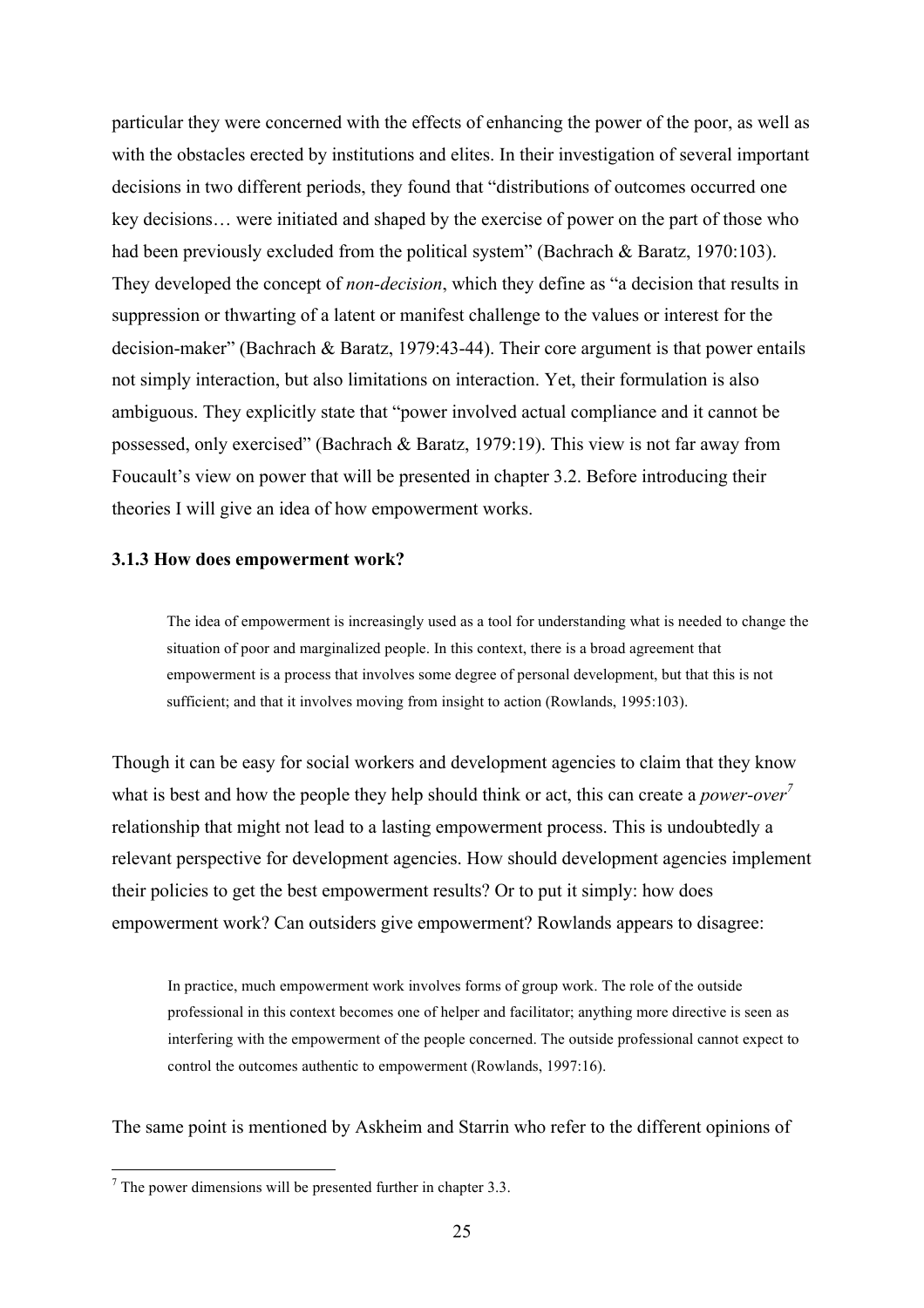particular they were concerned with the effects of enhancing the power of the poor, as well as with the obstacles erected by institutions and elites. In their investigation of several important decisions in two different periods, they found that "distributions of outcomes occurred one key decisions… were initiated and shaped by the exercise of power on the part of those who had been previously excluded from the political system" (Bachrach & Baratz, 1970:103). They developed the concept of *non-decision*, which they define as "a decision that results in suppression or thwarting of a latent or manifest challenge to the values or interest for the decision-maker" (Bachrach & Baratz, 1979:43-44). Their core argument is that power entails not simply interaction, but also limitations on interaction. Yet, their formulation is also ambiguous. They explicitly state that "power involved actual compliance and it cannot be possessed, only exercised" (Bachrach & Baratz, 1979:19). This view is not far away from Foucault's view on power that will be presented in chapter 3.2. Before introducing their theories I will give an idea of how empowerment works.

### 3.1.3 How does empowerment work?

> The idea of empowerment is increasingly used as a tool for understanding what is needed to change the situation of poor and marginalized people. In this context, there is a broad agreement that empowerment is a process that involves some degree of personal development, but that this is not sufficient; and that it involves moving from insight to action (Rowlands, 1995:103).

Though it can be easy for social workers and development agencies to claim that they know what is best and how the people they help should think or act, this can create a *power-over*[7] relationship that might not lead to a lasting empowerment process. This is undoubtedly a relevant perspective for development agencies. How should development agencies implement their policies to get the best empowerment results? Or to put it simply: how does empowerment work? Can outsiders give empowerment? Rowlands appears to disagree:

> In practice, much empowerment work involves forms of group work. The role of the outside professional in this context becomes one of helper and facilitator; anything more directive is seen as interfering with the empowerment of the people concerned. The outside professional cannot expect to control the outcomes authentic to empowerment (Rowlands, 1997:16).

The same point is mentioned by Askheim and Starrin who refer to the different opinions of

---

[7] The power dimensions will be presented further in chapter 3.3.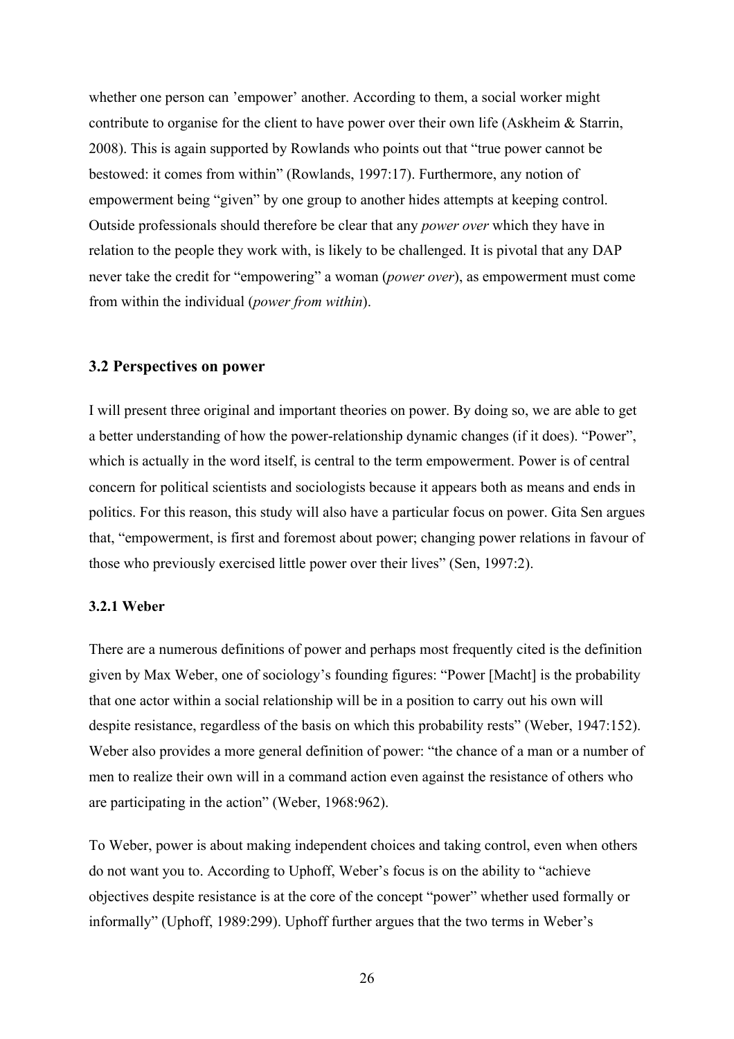whether one person can 'empower' another. According to them, a social worker might contribute to organise for the client to have power over their own life (Askheim & Starrin, 2008). This is again supported by Rowlands who points out that "true power cannot be bestowed: it comes from within" (Rowlands, 1997:17). Furthermore, any notion of empowerment being "given" by one group to another hides attempts at keeping control. Outside professionals should therefore be clear that any *power over* which they have in relation to the people they work with, is likely to be challenged. It is pivotal that any DAP never take the credit for "empowering" a woman (*power over*), as empowerment must come from within the individual (*power from within*).

## 3.2 Perspectives on power

I will present three original and important theories on power. By doing so, we are able to get a better understanding of how the power-relationship dynamic changes (if it does). "Power", which is actually in the word itself, is central to the term empowerment. Power is of central concern for political scientists and sociologists because it appears both as means and ends in politics. For this reason, this study will also have a particular focus on power. Gita Sen argues that, "empowerment, is first and foremost about power; changing power relations in favour of those who previously exercised little power over their lives" (Sen, 1997:2).

### 3.2.1 Weber

There are a numerous definitions of power and perhaps most frequently cited is the definition given by Max Weber, one of sociology's founding figures: "Power [Macht] is the probability that one actor within a social relationship will be in a position to carry out his own will despite resistance, regardless of the basis on which this probability rests" (Weber, 1947:152). Weber also provides a more general definition of power: "the chance of a man or a number of men to realize their own will in a command action even against the resistance of others who are participating in the action" (Weber, 1968:962).

To Weber, power is about making independent choices and taking control, even when others do not want you to. According to Uphoff, Weber's focus is on the ability to "achieve objectives despite resistance is at the core of the concept "power" whether used formally or informally" (Uphoff, 1989:299). Uphoff further argues that the two terms in Weber's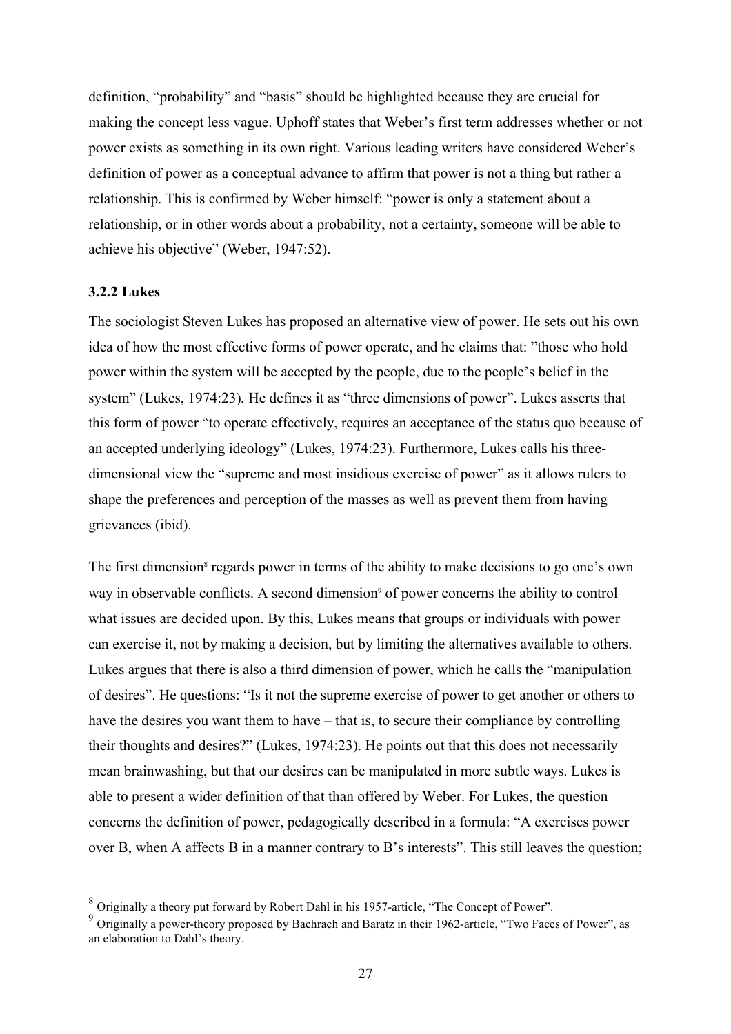definition, “probability” and “basis” should be highlighted because they are crucial for making the concept less vague. Uphoff states that Weber’s first term addresses whether or not power exists as something in its own right. Various leading writers have considered Weber’s definition of power as a conceptual advance to affirm that power is not a thing but rather a relationship. This is confirmed by Weber himself: “power is only a statement about a relationship, or in other words about a probability, not a certainty, someone will be able to achieve his objective” (Weber, 1947:52).

### 3.2.2 Lukes

The sociologist Steven Lukes has proposed an alternative view of power. He sets out his own idea of how the most effective forms of power operate, and he claims that: ”those who hold power within the system will be accepted by the people, due to the people’s belief in the system” (Lukes, 1974:23)*.* He defines it as “three dimensions of power”. Lukes asserts that this form of power “to operate effectively, requires an acceptance of the status quo because of an accepted underlying ideology” (Lukes, 1974:23). Furthermore, Lukes calls his three-dimensional view the “supreme and most insidious exercise of power” as it allows rulers to shape the preferences and perception of the masses as well as prevent them from having grievances (ibid).

The first dimension[8] regards power in terms of the ability to make decisions to go one’s own way in observable conflicts. A second dimension[9] of power concerns the ability to control what issues are decided upon. By this, Lukes means that groups or individuals with power can exercise it, not by making a decision, but by limiting the alternatives available to others. Lukes argues that there is also a third dimension of power, which he calls the “manipulation of desires”. He questions: “Is it not the supreme exercise of power to get another or others to have the desires you want them to have – that is, to secure their compliance by controlling their thoughts and desires?” (Lukes, 1974:23). He points out that this does not necessarily mean brainwashing, but that our desires can be manipulated in more subtle ways. Lukes is able to present a wider definition of that than offered by Weber. For Lukes, the question concerns the definition of power, pedagogically described in a formula: “A exercises power over B, when A affects B in a manner contrary to B’s interests”. This still leaves the question;

---

[8] Originally a theory put forward by Robert Dahl in his 1957-article, “The Concept of Power”.

[9] Originally a power-theory proposed by Bachrach and Baratz in their 1962-article, “Two Faces of Power”, as an elaboration to Dahl’s theory.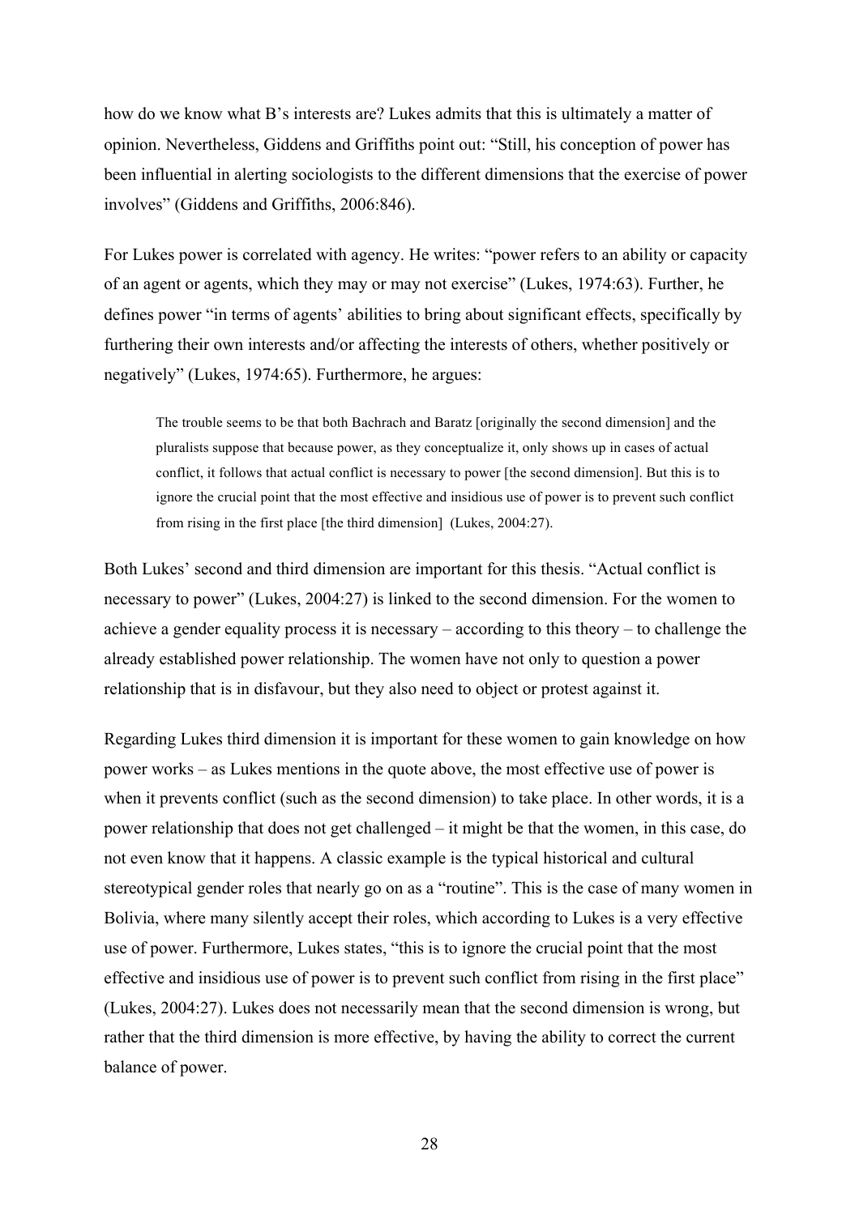how do we know what B's interests are? Lukes admits that this is ultimately a matter of opinion. Nevertheless, Giddens and Griffiths point out: "Still, his conception of power has been influential in alerting sociologists to the different dimensions that the exercise of power involves" (Giddens and Griffiths, 2006:846).

For Lukes power is correlated with agency. He writes: "power refers to an ability or capacity of an agent or agents, which they may or may not exercise" (Lukes, 1974:63). Further, he defines power "in terms of agents' abilities to bring about significant effects, specifically by furthering their own interests and/or affecting the interests of others, whether positively or negatively" (Lukes, 1974:65). Furthermore, he argues:

> The trouble seems to be that both Bachrach and Baratz [originally the second dimension] and the pluralists suppose that because power, as they conceptualize it, only shows up in cases of actual conflict, it follows that actual conflict is necessary to power [the second dimension]. But this is to ignore the crucial point that the most effective and insidious use of power is to prevent such conflict from rising in the first place [the third dimension] (Lukes, 2004:27).

Both Lukes' second and third dimension are important for this thesis. "Actual conflict is necessary to power" (Lukes, 2004:27) is linked to the second dimension. For the women to achieve a gender equality process it is necessary – according to this theory – to challenge the already established power relationship. The women have not only to question a power relationship that is in disfavour, but they also need to object or protest against it.

Regarding Lukes third dimension it is important for these women to gain knowledge on how power works – as Lukes mentions in the quote above, the most effective use of power is when it prevents conflict (such as the second dimension) to take place. In other words, it is a power relationship that does not get challenged – it might be that the women, in this case, do not even know that it happens. A classic example is the typical historical and cultural stereotypical gender roles that nearly go on as a "routine". This is the case of many women in Bolivia, where many silently accept their roles, which according to Lukes is a very effective use of power. Furthermore, Lukes states, "this is to ignore the crucial point that the most effective and insidious use of power is to prevent such conflict from rising in the first place" (Lukes, 2004:27). Lukes does not necessarily mean that the second dimension is wrong, but rather that the third dimension is more effective, by having the ability to correct the current balance of power.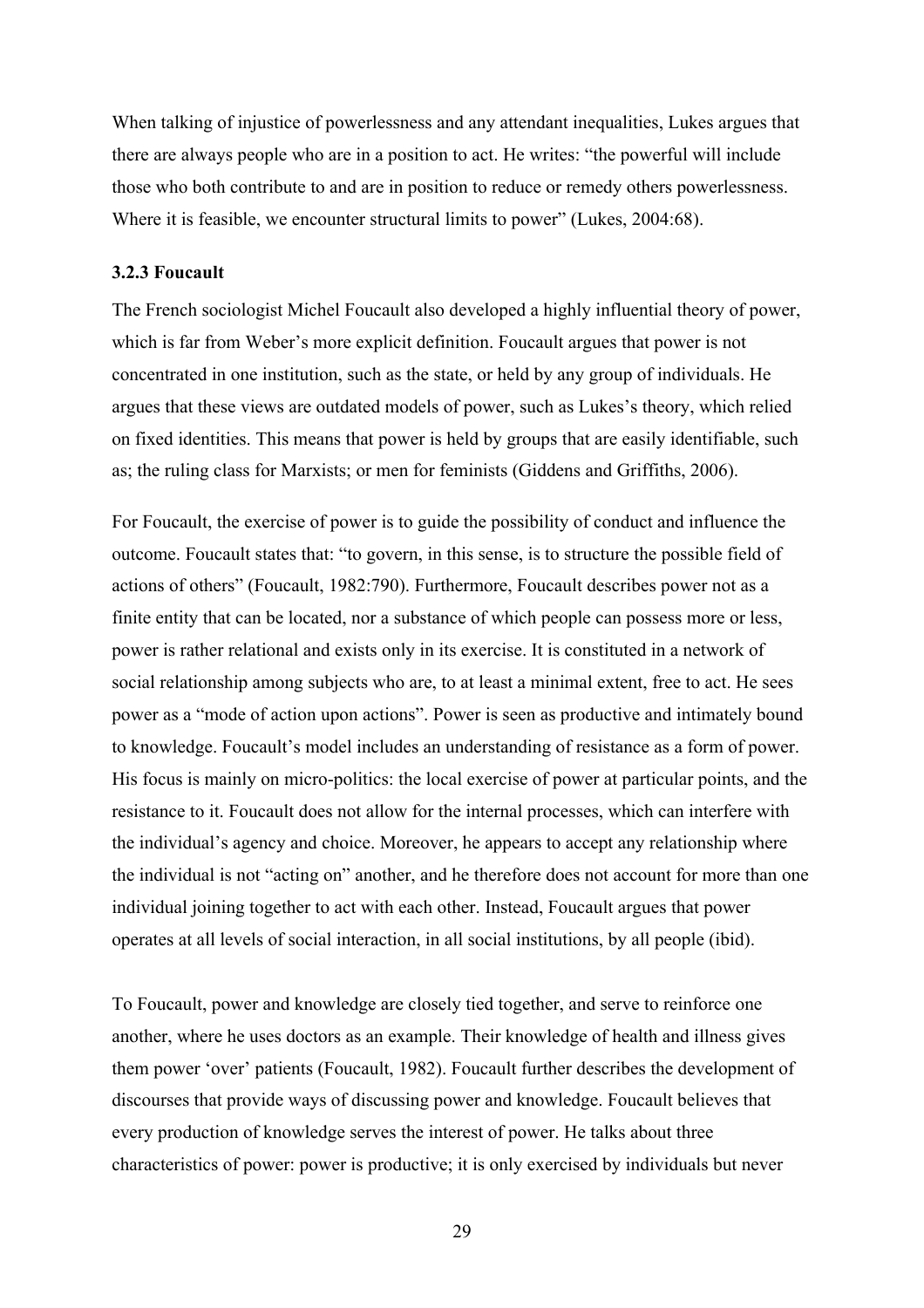When talking of injustice of powerlessness and any attendant inequalities, Lukes argues that there are always people who are in a position to act. He writes: "the powerful will include those who both contribute to and are in position to reduce or remedy others powerlessness. Where it is feasible, we encounter structural limits to power" (Lukes, 2004:68).

### 3.2.3 Foucault

The French sociologist Michel Foucault also developed a highly influential theory of power, which is far from Weber's more explicit definition. Foucault argues that power is not concentrated in one institution, such as the state, or held by any group of individuals. He argues that these views are outdated models of power, such as Lukes's theory, which relied on fixed identities. This means that power is held by groups that are easily identifiable, such as; the ruling class for Marxists; or men for feminists (Giddens and Griffiths, 2006).

For Foucault, the exercise of power is to guide the possibility of conduct and influence the outcome. Foucault states that: "to govern, in this sense, is to structure the possible field of actions of others" (Foucault, 1982:790). Furthermore, Foucault describes power not as a finite entity that can be located, nor a substance of which people can possess more or less, power is rather relational and exists only in its exercise. It is constituted in a network of social relationship among subjects who are, to at least a minimal extent, free to act. He sees power as a "mode of action upon actions". Power is seen as productive and intimately bound to knowledge. Foucault's model includes an understanding of resistance as a form of power. His focus is mainly on micro-politics: the local exercise of power at particular points, and the resistance to it. Foucault does not allow for the internal processes, which can interfere with the individual's agency and choice. Moreover, he appears to accept any relationship where the individual is not "acting on" another, and he therefore does not account for more than one individual joining together to act with each other. Instead, Foucault argues that power operates at all levels of social interaction, in all social institutions, by all people (ibid).

To Foucault, power and knowledge are closely tied together, and serve to reinforce one another, where he uses doctors as an example. Their knowledge of health and illness gives them power 'over' patients (Foucault, 1982). Foucault further describes the development of discourses that provide ways of discussing power and knowledge. Foucault believes that every production of knowledge serves the interest of power. He talks about three characteristics of power: power is productive; it is only exercised by individuals but never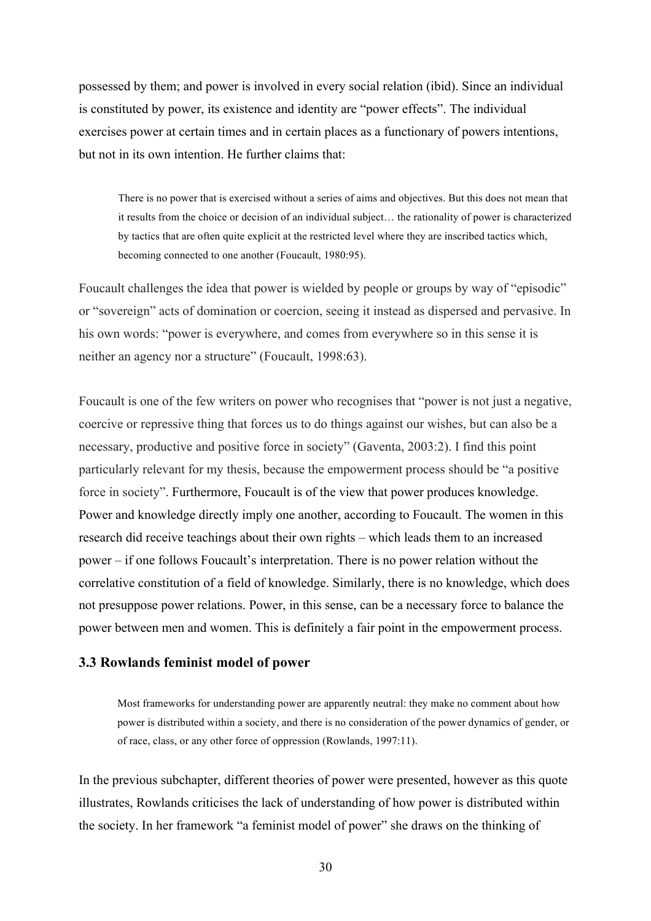possessed by them; and power is involved in every social relation (ibid). Since an individual is constituted by power, its existence and identity are "power effects". The individual exercises power at certain times and in certain places as a functionary of powers intentions, but not in its own intention. He further claims that:

> There is no power that is exercised without a series of aims and objectives. But this does not mean that it results from the choice or decision of an individual subject… the rationality of power is characterized by tactics that are often quite explicit at the restricted level where they are inscribed tactics which, becoming connected to one another (Foucault, 1980:95).

Foucault challenges the idea that power is wielded by people or groups by way of "episodic" or "sovereign" acts of domination or coercion, seeing it instead as dispersed and pervasive. In his own words: "power is everywhere, and comes from everywhere so in this sense it is neither an agency nor a structure" (Foucault, 1998:63).

Foucault is one of the few writers on power who recognises that "power is not just a negative, coercive or repressive thing that forces us to do things against our wishes, but can also be a necessary, productive and positive force in society" (Gaventa, 2003:2). I find this point particularly relevant for my thesis, because the empowerment process should be "a positive force in society". Furthermore, Foucault is of the view that power produces knowledge. Power and knowledge directly imply one another, according to Foucault. The women in this research did receive teachings about their own rights – which leads them to an increased power – if one follows Foucault's interpretation. There is no power relation without the correlative constitution of a field of knowledge. Similarly, there is no knowledge, which does not presuppose power relations. Power, in this sense, can be a necessary force to balance the power between men and women. This is definitely a fair point in the empowerment process.

### 3.3 Rowlands feminist model of power

> Most frameworks for understanding power are apparently neutral: they make no comment about how power is distributed within a society, and there is no consideration of the power dynamics of gender, or of race, class, or any other force of oppression (Rowlands, 1997:11).

In the previous subchapter, different theories of power were presented, however as this quote illustrates, Rowlands criticises the lack of understanding of how power is distributed within the society. In her framework "a feminist model of power" she draws on the thinking of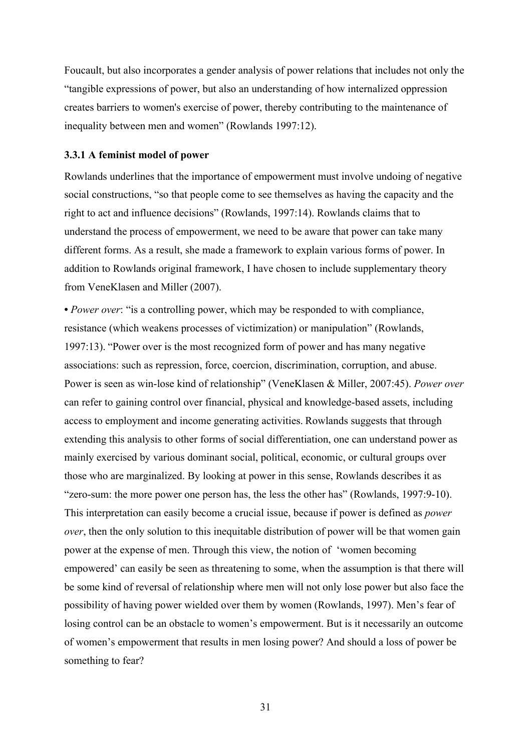Foucault, but also incorporates a gender analysis of power relations that includes not only the "tangible expressions of power, but also an understanding of how internalized oppression creates barriers to women's exercise of power, thereby contributing to the maintenance of inequality between men and women" (Rowlands 1997:12).

### 3.3.1 A feminist model of power

Rowlands underlines that the importance of empowerment must involve undoing of negative social constructions, "so that people come to see themselves as having the capacity and the right to act and influence decisions" (Rowlands, 1997:14). Rowlands claims that to understand the process of empowerment, we need to be aware that power can take many different forms. As a result, she made a framework to explain various forms of power. In addition to Rowlands original framework, I have chosen to include supplementary theory from VeneKlasen and Miller (2007).

• *Power over*: "is a controlling power, which may be responded to with compliance, resistance (which weakens processes of victimization) or manipulation" (Rowlands, 1997:13). "Power over is the most recognized form of power and has many negative associations: such as repression, force, coercion, discrimination, corruption, and abuse. Power is seen as win-lose kind of relationship" (VeneKlasen & Miller, 2007:45). *Power over* can refer to gaining control over financial, physical and knowledge-based assets, including access to employment and income generating activities. Rowlands suggests that through extending this analysis to other forms of social differentiation, one can understand power as mainly exercised by various dominant social, political, economic, or cultural groups over those who are marginalized. By looking at power in this sense, Rowlands describes it as "zero-sum: the more power one person has, the less the other has" (Rowlands, 1997:9-10). This interpretation can easily become a crucial issue, because if power is defined as *power over*, then the only solution to this inequitable distribution of power will be that women gain power at the expense of men. Through this view, the notion of 'women becoming empowered' can easily be seen as threatening to some, when the assumption is that there will be some kind of reversal of relationship where men will not only lose power but also face the possibility of having power wielded over them by women (Rowlands, 1997). Men's fear of losing control can be an obstacle to women's empowerment. But is it necessarily an outcome of women's empowerment that results in men losing power? And should a loss of power be something to fear?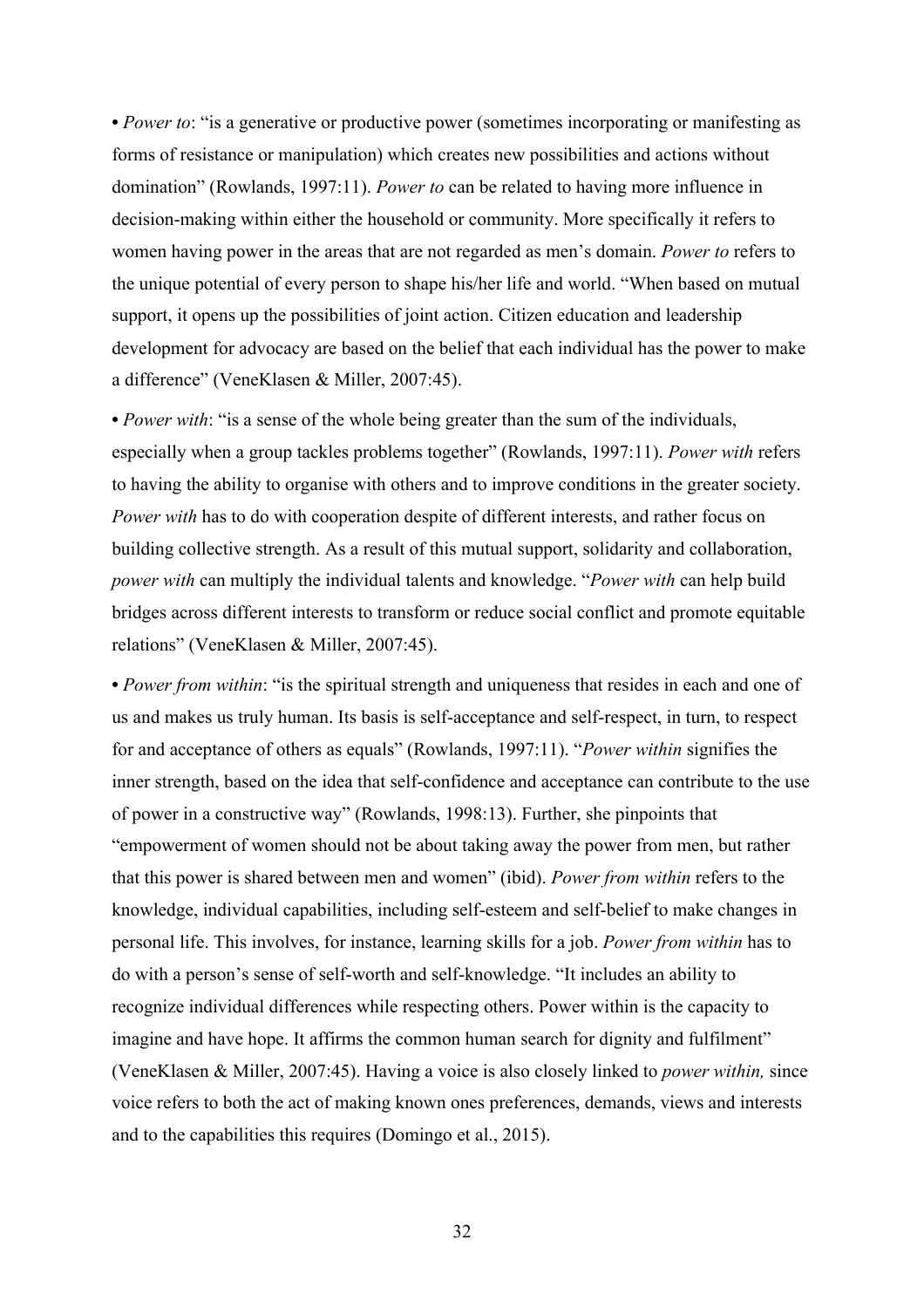• *Power to*: "is a generative or productive power (sometimes incorporating or manifesting as forms of resistance or manipulation) which creates new possibilities and actions without domination" (Rowlands, 1997:11). *Power to* can be related to having more influence in decision-making within either the household or community. More specifically it refers to women having power in the areas that are not regarded as men's domain. *Power to* refers to the unique potential of every person to shape his/her life and world. "When based on mutual support, it opens up the possibilities of joint action. Citizen education and leadership development for advocacy are based on the belief that each individual has the power to make a difference" (VeneKlasen & Miller, 2007:45).

• *Power with*: "is a sense of the whole being greater than the sum of the individuals, especially when a group tackles problems together" (Rowlands, 1997:11). *Power with* refers to having the ability to organise with others and to improve conditions in the greater society. *Power with* has to do with cooperation despite of different interests, and rather focus on building collective strength. As a result of this mutual support, solidarity and collaboration, *power with* can multiply the individual talents and knowledge. "*Power with* can help build bridges across different interests to transform or reduce social conflict and promote equitable relations" (VeneKlasen & Miller, 2007:45).

• *Power from within*: "is the spiritual strength and uniqueness that resides in each and one of us and makes us truly human. Its basis is self-acceptance and self-respect, in turn, to respect for and acceptance of others as equals" (Rowlands, 1997:11). "*Power within* signifies the inner strength, based on the idea that self-confidence and acceptance can contribute to the use of power in a constructive way" (Rowlands, 1998:13). Further, she pinpoints that "empowerment of women should not be about taking away the power from men, but rather that this power is shared between men and women" (ibid). *Power from within* refers to the knowledge, individual capabilities, including self-esteem and self-belief to make changes in personal life. This involves, for instance, learning skills for a job. *Power from within* has to do with a person's sense of self-worth and self-knowledge. "It includes an ability to recognize individual differences while respecting others. Power within is the capacity to imagine and have hope. It affirms the common human search for dignity and fulfilment" (VeneKlasen & Miller, 2007:45). Having a voice is also closely linked to *power within,* since voice refers to both the act of making known ones preferences, demands, views and interests and to the capabilities this requires (Domingo et al., 2015).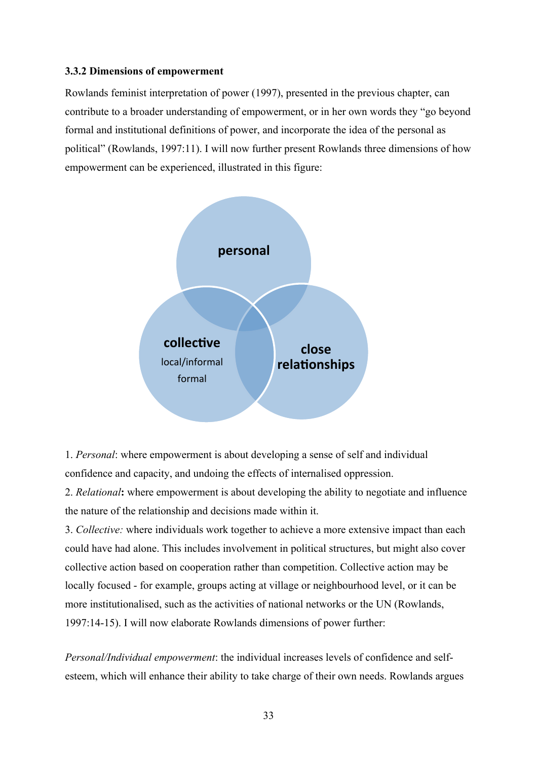### 3.3.2 Dimensions of empowerment

Rowlands feminist interpretation of power (1997), presented in the previous chapter, can contribute to a broader understanding of empowerment, or in her own words they "go beyond formal and institutional definitions of power, and incorporate the idea of the personal as political" (Rowlands, 1997:11). I will now further present Rowlands three dimensions of how empowerment can be experienced, illustrated in this figure:

personal

collective
local/informal
formal

close relationships

1. *Personal*: where empowerment is about developing a sense of self and individual confidence and capacity, and undoing the effects of internalised oppression.
2. *Relational***:** where empowerment is about developing the ability to negotiate and influence the nature of the relationship and decisions made within it.
3. *Collective:* where individuals work together to achieve a more extensive impact than each could have had alone. This includes involvement in political structures, but might also cover collective action based on cooperation rather than competition. Collective action may be locally focused - for example, groups acting at village or neighbourhood level, or it can be more institutionalised, such as the activities of national networks or the UN (Rowlands, 1997:14-15). I will now elaborate Rowlands dimensions of power further:

*Personal/Individual empowerment*: the individual increases levels of confidence and self-esteem, which will enhance their ability to take charge of their own needs. Rowlands argues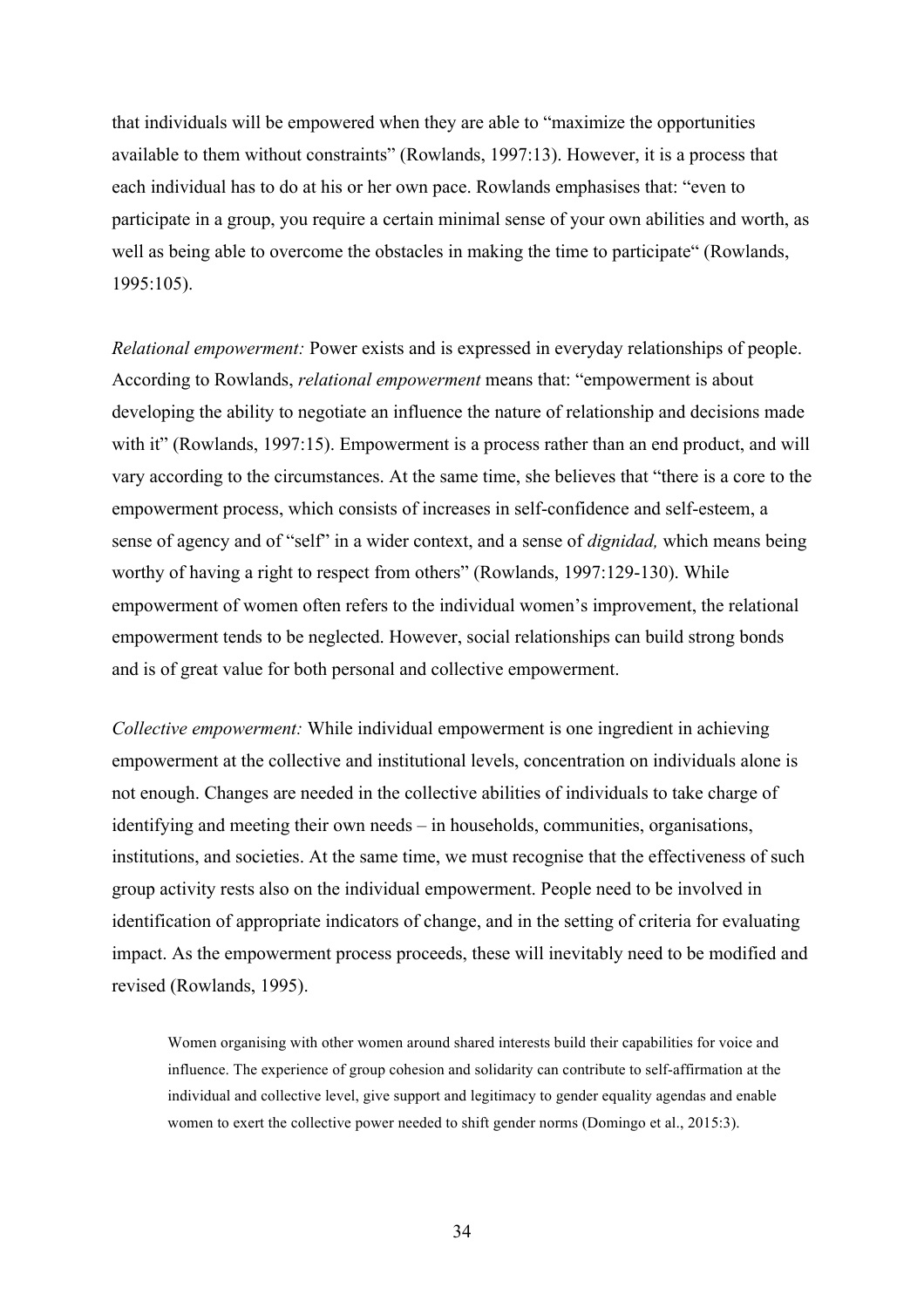that individuals will be empowered when they are able to "maximize the opportunities available to them without constraints" (Rowlands, 1997:13). However, it is a process that each individual has to do at his or her own pace. Rowlands emphasises that: "even to participate in a group, you require a certain minimal sense of your own abilities and worth, as well as being able to overcome the obstacles in making the time to participate" (Rowlands, 1995:105).

*Relational empowerment:* Power exists and is expressed in everyday relationships of people. According to Rowlands, *relational empowerment* means that: "empowerment is about developing the ability to negotiate an influence the nature of relationship and decisions made with it" (Rowlands, 1997:15). Empowerment is a process rather than an end product, and will vary according to the circumstances. At the same time, she believes that "there is a core to the empowerment process, which consists of increases in self-confidence and self-esteem, a sense of agency and of "self" in a wider context, and a sense of *dignidad,* which means being worthy of having a right to respect from others" (Rowlands, 1997:129-130). While empowerment of women often refers to the individual women's improvement, the relational empowerment tends to be neglected. However, social relationships can build strong bonds and is of great value for both personal and collective empowerment.

*Collective empowerment:* While individual empowerment is one ingredient in achieving empowerment at the collective and institutional levels, concentration on individuals alone is not enough. Changes are needed in the collective abilities of individuals to take charge of identifying and meeting their own needs – in households, communities, organisations, institutions, and societies. At the same time, we must recognise that the effectiveness of such group activity rests also on the individual empowerment. People need to be involved in identification of appropriate indicators of change, and in the setting of criteria for evaluating impact. As the empowerment process proceeds, these will inevitably need to be modified and revised (Rowlands, 1995).

> Women organising with other women around shared interests build their capabilities for voice and influence. The experience of group cohesion and solidarity can contribute to self-affirmation at the individual and collective level, give support and legitimacy to gender equality agendas and enable women to exert the collective power needed to shift gender norms (Domingo et al., 2015:3).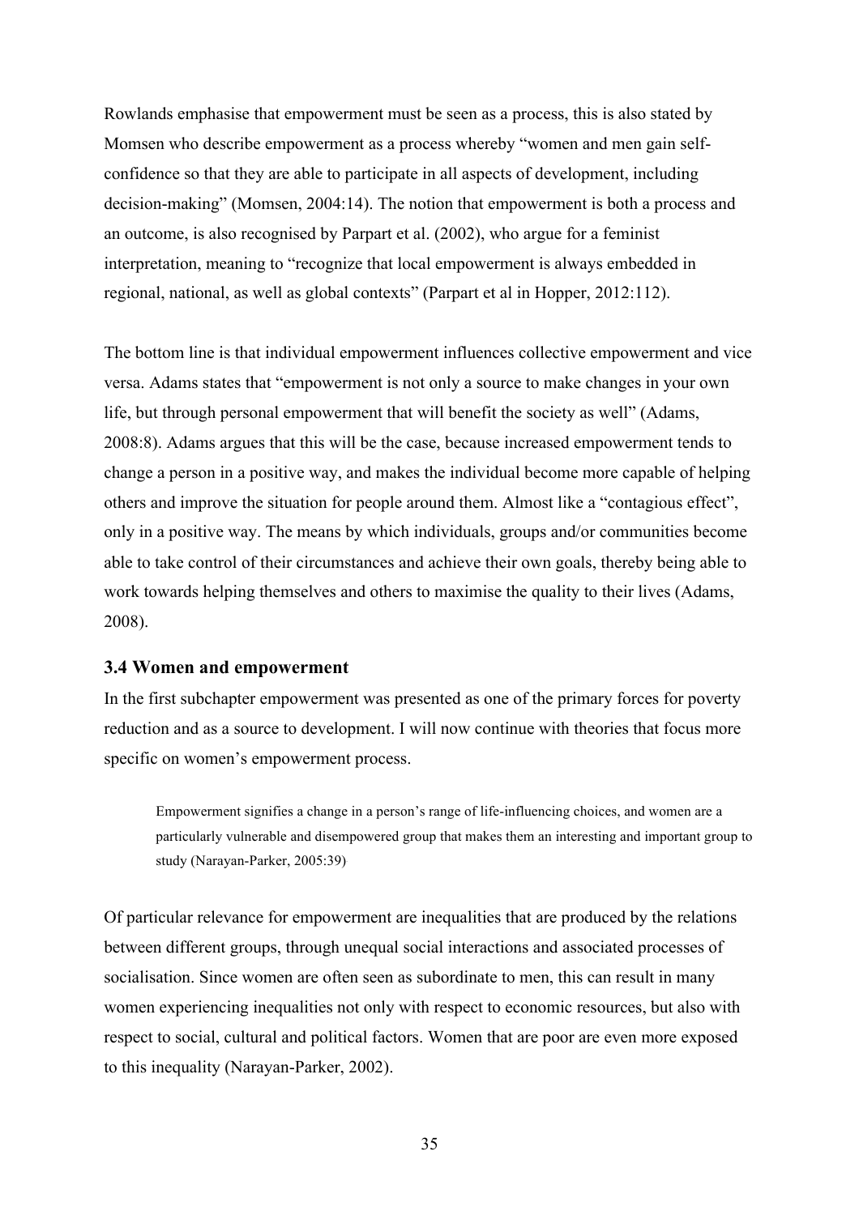Rowlands emphasise that empowerment must be seen as a process, this is also stated by Momsen who describe empowerment as a process whereby "women and men gain self-confidence so that they are able to participate in all aspects of development, including decision-making" (Momsen, 2004:14). The notion that empowerment is both a process and an outcome, is also recognised by Parpart et al. (2002), who argue for a feminist interpretation, meaning to "recognize that local empowerment is always embedded in regional, national, as well as global contexts" (Parpart et al in Hopper, 2012:112).

The bottom line is that individual empowerment influences collective empowerment and vice versa. Adams states that "empowerment is not only a source to make changes in your own life, but through personal empowerment that will benefit the society as well" (Adams, 2008:8). Adams argues that this will be the case, because increased empowerment tends to change a person in a positive way, and makes the individual become more capable of helping others and improve the situation for people around them. Almost like a "contagious effect", only in a positive way. The means by which individuals, groups and/or communities become able to take control of their circumstances and achieve their own goals, thereby being able to work towards helping themselves and others to maximise the quality to their lives (Adams, 2008).

### 3.4 Women and empowerment

In the first subchapter empowerment was presented as one of the primary forces for poverty reduction and as a source to development. I will now continue with theories that focus more specific on women's empowerment process.

> Empowerment signifies a change in a person's range of life-influencing choices, and women are a particularly vulnerable and disempowered group that makes them an interesting and important group to study (Narayan-Parker, 2005:39)

Of particular relevance for empowerment are inequalities that are produced by the relations between different groups, through unequal social interactions and associated processes of socialisation. Since women are often seen as subordinate to men, this can result in many women experiencing inequalities not only with respect to economic resources, but also with respect to social, cultural and political factors. Women that are poor are even more exposed to this inequality (Narayan-Parker, 2002).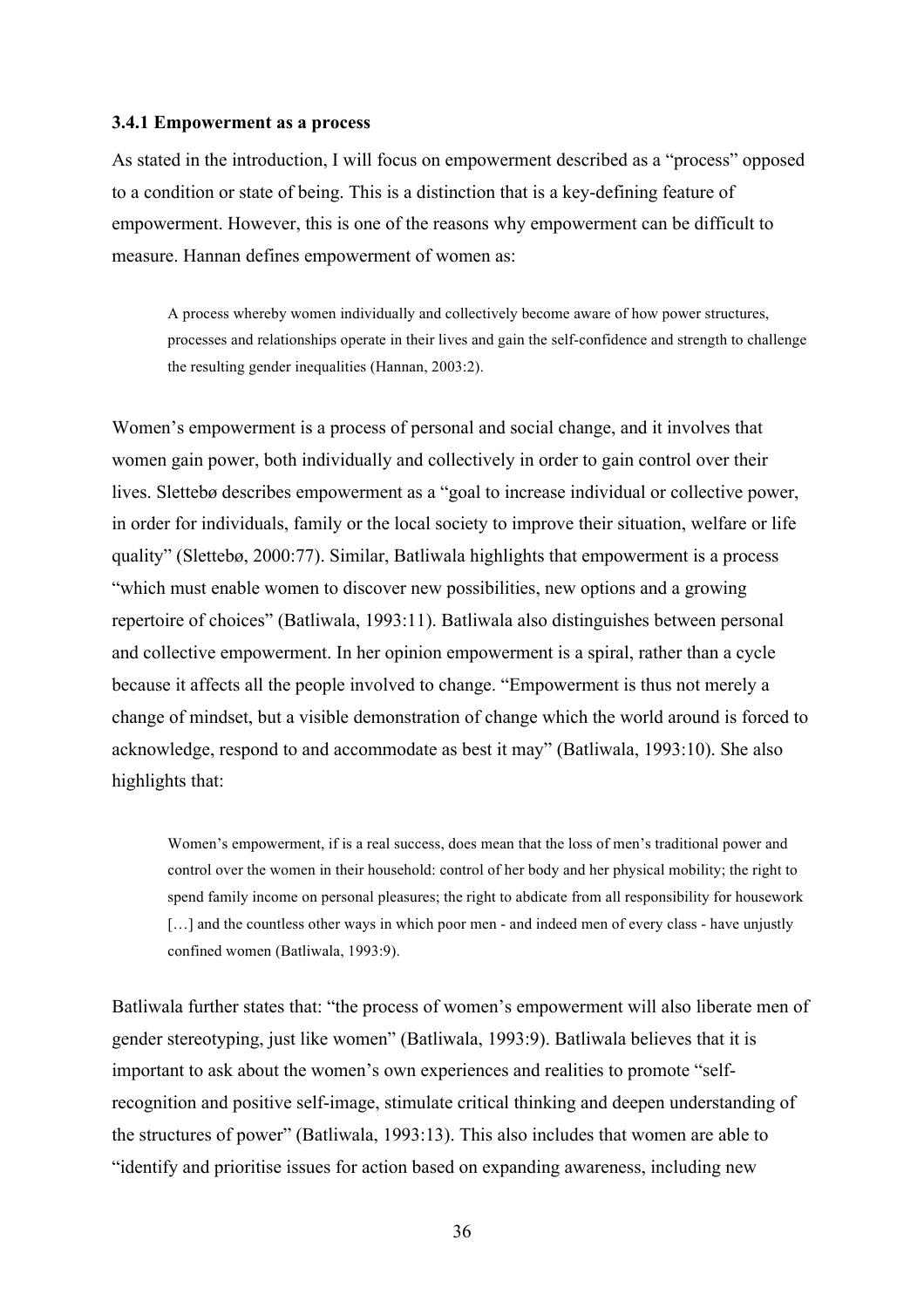### 3.4.1 Empowerment as a process

As stated in the introduction, I will focus on empowerment described as a "process" opposed to a condition or state of being. This is a distinction that is a key-defining feature of empowerment. However, this is one of the reasons why empowerment can be difficult to measure. Hannan defines empowerment of women as:

> A process whereby women individually and collectively become aware of how power structures, processes and relationships operate in their lives and gain the self-confidence and strength to challenge the resulting gender inequalities (Hannan, 2003:2).

Women's empowerment is a process of personal and social change, and it involves that women gain power, both individually and collectively in order to gain control over their lives. Slettebø describes empowerment as a "goal to increase individual or collective power, in order for individuals, family or the local society to improve their situation, welfare or life quality" (Slettebø, 2000:77). Similar, Batliwala highlights that empowerment is a process "which must enable women to discover new possibilities, new options and a growing repertoire of choices" (Batliwala, 1993:11). Batliwala also distinguishes between personal and collective empowerment. In her opinion empowerment is a spiral, rather than a cycle because it affects all the people involved to change. "Empowerment is thus not merely a change of mindset, but a visible demonstration of change which the world around is forced to acknowledge, respond to and accommodate as best it may" (Batliwala, 1993:10). She also highlights that:

> Women's empowerment, if is a real success, does mean that the loss of men's traditional power and control over the women in their household: control of her body and her physical mobility; the right to spend family income on personal pleasures; the right to abdicate from all responsibility for housework […] and the countless other ways in which poor men - and indeed men of every class - have unjustly confined women (Batliwala, 1993:9).

Batliwala further states that: "the process of women's empowerment will also liberate men of gender stereotyping, just like women" (Batliwala, 1993:9). Batliwala believes that it is important to ask about the women's own experiences and realities to promote "self-recognition and positive self-image, stimulate critical thinking and deepen understanding of the structures of power" (Batliwala, 1993:13). This also includes that women are able to "identify and prioritise issues for action based on expanding awareness, including new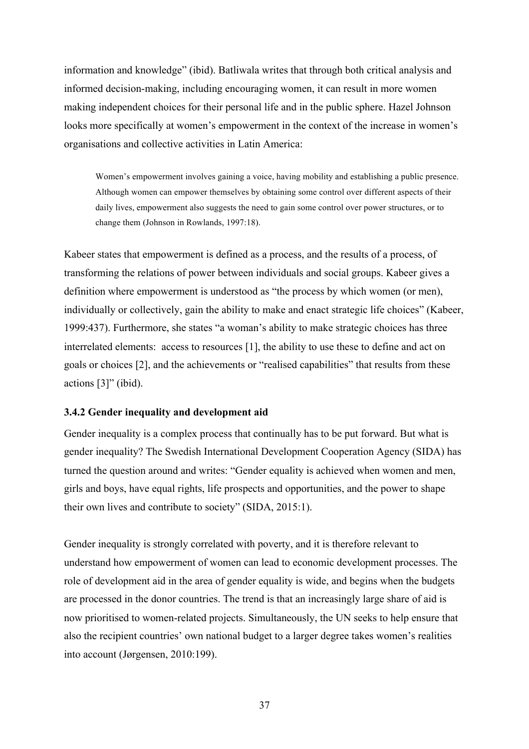information and knowledge" (ibid). Batliwala writes that through both critical analysis and informed decision-making, including encouraging women, it can result in more women making independent choices for their personal life and in the public sphere. Hazel Johnson looks more specifically at women's empowerment in the context of the increase in women's organisations and collective activities in Latin America:

> Women's empowerment involves gaining a voice, having mobility and establishing a public presence. Although women can empower themselves by obtaining some control over different aspects of their daily lives, empowerment also suggests the need to gain some control over power structures, or to change them (Johnson in Rowlands, 1997:18).

Kabeer states that empowerment is defined as a process, and the results of a process, of transforming the relations of power between individuals and social groups. Kabeer gives a definition where empowerment is understood as "the process by which women (or men), individually or collectively, gain the ability to make and enact strategic life choices" (Kabeer, 1999:437). Furthermore, she states "a woman's ability to make strategic choices has three interrelated elements: access to resources [1], the ability to use these to define and act on goals or choices [2], and the achievements or "realised capabilities" that results from these actions [3]" (ibid).

### 3.4.2 Gender inequality and development aid

Gender inequality is a complex process that continually has to be put forward. But what is gender inequality? The Swedish International Development Cooperation Agency (SIDA) has turned the question around and writes: "Gender equality is achieved when women and men, girls and boys, have equal rights, life prospects and opportunities, and the power to shape their own lives and contribute to society" (SIDA, 2015:1).

Gender inequality is strongly correlated with poverty, and it is therefore relevant to understand how empowerment of women can lead to economic development processes. The role of development aid in the area of gender equality is wide, and begins when the budgets are processed in the donor countries. The trend is that an increasingly large share of aid is now prioritised to women-related projects. Simultaneously, the UN seeks to help ensure that also the recipient countries' own national budget to a larger degree takes women's realities into account (Jørgensen, 2010:199).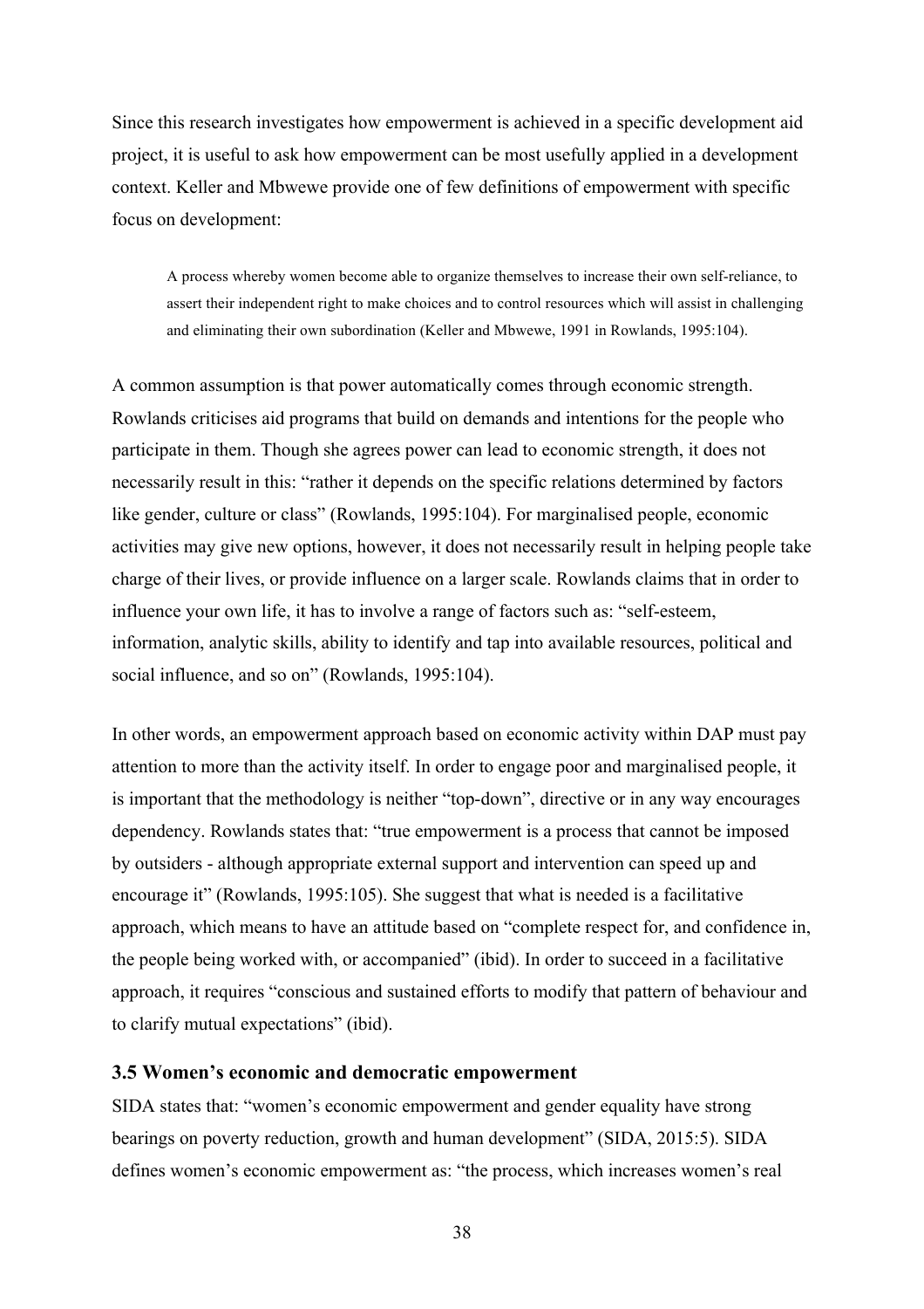Since this research investigates how empowerment is achieved in a specific development aid project, it is useful to ask how empowerment can be most usefully applied in a development context. Keller and Mbwewe provide one of few definitions of empowerment with specific focus on development:

> A process whereby women become able to organize themselves to increase their own self-reliance, to assert their independent right to make choices and to control resources which will assist in challenging and eliminating their own subordination (Keller and Mbwewe, 1991 in Rowlands, 1995:104).

A common assumption is that power automatically comes through economic strength. Rowlands criticises aid programs that build on demands and intentions for the people who participate in them. Though she agrees power can lead to economic strength, it does not necessarily result in this: "rather it depends on the specific relations determined by factors like gender, culture or class" (Rowlands, 1995:104). For marginalised people, economic activities may give new options, however, it does not necessarily result in helping people take charge of their lives, or provide influence on a larger scale. Rowlands claims that in order to influence your own life, it has to involve a range of factors such as: "self-esteem, information, analytic skills, ability to identify and tap into available resources, political and social influence, and so on" (Rowlands, 1995:104).

In other words, an empowerment approach based on economic activity within DAP must pay attention to more than the activity itself. In order to engage poor and marginalised people, it is important that the methodology is neither "top-down", directive or in any way encourages dependency. Rowlands states that: "true empowerment is a process that cannot be imposed by outsiders - although appropriate external support and intervention can speed up and encourage it" (Rowlands, 1995:105). She suggest that what is needed is a facilitative approach, which means to have an attitude based on "complete respect for, and confidence in, the people being worked with, or accompanied" (ibid). In order to succeed in a facilitative approach, it requires "conscious and sustained efforts to modify that pattern of behaviour and to clarify mutual expectations" (ibid).

### 3.5 Women's economic and democratic empowerment

SIDA states that: "women's economic empowerment and gender equality have strong bearings on poverty reduction, growth and human development" (SIDA, 2015:5). SIDA defines women's economic empowerment as: "the process, which increases women's real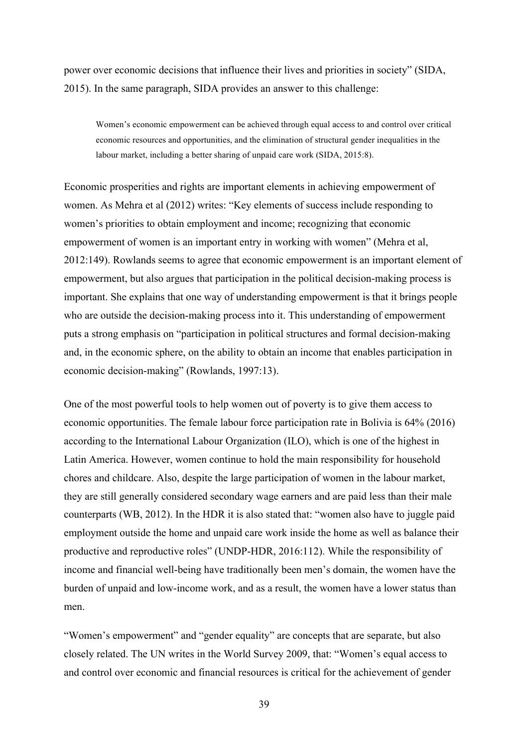power over economic decisions that influence their lives and priorities in society" (SIDA, 2015). In the same paragraph, SIDA provides an answer to this challenge:

> Women's economic empowerment can be achieved through equal access to and control over critical economic resources and opportunities, and the elimination of structural gender inequalities in the labour market, including a better sharing of unpaid care work (SIDA, 2015:8).

Economic prosperities and rights are important elements in achieving empowerment of women. As Mehra et al (2012) writes: "Key elements of success include responding to women's priorities to obtain employment and income; recognizing that economic empowerment of women is an important entry in working with women" (Mehra et al, 2012:149). Rowlands seems to agree that economic empowerment is an important element of empowerment, but also argues that participation in the political decision-making process is important. She explains that one way of understanding empowerment is that it brings people who are outside the decision-making process into it. This understanding of empowerment puts a strong emphasis on "participation in political structures and formal decision-making and, in the economic sphere, on the ability to obtain an income that enables participation in economic decision-making" (Rowlands, 1997:13).

One of the most powerful tools to help women out of poverty is to give them access to economic opportunities. The female labour force participation rate in Bolivia is 64% (2016) according to the International Labour Organization (ILO), which is one of the highest in Latin America. However, women continue to hold the main responsibility for household chores and childcare. Also, despite the large participation of women in the labour market, they are still generally considered secondary wage earners and are paid less than their male counterparts (WB, 2012). In the HDR it is also stated that: "women also have to juggle paid employment outside the home and unpaid care work inside the home as well as balance their productive and reproductive roles" (UNDP-HDR, 2016:112). While the responsibility of income and financial well-being have traditionally been men's domain, the women have the burden of unpaid and low-income work, and as a result, the women have a lower status than men.

"Women's empowerment" and "gender equality" are concepts that are separate, but also closely related. The UN writes in the World Survey 2009, that: "Women's equal access to and control over economic and financial resources is critical for the achievement of gender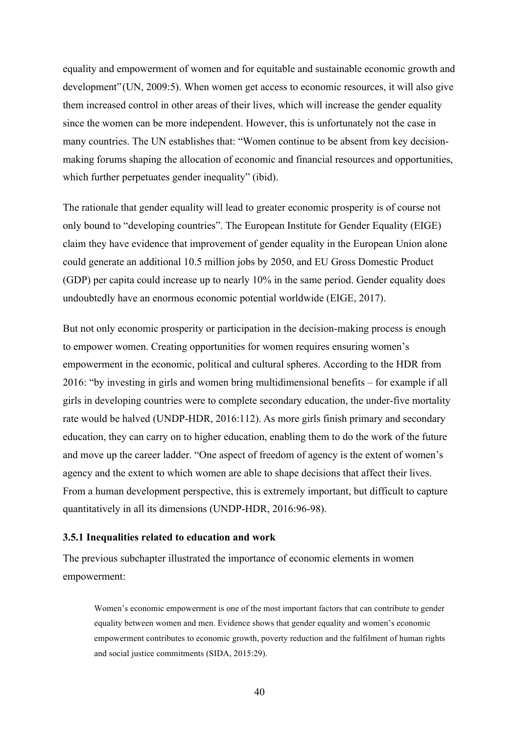equality and empowerment of women and for equitable and sustainable economic growth and development"(UN, 2009:5). When women get access to economic resources, it will also give them increased control in other areas of their lives, which will increase the gender equality since the women can be more independent. However, this is unfortunately not the case in many countries. The UN establishes that: "Women continue to be absent from key decision-making forums shaping the allocation of economic and financial resources and opportunities, which further perpetuates gender inequality" (ibid).

The rationale that gender equality will lead to greater economic prosperity is of course not only bound to "developing countries". The European Institute for Gender Equality (EIGE) claim they have evidence that improvement of gender equality in the European Union alone could generate an additional 10.5 million jobs by 2050, and EU Gross Domestic Product (GDP) per capita could increase up to nearly 10% in the same period. Gender equality does undoubtedly have an enormous economic potential worldwide (EIGE, 2017).

But not only economic prosperity or participation in the decision-making process is enough to empower women. Creating opportunities for women requires ensuring women's empowerment in the economic, political and cultural spheres. According to the HDR from 2016: "by investing in girls and women bring multidimensional benefits – for example if all girls in developing countries were to complete secondary education, the under-five mortality rate would be halved (UNDP-HDR, 2016:112). As more girls finish primary and secondary education, they can carry on to higher education, enabling them to do the work of the future and move up the career ladder. "One aspect of freedom of agency is the extent of women's agency and the extent to which women are able to shape decisions that affect their lives. From a human development perspective, this is extremely important, but difficult to capture quantitatively in all its dimensions (UNDP-HDR, 2016:96-98).

### 3.5.1 Inequalities related to education and work

The previous subchapter illustrated the importance of economic elements in women empowerment:

> Women's economic empowerment is one of the most important factors that can contribute to gender equality between women and men. Evidence shows that gender equality and women's economic empowerment contributes to economic growth, poverty reduction and the fulfilment of human rights and social justice commitments (SIDA, 2015:29).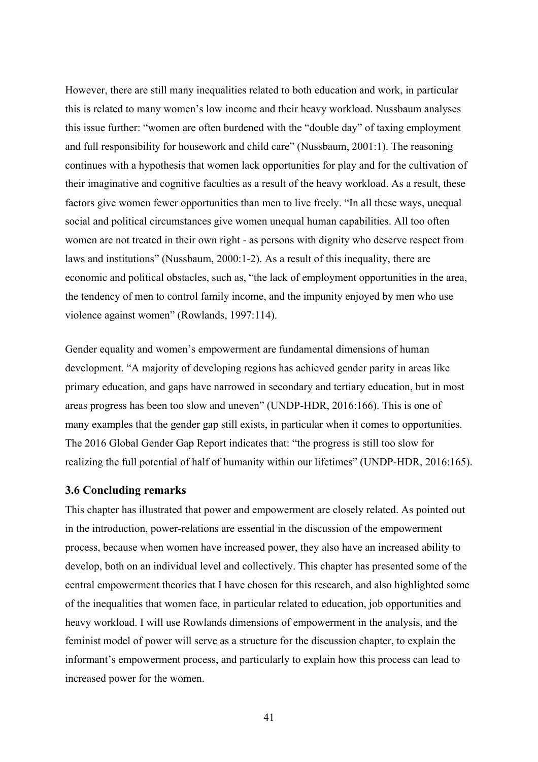However, there are still many inequalities related to both education and work, in particular this is related to many women's low income and their heavy workload. Nussbaum analyses this issue further: "women are often burdened with the "double day" of taxing employment and full responsibility for housework and child care" (Nussbaum, 2001:1). The reasoning continues with a hypothesis that women lack opportunities for play and for the cultivation of their imaginative and cognitive faculties as a result of the heavy workload. As a result, these factors give women fewer opportunities than men to live freely. "In all these ways, unequal social and political circumstances give women unequal human capabilities. All too often women are not treated in their own right - as persons with dignity who deserve respect from laws and institutions" (Nussbaum, 2000:1-2). As a result of this inequality, there are economic and political obstacles, such as, "the lack of employment opportunities in the area, the tendency of men to control family income, and the impunity enjoyed by men who use violence against women" (Rowlands, 1997:114).

Gender equality and women's empowerment are fundamental dimensions of human development. "A majority of developing regions has achieved gender parity in areas like primary education, and gaps have narrowed in secondary and tertiary education, but in most areas progress has been too slow and uneven" (UNDP-HDR, 2016:166). This is one of many examples that the gender gap still exists, in particular when it comes to opportunities. The 2016 Global Gender Gap Report indicates that: "the progress is still too slow for realizing the full potential of half of humanity within our lifetimes" (UNDP-HDR, 2016:165).

### 3.6 Concluding remarks

This chapter has illustrated that power and empowerment are closely related. As pointed out in the introduction, power-relations are essential in the discussion of the empowerment process, because when women have increased power, they also have an increased ability to develop, both on an individual level and collectively. This chapter has presented some of the central empowerment theories that I have chosen for this research, and also highlighted some of the inequalities that women face, in particular related to education, job opportunities and heavy workload. I will use Rowlands dimensions of empowerment in the analysis, and the feminist model of power will serve as a structure for the discussion chapter, to explain the informant's empowerment process, and particularly to explain how this process can lead to increased power for the women.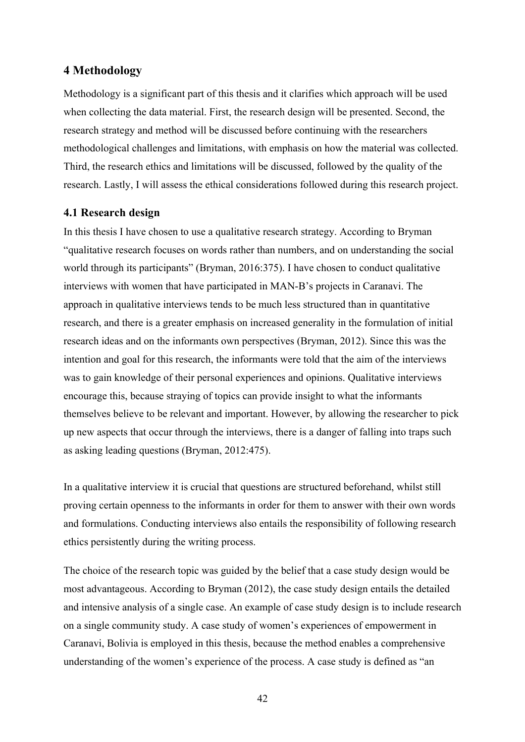## 4 Methodology

Methodology is a significant part of this thesis and it clarifies which approach will be used when collecting the data material. First, the research design will be presented. Second, the research strategy and method will be discussed before continuing with the researchers methodological challenges and limitations, with emphasis on how the material was collected. Third, the research ethics and limitations will be discussed, followed by the quality of the research. Lastly, I will assess the ethical considerations followed during this research project.

### 4.1 Research design

In this thesis I have chosen to use a qualitative research strategy. According to Bryman "qualitative research focuses on words rather than numbers, and on understanding the social world through its participants" (Bryman, 2016:375). I have chosen to conduct qualitative interviews with women that have participated in MAN-B's projects in Caranavi. The approach in qualitative interviews tends to be much less structured than in quantitative research, and there is a greater emphasis on increased generality in the formulation of initial research ideas and on the informants own perspectives (Bryman, 2012). Since this was the intention and goal for this research, the informants were told that the aim of the interviews was to gain knowledge of their personal experiences and opinions. Qualitative interviews encourage this, because straying of topics can provide insight to what the informants themselves believe to be relevant and important. However, by allowing the researcher to pick up new aspects that occur through the interviews, there is a danger of falling into traps such as asking leading questions (Bryman, 2012:475).

In a qualitative interview it is crucial that questions are structured beforehand, whilst still proving certain openness to the informants in order for them to answer with their own words and formulations. Conducting interviews also entails the responsibility of following research ethics persistently during the writing process.

The choice of the research topic was guided by the belief that a case study design would be most advantageous. According to Bryman (2012), the case study design entails the detailed and intensive analysis of a single case. An example of case study design is to include research on a single community study. A case study of women's experiences of empowerment in Caranavi, Bolivia is employed in this thesis, because the method enables a comprehensive understanding of the women's experience of the process. A case study is defined as "an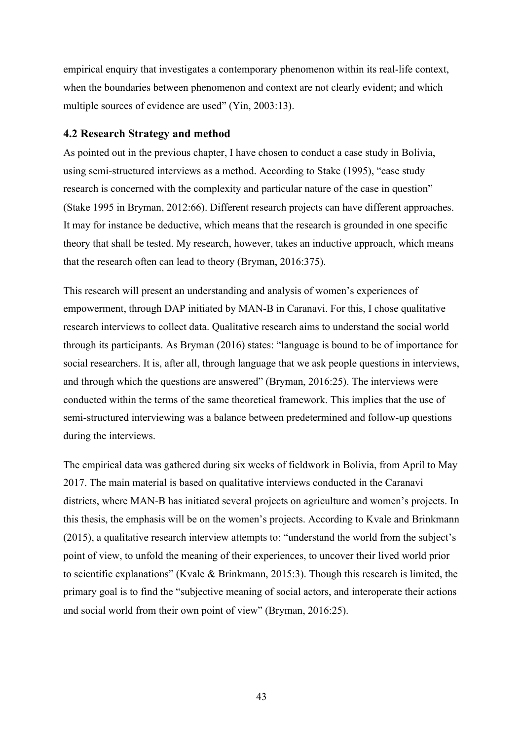empirical enquiry that investigates a contemporary phenomenon within its real-life context, when the boundaries between phenomenon and context are not clearly evident; and which multiple sources of evidence are used" (Yin, 2003:13).

### 4.2 Research Strategy and method

As pointed out in the previous chapter, I have chosen to conduct a case study in Bolivia, using semi-structured interviews as a method. According to Stake (1995), "case study research is concerned with the complexity and particular nature of the case in question" (Stake 1995 in Bryman, 2012:66). Different research projects can have different approaches. It may for instance be deductive, which means that the research is grounded in one specific theory that shall be tested. My research, however, takes an inductive approach, which means that the research often can lead to theory (Bryman, 2016:375).

This research will present an understanding and analysis of women's experiences of empowerment, through DAP initiated by MAN-B in Caranavi. For this, I chose qualitative research interviews to collect data. Qualitative research aims to understand the social world through its participants. As Bryman (2016) states: "language is bound to be of importance for social researchers. It is, after all, through language that we ask people questions in interviews, and through which the questions are answered" (Bryman, 2016:25). The interviews were conducted within the terms of the same theoretical framework. This implies that the use of semi-structured interviewing was a balance between predetermined and follow-up questions during the interviews.

The empirical data was gathered during six weeks of fieldwork in Bolivia, from April to May 2017. The main material is based on qualitative interviews conducted in the Caranavi districts, where MAN-B has initiated several projects on agriculture and women's projects. In this thesis, the emphasis will be on the women's projects. According to Kvale and Brinkmann (2015), a qualitative research interview attempts to: "understand the world from the subject's point of view, to unfold the meaning of their experiences, to uncover their lived world prior to scientific explanations" (Kvale & Brinkmann, 2015:3). Though this research is limited, the primary goal is to find the "subjective meaning of social actors, and interoperate their actions and social world from their own point of view" (Bryman, 2016:25).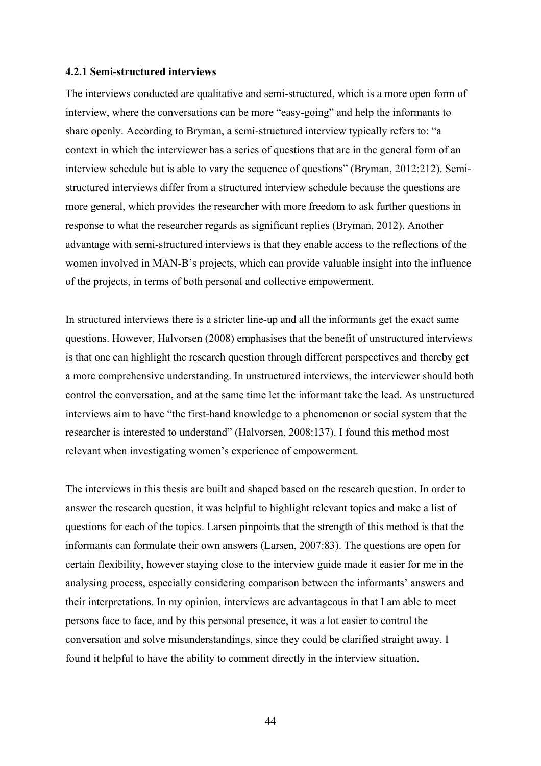### 4.2.1 Semi-structured interviews

The interviews conducted are qualitative and semi-structured, which is a more open form of interview, where the conversations can be more "easy-going" and help the informants to share openly. According to Bryman, a semi-structured interview typically refers to: "a context in which the interviewer has a series of questions that are in the general form of an interview schedule but is able to vary the sequence of questions" (Bryman, 2012:212). Semi-structured interviews differ from a structured interview schedule because the questions are more general, which provides the researcher with more freedom to ask further questions in response to what the researcher regards as significant replies (Bryman, 2012). Another advantage with semi-structured interviews is that they enable access to the reflections of the women involved in MAN-B's projects, which can provide valuable insight into the influence of the projects, in terms of both personal and collective empowerment.

In structured interviews there is a stricter line-up and all the informants get the exact same questions. However, Halvorsen (2008) emphasises that the benefit of unstructured interviews is that one can highlight the research question through different perspectives and thereby get a more comprehensive understanding. In unstructured interviews, the interviewer should both control the conversation, and at the same time let the informant take the lead. As unstructured interviews aim to have "the first-hand knowledge to a phenomenon or social system that the researcher is interested to understand" (Halvorsen, 2008:137). I found this method most relevant when investigating women's experience of empowerment.

The interviews in this thesis are built and shaped based on the research question. In order to answer the research question, it was helpful to highlight relevant topics and make a list of questions for each of the topics. Larsen pinpoints that the strength of this method is that the informants can formulate their own answers (Larsen, 2007:83). The questions are open for certain flexibility, however staying close to the interview guide made it easier for me in the analysing process, especially considering comparison between the informants' answers and their interpretations. In my opinion, interviews are advantageous in that I am able to meet persons face to face, and by this personal presence, it was a lot easier to control the conversation and solve misunderstandings, since they could be clarified straight away. I found it helpful to have the ability to comment directly in the interview situation.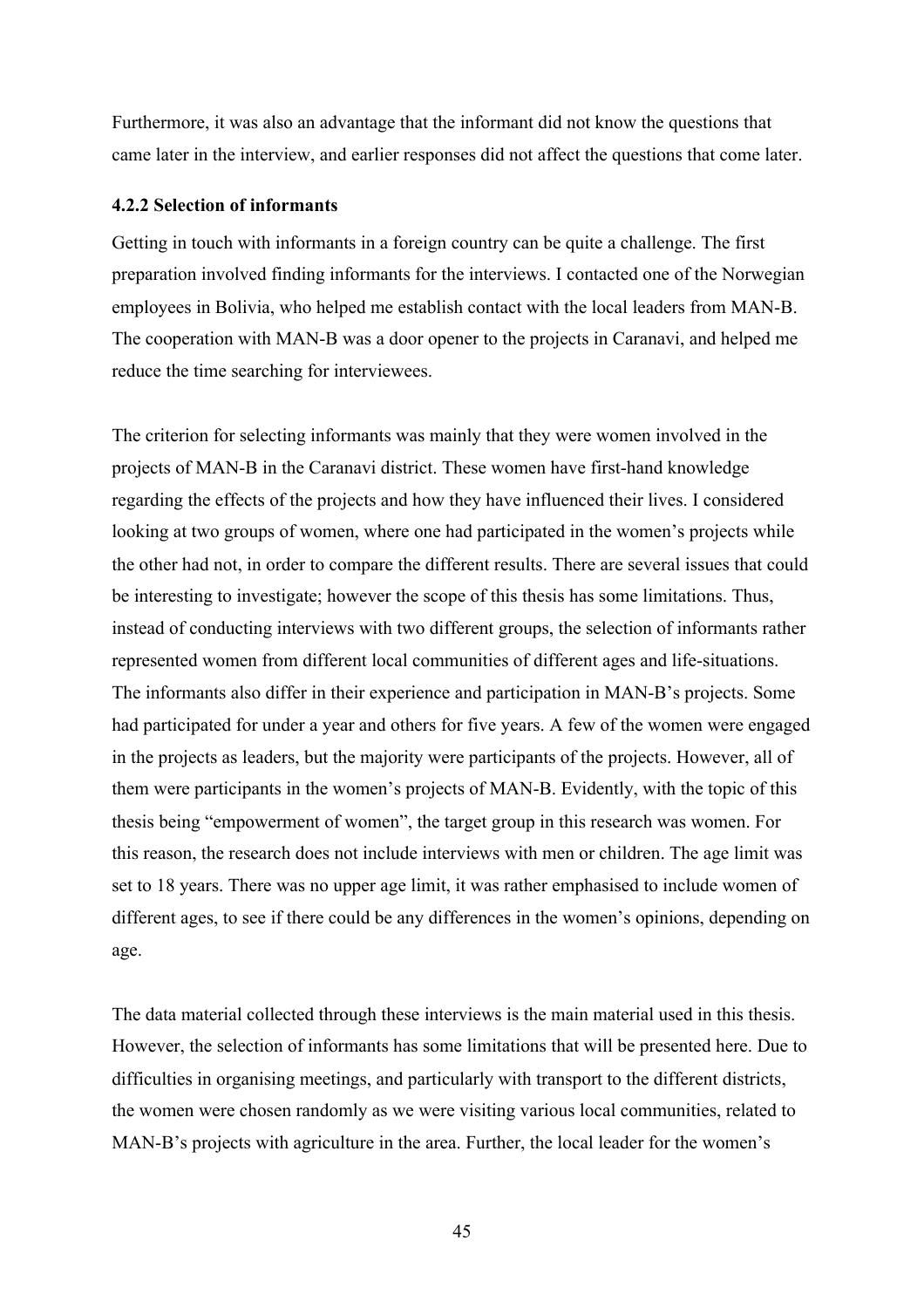Furthermore, it was also an advantage that the informant did not know the questions that came later in the interview, and earlier responses did not affect the questions that come later.

### 4.2.2 Selection of informants

Getting in touch with informants in a foreign country can be quite a challenge. The first preparation involved finding informants for the interviews. I contacted one of the Norwegian employees in Bolivia, who helped me establish contact with the local leaders from MAN-B. The cooperation with MAN-B was a door opener to the projects in Caranavi, and helped me reduce the time searching for interviewees.

The criterion for selecting informants was mainly that they were women involved in the projects of MAN-B in the Caranavi district. These women have first-hand knowledge regarding the effects of the projects and how they have influenced their lives. I considered looking at two groups of women, where one had participated in the women's projects while the other had not, in order to compare the different results. There are several issues that could be interesting to investigate; however the scope of this thesis has some limitations. Thus, instead of conducting interviews with two different groups, the selection of informants rather represented women from different local communities of different ages and life-situations. The informants also differ in their experience and participation in MAN-B's projects. Some had participated for under a year and others for five years. A few of the women were engaged in the projects as leaders, but the majority were participants of the projects. However, all of them were participants in the women's projects of MAN-B. Evidently, with the topic of this thesis being "empowerment of women", the target group in this research was women. For this reason, the research does not include interviews with men or children. The age limit was set to 18 years. There was no upper age limit, it was rather emphasised to include women of different ages, to see if there could be any differences in the women's opinions, depending on age.

The data material collected through these interviews is the main material used in this thesis. However, the selection of informants has some limitations that will be presented here. Due to difficulties in organising meetings, and particularly with transport to the different districts, the women were chosen randomly as we were visiting various local communities, related to MAN-B's projects with agriculture in the area. Further, the local leader for the women's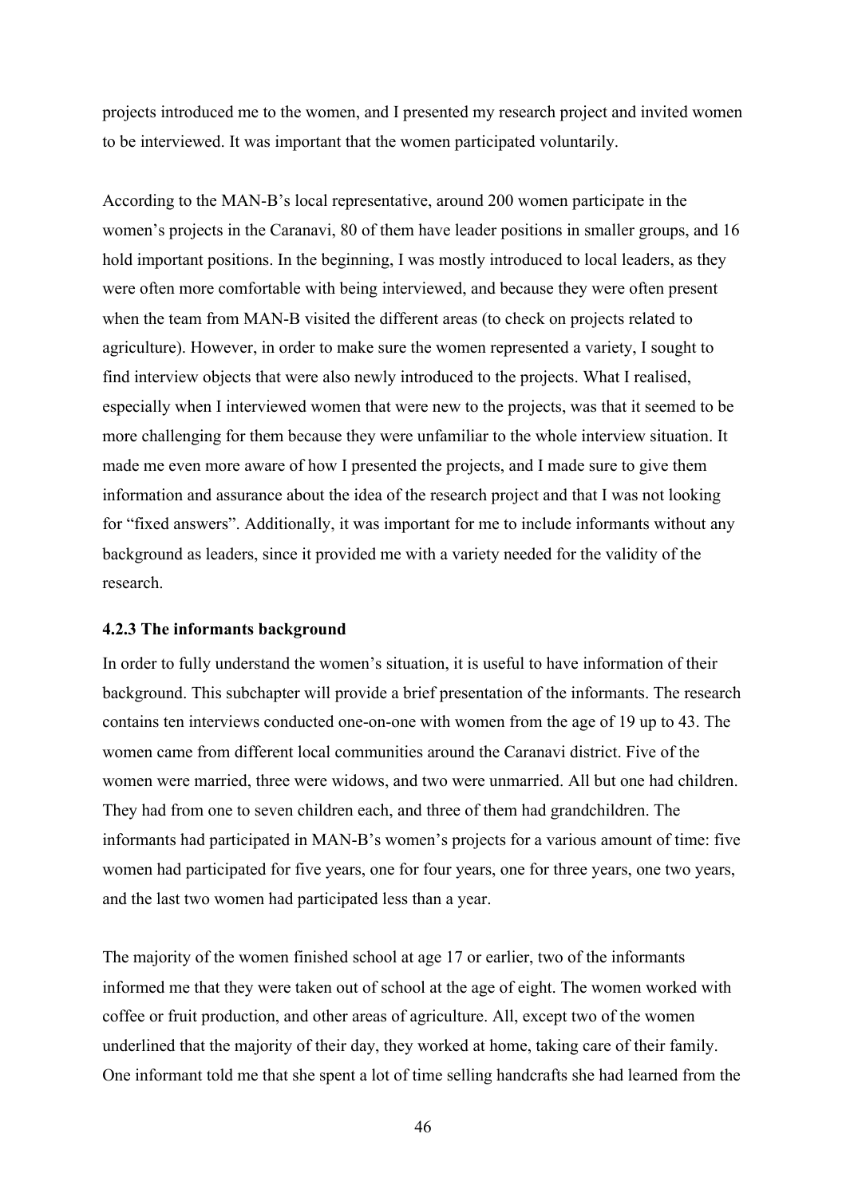projects introduced me to the women, and I presented my research project and invited women to be interviewed. It was important that the women participated voluntarily.

According to the MAN-B's local representative, around 200 women participate in the women's projects in the Caranavi, 80 of them have leader positions in smaller groups, and 16 hold important positions. In the beginning, I was mostly introduced to local leaders, as they were often more comfortable with being interviewed, and because they were often present when the team from MAN-B visited the different areas (to check on projects related to agriculture). However, in order to make sure the women represented a variety, I sought to find interview objects that were also newly introduced to the projects. What I realised, especially when I interviewed women that were new to the projects, was that it seemed to be more challenging for them because they were unfamiliar to the whole interview situation. It made me even more aware of how I presented the projects, and I made sure to give them information and assurance about the idea of the research project and that I was not looking for "fixed answers". Additionally, it was important for me to include informants without any background as leaders, since it provided me with a variety needed for the validity of the research.

### 4.2.3 The informants background

In order to fully understand the women's situation, it is useful to have information of their background. This subchapter will provide a brief presentation of the informants. The research contains ten interviews conducted one-on-one with women from the age of 19 up to 43. The women came from different local communities around the Caranavi district. Five of the women were married, three were widows, and two were unmarried. All but one had children. They had from one to seven children each, and three of them had grandchildren. The informants had participated in MAN-B's women's projects for a various amount of time: five women had participated for five years, one for four years, one for three years, one two years, and the last two women had participated less than a year.

The majority of the women finished school at age 17 or earlier, two of the informants informed me that they were taken out of school at the age of eight. The women worked with coffee or fruit production, and other areas of agriculture. All, except two of the women underlined that the majority of their day, they worked at home, taking care of their family. One informant told me that she spent a lot of time selling handcrafts she had learned from the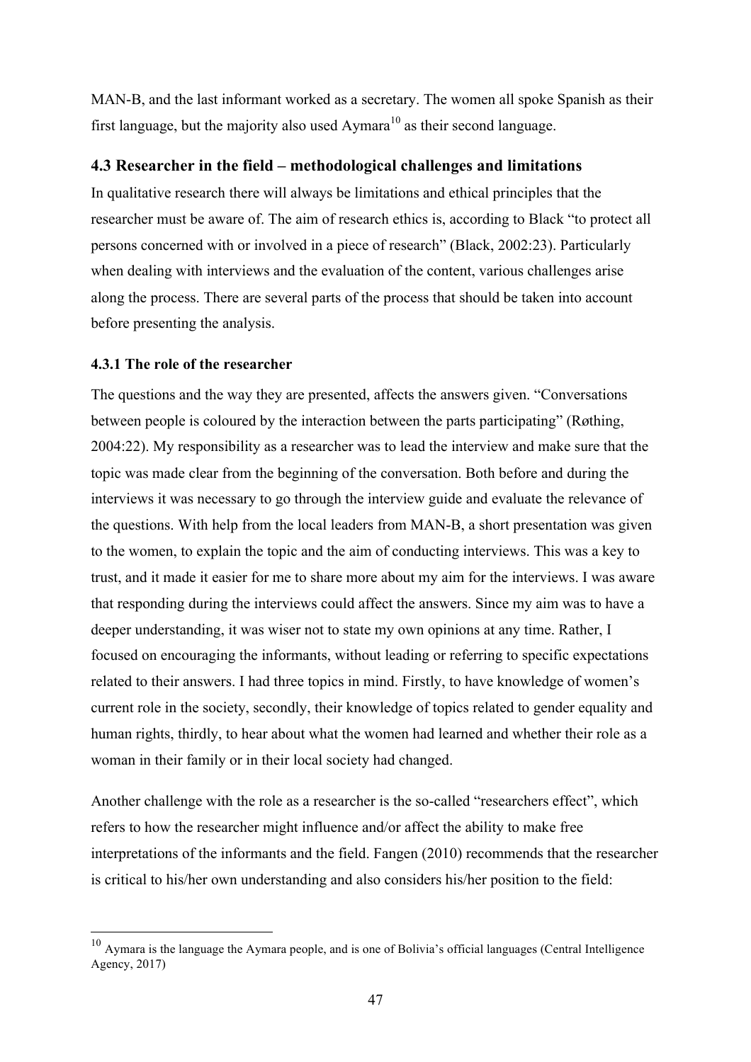MAN-B, and the last informant worked as a secretary. The women all spoke Spanish as their first language, but the majority also used Aymara[10] as their second language.

### 4.3 Researcher in the field – methodological challenges and limitations

In qualitative research there will always be limitations and ethical principles that the researcher must be aware of. The aim of research ethics is, according to Black "to protect all persons concerned with or involved in a piece of research" (Black, 2002:23). Particularly when dealing with interviews and the evaluation of the content, various challenges arise along the process. There are several parts of the process that should be taken into account before presenting the analysis.

#### 4.3.1 The role of the researcher

The questions and the way they are presented, affects the answers given. "Conversations between people is coloured by the interaction between the parts participating" (Røthing, 2004:22). My responsibility as a researcher was to lead the interview and make sure that the topic was made clear from the beginning of the conversation. Both before and during the interviews it was necessary to go through the interview guide and evaluate the relevance of the questions. With help from the local leaders from MAN-B, a short presentation was given to the women, to explain the topic and the aim of conducting interviews. This was a key to trust, and it made it easier for me to share more about my aim for the interviews. I was aware that responding during the interviews could affect the answers. Since my aim was to have a deeper understanding, it was wiser not to state my own opinions at any time. Rather, I focused on encouraging the informants, without leading or referring to specific expectations related to their answers. I had three topics in mind. Firstly, to have knowledge of women's current role in the society, secondly, their knowledge of topics related to gender equality and human rights, thirdly, to hear about what the women had learned and whether their role as a woman in their family or in their local society had changed.

Another challenge with the role as a researcher is the so-called "researchers effect", which refers to how the researcher might influence and/or affect the ability to make free interpretations of the informants and the field. Fangen (2010) recommends that the researcher is critical to his/her own understanding and also considers his/her position to the field:

---

[10] Aymara is the language the Aymara people, and is one of Bolivia's official languages (Central Intelligence Agency, 2017)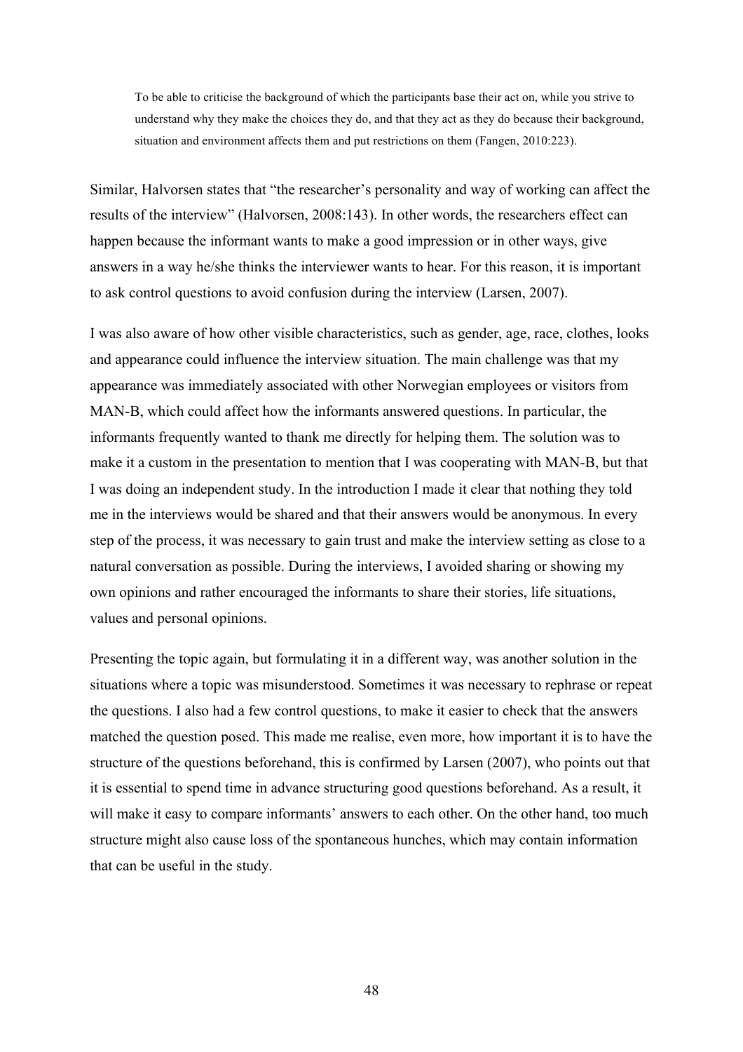> To be able to criticise the background of which the participants base their act on, while you strive to understand why they make the choices they do, and that they act as they do because their background, situation and environment affects them and put restrictions on them (Fangen, 2010:223).

Similar, Halvorsen states that "the researcher's personality and way of working can affect the results of the interview" (Halvorsen, 2008:143). In other words, the researchers effect can happen because the informant wants to make a good impression or in other ways, give answers in a way he/she thinks the interviewer wants to hear. For this reason, it is important to ask control questions to avoid confusion during the interview (Larsen, 2007).

I was also aware of how other visible characteristics, such as gender, age, race, clothes, looks and appearance could influence the interview situation. The main challenge was that my appearance was immediately associated with other Norwegian employees or visitors from MAN-B, which could affect how the informants answered questions. In particular, the informants frequently wanted to thank me directly for helping them. The solution was to make it a custom in the presentation to mention that I was cooperating with MAN-B, but that I was doing an independent study. In the introduction I made it clear that nothing they told me in the interviews would be shared and that their answers would be anonymous. In every step of the process, it was necessary to gain trust and make the interview setting as close to a natural conversation as possible. During the interviews, I avoided sharing or showing my own opinions and rather encouraged the informants to share their stories, life situations, values and personal opinions.

Presenting the topic again, but formulating it in a different way, was another solution in the situations where a topic was misunderstood. Sometimes it was necessary to rephrase or repeat the questions. I also had a few control questions, to make it easier to check that the answers matched the question posed. This made me realise, even more, how important it is to have the structure of the questions beforehand, this is confirmed by Larsen (2007), who points out that it is essential to spend time in advance structuring good questions beforehand. As a result, it will make it easy to compare informants' answers to each other. On the other hand, too much structure might also cause loss of the spontaneous hunches, which may contain information that can be useful in the study.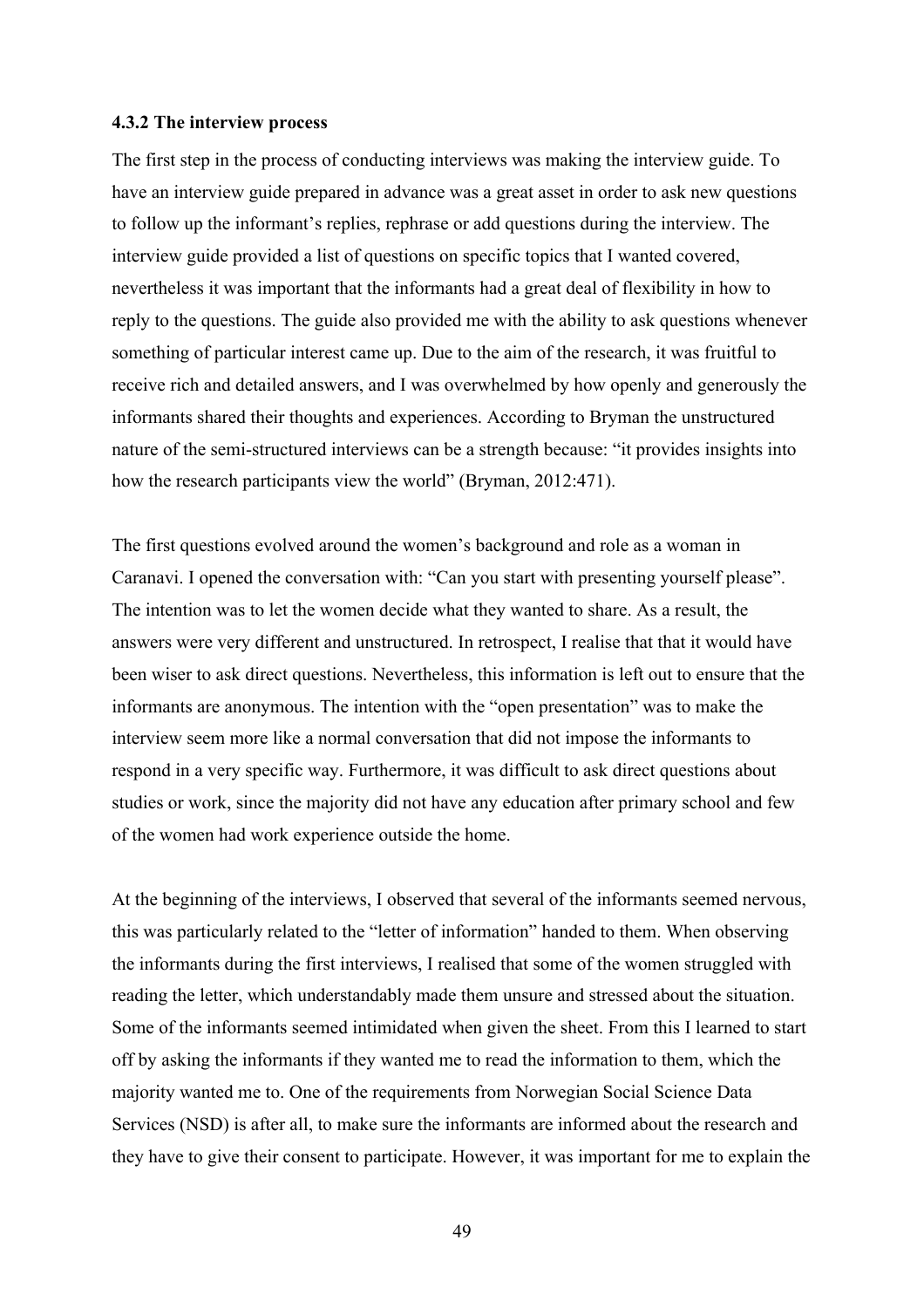#### 4.3.2 The interview process

The first step in the process of conducting interviews was making the interview guide. To have an interview guide prepared in advance was a great asset in order to ask new questions to follow up the informant's replies, rephrase or add questions during the interview. The interview guide provided a list of questions on specific topics that I wanted covered, nevertheless it was important that the informants had a great deal of flexibility in how to reply to the questions. The guide also provided me with the ability to ask questions whenever something of particular interest came up. Due to the aim of the research, it was fruitful to receive rich and detailed answers, and I was overwhelmed by how openly and generously the informants shared their thoughts and experiences. According to Bryman the unstructured nature of the semi-structured interviews can be a strength because: "it provides insights into how the research participants view the world" (Bryman, 2012:471).

The first questions evolved around the women's background and role as a woman in Caranavi. I opened the conversation with: "Can you start with presenting yourself please". The intention was to let the women decide what they wanted to share. As a result, the answers were very different and unstructured. In retrospect, I realise that that it would have been wiser to ask direct questions. Nevertheless, this information is left out to ensure that the informants are anonymous. The intention with the "open presentation" was to make the interview seem more like a normal conversation that did not impose the informants to respond in a very specific way. Furthermore, it was difficult to ask direct questions about studies or work, since the majority did not have any education after primary school and few of the women had work experience outside the home.

At the beginning of the interviews, I observed that several of the informants seemed nervous, this was particularly related to the "letter of information" handed to them. When observing the informants during the first interviews, I realised that some of the women struggled with reading the letter, which understandably made them unsure and stressed about the situation. Some of the informants seemed intimidated when given the sheet. From this I learned to start off by asking the informants if they wanted me to read the information to them, which the majority wanted me to. One of the requirements from Norwegian Social Science Data Services (NSD) is after all, to make sure the informants are informed about the research and they have to give their consent to participate. However, it was important for me to explain the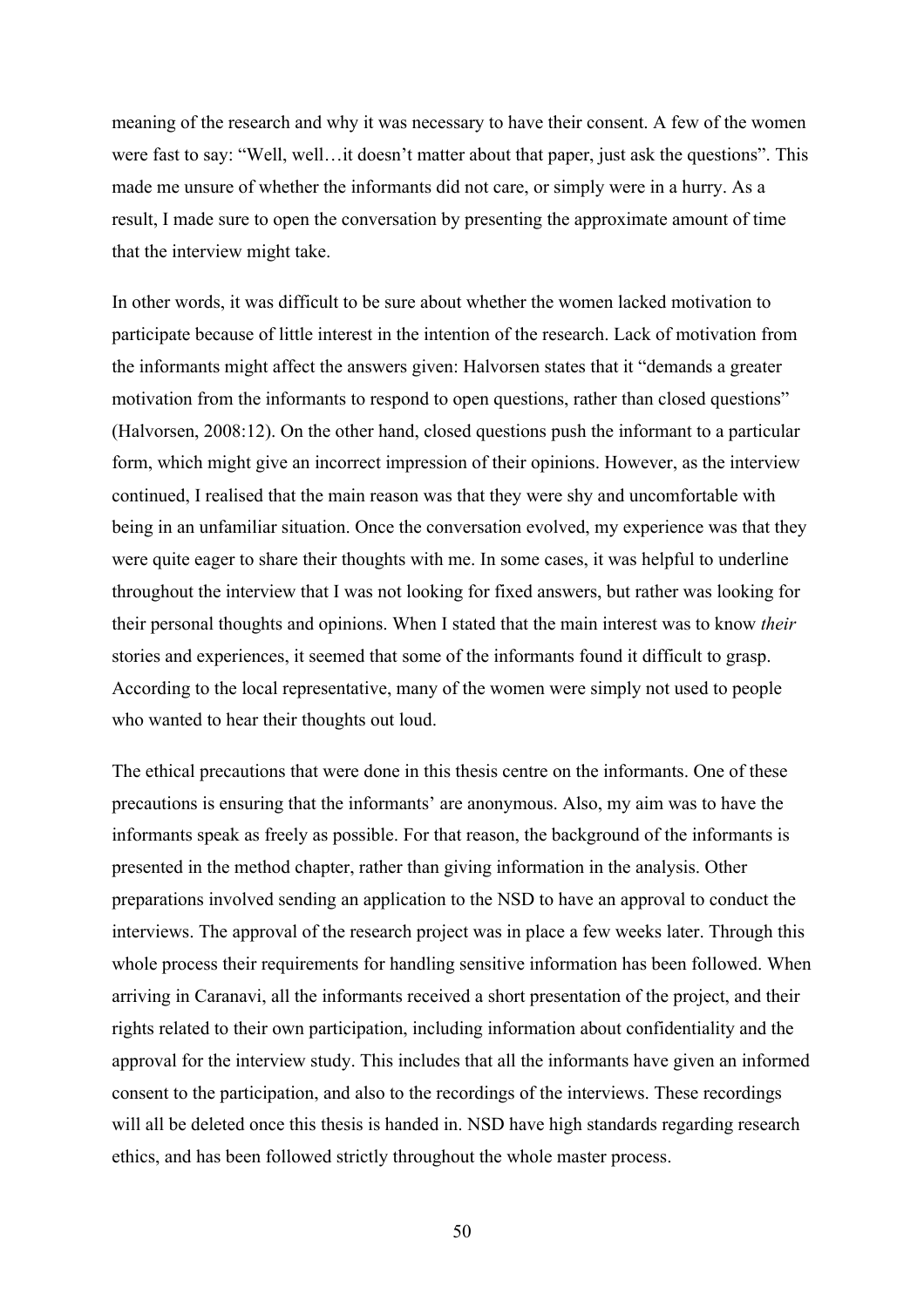meaning of the research and why it was necessary to have their consent. A few of the women were fast to say: "Well, well…it doesn't matter about that paper, just ask the questions". This made me unsure of whether the informants did not care, or simply were in a hurry. As a result, I made sure to open the conversation by presenting the approximate amount of time that the interview might take.

In other words, it was difficult to be sure about whether the women lacked motivation to participate because of little interest in the intention of the research. Lack of motivation from the informants might affect the answers given: Halvorsen states that it "demands a greater motivation from the informants to respond to open questions, rather than closed questions" (Halvorsen, 2008:12). On the other hand, closed questions push the informant to a particular form, which might give an incorrect impression of their opinions. However, as the interview continued, I realised that the main reason was that they were shy and uncomfortable with being in an unfamiliar situation. Once the conversation evolved, my experience was that they were quite eager to share their thoughts with me. In some cases, it was helpful to underline throughout the interview that I was not looking for fixed answers, but rather was looking for their personal thoughts and opinions. When I stated that the main interest was to know *their* stories and experiences, it seemed that some of the informants found it difficult to grasp. According to the local representative, many of the women were simply not used to people who wanted to hear their thoughts out loud.

The ethical precautions that were done in this thesis centre on the informants. One of these precautions is ensuring that the informants' are anonymous. Also, my aim was to have the informants speak as freely as possible. For that reason, the background of the informants is presented in the method chapter, rather than giving information in the analysis. Other preparations involved sending an application to the NSD to have an approval to conduct the interviews. The approval of the research project was in place a few weeks later. Through this whole process their requirements for handling sensitive information has been followed. When arriving in Caranavi, all the informants received a short presentation of the project, and their rights related to their own participation, including information about confidentiality and the approval for the interview study. This includes that all the informants have given an informed consent to the participation, and also to the recordings of the interviews. These recordings will all be deleted once this thesis is handed in. NSD have high standards regarding research ethics, and has been followed strictly throughout the whole master process.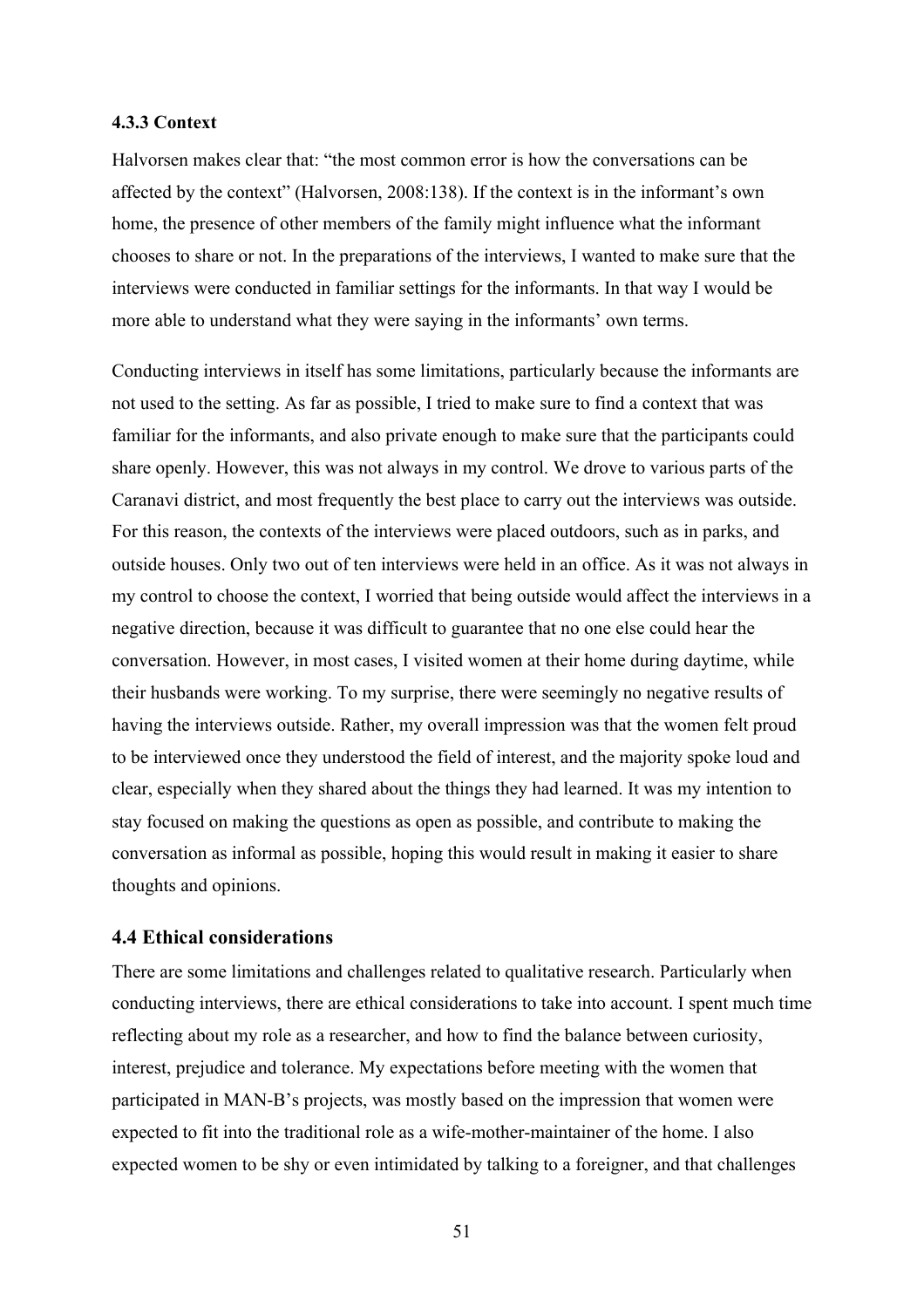#### 4.3.3 Context

Halvorsen makes clear that: "the most common error is how the conversations can be affected by the context" (Halvorsen, 2008:138). If the context is in the informant's own home, the presence of other members of the family might influence what the informant chooses to share or not. In the preparations of the interviews, I wanted to make sure that the interviews were conducted in familiar settings for the informants. In that way I would be more able to understand what they were saying in the informants' own terms.

Conducting interviews in itself has some limitations, particularly because the informants are not used to the setting. As far as possible, I tried to make sure to find a context that was familiar for the informants, and also private enough to make sure that the participants could share openly. However, this was not always in my control. We drove to various parts of the Caranavi district, and most frequently the best place to carry out the interviews was outside. For this reason, the contexts of the interviews were placed outdoors, such as in parks, and outside houses. Only two out of ten interviews were held in an office. As it was not always in my control to choose the context, I worried that being outside would affect the interviews in a negative direction, because it was difficult to guarantee that no one else could hear the conversation. However, in most cases, I visited women at their home during daytime, while their husbands were working. To my surprise, there were seemingly no negative results of having the interviews outside. Rather, my overall impression was that the women felt proud to be interviewed once they understood the field of interest, and the majority spoke loud and clear, especially when they shared about the things they had learned. It was my intention to stay focused on making the questions as open as possible, and contribute to making the conversation as informal as possible, hoping this would result in making it easier to share thoughts and opinions.

### 4.4 Ethical considerations

There are some limitations and challenges related to qualitative research. Particularly when conducting interviews, there are ethical considerations to take into account. I spent much time reflecting about my role as a researcher, and how to find the balance between curiosity, interest, prejudice and tolerance. My expectations before meeting with the women that participated in MAN-B's projects, was mostly based on the impression that women were expected to fit into the traditional role as a wife-mother-maintainer of the home. I also expected women to be shy or even intimidated by talking to a foreigner, and that challenges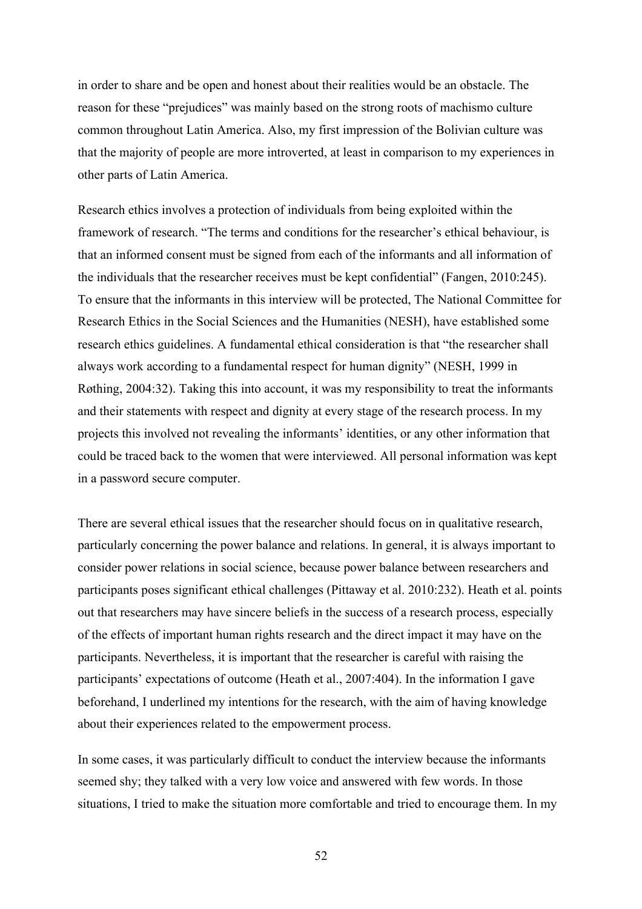in order to share and be open and honest about their realities would be an obstacle. The reason for these "prejudices" was mainly based on the strong roots of machismo culture common throughout Latin America. Also, my first impression of the Bolivian culture was that the majority of people are more introverted, at least in comparison to my experiences in other parts of Latin America.

Research ethics involves a protection of individuals from being exploited within the framework of research. "The terms and conditions for the researcher's ethical behaviour, is that an informed consent must be signed from each of the informants and all information of the individuals that the researcher receives must be kept confidential" (Fangen, 2010:245). To ensure that the informants in this interview will be protected, The National Committee for Research Ethics in the Social Sciences and the Humanities (NESH), have established some research ethics guidelines. A fundamental ethical consideration is that "the researcher shall always work according to a fundamental respect for human dignity" (NESH, 1999 in Røthing, 2004:32). Taking this into account, it was my responsibility to treat the informants and their statements with respect and dignity at every stage of the research process. In my projects this involved not revealing the informants' identities, or any other information that could be traced back to the women that were interviewed. All personal information was kept in a password secure computer.

There are several ethical issues that the researcher should focus on in qualitative research, particularly concerning the power balance and relations. In general, it is always important to consider power relations in social science, because power balance between researchers and participants poses significant ethical challenges (Pittaway et al. 2010:232). Heath et al. points out that researchers may have sincere beliefs in the success of a research process, especially of the effects of important human rights research and the direct impact it may have on the participants. Nevertheless, it is important that the researcher is careful with raising the participants' expectations of outcome (Heath et al., 2007:404). In the information I gave beforehand, I underlined my intentions for the research, with the aim of having knowledge about their experiences related to the empowerment process.

In some cases, it was particularly difficult to conduct the interview because the informants seemed shy; they talked with a very low voice and answered with few words. In those situations, I tried to make the situation more comfortable and tried to encourage them. In my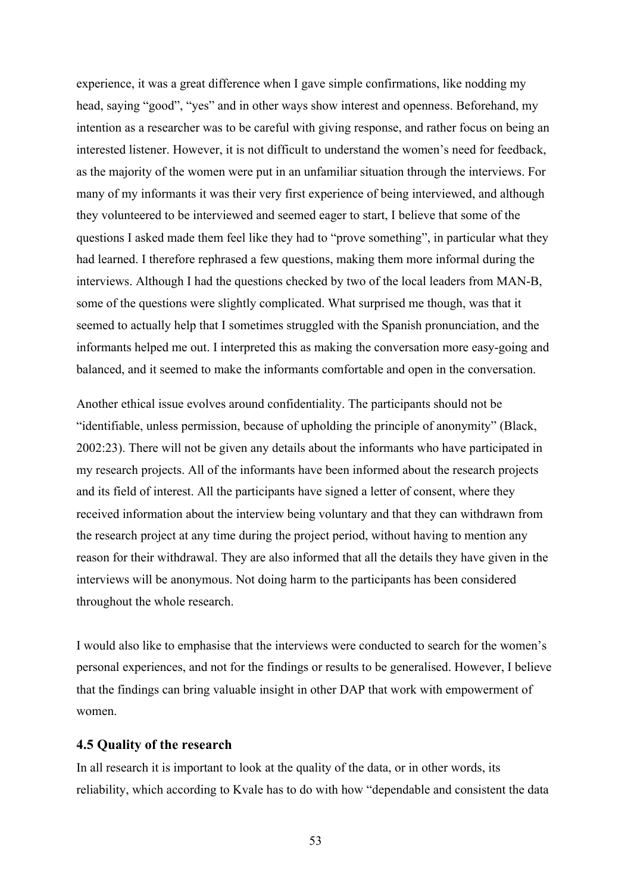experience, it was a great difference when I gave simple confirmations, like nodding my head, saying "good", "yes" and in other ways show interest and openness. Beforehand, my intention as a researcher was to be careful with giving response, and rather focus on being an interested listener. However, it is not difficult to understand the women's need for feedback, as the majority of the women were put in an unfamiliar situation through the interviews. For many of my informants it was their very first experience of being interviewed, and although they volunteered to be interviewed and seemed eager to start, I believe that some of the questions I asked made them feel like they had to "prove something", in particular what they had learned. I therefore rephrased a few questions, making them more informal during the interviews. Although I had the questions checked by two of the local leaders from MAN-B, some of the questions were slightly complicated. What surprised me though, was that it seemed to actually help that I sometimes struggled with the Spanish pronunciation, and the informants helped me out. I interpreted this as making the conversation more easy-going and balanced, and it seemed to make the informants comfortable and open in the conversation.

Another ethical issue evolves around confidentiality. The participants should not be "identifiable, unless permission, because of upholding the principle of anonymity" (Black, 2002:23). There will not be given any details about the informants who have participated in my research projects. All of the informants have been informed about the research projects and its field of interest. All the participants have signed a letter of consent, where they received information about the interview being voluntary and that they can withdrawn from the research project at any time during the project period, without having to mention any reason for their withdrawal. They are also informed that all the details they have given in the interviews will be anonymous. Not doing harm to the participants has been considered throughout the whole research.

I would also like to emphasise that the interviews were conducted to search for the women's personal experiences, and not for the findings or results to be generalised. However, I believe that the findings can bring valuable insight in other DAP that work with empowerment of women.

### 4.5 Quality of the research

In all research it is important to look at the quality of the data, or in other words, its reliability, which according to Kvale has to do with how "dependable and consistent the data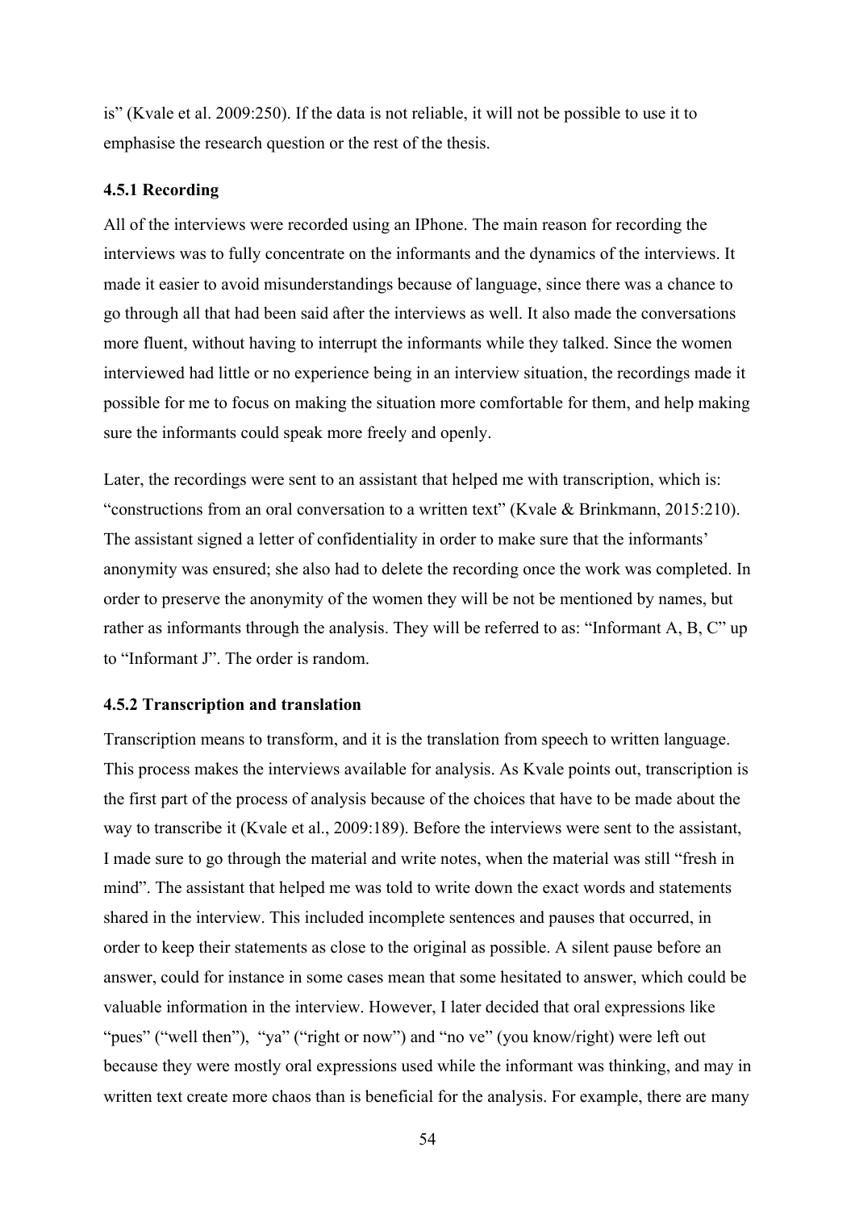is" (Kvale et al. 2009:250). If the data is not reliable, it will not be possible to use it to emphasise the research question or the rest of the thesis.

### 4.5.1 Recording

All of the interviews were recorded using an IPhone. The main reason for recording the interviews was to fully concentrate on the informants and the dynamics of the interviews. It made it easier to avoid misunderstandings because of language, since there was a chance to go through all that had been said after the interviews as well. It also made the conversations more fluent, without having to interrupt the informants while they talked. Since the women interviewed had little or no experience being in an interview situation, the recordings made it possible for me to focus on making the situation more comfortable for them, and help making sure the informants could speak more freely and openly.

Later, the recordings were sent to an assistant that helped me with transcription, which is: "constructions from an oral conversation to a written text" (Kvale & Brinkmann, 2015:210). The assistant signed a letter of confidentiality in order to make sure that the informants' anonymity was ensured; she also had to delete the recording once the work was completed. In order to preserve the anonymity of the women they will be not be mentioned by names, but rather as informants through the analysis. They will be referred to as: "Informant A, B, C" up to "Informant J". The order is random.

### 4.5.2 Transcription and translation

Transcription means to transform, and it is the translation from speech to written language. This process makes the interviews available for analysis. As Kvale points out, transcription is the first part of the process of analysis because of the choices that have to be made about the way to transcribe it (Kvale et al., 2009:189). Before the interviews were sent to the assistant, I made sure to go through the material and write notes, when the material was still "fresh in mind". The assistant that helped me was told to write down the exact words and statements shared in the interview. This included incomplete sentences and pauses that occurred, in order to keep their statements as close to the original as possible. A silent pause before an answer, could for instance in some cases mean that some hesitated to answer, which could be valuable information in the interview. However, I later decided that oral expressions like "pues" ("well then"), "ya" ("right or now") and "no ve" (you know/right) were left out because they were mostly oral expressions used while the informant was thinking, and may in written text create more chaos than is beneficial for the analysis. For example, there are many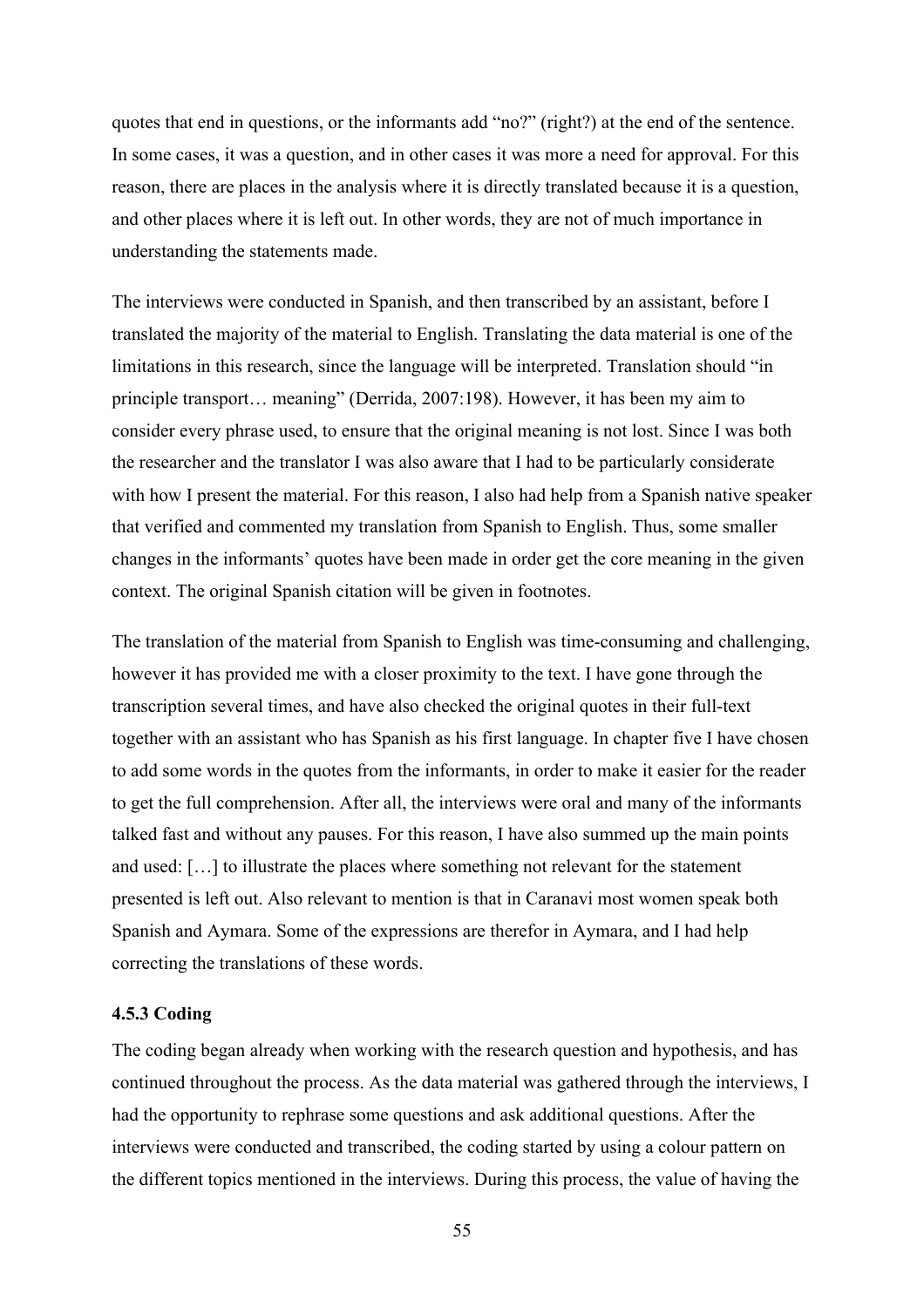quotes that end in questions, or the informants add "no?" (right?) at the end of the sentence. In some cases, it was a question, and in other cases it was more a need for approval. For this reason, there are places in the analysis where it is directly translated because it is a question, and other places where it is left out. In other words, they are not of much importance in understanding the statements made.

The interviews were conducted in Spanish, and then transcribed by an assistant, before I translated the majority of the material to English. Translating the data material is one of the limitations in this research, since the language will be interpreted. Translation should "in principle transport… meaning" (Derrida, 2007:198). However, it has been my aim to consider every phrase used, to ensure that the original meaning is not lost. Since I was both the researcher and the translator I was also aware that I had to be particularly considerate with how I present the material. For this reason, I also had help from a Spanish native speaker that verified and commented my translation from Spanish to English. Thus, some smaller changes in the informants' quotes have been made in order get the core meaning in the given context. The original Spanish citation will be given in footnotes.

The translation of the material from Spanish to English was time-consuming and challenging, however it has provided me with a closer proximity to the text. I have gone through the transcription several times, and have also checked the original quotes in their full-text together with an assistant who has Spanish as his first language. In chapter five I have chosen to add some words in the quotes from the informants, in order to make it easier for the reader to get the full comprehension. After all, the interviews were oral and many of the informants talked fast and without any pauses. For this reason, I have also summed up the main points and used: […] to illustrate the places where something not relevant for the statement presented is left out. Also relevant to mention is that in Caranavi most women speak both Spanish and Aymara. Some of the expressions are therefor in Aymara, and I had help correcting the translations of these words.

### 4.5.3 Coding

The coding began already when working with the research question and hypothesis, and has continued throughout the process. As the data material was gathered through the interviews, I had the opportunity to rephrase some questions and ask additional questions. After the interviews were conducted and transcribed, the coding started by using a colour pattern on the different topics mentioned in the interviews. During this process, the value of having the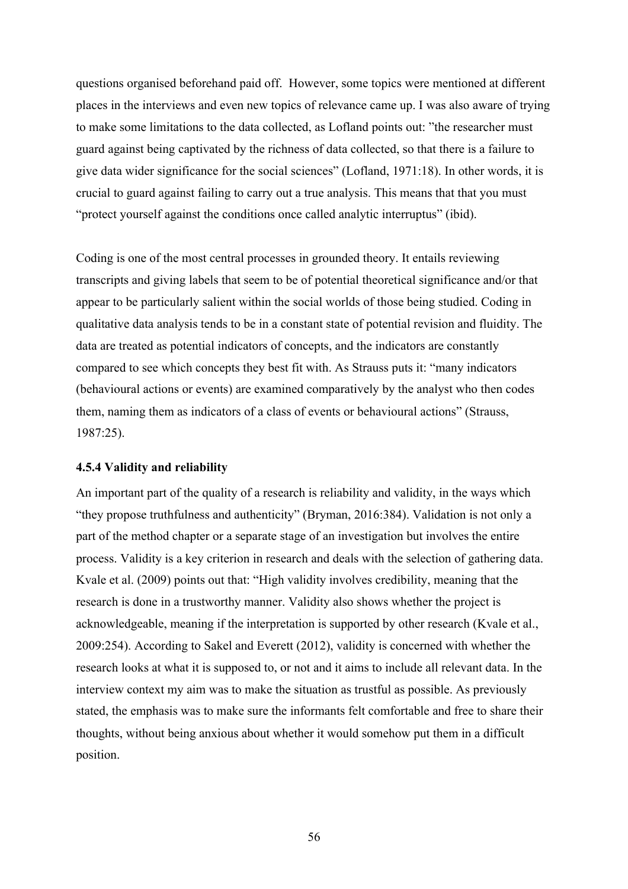questions organised beforehand paid off.  However, some topics were mentioned at different places in the interviews and even new topics of relevance came up. I was also aware of trying to make some limitations to the data collected, as Lofland points out: ”the researcher must guard against being captivated by the richness of data collected, so that there is a failure to give data wider significance for the social sciences” (Lofland, 1971:18). In other words, it is crucial to guard against failing to carry out a true analysis. This means that that you must “protect yourself against the conditions once called analytic interruptus” (ibid).

Coding is one of the most central processes in grounded theory. It entails reviewing transcripts and giving labels that seem to be of potential theoretical significance and/or that appear to be particularly salient within the social worlds of those being studied. Coding in qualitative data analysis tends to be in a constant state of potential revision and fluidity. The data are treated as potential indicators of concepts, and the indicators are constantly compared to see which concepts they best fit with. As Strauss puts it: “many indicators (behavioural actions or events) are examined comparatively by the analyst who then codes them, naming them as indicators of a class of events or behavioural actions” (Strauss, 1987:25).

### 4.5.4 Validity and reliability

An important part of the quality of a research is reliability and validity, in the ways which “they propose truthfulness and authenticity” (Bryman, 2016:384). Validation is not only a part of the method chapter or a separate stage of an investigation but involves the entire process. Validity is a key criterion in research and deals with the selection of gathering data. Kvale et al. (2009) points out that: “High validity involves credibility, meaning that the research is done in a trustworthy manner. Validity also shows whether the project is acknowledgeable, meaning if the interpretation is supported by other research (Kvale et al., 2009:254). According to Sakel and Everett (2012), validity is concerned with whether the research looks at what it is supposed to, or not and it aims to include all relevant data. In the interview context my aim was to make the situation as trustful as possible. As previously stated, the emphasis was to make sure the informants felt comfortable and free to share their thoughts, without being anxious about whether it would somehow put them in a difficult position.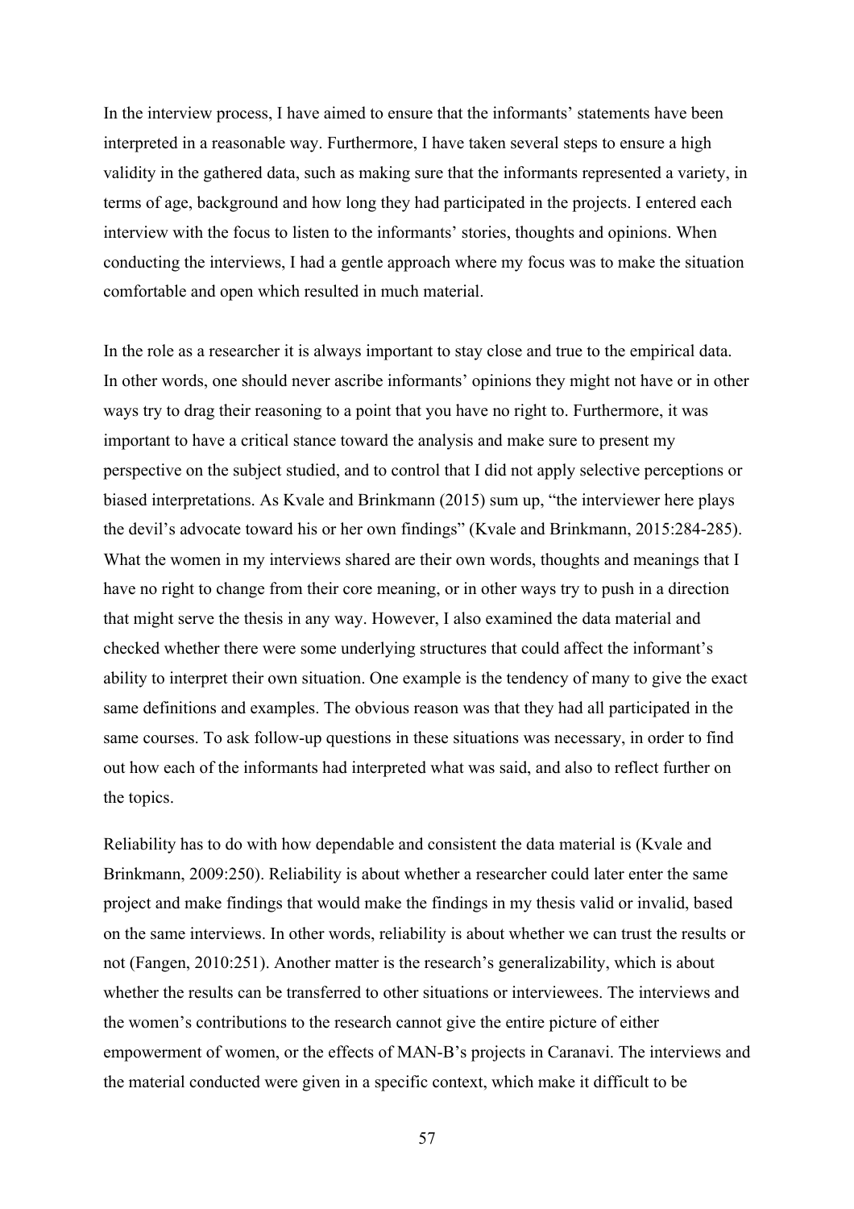In the interview process, I have aimed to ensure that the informants' statements have been interpreted in a reasonable way. Furthermore, I have taken several steps to ensure a high validity in the gathered data, such as making sure that the informants represented a variety, in terms of age, background and how long they had participated in the projects. I entered each interview with the focus to listen to the informants' stories, thoughts and opinions. When conducting the interviews, I had a gentle approach where my focus was to make the situation comfortable and open which resulted in much material.

In the role as a researcher it is always important to stay close and true to the empirical data. In other words, one should never ascribe informants' opinions they might not have or in other ways try to drag their reasoning to a point that you have no right to. Furthermore, it was important to have a critical stance toward the analysis and make sure to present my perspective on the subject studied, and to control that I did not apply selective perceptions or biased interpretations. As Kvale and Brinkmann (2015) sum up, "the interviewer here plays the devil's advocate toward his or her own findings" (Kvale and Brinkmann, 2015:284-285). What the women in my interviews shared are their own words, thoughts and meanings that I have no right to change from their core meaning, or in other ways try to push in a direction that might serve the thesis in any way. However, I also examined the data material and checked whether there were some underlying structures that could affect the informant's ability to interpret their own situation. One example is the tendency of many to give the exact same definitions and examples. The obvious reason was that they had all participated in the same courses. To ask follow-up questions in these situations was necessary, in order to find out how each of the informants had interpreted what was said, and also to reflect further on the topics.

Reliability has to do with how dependable and consistent the data material is (Kvale and Brinkmann, 2009:250). Reliability is about whether a researcher could later enter the same project and make findings that would make the findings in my thesis valid or invalid, based on the same interviews. In other words, reliability is about whether we can trust the results or not (Fangen, 2010:251). Another matter is the research's generalizability, which is about whether the results can be transferred to other situations or interviewees. The interviews and the women's contributions to the research cannot give the entire picture of either empowerment of women, or the effects of MAN-B's projects in Caranavi. The interviews and the material conducted were given in a specific context, which make it difficult to be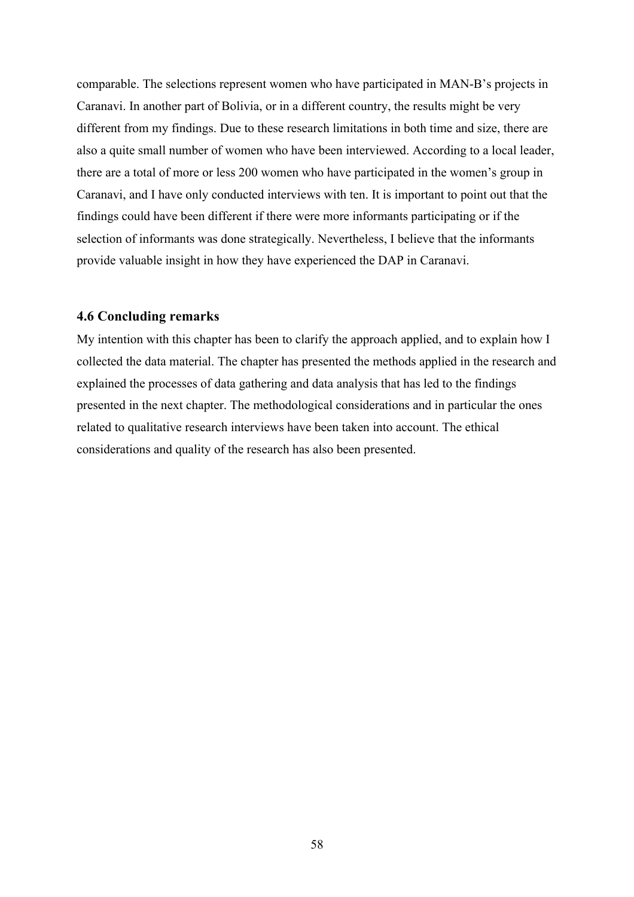comparable. The selections represent women who have participated in MAN-B's projects in Caranavi. In another part of Bolivia, or in a different country, the results might be very different from my findings. Due to these research limitations in both time and size, there are also a quite small number of women who have been interviewed. According to a local leader, there are a total of more or less 200 women who have participated in the women's group in Caranavi, and I have only conducted interviews with ten. It is important to point out that the findings could have been different if there were more informants participating or if the selection of informants was done strategically. Nevertheless, I believe that the informants provide valuable insight in how they have experienced the DAP in Caranavi.

### 4.6 Concluding remarks

My intention with this chapter has been to clarify the approach applied, and to explain how I collected the data material. The chapter has presented the methods applied in the research and explained the processes of data gathering and data analysis that has led to the findings presented in the next chapter. The methodological considerations and in particular the ones related to qualitative research interviews have been taken into account. The ethical considerations and quality of the research has also been presented.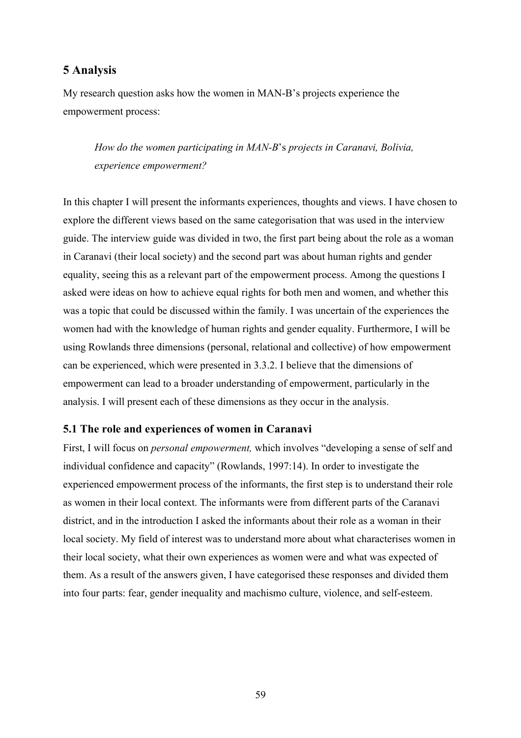# 5 Analysis

My research question asks how the women in MAN-B's projects experience the empowerment process:

> *How do the women participating in MAN-B*'s *projects in Caranavi, Bolivia, experience empowerment?*

In this chapter I will present the informants experiences, thoughts and views. I have chosen to explore the different views based on the same categorisation that was used in the interview guide. The interview guide was divided in two, the first part being about the role as a woman in Caranavi (their local society) and the second part was about human rights and gender equality, seeing this as a relevant part of the empowerment process. Among the questions I asked were ideas on how to achieve equal rights for both men and women, and whether this was a topic that could be discussed within the family. I was uncertain of the experiences the women had with the knowledge of human rights and gender equality. Furthermore, I will be using Rowlands three dimensions (personal, relational and collective) of how empowerment can be experienced, which were presented in 3.3.2. I believe that the dimensions of empowerment can lead to a broader understanding of empowerment, particularly in the analysis. I will present each of these dimensions as they occur in the analysis.

## 5.1 The role and experiences of women in Caranavi

First, I will focus on *personal empowerment,* which involves "developing a sense of self and individual confidence and capacity" (Rowlands, 1997:14). In order to investigate the experienced empowerment process of the informants, the first step is to understand their role as women in their local context. The informants were from different parts of the Caranavi district, and in the introduction I asked the informants about their role as a woman in their local society. My field of interest was to understand more about what characterises women in their local society, what their own experiences as women were and what was expected of them. As a result of the answers given, I have categorised these responses and divided them into four parts: fear, gender inequality and machismo culture, violence, and self-esteem.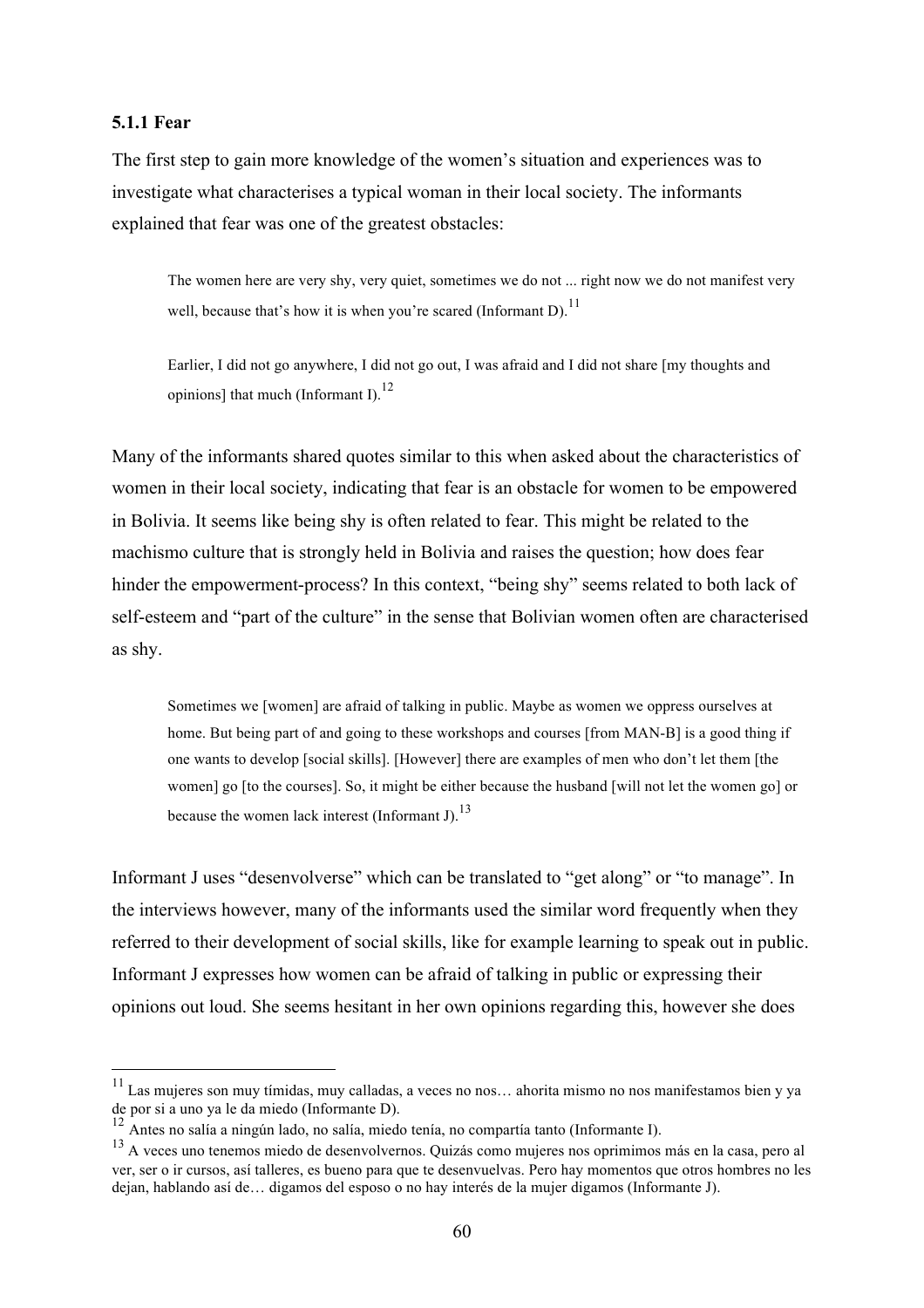### 5.1.1 Fear

The first step to gain more knowledge of the women's situation and experiences was to investigate what characterises a typical woman in their local society. The informants explained that fear was one of the greatest obstacles:

> The women here are very shy, very quiet, sometimes we do not ... right now we do not manifest very well, because that's how it is when you're scared (Informant D).[11]

> Earlier, I did not go anywhere, I did not go out, I was afraid and I did not share [my thoughts and opinions] that much (Informant I).[12]

Many of the informants shared quotes similar to this when asked about the characteristics of women in their local society, indicating that fear is an obstacle for women to be empowered in Bolivia. It seems like being shy is often related to fear. This might be related to the machismo culture that is strongly held in Bolivia and raises the question; how does fear hinder the empowerment-process? In this context, "being shy" seems related to both lack of self-esteem and "part of the culture" in the sense that Bolivian women often are characterised as shy.

> Sometimes we [women] are afraid of talking in public. Maybe as women we oppress ourselves at home. But being part of and going to these workshops and courses [from MAN-B] is a good thing if one wants to develop [social skills]. [However] there are examples of men who don't let them [the women] go [to the courses]. So, it might be either because the husband [will not let the women go] or because the women lack interest (Informant J).[13]

Informant J uses "desenvolverse" which can be translated to "get along" or "to manage". In the interviews however, many of the informants used the similar word frequently when they referred to their development of social skills, like for example learning to speak out in public. Informant J expresses how women can be afraid of talking in public or expressing their opinions out loud. She seems hesitant in her own opinions regarding this, however she does

---

[11] Las mujeres son muy tímidas, muy calladas, a veces no nos… ahorita mismo no nos manifestamos bien y ya de por si a uno ya le da miedo (Informante D).

[12] Antes no salía a ningún lado, no salía, miedo tenía, no compartía tanto (Informante I).

[13] A veces uno tenemos miedo de desenvolvernos. Quizás como mujeres nos oprimimos más en la casa, pero al ver, ser o ir cursos, así talleres, es bueno para que te desenvuelvas. Pero hay momentos que otros hombres no les dejan, hablando así de… digamos del esposo o no hay interés de la mujer digamos (Informante J).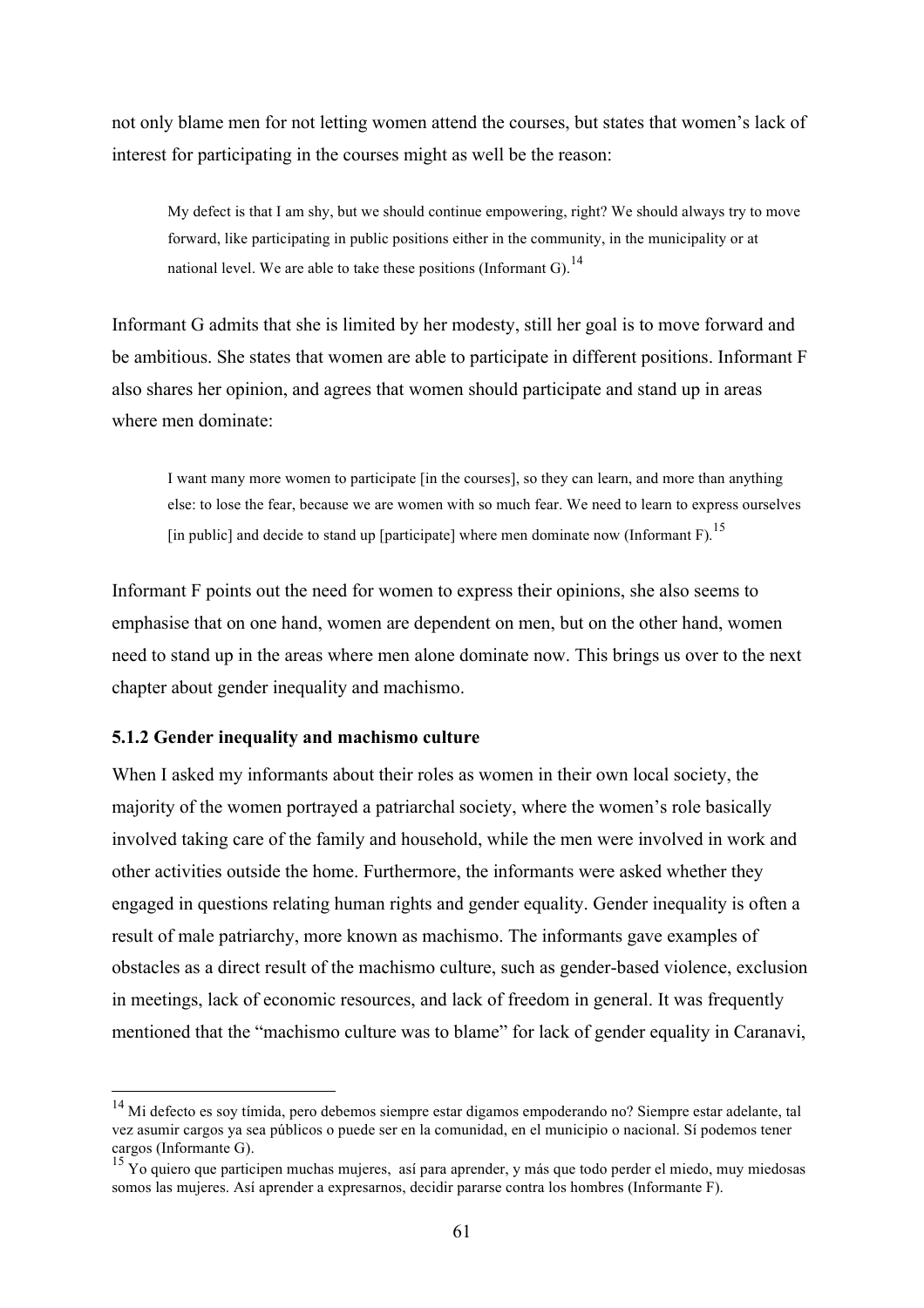not only blame men for not letting women attend the courses, but states that women's lack of interest for participating in the courses might as well be the reason:

> My defect is that I am shy, but we should continue empowering, right? We should always try to move forward, like participating in public positions either in the community, in the municipality or at national level. We are able to take these positions (Informant G).[14]

Informant G admits that she is limited by her modesty, still her goal is to move forward and be ambitious. She states that women are able to participate in different positions. Informant F also shares her opinion, and agrees that women should participate and stand up in areas where men dominate:

> I want many more women to participate [in the courses], so they can learn, and more than anything else: to lose the fear, because we are women with so much fear. We need to learn to express ourselves [in public] and decide to stand up [participate] where men dominate now (Informant F).[15]

Informant F points out the need for women to express their opinions, she also seems to emphasise that on one hand, women are dependent on men, but on the other hand, women need to stand up in the areas where men alone dominate now. This brings us over to the next chapter about gender inequality and machismo.

### 5.1.2 Gender inequality and machismo culture

When I asked my informants about their roles as women in their own local society, the majority of the women portrayed a patriarchal society, where the women's role basically involved taking care of the family and household, while the men were involved in work and other activities outside the home. Furthermore, the informants were asked whether they engaged in questions relating human rights and gender equality. Gender inequality is often a result of male patriarchy, more known as machismo. The informants gave examples of obstacles as a direct result of the machismo culture, such as gender-based violence, exclusion in meetings, lack of economic resources, and lack of freedom in general. It was frequently mentioned that the "machismo culture was to blame" for lack of gender equality in Caranavi,

---

[14] Mi defecto es soy tímida, pero debemos siempre estar digamos empoderando no? Siempre estar adelante, tal vez asumir cargos ya sea públicos o puede ser en la comunidad, en el municipio o nacional. Sí podemos tener cargos (Informante G).

[15] Yo quiero que participen muchas mujeres, así para aprender, y más que todo perder el miedo, muy miedosas somos las mujeres. Así aprender a expresarnos, decidir pararse contra los hombres (Informante F).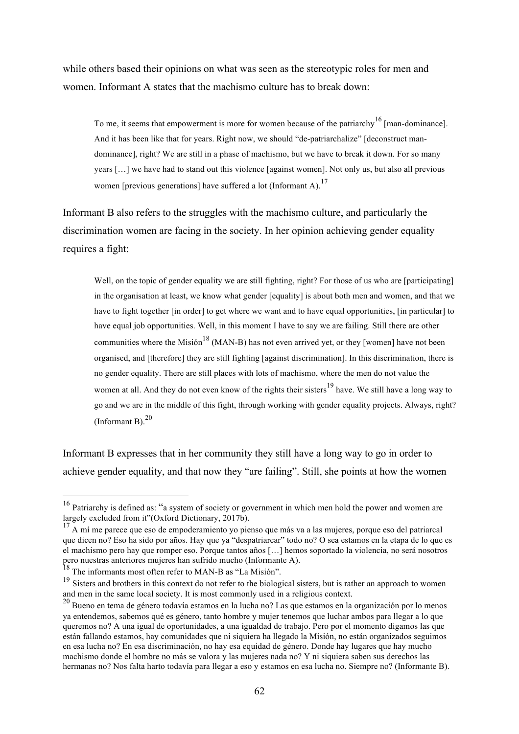while others based their opinions on what was seen as the stereotypic roles for men and women. Informant A states that the machismo culture has to break down:

> To me, it seems that empowerment is more for women because of the patriarchy[16] [man-dominance]. And it has been like that for years. Right now, we should "de-patriarchalize" [deconstruct man-dominance], right? We are still in a phase of machismo, but we have to break it down. For so many years […] we have had to stand out this violence [against women]. Not only us, but also all previous women [previous generations] have suffered a lot (Informant A).[17]

Informant B also refers to the struggles with the machismo culture, and particularly the discrimination women are facing in the society. In her opinion achieving gender equality requires a fight:

> Well, on the topic of gender equality we are still fighting, right? For those of us who are [participating] in the organisation at least, we know what gender [equality] is about both men and women, and that we have to fight together [in order] to get where we want and to have equal opportunities, [in particular] to have equal job opportunities. Well, in this moment I have to say we are failing. Still there are other communities where the Misión[18] (MAN-B) has not even arrived yet, or they [women] have not been organised, and [therefore] they are still fighting [against discrimination]. In this discrimination, there is no gender equality. There are still places with lots of machismo, where the men do not value the women at all. And they do not even know of the rights their sisters[19] have. We still have a long way to go and we are in the middle of this fight, through working with gender equality projects. Always, right? (Informant B).[20]

Informant B expresses that in her community they still have a long way to go in order to achieve gender equality, and that now they "are failing". Still, she points at how the women

---

[16] Patriarchy is defined as: "a system of society or government in which men hold the power and women are largely excluded from it"(Oxford Dictionary, 2017b).

[17] A mí me parece que eso de empoderamiento yo pienso que más va a las mujeres, porque eso del patriarcal que dicen no? Eso ha sido por años. Hay que ya "despatriarcar" todo no? O sea estamos en la etapa de lo que es el machismo pero hay que romper eso. Porque tantos años […] hemos soportado la violencia, no será nosotros pero nuestras anteriores mujeres han sufrido mucho (Informante A).

[18] The informants most often refer to MAN-B as "La Misión".

[19] Sisters and brothers in this context do not refer to the biological sisters, but is rather an approach to women and men in the same local society. It is most commonly used in a religious context.

[20] Bueno en tema de género todavía estamos en la lucha no? Las que estamos en la organización por lo menos ya entendemos, sabemos qué es género, tanto hombre y mujer tenemos que luchar ambos para llegar a lo que queremos no? A una igual de oportunidades, a una igualdad de trabajo. Pero por el momento digamos las que están fallando estamos, hay comunidades que ni siquiera ha llegado la Misión, no están organizados seguimos en esa lucha no? En esa discriminación, no hay esa equidad de género. Donde hay lugares que hay mucho machismo donde el hombre no más se valora y las mujeres nada no? Y ni siquiera saben sus derechos las hermanas no? Nos falta harto todavía para llegar a eso y estamos en esa lucha no. Siempre no? (Informante B).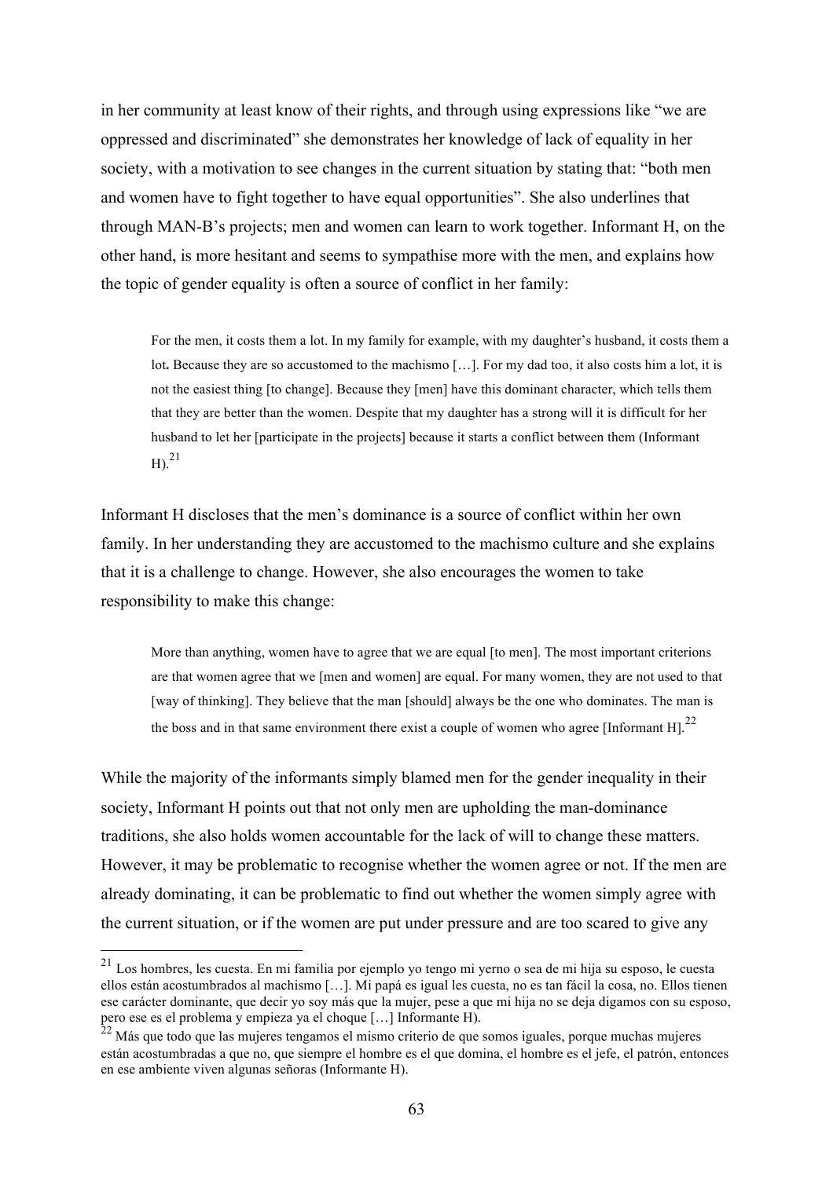in her community at least know of their rights, and through using expressions like "we are oppressed and discriminated" she demonstrates her knowledge of lack of equality in her society, with a motivation to see changes in the current situation by stating that: "both men and women have to fight together to have equal opportunities". She also underlines that through MAN-B's projects; men and women can learn to work together. Informant H, on the other hand, is more hesitant and seems to sympathise more with the men, and explains how the topic of gender equality is often a source of conflict in her family:

> For the men, it costs them a lot. In my family for example, with my daughter's husband, it costs them a lot**.** Because they are so accustomed to the machismo […]. For my dad too, it also costs him a lot, it is not the easiest thing [to change]. Because they [men] have this dominant character, which tells them that they are better than the women. Despite that my daughter has a strong will it is difficult for her husband to let her [participate in the projects] because it starts a conflict between them (Informant H).[21]

Informant H discloses that the men's dominance is a source of conflict within her own family. In her understanding they are accustomed to the machismo culture and she explains that it is a challenge to change. However, she also encourages the women to take responsibility to make this change:

> More than anything, women have to agree that we are equal [to men]. The most important criterions are that women agree that we [men and women] are equal. For many women, they are not used to that [way of thinking]. They believe that the man [should] always be the one who dominates. The man is the boss and in that same environment there exist a couple of women who agree [Informant H].[22]

While the majority of the informants simply blamed men for the gender inequality in their society, Informant H points out that not only men are upholding the man-dominance traditions, she also holds women accountable for the lack of will to change these matters. However, it may be problematic to recognise whether the women agree or not. If the men are already dominating, it can be problematic to find out whether the women simply agree with the current situation, or if the women are put under pressure and are too scared to give any

---

[21] Los hombres, les cuesta. En mi familia por ejemplo yo tengo mi yerno o sea de mi hija su esposo, le cuesta ellos están acostumbrados al machismo […]. Mi papá es igual les cuesta, no es tan fácil la cosa, no. Ellos tienen ese carácter dominante, que decir yo soy más que la mujer, pese a que mi hija no se deja digamos con su esposo, pero ese es el problema y empieza ya el choque […] Informante H).

[22] Más que todo que las mujeres tengamos el mismo criterio de que somos iguales, porque muchas mujeres están acostumbradas a que no, que siempre el hombre es el que domina, el hombre es el jefe, el patrón, entonces en ese ambiente viven algunas señoras (Informante H).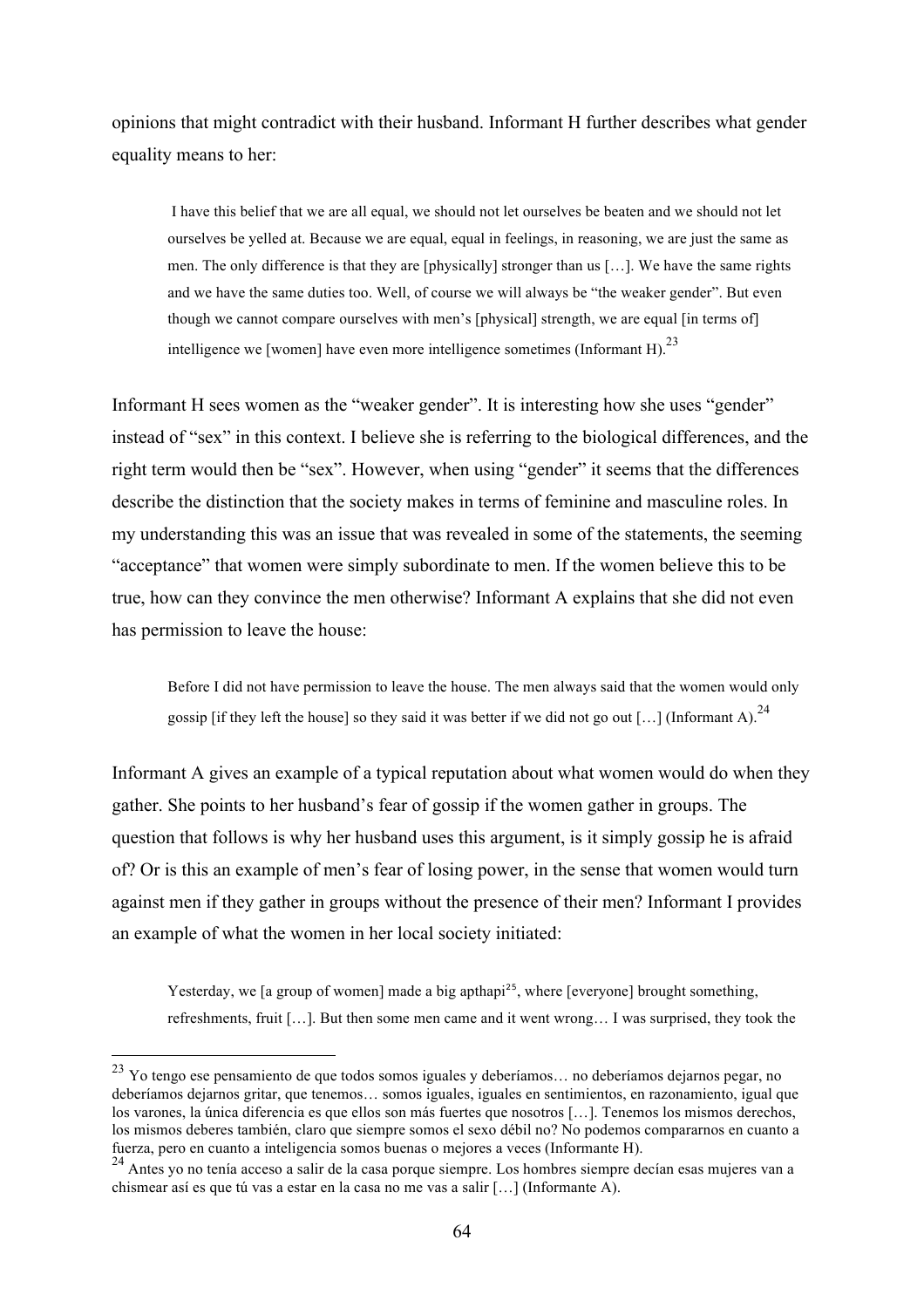opinions that might contradict with their husband. Informant H further describes what gender equality means to her:

> I have this belief that we are all equal, we should not let ourselves be beaten and we should not let ourselves be yelled at. Because we are equal, equal in feelings, in reasoning, we are just the same as men. The only difference is that they are [physically] stronger than us […]. We have the same rights and we have the same duties too. Well, of course we will always be "the weaker gender". But even though we cannot compare ourselves with men's [physical] strength, we are equal [in terms of] intelligence we [women] have even more intelligence sometimes (Informant H).[23]

Informant H sees women as the "weaker gender". It is interesting how she uses "gender" instead of "sex" in this context. I believe she is referring to the biological differences, and the right term would then be "sex". However, when using "gender" it seems that the differences describe the distinction that the society makes in terms of feminine and masculine roles. In my understanding this was an issue that was revealed in some of the statements, the seeming "acceptance" that women were simply subordinate to men. If the women believe this to be true, how can they convince the men otherwise? Informant A explains that she did not even has permission to leave the house:

> Before I did not have permission to leave the house. The men always said that the women would only gossip [if they left the house] so they said it was better if we did not go out […] (Informant A).[24]

Informant A gives an example of a typical reputation about what women would do when they gather. She points to her husband's fear of gossip if the women gather in groups. The question that follows is why her husband uses this argument, is it simply gossip he is afraid of? Or is this an example of men's fear of losing power, in the sense that women would turn against men if they gather in groups without the presence of their men? Informant I provides an example of what the women in her local society initiated:

> Yesterday, we [a group of women] made a big apthapi[25], where [everyone] brought something, refreshments, fruit […]. But then some men came and it went wrong… I was surprised, they took the

---

[23] Yo tengo ese pensamiento de que todos somos iguales y deberíamos… no deberíamos dejarnos pegar, no deberíamos dejarnos gritar, que tenemos… somos iguales, iguales en sentimientos, en razonamiento, igual que los varones, la única diferencia es que ellos son más fuertes que nosotros […]. Tenemos los mismos derechos, los mismos deberes también, claro que siempre somos el sexo débil no? No podemos compararnos en cuanto a fuerza, pero en cuanto a inteligencia somos buenas o mejores a veces (Informante H).

[24] Antes yo no tenía acceso a salir de la casa porque siempre. Los hombres siempre decían esas mujeres van a chismear así es que tú vas a estar en la casa no me vas a salir […] (Informante A).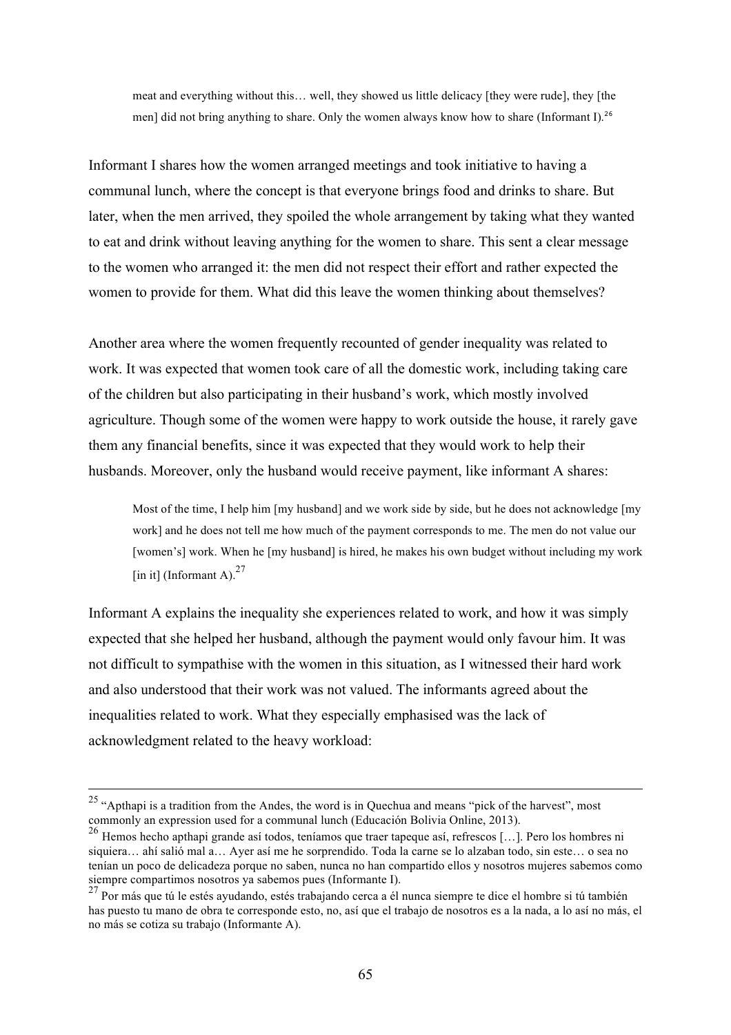> meat and everything without this… well, they showed us little delicacy [they were rude], they [the men] did not bring anything to share. Only the women always know how to share (Informant I).[26]

Informant I shares how the women arranged meetings and took initiative to having a communal lunch, where the concept is that everyone brings food and drinks to share. But later, when the men arrived, they spoiled the whole arrangement by taking what they wanted to eat and drink without leaving anything for the women to share. This sent a clear message to the women who arranged it: the men did not respect their effort and rather expected the women to provide for them. What did this leave the women thinking about themselves?

Another area where the women frequently recounted of gender inequality was related to work. It was expected that women took care of all the domestic work, including taking care of the children but also participating in their husband's work, which mostly involved agriculture. Though some of the women were happy to work outside the house, it rarely gave them any financial benefits, since it was expected that they would work to help their husbands. Moreover, only the husband would receive payment, like informant A shares:

> Most of the time, I help him [my husband] and we work side by side, but he does not acknowledge [my work] and he does not tell me how much of the payment corresponds to me. The men do not value our [women's] work. When he [my husband] is hired, he makes his own budget without including my work [in it] (Informant A).[27]

Informant A explains the inequality she experiences related to work, and how it was simply expected that she helped her husband, although the payment would only favour him. It was not difficult to sympathise with the women in this situation, as I witnessed their hard work and also understood that their work was not valued. The informants agreed about the inequalities related to work. What they especially emphasised was the lack of acknowledgment related to the heavy workload:

---

[25] "Apthapi is a tradition from the Andes, the word is in Quechua and means "pick of the harvest", most commonly an expression used for a communal lunch (Educación Bolivia Online, 2013).

[26] Hemos hecho apthapi grande así todos, teníamos que traer tapeque así, refrescos […]. Pero los hombres ni siquiera… ahí salió mal a… Ayer así me he sorprendido. Toda la carne se lo alzaban todo, sin este… o sea no tenían un poco de delicadeza porque no saben, nunca no han compartido ellos y nosotros mujeres sabemos como siempre compartimos nosotros ya sabemos pues (Informante I).

[27] Por más que tú le estés ayudando, estés trabajando cerca a él nunca siempre te dice el hombre si tú también has puesto tu mano de obra te corresponde esto, no, así que el trabajo de nosotros es a la nada, a lo así no más, el no más se cotiza su trabajo (Informante A).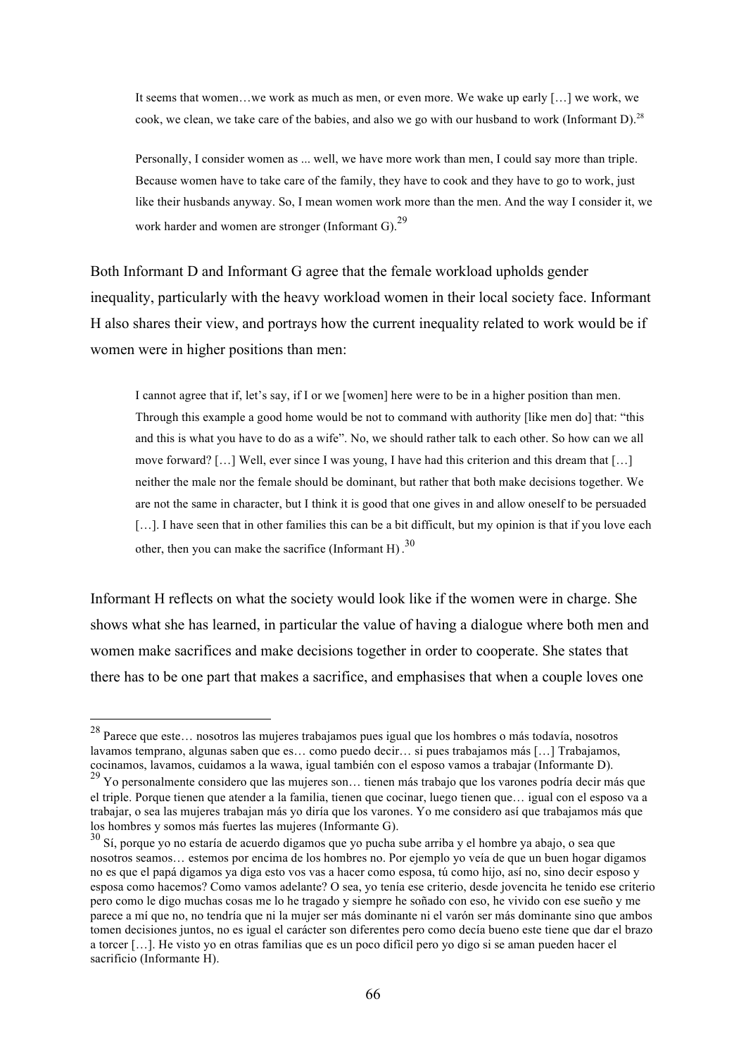> It seems that women…we work as much as men, or even more. We wake up early […] we work, we cook, we clean, we take care of the babies, and also we go with our husband to work (Informant D).[28]

> Personally, I consider women as ... well, we have more work than men, I could say more than triple. Because women have to take care of the family, they have to cook and they have to go to work, just like their husbands anyway. So, I mean women work more than the men. And the way I consider it, we work harder and women are stronger (Informant G).[29]

Both Informant D and Informant G agree that the female workload upholds gender inequality, particularly with the heavy workload women in their local society face. Informant H also shares their view, and portrays how the current inequality related to work would be if women were in higher positions than men:

> I cannot agree that if, let's say, if I or we [women] here were to be in a higher position than men. Through this example a good home would be not to command with authority [like men do] that: "this and this is what you have to do as a wife". No, we should rather talk to each other. So how can we all move forward? […] Well, ever since I was young, I have had this criterion and this dream that […] neither the male nor the female should be dominant, but rather that both make decisions together. We are not the same in character, but I think it is good that one gives in and allow oneself to be persuaded […]. I have seen that in other families this can be a bit difficult, but my opinion is that if you love each other, then you can make the sacrifice (Informant H).[30]

Informant H reflects on what the society would look like if the women were in charge. She shows what she has learned, in particular the value of having a dialogue where both men and women make sacrifices and make decisions together in order to cooperate. She states that there has to be one part that makes a sacrifice, and emphasises that when a couple loves one

---

[28] Parece que este… nosotros las mujeres trabajamos pues igual que los hombres o más todavía, nosotros lavamos temprano, algunas saben que es… como puedo decir… si pues trabajamos más […] Trabajamos, cocinamos, lavamos, cuidamos a la wawa, igual también con el esposo vamos a trabajar (Informante D).

[29] Yo personalmente considero que las mujeres son… tienen más trabajo que los varones podría decir más que el triple. Porque tienen que atender a la familia, tienen que cocinar, luego tienen que… igual con el esposo va a trabajar, o sea las mujeres trabajan más yo diría que los varones. Yo me considero así que trabajamos más que los hombres y somos más fuertes las mujeres (Informante G).

[30] Sí, porque yo no estaría de acuerdo digamos que yo pucha sube arriba y el hombre ya abajo, o sea que nosotros seamos… estemos por encima de los hombres no. Por ejemplo yo veía de que un buen hogar digamos no es que el papá digamos ya diga esto vos vas a hacer como esposa, tú como hijo, así no, sino decir esposo y esposa como hacemos? Como vamos adelante? O sea, yo tenía ese criterio, desde jovencita he tenido ese criterio pero como le digo muchas cosas me lo he tragado y siempre he soñado con eso, he vivido con ese sueño y me parece a mí que no, no tendría que ni la mujer ser más dominante ni el varón ser más dominante sino que ambos tomen decisiones juntos, no es igual el carácter son diferentes pero como decía bueno este tiene que dar el brazo a torcer […]. He visto yo en otras familias que es un poco difícil pero yo digo si se aman pueden hacer el sacrificio (Informante H).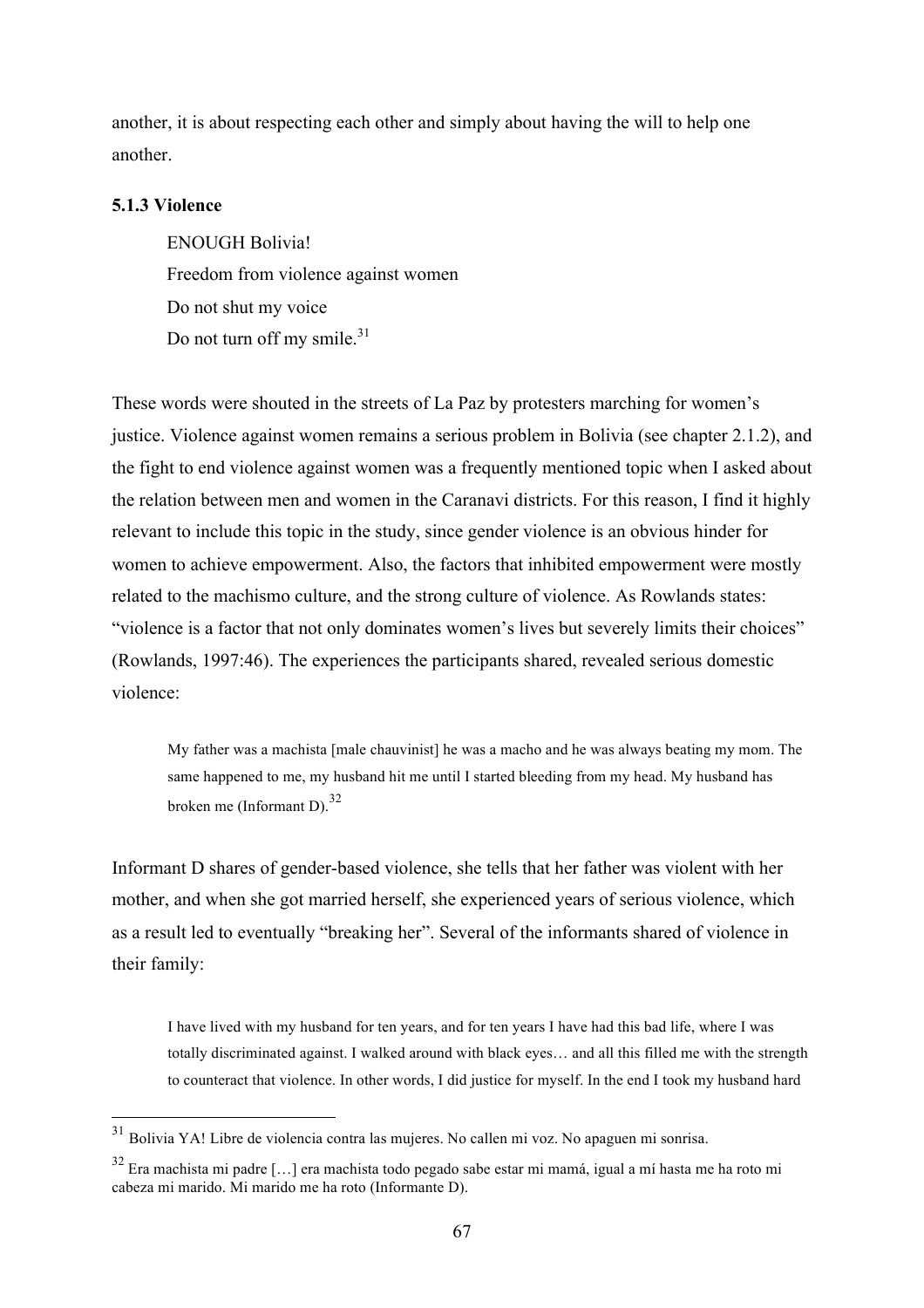another, it is about respecting each other and simply about having the will to help one another.

### 5.1.3 Violence

> ENOUGH Bolivia!
> Freedom from violence against women
> Do not shut my voice
> Do not turn off my smile.[31]

These words were shouted in the streets of La Paz by protesters marching for women's justice. Violence against women remains a serious problem in Bolivia (see chapter 2.1.2), and the fight to end violence against women was a frequently mentioned topic when I asked about the relation between men and women in the Caranavi districts. For this reason, I find it highly relevant to include this topic in the study, since gender violence is an obvious hinder for women to achieve empowerment. Also, the factors that inhibited empowerment were mostly related to the machismo culture, and the strong culture of violence. As Rowlands states: "violence is a factor that not only dominates women's lives but severely limits their choices" (Rowlands, 1997:46). The experiences the participants shared, revealed serious domestic violence:

> My father was a machista [male chauvinist] he was a macho and he was always beating my mom. The same happened to me, my husband hit me until I started bleeding from my head. My husband has broken me (Informant D).[32]

Informant D shares of gender-based violence, she tells that her father was violent with her mother, and when she got married herself, she experienced years of serious violence, which as a result led to eventually "breaking her". Several of the informants shared of violence in their family:

> I have lived with my husband for ten years, and for ten years I have had this bad life, where I was totally discriminated against. I walked around with black eyes… and all this filled me with the strength to counteract that violence. In other words, I did justice for myself. In the end I took my husband hard

---

[31] Bolivia YA! Libre de violencia contra las mujeres. No callen mi voz. No apaguen mi sonrisa.

[32] Era machista mi padre […] era machista todo pegado sabe estar mi mamá, igual a mí hasta me ha roto mi cabeza mi marido. Mi marido me ha roto (Informante D).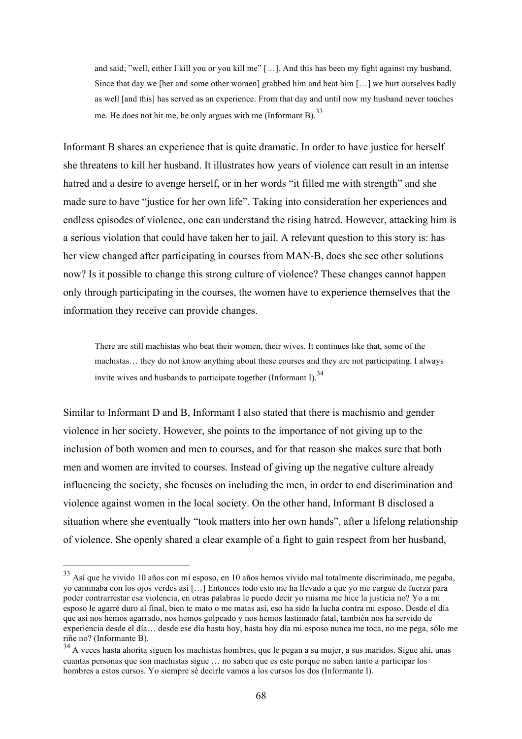> and said; "well, either I kill you or you kill me" […]. And this has been my fight against my husband. Since that day we [her and some other women] grabbed him and beat him […] we hurt ourselves badly as well [and this] has served as an experience. From that day and until now my husband never touches me. He does not hit me, he only argues with me (Informant B).[33]

Informant B shares an experience that is quite dramatic. In order to have justice for herself she threatens to kill her husband. It illustrates how years of violence can result in an intense hatred and a desire to avenge herself, or in her words "it filled me with strength" and she made sure to have "justice for her own life". Taking into consideration her experiences and endless episodes of violence, one can understand the rising hatred. However, attacking him is a serious violation that could have taken her to jail. A relevant question to this story is: has her view changed after participating in courses from MAN-B, does she see other solutions now? Is it possible to change this strong culture of violence? These changes cannot happen only through participating in the courses, the women have to experience themselves that the information they receive can provide changes.

> There are still machistas who beat their women, their wives. It continues like that, some of the machistas… they do not know anything about these courses and they are not participating. I always invite wives and husbands to participate together (Informant I).[34]

Similar to Informant D and B, Informant I also stated that there is machismo and gender violence in her society. However, she points to the importance of not giving up to the inclusion of both women and men to courses, and for that reason she makes sure that both men and women are invited to courses. Instead of giving up the negative culture already influencing the society, she focuses on including the men, in order to end discrimination and violence against women in the local society. On the other hand, Informant B disclosed a situation where she eventually "took matters into her own hands", after a lifelong relationship of violence. She openly shared a clear example of a fight to gain respect from her husband,

---

[33] Así que he vivido 10 años con mi esposo, en 10 años hemos vivido mal totalmente discriminado, me pegaba, yo caminaba con los ojos verdes así […] Entonces todo esto me ha llevado a que yo me cargue de fuerza para poder contrarrestar esa violencia, en otras palabras le puedo decir yo misma me hice la justicia no? Yo a mi esposo le agarré duro al final, bien te mato o me matas así, eso ha sido la lucha contra mi esposo. Desde el día que así nos hemos agarrado, nos hemos golpeado y nos hemos lastimado fatal, también nos ha servido de experiencia desde el día… desde ese día hasta hoy, hasta hoy día mi esposo nunca me toca, no me pega, sólo me riñe no? (Informante B).

[34] A veces hasta ahorita siguen los machistas hombres, que le pegan a su mujer, a sus maridos. Sigue ahí, unas cuantas personas que son machistas sigue … no saben que es este porque no saben tanto a participar los hombres a estos cursos. Yo siempre sé decirle vamos a los cursos los dos (Informante I).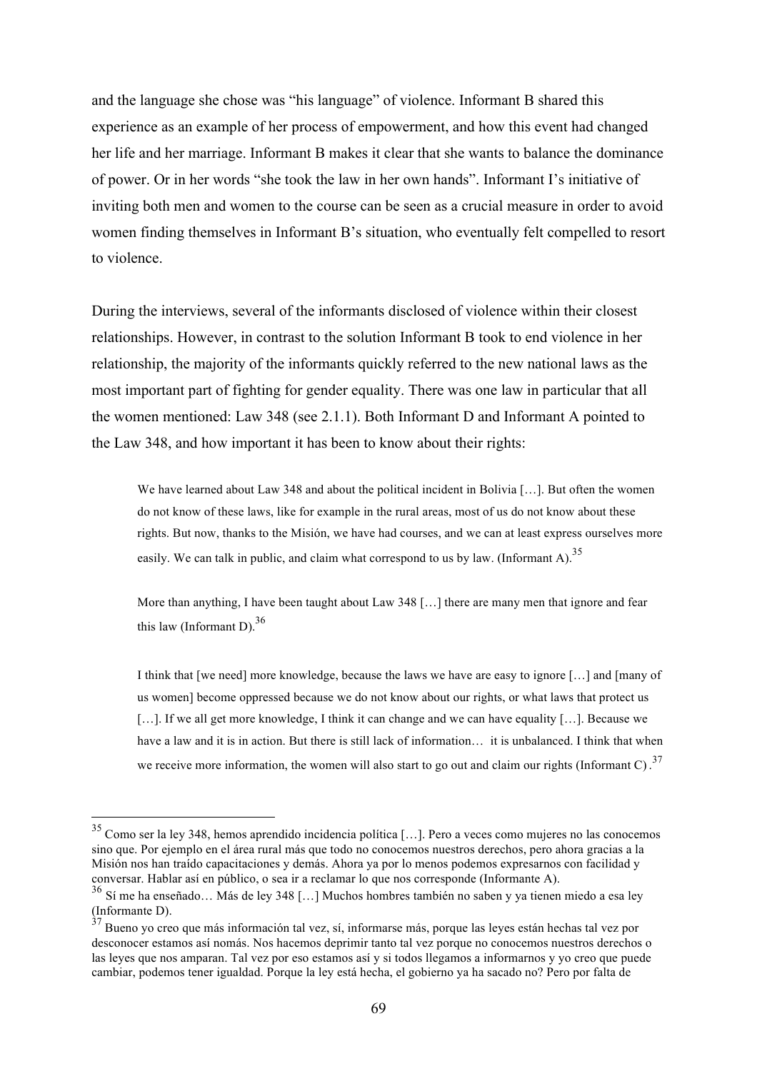and the language she chose was “his language” of violence. Informant B shared this experience as an example of her process of empowerment, and how this event had changed her life and her marriage. Informant B makes it clear that she wants to balance the dominance of power. Or in her words “she took the law in her own hands”. Informant I’s initiative of inviting both men and women to the course can be seen as a crucial measure in order to avoid women finding themselves in Informant B’s situation, who eventually felt compelled to resort to violence.

During the interviews, several of the informants disclosed of violence within their closest relationships. However, in contrast to the solution Informant B took to end violence in her relationship, the majority of the informants quickly referred to the new national laws as the most important part of fighting for gender equality. There was one law in particular that all the women mentioned: Law 348 (see 2.1.1). Both Informant D and Informant A pointed to the Law 348, and how important it has been to know about their rights:

> We have learned about Law 348 and about the political incident in Bolivia […]. But often the women do not know of these laws, like for example in the rural areas, most of us do not know about these rights. But now, thanks to the Misión, we have had courses, and we can at least express ourselves more easily. We can talk in public, and claim what correspond to us by law. (Informant A).[35]

> More than anything, I have been taught about Law 348 […] there are many men that ignore and fear this law (Informant D).[36]

> I think that [we need] more knowledge, because the laws we have are easy to ignore […] and [many of us women] become oppressed because we do not know about our rights, or what laws that protect us […]. If we all get more knowledge, I think it can change and we can have equality […]. Because we have a law and it is in action. But there is still lack of information… it is unbalanced. I think that when we receive more information, the women will also start to go out and claim our rights (Informant C).[37]

---

[35] Como ser la ley 348, hemos aprendido incidencia política […]. Pero a veces como mujeres no las conocemos sino que. Por ejemplo en el área rural más que todo no conocemos nuestros derechos, pero ahora gracias a la Misión nos han traído capacitaciones y demás. Ahora ya por lo menos podemos expresarnos con facilidad y conversar. Hablar así en público, o sea ir a reclamar lo que nos corresponde (Informante A).

[36] Sí me ha enseñado… Más de ley 348 […] Muchos hombres también no saben y ya tienen miedo a esa ley (Informante D).

[37] Bueno yo creo que más información tal vez, sí, informarse más, porque las leyes están hechas tal vez por desconocer estamos así nomás. Nos hacemos deprimir tanto tal vez porque no conocemos nuestros derechos o las leyes que nos amparan. Tal vez por eso estamos así y si todos llegamos a informarnos y yo creo que puede cambiar, podemos tener igualdad. Porque la ley está hecha, el gobierno ya ha sacado no? Pero por falta de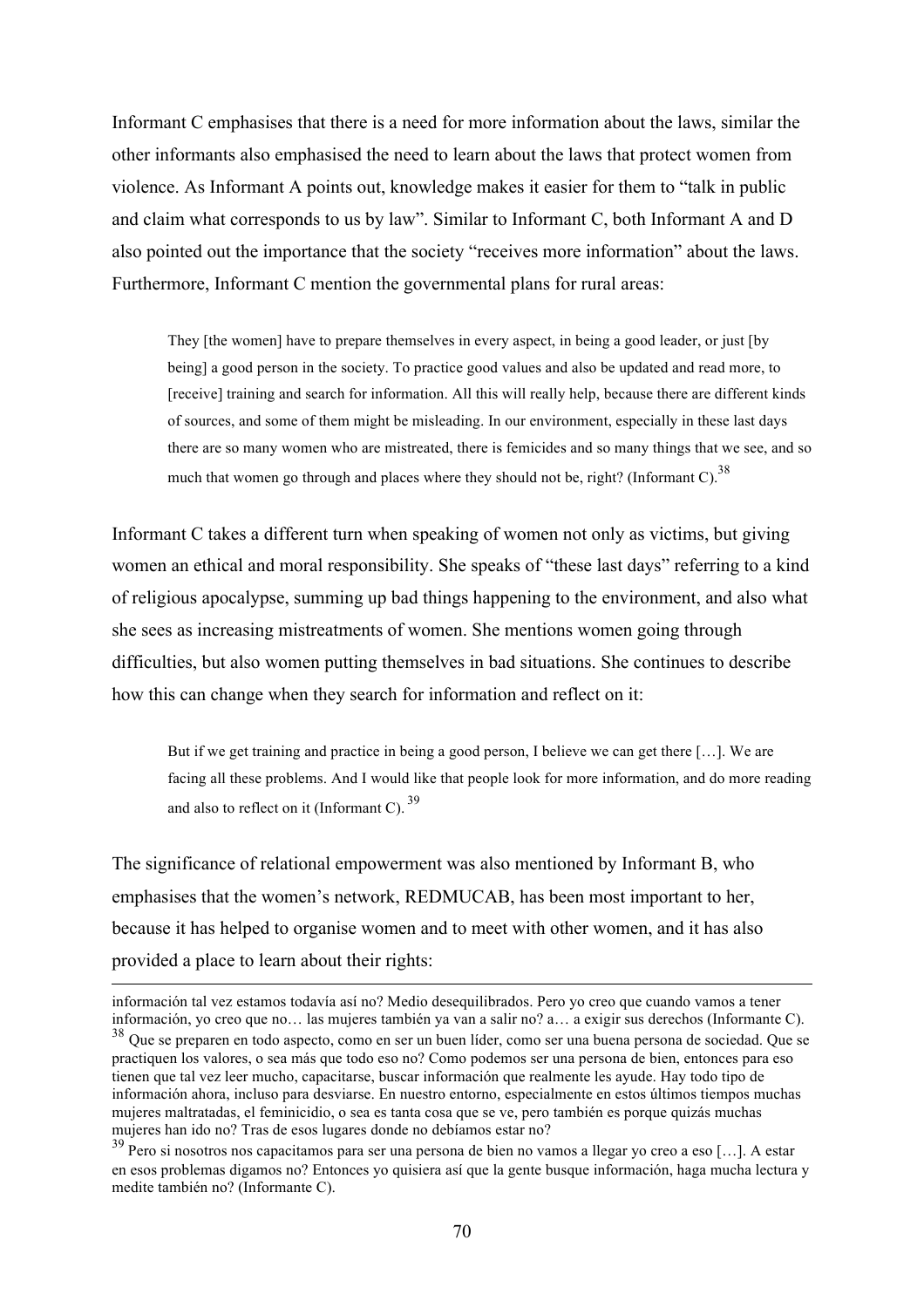Informant C emphasises that there is a need for more information about the laws, similar the other informants also emphasised the need to learn about the laws that protect women from violence. As Informant A points out, knowledge makes it easier for them to "talk in public and claim what corresponds to us by law". Similar to Informant C, both Informant A and D also pointed out the importance that the society "receives more information" about the laws. Furthermore, Informant C mention the governmental plans for rural areas:

> They [the women] have to prepare themselves in every aspect, in being a good leader, or just [by being] a good person in the society. To practice good values and also be updated and read more, to [receive] training and search for information. All this will really help, because there are different kinds of sources, and some of them might be misleading. In our environment, especially in these last days there are so many women who are mistreated, there is femicides and so many things that we see, and so much that women go through and places where they should not be, right? (Informant C).[38]

Informant C takes a different turn when speaking of women not only as victims, but giving women an ethical and moral responsibility. She speaks of "these last days" referring to a kind of religious apocalypse, summing up bad things happening to the environment, and also what she sees as increasing mistreatments of women. She mentions women going through difficulties, but also women putting themselves in bad situations. She continues to describe how this can change when they search for information and reflect on it:

> But if we get training and practice in being a good person, I believe we can get there […]. We are facing all these problems. And I would like that people look for more information, and do more reading and also to reflect on it (Informant C). [39]

The significance of relational empowerment was also mentioned by Informant B, who emphasises that the women's network, REDMUCAB, has been most important to her, because it has helped to organise women and to meet with other women, and it has also provided a place to learn about their rights:

---

información tal vez estamos todavía así no? Medio desequilibrados. Pero yo creo que cuando vamos a tener información, yo creo que no… las mujeres también ya van a salir no? a… a exigir sus derechos (Informante C).

[38] Que se preparen en todo aspecto, como en ser un buen líder, como ser una buena persona de sociedad. Que se practiquen los valores, o sea más que todo eso no? Como podemos ser una persona de bien, entonces para eso tienen que tal vez leer mucho, capacitarse, buscar información que realmente les ayude. Hay todo tipo de información ahora, incluso para desviarse. En nuestro entorno, especialmente en estos últimos tiempos muchas mujeres maltratadas, el feminicidio, o sea es tanta cosa que se ve, pero también es porque quizás muchas mujeres han ido no? Tras de esos lugares donde no debíamos estar no?

[39] Pero si nosotros nos capacitamos para ser una persona de bien no vamos a llegar yo creo a eso […]. A estar en esos problemas digamos no? Entonces yo quisiera así que la gente busque información, haga mucha lectura y medite también no? (Informante C).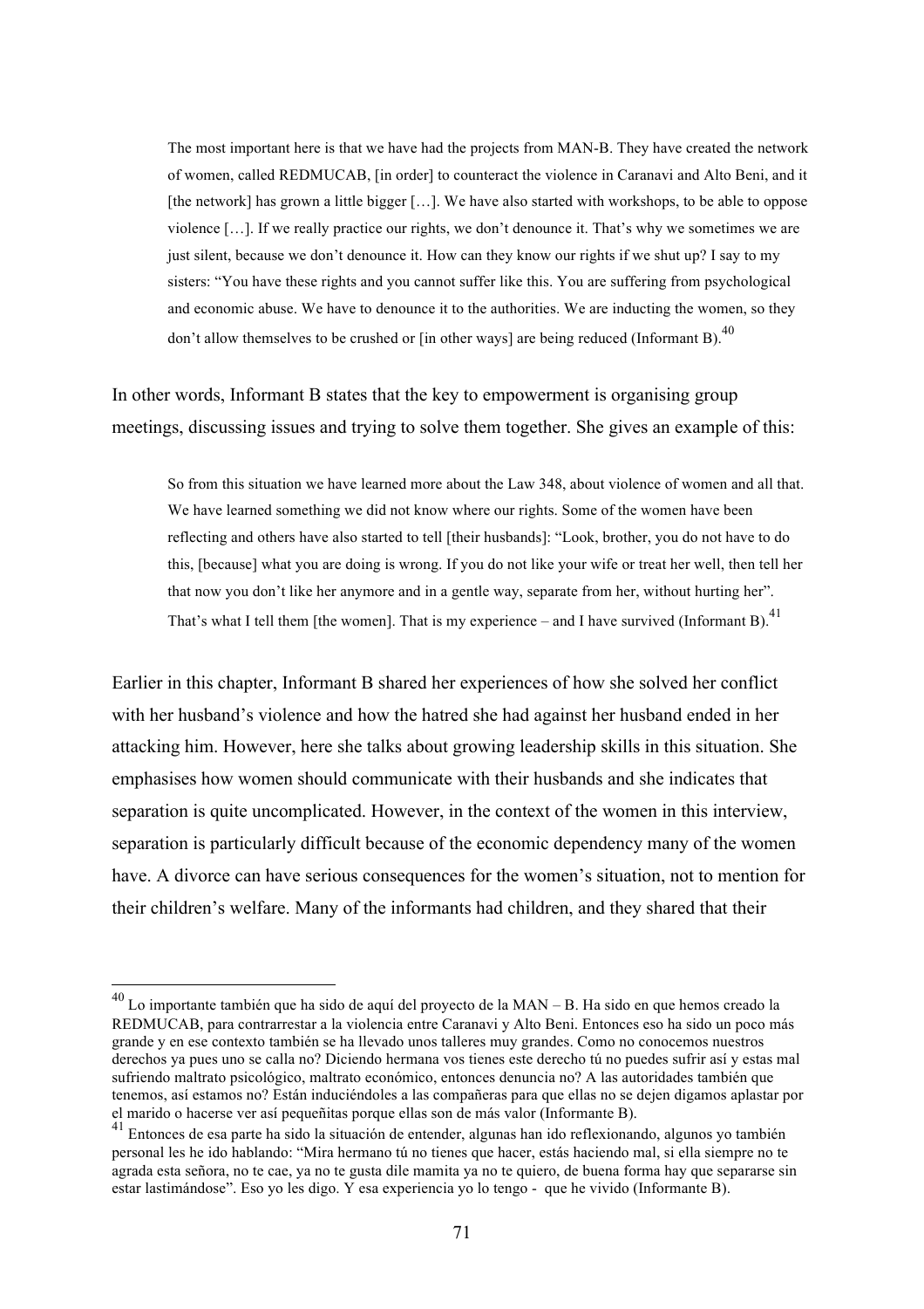> The most important here is that we have had the projects from MAN-B. They have created the network of women, called REDMUCAB, [in order] to counteract the violence in Caranavi and Alto Beni, and it [the network] has grown a little bigger […]. We have also started with workshops, to be able to oppose violence […]. If we really practice our rights, we don't denounce it. That's why we sometimes we are just silent, because we don't denounce it. How can they know our rights if we shut up? I say to my sisters: "You have these rights and you cannot suffer like this. You are suffering from psychological and economic abuse. We have to denounce it to the authorities. We are inducting the women, so they don't allow themselves to be crushed or [in other ways] are being reduced (Informant B).[40]

In other words, Informant B states that the key to empowerment is organising group meetings, discussing issues and trying to solve them together. She gives an example of this:

> So from this situation we have learned more about the Law 348, about violence of women and all that. We have learned something we did not know where our rights. Some of the women have been reflecting and others have also started to tell [their husbands]: "Look, brother, you do not have to do this, [because] what you are doing is wrong. If you do not like your wife or treat her well, then tell her that now you don't like her anymore and in a gentle way, separate from her, without hurting her". That's what I tell them [the women]. That is my experience – and I have survived (Informant B).[41]

Earlier in this chapter, Informant B shared her experiences of how she solved her conflict with her husband's violence and how the hatred she had against her husband ended in her attacking him. However, here she talks about growing leadership skills in this situation. She emphasises how women should communicate with their husbands and she indicates that separation is quite uncomplicated. However, in the context of the women in this interview, separation is particularly difficult because of the economic dependency many of the women have. A divorce can have serious consequences for the women's situation, not to mention for their children's welfare. Many of the informants had children, and they shared that their

---

[40] Lo importante también que ha sido de aquí del proyecto de la MAN – B. Ha sido en que hemos creado la REDMUCAB, para contrarrestar a la violencia entre Caranavi y Alto Beni. Entonces eso ha sido un poco más grande y en ese contexto también se ha llevado unos talleres muy grandes. Como no conocemos nuestros derechos ya pues uno se calla no? Diciendo hermana vos tienes este derecho tú no puedes sufrir así y estas mal sufriendo maltrato psicológico, maltrato económico, entonces denuncia no? A las autoridades también que tenemos, así estamos no? Están induciéndoles a las compañeras para que ellas no se dejen digamos aplastar por el marido o hacerse ver así pequeñitas porque ellas son de más valor (Informante B).

[41] Entonces de esa parte ha sido la situación de entender, algunas han ido reflexionando, algunos yo también personal les he ido hablando: "Mira hermano tú no tienes que hacer, estás haciendo mal, si ella siempre no te agrada esta señora, no te cae, ya no te gusta dile mamita ya no te quiero, de buena forma hay que separarse sin estar lastimándose". Eso yo les digo. Y esa experiencia yo lo tengo - que he vivido (Informante B).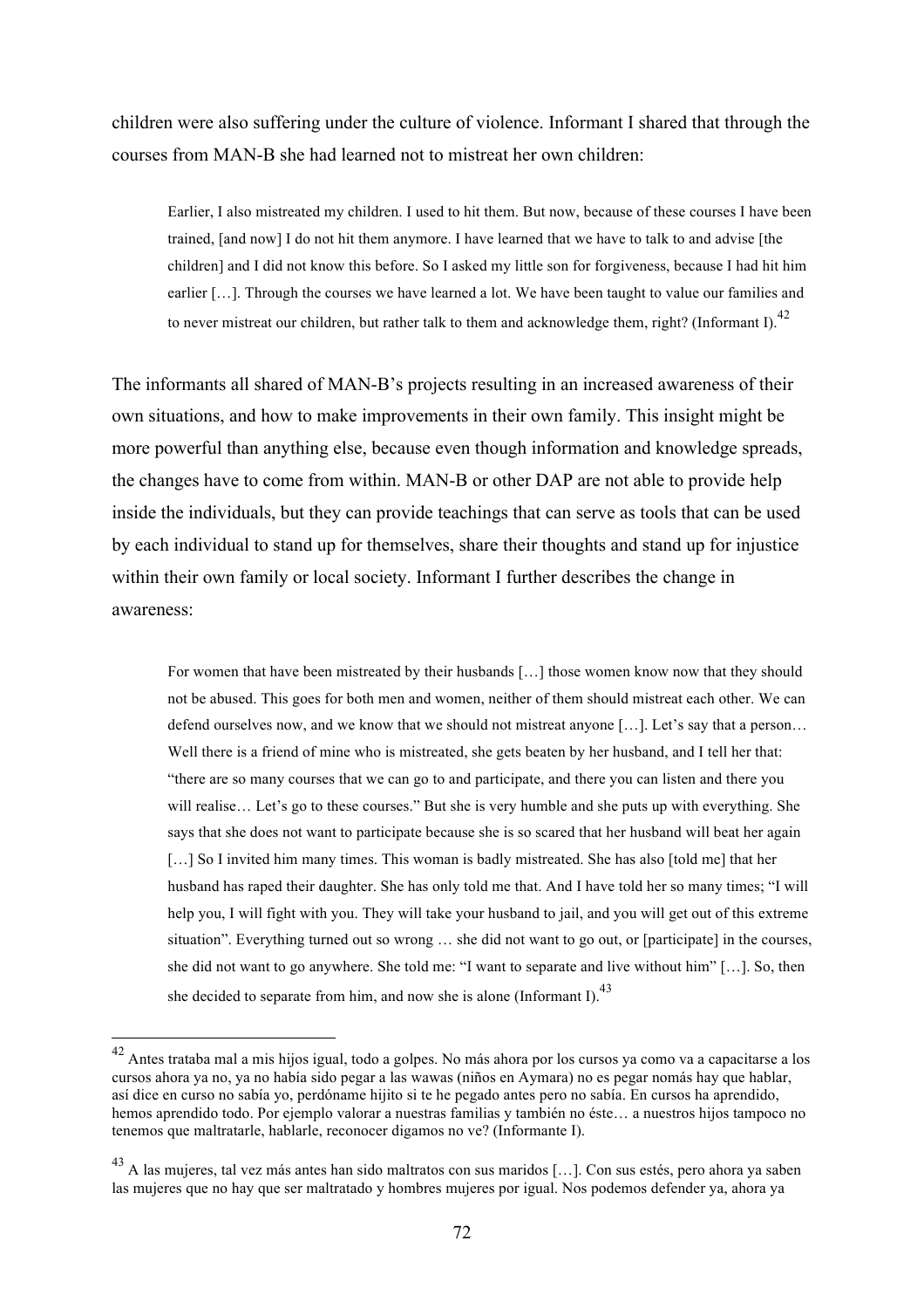children were also suffering under the culture of violence. Informant I shared that through the courses from MAN-B she had learned not to mistreat her own children:

> Earlier, I also mistreated my children. I used to hit them. But now, because of these courses I have been trained, [and now] I do not hit them anymore. I have learned that we have to talk to and advise [the children] and I did not know this before. So I asked my little son for forgiveness, because I had hit him earlier […]. Through the courses we have learned a lot. We have been taught to value our families and to never mistreat our children, but rather talk to them and acknowledge them, right? (Informant I).[42]

The informants all shared of MAN-B's projects resulting in an increased awareness of their own situations, and how to make improvements in their own family. This insight might be more powerful than anything else, because even though information and knowledge spreads, the changes have to come from within. MAN-B or other DAP are not able to provide help inside the individuals, but they can provide teachings that can serve as tools that can be used by each individual to stand up for themselves, share their thoughts and stand up for injustice within their own family or local society. Informant I further describes the change in awareness:

> For women that have been mistreated by their husbands […] those women know now that they should not be abused. This goes for both men and women, neither of them should mistreat each other. We can defend ourselves now, and we know that we should not mistreat anyone […]. Let's say that a person… Well there is a friend of mine who is mistreated, she gets beaten by her husband, and I tell her that: "there are so many courses that we can go to and participate, and there you can listen and there you will realise… Let's go to these courses." But she is very humble and she puts up with everything. She says that she does not want to participate because she is so scared that her husband will beat her again […] So I invited him many times. This woman is badly mistreated. She has also [told me] that her husband has raped their daughter. She has only told me that. And I have told her so many times; "I will help you, I will fight with you. They will take your husband to jail, and you will get out of this extreme situation". Everything turned out so wrong … she did not want to go out, or [participate] in the courses, she did not want to go anywhere. She told me: "I want to separate and live without him" […]. So, then she decided to separate from him, and now she is alone (Informant I).[43]

---

[42] Antes trataba mal a mis hijos igual, todo a golpes. No más ahora por los cursos ya como va a capacitarse a los cursos ahora ya no, ya no había sido pegar a las wawas (niños en Aymara) no es pegar nomás hay que hablar, así dice en curso no sabía yo, perdóname hijito si te he pegado antes pero no sabía. En cursos ha aprendido, hemos aprendido todo. Por ejemplo valorar a nuestras familias y también no éste… a nuestros hijos tampoco no tenemos que maltratarle, hablarle, reconocer digamos no ve? (Informante I).

[43] A las mujeres, tal vez más antes han sido maltratos con sus maridos […]. Con sus estés, pero ahora ya saben las mujeres que no hay que ser maltratado y hombres mujeres por igual. Nos podemos defender ya, ahora ya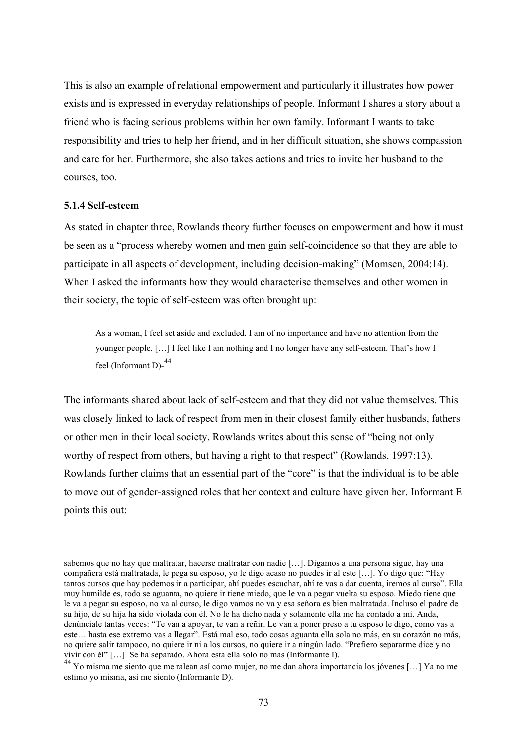This is also an example of relational empowerment and particularly it illustrates how power exists and is expressed in everyday relationships of people. Informant I shares a story about a friend who is facing serious problems within her own family. Informant I wants to take responsibility and tries to help her friend, and in her difficult situation, she shows compassion and care for her. Furthermore, she also takes actions and tries to invite her husband to the courses, too.

### 5.1.4 Self-esteem

As stated in chapter three, Rowlands theory further focuses on empowerment and how it must be seen as a "process whereby women and men gain self-coincidence so that they are able to participate in all aspects of development, including decision-making" (Momsen, 2004:14). When I asked the informants how they would characterise themselves and other women in their society, the topic of self-esteem was often brought up:

> As a woman, I feel set aside and excluded. I am of no importance and have no attention from the younger people. […] I feel like I am nothing and I no longer have any self-esteem. That's how I feel (Informant D)-[44]

The informants shared about lack of self-esteem and that they did not value themselves. This was closely linked to lack of respect from men in their closest family either husbands, fathers or other men in their local society. Rowlands writes about this sense of "being not only worthy of respect from others, but having a right to that respect" (Rowlands, 1997:13). Rowlands further claims that an essential part of the "core" is that the individual is to be able to move out of gender-assigned roles that her context and culture have given her. Informant E points this out:

---

sabemos que no hay que maltratar, hacerse maltratar con nadie […]. Digamos a una persona sigue, hay una compañera está maltratada, le pega su esposo, yo le digo acaso no puedes ir al este […]. Yo digo que: "Hay tantos cursos que hay podemos ir a participar, ahí puedes escuchar, ahí te vas a dar cuenta, iremos al curso". Ella muy humilde es, todo se aguanta, no quiere ir tiene miedo, que le va a pegar vuelta su esposo. Miedo tiene que le va a pegar su esposo, no va al curso, le digo vamos no va y esa señora es bien maltratada. Incluso el padre de su hijo, de su hija ha sido violada con él. No le ha dicho nada y solamente ella me ha contado a mí. Anda, denúnciale tantas veces: "Te van a apoyar, te van a reñir. Le van a poner preso a tu esposo le digo, como vas a este… hasta ese extremo vas a llegar". Está mal eso, todo cosas aguanta ella sola no más, en su corazón no más, no quiere salir tampoco, no quiere ir ni a los cursos, no quiere ir a ningún lado. "Prefiero separarme dice y no vivir con él" […] Se ha separado. Ahora esta ella solo no mas (Informante I).

[44] Yo misma me siento que me ralean así como mujer, no me dan ahora importancia los jóvenes […] Ya no me estimo yo misma, así me siento (Informante D).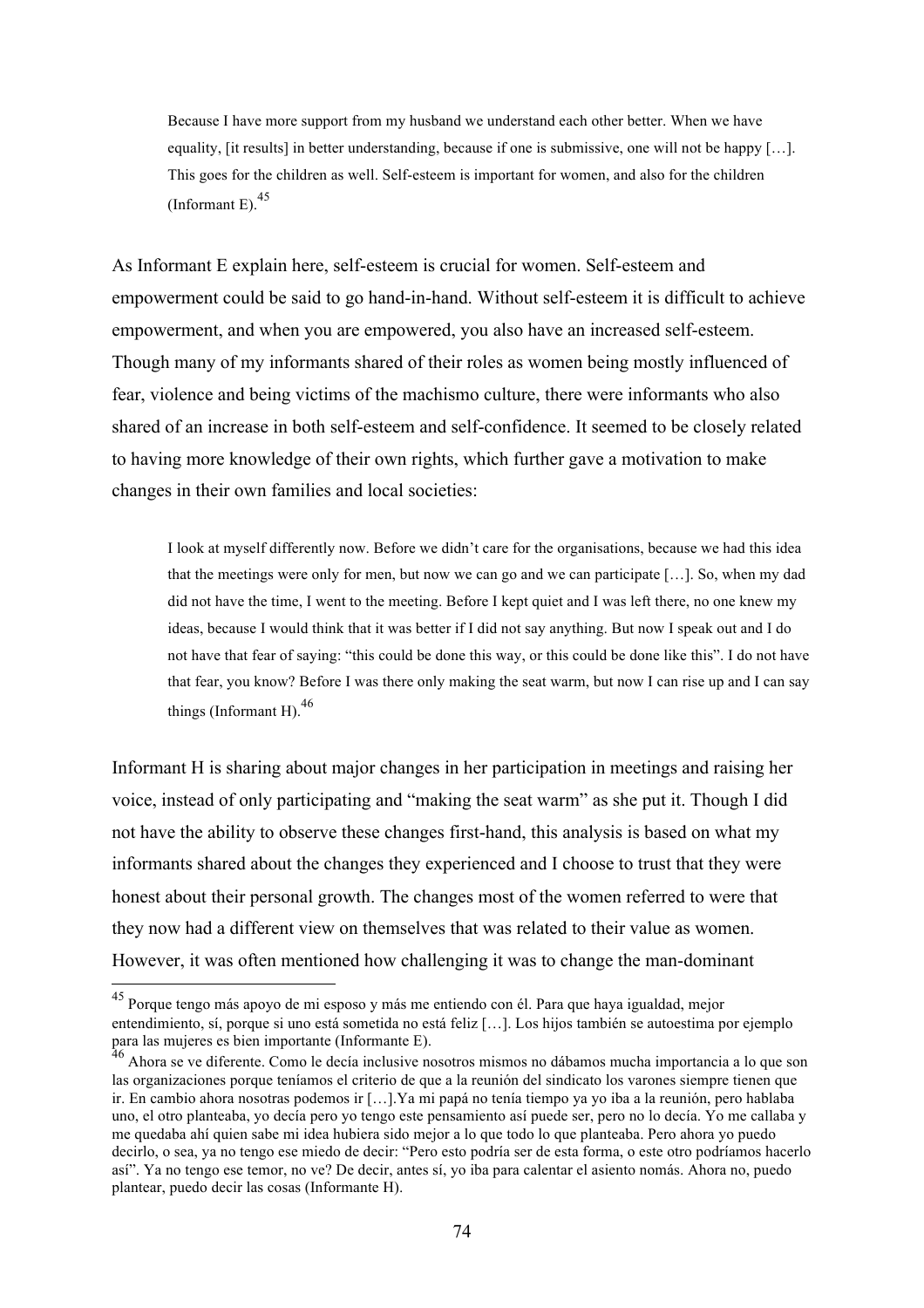> Because I have more support from my husband we understand each other better. When we have equality, [it results] in better understanding, because if one is submissive, one will not be happy […]. This goes for the children as well. Self-esteem is important for women, and also for the children (Informant E).[45]

As Informant E explain here, self-esteem is crucial for women. Self-esteem and empowerment could be said to go hand-in-hand. Without self-esteem it is difficult to achieve empowerment, and when you are empowered, you also have an increased self-esteem. Though many of my informants shared of their roles as women being mostly influenced of fear, violence and being victims of the machismo culture, there were informants who also shared of an increase in both self-esteem and self-confidence. It seemed to be closely related to having more knowledge of their own rights, which further gave a motivation to make changes in their own families and local societies:

> I look at myself differently now. Before we didn't care for the organisations, because we had this idea that the meetings were only for men, but now we can go and we can participate […]. So, when my dad did not have the time, I went to the meeting. Before I kept quiet and I was left there, no one knew my ideas, because I would think that it was better if I did not say anything. But now I speak out and I do not have that fear of saying: "this could be done this way, or this could be done like this". I do not have that fear, you know? Before I was there only making the seat warm, but now I can rise up and I can say things (Informant H).[46]

Informant H is sharing about major changes in her participation in meetings and raising her voice, instead of only participating and "making the seat warm" as she put it. Though I did not have the ability to observe these changes first-hand, this analysis is based on what my informants shared about the changes they experienced and I choose to trust that they were honest about their personal growth. The changes most of the women referred to were that they now had a different view on themselves that was related to their value as women. However, it was often mentioned how challenging it was to change the man-dominant

---

[45] Porque tengo más apoyo de mi esposo y más me entiendo con él. Para que haya igualdad, mejor entendimiento, sí, porque si uno está sometida no está feliz […]. Los hijos también se autoestima por ejemplo para las mujeres es bien importante (Informante E).

[46] Ahora se ve diferente. Como le decía inclusive nosotros mismos no dábamos mucha importancia a lo que son las organizaciones porque teníamos el criterio de que a la reunión del sindicato los varones siempre tienen que ir. En cambio ahora nosotras podemos ir […].Ya mi papá no tenía tiempo ya yo iba a la reunión, pero hablaba uno, el otro planteaba, yo decía pero yo tengo este pensamiento así puede ser, pero no lo decía. Yo me callaba y me quedaba ahí quien sabe mi idea hubiera sido mejor a lo que todo lo que planteaba. Pero ahora yo puedo decirlo, o sea, ya no tengo ese miedo de decir: "Pero esto podría ser de esta forma, o este otro podríamos hacerlo así". Ya no tengo ese temor, no ve? De decir, antes sí, yo iba para calentar el asiento nomás. Ahora no, puedo plantear, puedo decir las cosas (Informante H).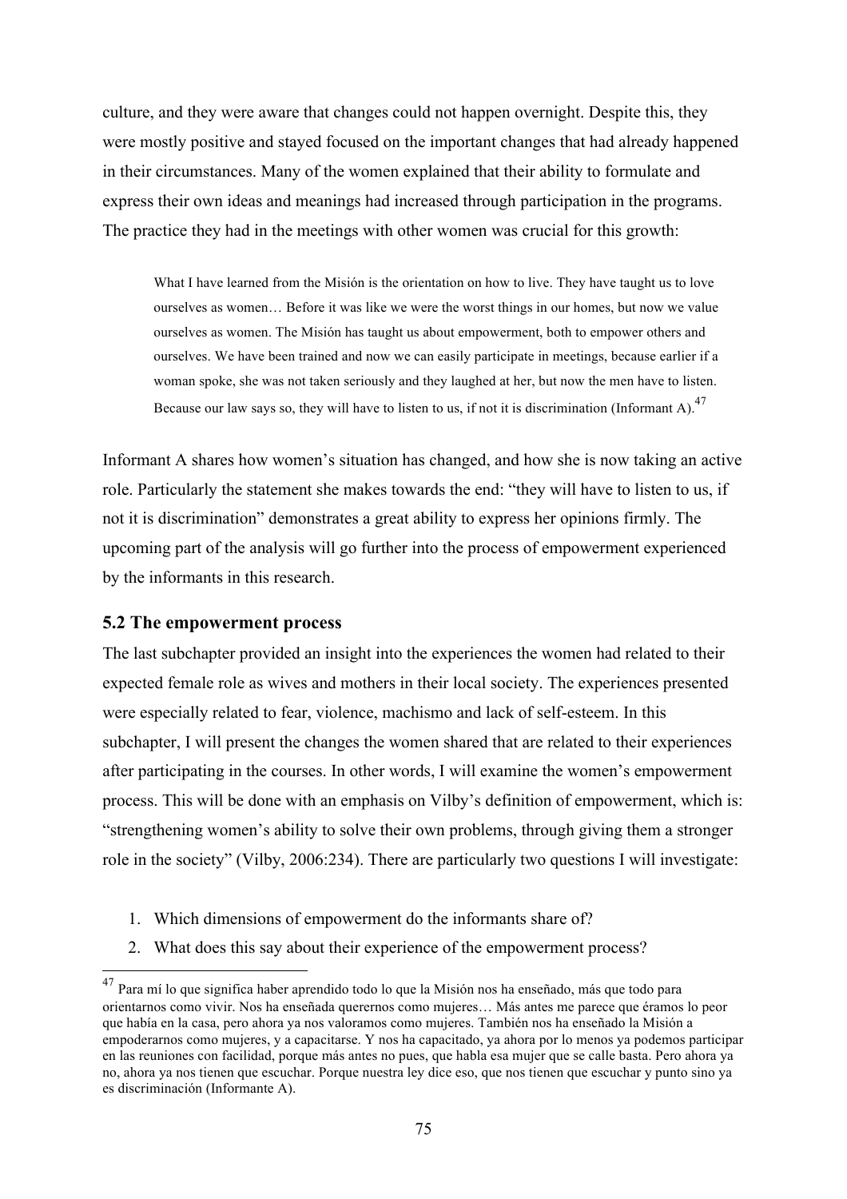culture, and they were aware that changes could not happen overnight. Despite this, they were mostly positive and stayed focused on the important changes that had already happened in their circumstances. Many of the women explained that their ability to formulate and express their own ideas and meanings had increased through participation in the programs. The practice they had in the meetings with other women was crucial for this growth:

> What I have learned from the Misión is the orientation on how to live. They have taught us to love ourselves as women… Before it was like we were the worst things in our homes, but now we value ourselves as women. The Misión has taught us about empowerment, both to empower others and ourselves. We have been trained and now we can easily participate in meetings, because earlier if a woman spoke, she was not taken seriously and they laughed at her, but now the men have to listen. Because our law says so, they will have to listen to us, if not it is discrimination (Informant A).[47]

Informant A shares how women's situation has changed, and how she is now taking an active role. Particularly the statement she makes towards the end: "they will have to listen to us, if not it is discrimination" demonstrates a great ability to express her opinions firmly. The upcoming part of the analysis will go further into the process of empowerment experienced by the informants in this research.

### 5.2 The empowerment process

The last subchapter provided an insight into the experiences the women had related to their expected female role as wives and mothers in their local society. The experiences presented were especially related to fear, violence, machismo and lack of self-esteem. In this subchapter, I will present the changes the women shared that are related to their experiences after participating in the courses. In other words, I will examine the women's empowerment process. This will be done with an emphasis on Vilby's definition of empowerment, which is: "strengthening women's ability to solve their own problems, through giving them a stronger role in the society" (Vilby, 2006:234). There are particularly two questions I will investigate:

1. Which dimensions of empowerment do the informants share of?
2. What does this say about their experience of the empowerment process?

---

[47] Para mí lo que significa haber aprendido todo lo que la Misión nos ha enseñado, más que todo para orientarnos como vivir. Nos ha enseñada querernos como mujeres… Más antes me parece que éramos lo peor que había en la casa, pero ahora ya nos valoramos como mujeres. También nos ha enseñado la Misión a empoderarnos como mujeres, y a capacitarse. Y nos ha capacitado, ya ahora por lo menos ya podemos participar en las reuniones con facilidad, porque más antes no pues, que habla esa mujer que se calle basta. Pero ahora ya no, ahora ya nos tienen que escuchar. Porque nuestra ley dice eso, que nos tienen que escuchar y punto sino ya es discriminación (Informante A).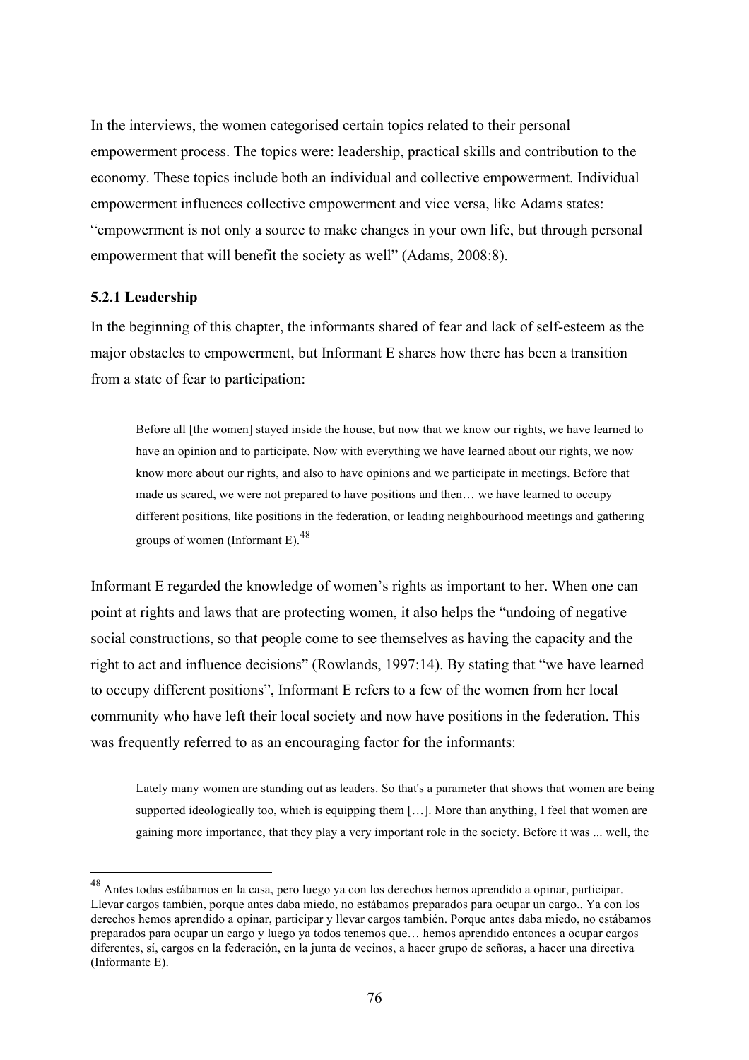In the interviews, the women categorised certain topics related to their personal empowerment process. The topics were: leadership, practical skills and contribution to the economy. These topics include both an individual and collective empowerment. Individual empowerment influences collective empowerment and vice versa, like Adams states: “empowerment is not only a source to make changes in your own life, but through personal empowerment that will benefit the society as well” (Adams, 2008:8).

### 5.2.1 Leadership

In the beginning of this chapter, the informants shared of fear and lack of self-esteem as the major obstacles to empowerment, but Informant E shares how there has been a transition from a state of fear to participation:

> Before all [the women] stayed inside the house, but now that we know our rights, we have learned to have an opinion and to participate. Now with everything we have learned about our rights, we now know more about our rights, and also to have opinions and we participate in meetings. Before that made us scared, we were not prepared to have positions and then… we have learned to occupy different positions, like positions in the federation, or leading neighbourhood meetings and gathering groups of women (Informant E).[48]

Informant E regarded the knowledge of women’s rights as important to her. When one can point at rights and laws that are protecting women, it also helps the “undoing of negative social constructions, so that people come to see themselves as having the capacity and the right to act and influence decisions” (Rowlands, 1997:14). By stating that “we have learned to occupy different positions”, Informant E refers to a few of the women from her local community who have left their local society and now have positions in the federation. This was frequently referred to as an encouraging factor for the informants:

> Lately many women are standing out as leaders. So that's a parameter that shows that women are being supported ideologically too, which is equipping them […]. More than anything, I feel that women are gaining more importance, that they play a very important role in the society. Before it was ... well, the

[48] Antes todas estábamos en la casa, pero luego ya con los derechos hemos aprendido a opinar, participar. Llevar cargos también, porque antes daba miedo, no estábamos preparados para ocupar un cargo.. Ya con los derechos hemos aprendido a opinar, participar y llevar cargos también. Porque antes daba miedo, no estábamos preparados para ocupar un cargo y luego ya todos tenemos que… hemos aprendido entonces a ocupar cargos diferentes, sí, cargos en la federación, en la junta de vecinos, a hacer grupo de señoras, a hacer una directiva (Informante E).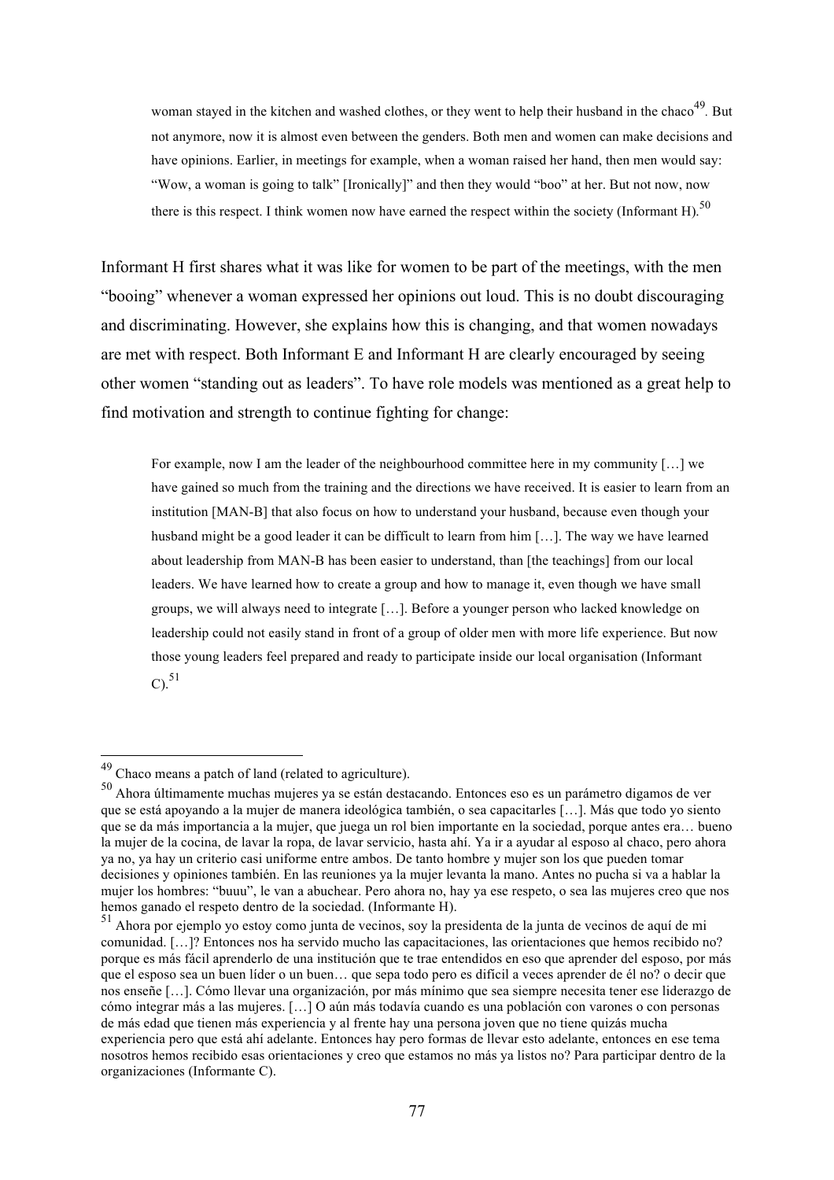> woman stayed in the kitchen and washed clothes, or they went to help their husband in the chaco[49]. But not anymore, now it is almost even between the genders. Both men and women can make decisions and have opinions. Earlier, in meetings for example, when a woman raised her hand, then men would say: "Wow, a woman is going to talk" [Ironically]" and then they would "boo" at her. But not now, now there is this respect. I think women now have earned the respect within the society (Informant H).[50]

Informant H first shares what it was like for women to be part of the meetings, with the men "booing" whenever a woman expressed her opinions out loud. This is no doubt discouraging and discriminating. However, she explains how this is changing, and that women nowadays are met with respect. Both Informant E and Informant H are clearly encouraged by seeing other women "standing out as leaders". To have role models was mentioned as a great help to find motivation and strength to continue fighting for change:

> For example, now I am the leader of the neighbourhood committee here in my community […] we have gained so much from the training and the directions we have received. It is easier to learn from an institution [MAN-B] that also focus on how to understand your husband, because even though your husband might be a good leader it can be difficult to learn from him […]. The way we have learned about leadership from MAN-B has been easier to understand, than [the teachings] from our local leaders. We have learned how to create a group and how to manage it, even though we have small groups, we will always need to integrate […]. Before a younger person who lacked knowledge on leadership could not easily stand in front of a group of older men with more life experience. But now those young leaders feel prepared and ready to participate inside our local organisation (Informant C).[51]

---

[49] Chaco means a patch of land (related to agriculture).

[50] Ahora últimamente muchas mujeres ya se están destacando. Entonces eso es un parámetro digamos de ver que se está apoyando a la mujer de manera ideológica también, o sea capacitarles […]. Más que todo yo siento que se da más importancia a la mujer, que juega un rol bien importante en la sociedad, porque antes era… bueno la mujer de la cocina, de lavar la ropa, de lavar servicio, hasta ahí. Ya ir a ayudar al esposo al chaco, pero ahora ya no, ya hay un criterio casi uniforme entre ambos. De tanto hombre y mujer son los que pueden tomar decisiones y opiniones también. En las reuniones ya la mujer levanta la mano. Antes no pucha si va a hablar la mujer los hombres: "buuu", le van a abuchear. Pero ahora no, hay ya ese respeto, o sea las mujeres creo que nos hemos ganado el respeto dentro de la sociedad. (Informante H).

[51] Ahora por ejemplo yo estoy como junta de vecinos, soy la presidenta de la junta de vecinos de aquí de mi comunidad. […]? Entonces nos ha servido mucho las capacitaciones, las orientaciones que hemos recibido no? porque es más fácil aprenderlo de una institución que te trae entendidos en eso que aprender del esposo, por más que el esposo sea un buen líder o un buen… que sepa todo pero es difícil a veces aprender de él no? o decir que nos enseñe […]. Cómo llevar una organización, por más mínimo que sea siempre necesita tener ese liderazgo de cómo integrar más a las mujeres. […] O aún más todavía cuando es una población con varones o con personas de más edad que tienen más experiencia y al frente hay una persona joven que no tiene quizás mucha experiencia pero que está ahí adelante. Entonces hay pero formas de llevar esto adelante, entonces en ese tema nosotros hemos recibido esas orientaciones y creo que estamos no más ya listos no? Para participar dentro de la organizaciones (Informante C).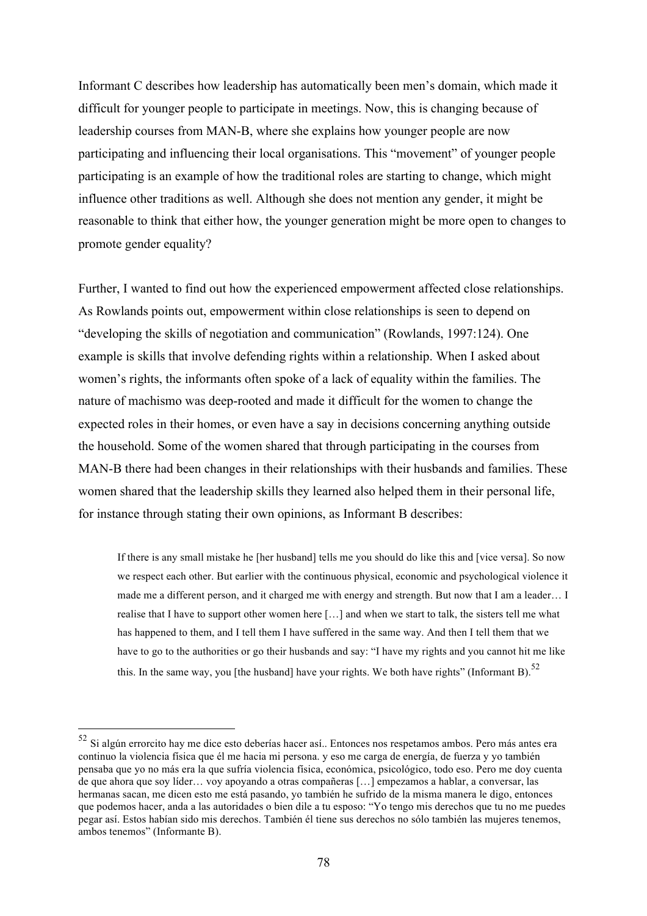Informant C describes how leadership has automatically been men's domain, which made it difficult for younger people to participate in meetings. Now, this is changing because of leadership courses from MAN-B, where she explains how younger people are now participating and influencing their local organisations. This "movement" of younger people participating is an example of how the traditional roles are starting to change, which might influence other traditions as well. Although she does not mention any gender, it might be reasonable to think that either how, the younger generation might be more open to changes to promote gender equality?

Further, I wanted to find out how the experienced empowerment affected close relationships. As Rowlands points out, empowerment within close relationships is seen to depend on "developing the skills of negotiation and communication" (Rowlands, 1997:124). One example is skills that involve defending rights within a relationship. When I asked about women's rights, the informants often spoke of a lack of equality within the families. The nature of machismo was deep-rooted and made it difficult for the women to change the expected roles in their homes, or even have a say in decisions concerning anything outside the household. Some of the women shared that through participating in the courses from MAN-B there had been changes in their relationships with their husbands and families. These women shared that the leadership skills they learned also helped them in their personal life, for instance through stating their own opinions, as Informant B describes:

> If there is any small mistake he [her husband] tells me you should do like this and [vice versa]. So now we respect each other. But earlier with the continuous physical, economic and psychological violence it made me a different person, and it charged me with energy and strength. But now that I am a leader… I realise that I have to support other women here […] and when we start to talk, the sisters tell me what has happened to them, and I tell them I have suffered in the same way. And then I tell them that we have to go to the authorities or go their husbands and say: "I have my rights and you cannot hit me like this. In the same way, you [the husband] have your rights. We both have rights" (Informant B).[52]

---

[52] Si algún errorcito hay me dice esto deberías hacer así.. Entonces nos respetamos ambos. Pero más antes era continuo la violencia física que él me hacia mi persona. y eso me carga de energía, de fuerza y yo también pensaba que yo no más era la que sufría violencia física, económica, psicológico, todo eso. Pero me doy cuenta de que ahora que soy líder… voy apoyando a otras compañeras […] empezamos a hablar, a conversar, las hermanas sacan, me dicen esto me está pasando, yo también he sufrido de la misma manera le digo, entonces que podemos hacer, anda a las autoridades o bien dile a tu esposo: "Yo tengo mis derechos que tu no me puedes pegar así. Estos habían sido mis derechos. También él tiene sus derechos no sólo también las mujeres tenemos, ambos tenemos" (Informante B).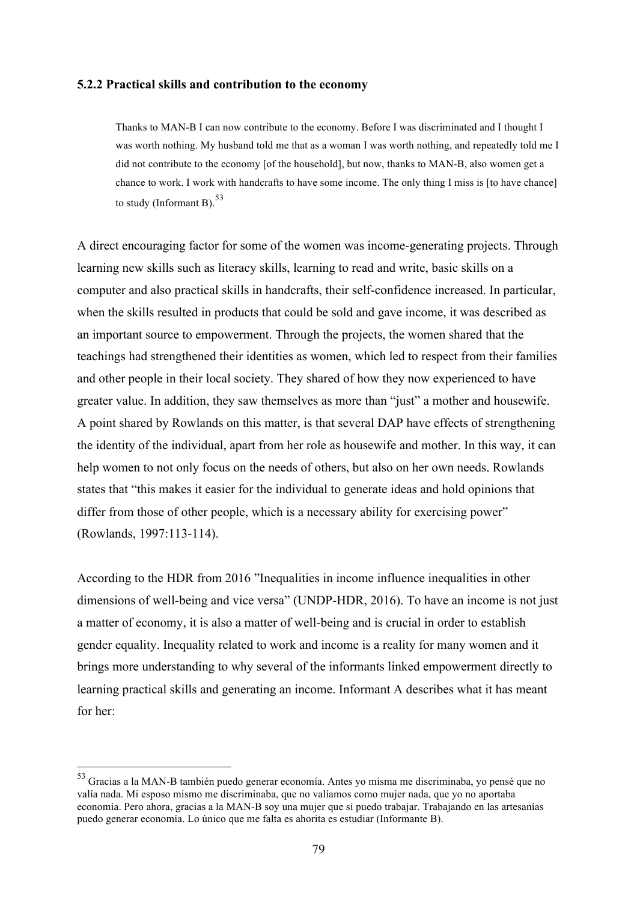### 5.2.2 Practical skills and contribution to the economy

> Thanks to MAN-B I can now contribute to the economy. Before I was discriminated and I thought I was worth nothing. My husband told me that as a woman I was worth nothing, and repeatedly told me I did not contribute to the economy [of the household], but now, thanks to MAN-B, also women get a chance to work. I work with handcrafts to have some income. The only thing I miss is [to have chance] to study (Informant B).[53]

A direct encouraging factor for some of the women was income-generating projects. Through learning new skills such as literacy skills, learning to read and write, basic skills on a computer and also practical skills in handcrafts, their self-confidence increased. In particular, when the skills resulted in products that could be sold and gave income, it was described as an important source to empowerment. Through the projects, the women shared that the teachings had strengthened their identities as women, which led to respect from their families and other people in their local society. They shared of how they now experienced to have greater value. In addition, they saw themselves as more than "just" a mother and housewife. A point shared by Rowlands on this matter, is that several DAP have effects of strengthening the identity of the individual, apart from her role as housewife and mother. In this way, it can help women to not only focus on the needs of others, but also on her own needs. Rowlands states that "this makes it easier for the individual to generate ideas and hold opinions that differ from those of other people, which is a necessary ability for exercising power" (Rowlands, 1997:113-114).

According to the HDR from 2016 "Inequalities in income influence inequalities in other dimensions of well-being and vice versa" (UNDP-HDR, 2016). To have an income is not just a matter of economy, it is also a matter of well-being and is crucial in order to establish gender equality. Inequality related to work and income is a reality for many women and it brings more understanding to why several of the informants linked empowerment directly to learning practical skills and generating an income. Informant A describes what it has meant for her:

---

[53] Gracias a la MAN-B también puedo generar economía. Antes yo misma me discriminaba, yo pensé que no valía nada. Mi esposo mismo me discriminaba, que no valíamos como mujer nada, que yo no aportaba economía. Pero ahora, gracias a la MAN-B soy una mujer que sí puedo trabajar. Trabajando en las artesanías puedo generar economía. Lo único que me falta es ahorita es estudiar (Informante B).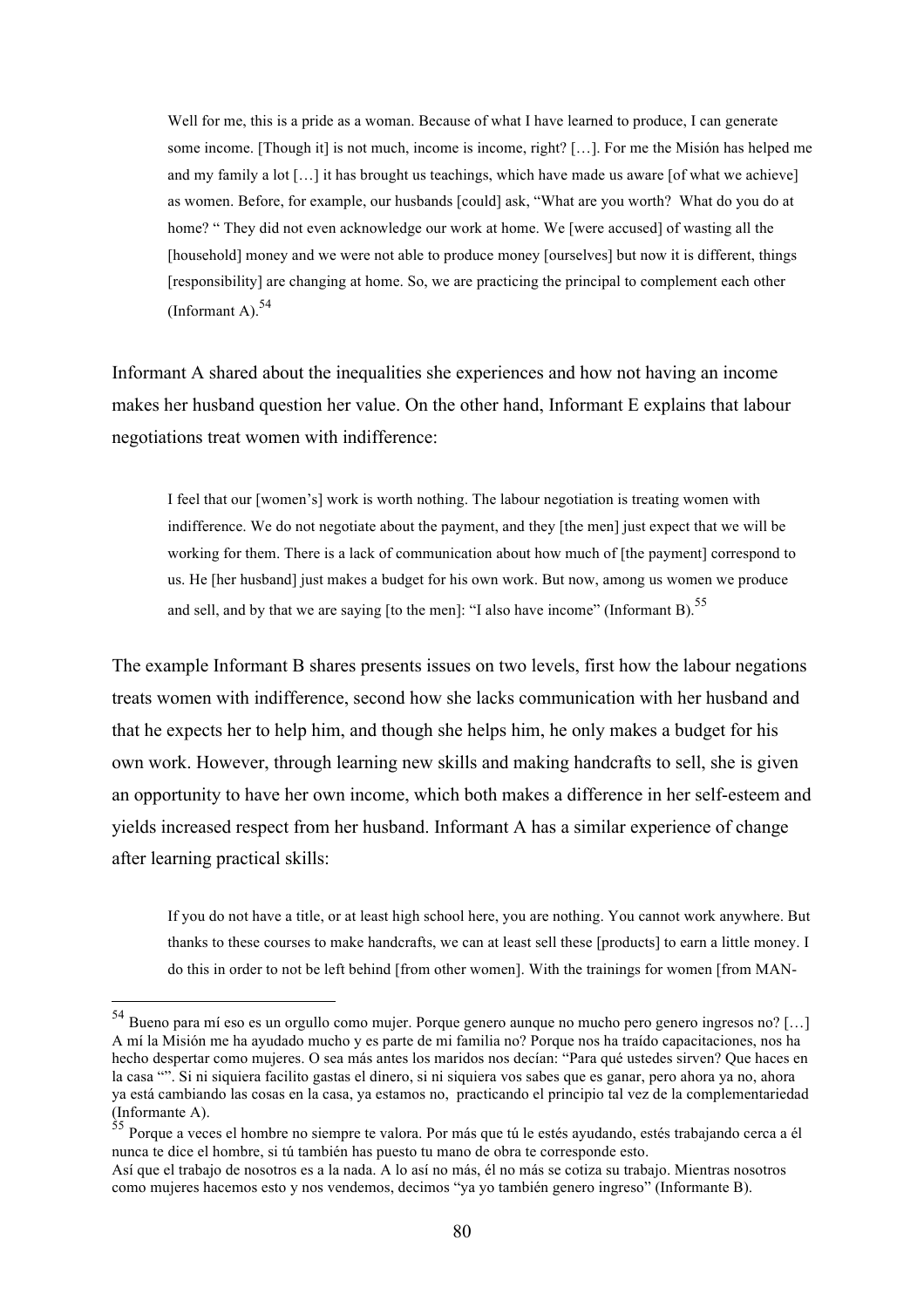> Well for me, this is a pride as a woman. Because of what I have learned to produce, I can generate some income. [Though it] is not much, income is income, right? […]. For me the Misión has helped me and my family a lot […] it has brought us teachings, which have made us aware [of what we achieve] as women. Before, for example, our husbands [could] ask, "What are you worth? What do you do at home? " They did not even acknowledge our work at home. We [were accused] of wasting all the [household] money and we were not able to produce money [ourselves] but now it is different, things [responsibility] are changing at home. So, we are practicing the principal to complement each other (Informant A).[54]

Informant A shared about the inequalities she experiences and how not having an income makes her husband question her value. On the other hand, Informant E explains that labour negotiations treat women with indifference:

> I feel that our [women's] work is worth nothing. The labour negotiation is treating women with indifference. We do not negotiate about the payment, and they [the men] just expect that we will be working for them. There is a lack of communication about how much of [the payment] correspond to us. He [her husband] just makes a budget for his own work. But now, among us women we produce and sell, and by that we are saying [to the men]: "I also have income" (Informant B).[55]

The example Informant B shares presents issues on two levels, first how the labour negations treats women with indifference, second how she lacks communication with her husband and that he expects her to help him, and though she helps him, he only makes a budget for his own work. However, through learning new skills and making handcrafts to sell, she is given an opportunity to have her own income, which both makes a difference in her self-esteem and yields increased respect from her husband. Informant A has a similar experience of change after learning practical skills:

> If you do not have a title, or at least high school here, you are nothing. You cannot work anywhere. But thanks to these courses to make handcrafts, we can at least sell these [products] to earn a little money. I do this in order to not be left behind [from other women]. With the trainings for women [from MAN-

---

[54] Bueno para mí eso es un orgullo como mujer. Porque genero aunque no mucho pero genero ingresos no? […] A mí la Misión me ha ayudado mucho y es parte de mi familia no? Porque nos ha traído capacitaciones, nos ha hecho despertar como mujeres. O sea más antes los maridos nos decían: "Para qué ustedes sirven? Que haces en la casa "". Si ni siquiera facilito gastas el dinero, si ni siquiera vos sabes que es ganar, pero ahora ya no, ahora ya está cambiando las cosas en la casa, ya estamos no, practicando el principio tal vez de la complementariedad (Informante A).

[55] Porque a veces el hombre no siempre te valora. Por más que tú le estés ayudando, estés trabajando cerca a él nunca te dice el hombre, si tú también has puesto tu mano de obra te corresponde esto.
Así que el trabajo de nosotros es a la nada. A lo así no más, él no más se cotiza su trabajo. Mientras nosotros como mujeres hacemos esto y nos vendemos, decimos "ya yo también genero ingreso" (Informante B).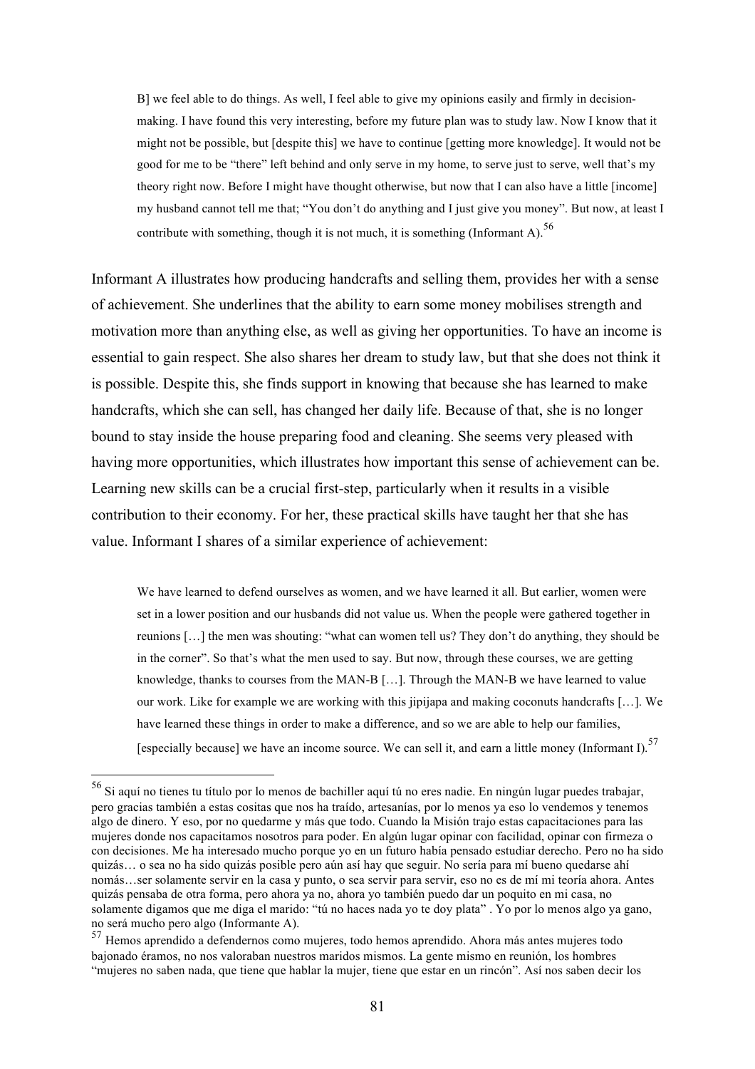> B] we feel able to do things. As well, I feel able to give my opinions easily and firmly in decision-making. I have found this very interesting, before my future plan was to study law. Now I know that it might not be possible, but [despite this] we have to continue [getting more knowledge]. It would not be good for me to be "there" left behind and only serve in my home, to serve just to serve, well that's my theory right now. Before I might have thought otherwise, but now that I can also have a little [income] my husband cannot tell me that; "You don't do anything and I just give you money". But now, at least I contribute with something, though it is not much, it is something (Informant A).[56]

Informant A illustrates how producing handcrafts and selling them, provides her with a sense of achievement. She underlines that the ability to earn some money mobilises strength and motivation more than anything else, as well as giving her opportunities. To have an income is essential to gain respect. She also shares her dream to study law, but that she does not think it is possible. Despite this, she finds support in knowing that because she has learned to make handcrafts, which she can sell, has changed her daily life. Because of that, she is no longer bound to stay inside the house preparing food and cleaning. She seems very pleased with having more opportunities, which illustrates how important this sense of achievement can be. Learning new skills can be a crucial first-step, particularly when it results in a visible contribution to their economy. For her, these practical skills have taught her that she has value. Informant I shares of a similar experience of achievement:

> We have learned to defend ourselves as women, and we have learned it all. But earlier, women were set in a lower position and our husbands did not value us. When the people were gathered together in reunions […] the men was shouting: "what can women tell us? They don't do anything, they should be in the corner". So that's what the men used to say. But now, through these courses, we are getting knowledge, thanks to courses from the MAN-B […]. Through the MAN-B we have learned to value our work. Like for example we are working with this jipijapa and making coconuts handcrafts […]. We have learned these things in order to make a difference, and so we are able to help our families, [especially because] we have an income source. We can sell it, and earn a little money (Informant I).[57]

---

[56] Si aquí no tienes tu título por lo menos de bachiller aquí tú no eres nadie. En ningún lugar puedes trabajar, pero gracias también a estas cositas que nos ha traído, artesanías, por lo menos ya eso lo vendemos y tenemos algo de dinero. Y eso, por no quedarme y más que todo. Cuando la Misión trajo estas capacitaciones para las mujeres donde nos capacitamos nosotros para poder. En algún lugar opinar con facilidad, opinar con firmeza o con decisiones. Me ha interesado mucho porque yo en un futuro había pensado estudiar derecho. Pero no ha sido quizás… o sea no ha sido quizás posible pero aún así hay que seguir. No sería para mí bueno quedarse ahí nomás…ser solamente servir en la casa y punto, o sea servir para servir, eso no es de mí mi teoría ahora. Antes quizás pensaba de otra forma, pero ahora ya no, ahora yo también puedo dar un poquito en mi casa, no solamente digamos que me diga el marido: "tú no haces nada yo te doy plata" . Yo por lo menos algo ya gano, no será mucho pero algo (Informante A).

[57] Hemos aprendido a defendernos como mujeres, todo hemos aprendido. Ahora más antes mujeres todo bajonado éramos, no nos valoraban nuestros maridos mismos. La gente mismo en reunión, los hombres "mujeres no saben nada, que tiene que hablar la mujer, tiene que estar en un rincón". Así nos saben decir los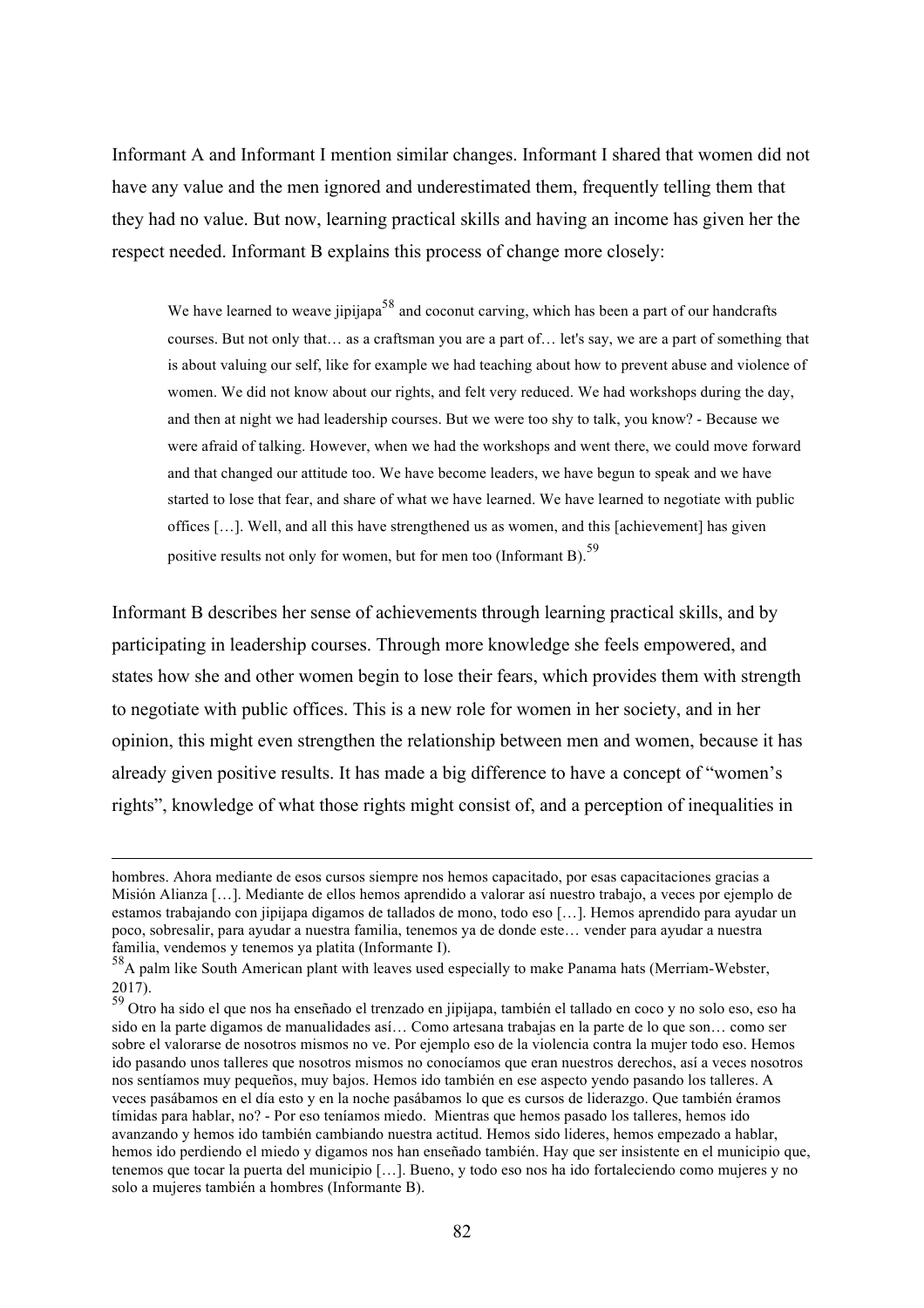Informant A and Informant I mention similar changes. Informant I shared that women did not have any value and the men ignored and underestimated them, frequently telling them that they had no value. But now, learning practical skills and having an income has given her the respect needed. Informant B explains this process of change more closely:

> We have learned to weave jipijapa[58] and coconut carving, which has been a part of our handcrafts courses. But not only that… as a craftsman you are a part of… let's say, we are a part of something that is about valuing our self, like for example we had teaching about how to prevent abuse and violence of women. We did not know about our rights, and felt very reduced. We had workshops during the day, and then at night we had leadership courses. But we were too shy to talk, you know? - Because we were afraid of talking. However, when we had the workshops and went there, we could move forward and that changed our attitude too. We have become leaders, we have begun to speak and we have started to lose that fear, and share of what we have learned. We have learned to negotiate with public offices […]. Well, and all this have strengthened us as women, and this [achievement] has given positive results not only for women, but for men too (Informant B).[59]

Informant B describes her sense of achievements through learning practical skills, and by participating in leadership courses. Through more knowledge she feels empowered, and states how she and other women begin to lose their fears, which provides them with strength to negotiate with public offices. This is a new role for women in her society, and in her opinion, this might even strengthen the relationship between men and women, because it has already given positive results. It has made a big difference to have a concept of "women's rights", knowledge of what those rights might consist of, and a perception of inequalities in

---

hombres. Ahora mediante de esos cursos siempre nos hemos capacitado, por esas capacitaciones gracias a Misión Alianza […]. Mediante de ellos hemos aprendido a valorar así nuestro trabajo, a veces por ejemplo de estamos trabajando con jipijapa digamos de tallados de mono, todo eso […]. Hemos aprendido para ayudar un poco, sobresalir, para ayudar a nuestra familia, tenemos ya de donde este… vender para ayudar a nuestra familia, vendemos y tenemos ya platita (Informante I).

[58] A palm like South American plant with leaves used especially to make Panama hats (Merriam-Webster, 2017).

[59] Otro ha sido el que nos ha enseñado el trenzado en jipijapa, también el tallado en coco y no solo eso, eso ha sido en la parte digamos de manualidades así… Como artesana trabajas en la parte de lo que son… como ser sobre el valorarse de nosotros mismos no ve. Por ejemplo eso de la violencia contra la mujer todo eso. Hemos ido pasando unos talleres que nosotros mismos no conocíamos que eran nuestros derechos, así a veces nosotros nos sentíamos muy pequeños, muy bajos. Hemos ido también en ese aspecto yendo pasando los talleres. A veces pasábamos en el día esto y en la noche pasábamos lo que es cursos de liderazgo. Que también éramos tímidas para hablar, no? - Por eso teníamos miedo. Mientras que hemos pasado los talleres, hemos ido avanzando y hemos ido también cambiando nuestra actitud. Hemos sido lideres, hemos empezado a hablar, hemos ido perdiendo el miedo y digamos nos han enseñado también. Hay que ser insistente en el municipio que, tenemos que tocar la puerta del municipio […]. Bueno, y todo eso nos ha ido fortaleciendo como mujeres y no solo a mujeres también a hombres (Informante B).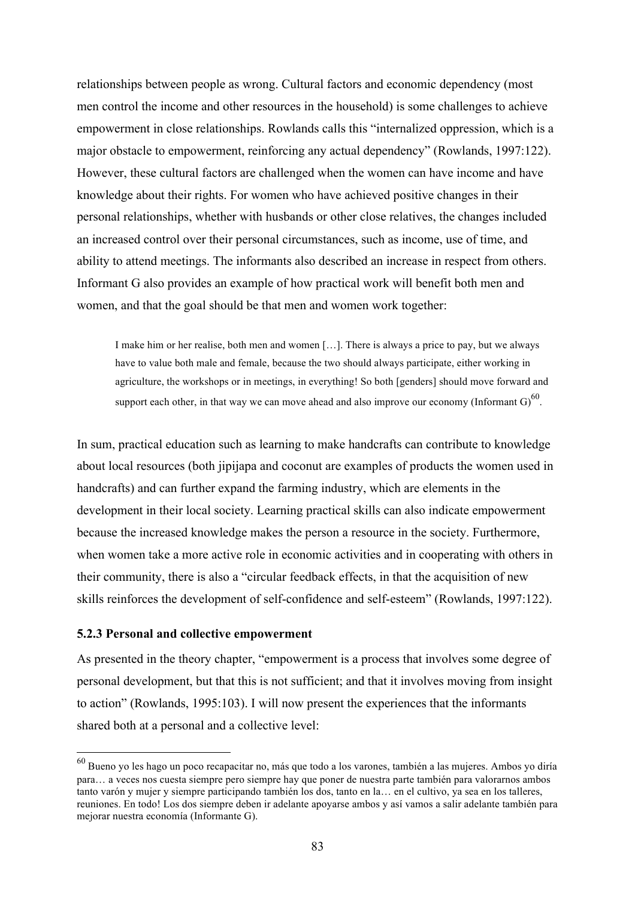relationships between people as wrong. Cultural factors and economic dependency (most men control the income and other resources in the household) is some challenges to achieve empowerment in close relationships. Rowlands calls this "internalized oppression, which is a major obstacle to empowerment, reinforcing any actual dependency" (Rowlands, 1997:122). However, these cultural factors are challenged when the women can have income and have knowledge about their rights. For women who have achieved positive changes in their personal relationships, whether with husbands or other close relatives, the changes included an increased control over their personal circumstances, such as income, use of time, and ability to attend meetings. The informants also described an increase in respect from others. Informant G also provides an example of how practical work will benefit both men and women, and that the goal should be that men and women work together:

> I make him or her realise, both men and women […]. There is always a price to pay, but we always have to value both male and female, because the two should always participate, either working in agriculture, the workshops or in meetings, in everything! So both [genders] should move forward and support each other, in that way we can move ahead and also improve our economy (Informant G)[60].

In sum, practical education such as learning to make handcrafts can contribute to knowledge about local resources (both jipijapa and coconut are examples of products the women used in handcrafts) and can further expand the farming industry, which are elements in the development in their local society. Learning practical skills can also indicate empowerment because the increased knowledge makes the person a resource in the society. Furthermore, when women take a more active role in economic activities and in cooperating with others in their community, there is also a "circular feedback effects, in that the acquisition of new skills reinforces the development of self-confidence and self-esteem" (Rowlands, 1997:122).

### 5.2.3 Personal and collective empowerment

As presented in the theory chapter, "empowerment is a process that involves some degree of personal development, but that this is not sufficient; and that it involves moving from insight to action" (Rowlands, 1995:103). I will now present the experiences that the informants shared both at a personal and a collective level:

---

[60] Bueno yo les hago un poco recapacitar no, más que todo a los varones, también a las mujeres. Ambos yo diría para… a veces nos cuesta siempre pero siempre hay que poner de nuestra parte también para valorarnos ambos tanto varón y mujer y siempre participando también los dos, tanto en la… en el cultivo, ya sea en los talleres, reuniones. En todo! Los dos siempre deben ir adelante apoyarse ambos y así vamos a salir adelante también para mejorar nuestra economía (Informante G).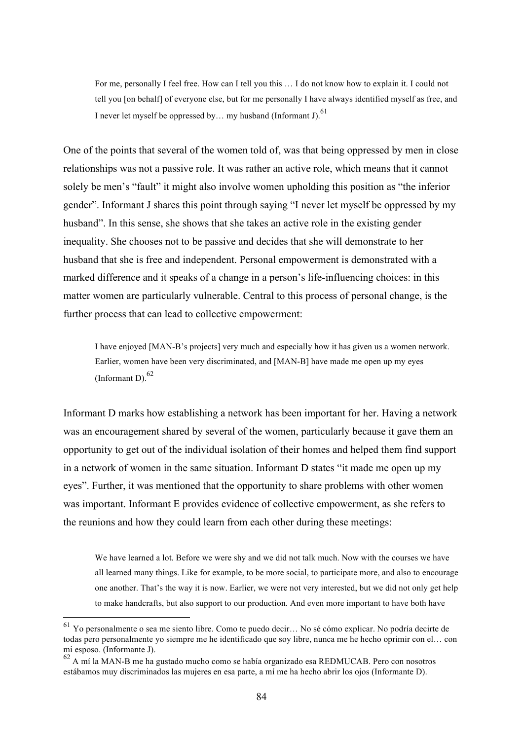> For me, personally I feel free. How can I tell you this … I do not know how to explain it. I could not tell you [on behalf] of everyone else, but for me personally I have always identified myself as free, and I never let myself be oppressed by… my husband (Informant J).[61]

One of the points that several of the women told of, was that being oppressed by men in close relationships was not a passive role. It was rather an active role, which means that it cannot solely be men's "fault" it might also involve women upholding this position as "the inferior gender". Informant J shares this point through saying "I never let myself be oppressed by my husband". In this sense, she shows that she takes an active role in the existing gender inequality. She chooses not to be passive and decides that she will demonstrate to her husband that she is free and independent. Personal empowerment is demonstrated with a marked difference and it speaks of a change in a person's life-influencing choices: in this matter women are particularly vulnerable. Central to this process of personal change, is the further process that can lead to collective empowerment:

> I have enjoyed [MAN-B's projects] very much and especially how it has given us a women network. Earlier, women have been very discriminated, and [MAN-B] have made me open up my eyes (Informant D).[62]

Informant D marks how establishing a network has been important for her. Having a network was an encouragement shared by several of the women, particularly because it gave them an opportunity to get out of the individual isolation of their homes and helped them find support in a network of women in the same situation. Informant D states "it made me open up my eyes". Further, it was mentioned that the opportunity to share problems with other women was important. Informant E provides evidence of collective empowerment, as she refers to the reunions and how they could learn from each other during these meetings:

> We have learned a lot. Before we were shy and we did not talk much. Now with the courses we have all learned many things. Like for example, to be more social, to participate more, and also to encourage one another. That's the way it is now. Earlier, we were not very interested, but we did not only get help to make handcrafts, but also support to our production. And even more important to have both have

---

[61] Yo personalmente o sea me siento libre. Como te puedo decir… No sé cómo explicar. No podría decirte de todas pero personalmente yo siempre me he identificado que soy libre, nunca me he hecho oprimir con el… con mi esposo. (Informante J).

[62] A mí la MAN-B me ha gustado mucho como se había organizado esa REDMUCAB. Pero con nosotros estábamos muy discriminados las mujeres en esa parte, a mí me ha hecho abrir los ojos (Informante D).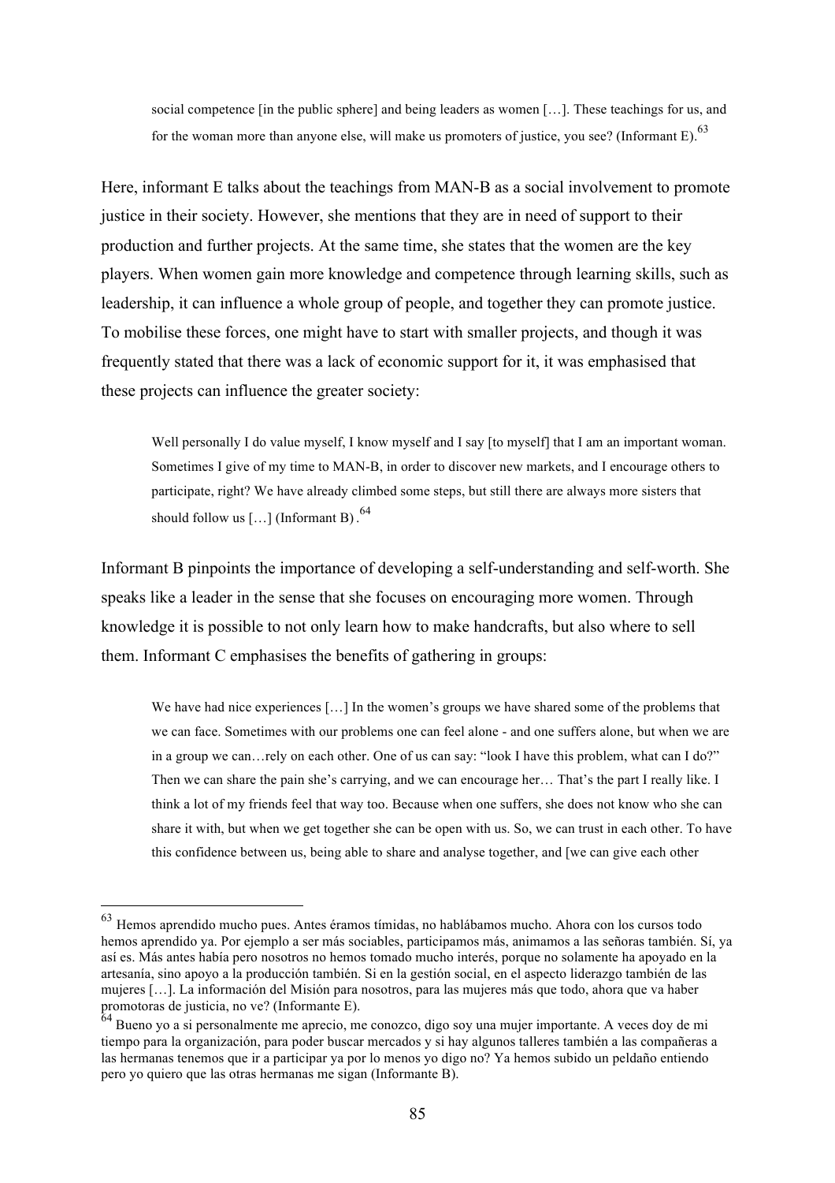> social competence [in the public sphere] and being leaders as women […]. These teachings for us, and for the woman more than anyone else, will make us promoters of justice, you see? (Informant E).[63]

Here, informant E talks about the teachings from MAN-B as a social involvement to promote justice in their society. However, she mentions that they are in need of support to their production and further projects. At the same time, she states that the women are the key players. When women gain more knowledge and competence through learning skills, such as leadership, it can influence a whole group of people, and together they can promote justice. To mobilise these forces, one might have to start with smaller projects, and though it was frequently stated that there was a lack of economic support for it, it was emphasised that these projects can influence the greater society:

> Well personally I do value myself, I know myself and I say [to myself] that I am an important woman. Sometimes I give of my time to MAN-B, in order to discover new markets, and I encourage others to participate, right? We have already climbed some steps, but still there are always more sisters that should follow us […] (Informant B).[64]

Informant B pinpoints the importance of developing a self-understanding and self-worth. She speaks like a leader in the sense that she focuses on encouraging more women. Through knowledge it is possible to not only learn how to make handcrafts, but also where to sell them. Informant C emphasises the benefits of gathering in groups:

> We have had nice experiences […] In the women's groups we have shared some of the problems that we can face. Sometimes with our problems one can feel alone - and one suffers alone, but when we are in a group we can…rely on each other. One of us can say: "look I have this problem, what can I do?" Then we can share the pain she's carrying, and we can encourage her… That's the part I really like. I think a lot of my friends feel that way too. Because when one suffers, she does not know who she can share it with, but when we get together she can be open with us. So, we can trust in each other. To have this confidence between us, being able to share and analyse together, and [we can give each other

---

[63] Hemos aprendido mucho pues. Antes éramos tímidas, no hablábamos mucho. Ahora con los cursos todo hemos aprendido ya. Por ejemplo a ser más sociables, participamos más, animamos a las señoras también. Sí, ya así es. Más antes había pero nosotros no hemos tomado mucho interés, porque no solamente ha apoyado en la artesanía, sino apoyo a la producción también. Si en la gestión social, en el aspecto liderazgo también de las mujeres […]. La información del Misión para nosotros, para las mujeres más que todo, ahora que va haber promotoras de justicia, no ve? (Informante E).

[64] Bueno yo a si personalmente me aprecio, me conozco, digo soy una mujer importante. A veces doy de mi tiempo para la organización, para poder buscar mercados y si hay algunos talleres también a las compañeras a las hermanas tenemos que ir a participar ya por lo menos yo digo no? Ya hemos subido un peldaño entiendo pero yo quiero que las otras hermanas me sigan (Informante B).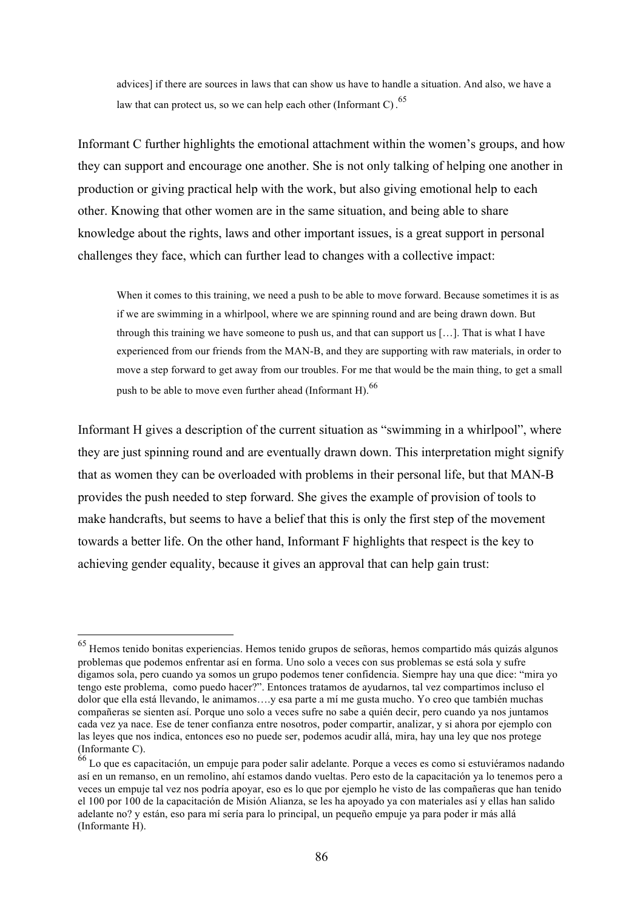advices] if there are sources in laws that can show us have to handle a situation. And also, we have a law that can protect us, so we can help each other (Informant C).[65]

Informant C further highlights the emotional attachment within the women's groups, and how they can support and encourage one another. She is not only talking of helping one another in production or giving practical help with the work, but also giving emotional help to each other. Knowing that other women are in the same situation, and being able to share knowledge about the rights, laws and other important issues, is a great support in personal challenges they face, which can further lead to changes with a collective impact:

> When it comes to this training, we need a push to be able to move forward. Because sometimes it is as if we are swimming in a whirlpool, where we are spinning round and are being drawn down. But through this training we have someone to push us, and that can support us […]. That is what I have experienced from our friends from the MAN-B, and they are supporting with raw materials, in order to move a step forward to get away from our troubles. For me that would be the main thing, to get a small push to be able to move even further ahead (Informant H).[66]

Informant H gives a description of the current situation as "swimming in a whirlpool", where they are just spinning round and are eventually drawn down. This interpretation might signify that as women they can be overloaded with problems in their personal life, but that MAN-B provides the push needed to step forward. She gives the example of provision of tools to make handcrafts, but seems to have a belief that this is only the first step of the movement towards a better life. On the other hand, Informant F highlights that respect is the key to achieving gender equality, because it gives an approval that can help gain trust:

---

[65] Hemos tenido bonitas experiencias. Hemos tenido grupos de señoras, hemos compartido más quizás algunos problemas que podemos enfrentar así en forma. Uno solo a veces con sus problemas se está sola y sufre digamos sola, pero cuando ya somos un grupo podemos tener confidencia. Siempre hay una que dice: "mira yo tengo este problema, como puedo hacer?". Entonces tratamos de ayudarnos, tal vez compartimos incluso el dolor que ella está llevando, le animamos….y esa parte a mí me gusta mucho. Yo creo que también muchas compañeras se sienten así. Porque uno solo a veces sufre no sabe a quién decir, pero cuando ya nos juntamos cada vez ya nace. Ese de tener confianza entre nosotros, poder compartir, analizar, y si ahora por ejemplo con las leyes que nos indica, entonces eso no puede ser, podemos acudir allá, mira, hay una ley que nos protege (Informante C).

[66] Lo que es capacitación, un empuje para poder salir adelante. Porque a veces es como si estuviéramos nadando así en un remanso, en un remolino, ahí estamos dando vueltas. Pero esto de la capacitación ya lo tenemos pero a veces un empuje tal vez nos podría apoyar, eso es lo que por ejemplo he visto de las compañeras que han tenido el 100 por 100 de la capacitación de Misión Alianza, se les ha apoyado ya con materiales así y ellas han salido adelante no? y están, eso para mí sería para lo principal, un pequeño empuje ya para poder ir más allá (Informante H).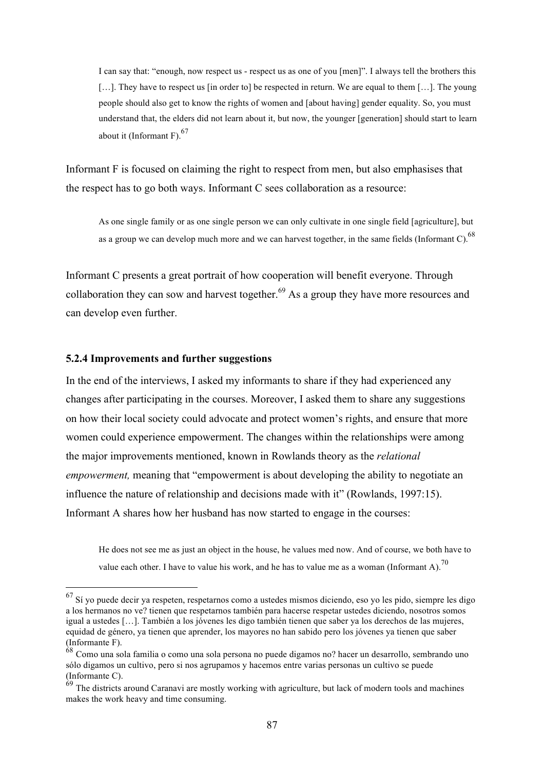> I can say that: "enough, now respect us - respect us as one of you [men]". I always tell the brothers this […]. They have to respect us [in order to] be respected in return. We are equal to them […]. The young people should also get to know the rights of women and [about having] gender equality. So, you must understand that, the elders did not learn about it, but now, the younger [generation] should start to learn about it (Informant F).[67]

Informant F is focused on claiming the right to respect from men, but also emphasises that the respect has to go both ways. Informant C sees collaboration as a resource:

> As one single family or as one single person we can only cultivate in one single field [agriculture], but as a group we can develop much more and we can harvest together, in the same fields (Informant C).[68]

Informant C presents a great portrait of how cooperation will benefit everyone. Through collaboration they can sow and harvest together.[69] As a group they have more resources and can develop even further.

### 5.2.4 Improvements and further suggestions

In the end of the interviews, I asked my informants to share if they had experienced any changes after participating in the courses. Moreover, I asked them to share any suggestions on how their local society could advocate and protect women's rights, and ensure that more women could experience empowerment. The changes within the relationships were among the major improvements mentioned, known in Rowlands theory as the *relational empowerment,* meaning that "empowerment is about developing the ability to negotiate an influence the nature of relationship and decisions made with it" (Rowlands, 1997:15). Informant A shares how her husband has now started to engage in the courses:

> He does not see me as just an object in the house, he values med now. And of course, we both have to value each other. I have to value his work, and he has to value me as a woman (Informant A).[70]

---

[67] Sí yo puede decir ya respeten, respetarnos como a ustedes mismos diciendo, eso yo les pido, siempre les digo a los hermanos no ve? tienen que respetarnos también para hacerse respetar ustedes diciendo, nosotros somos igual a ustedes […]. También a los jóvenes les digo también tienen que saber ya los derechos de las mujeres, equidad de género, ya tienen que aprender, los mayores no han sabido pero los jóvenes ya tienen que saber (Informante F).

[68] Como una sola familia o como una sola persona no puede digamos no? hacer un desarrollo, sembrando uno sólo digamos un cultivo, pero si nos agrupamos y hacemos entre varias personas un cultivo se puede (Informante C).

[69] The districts around Caranavi are mostly working with agriculture, but lack of modern tools and machines makes the work heavy and time consuming.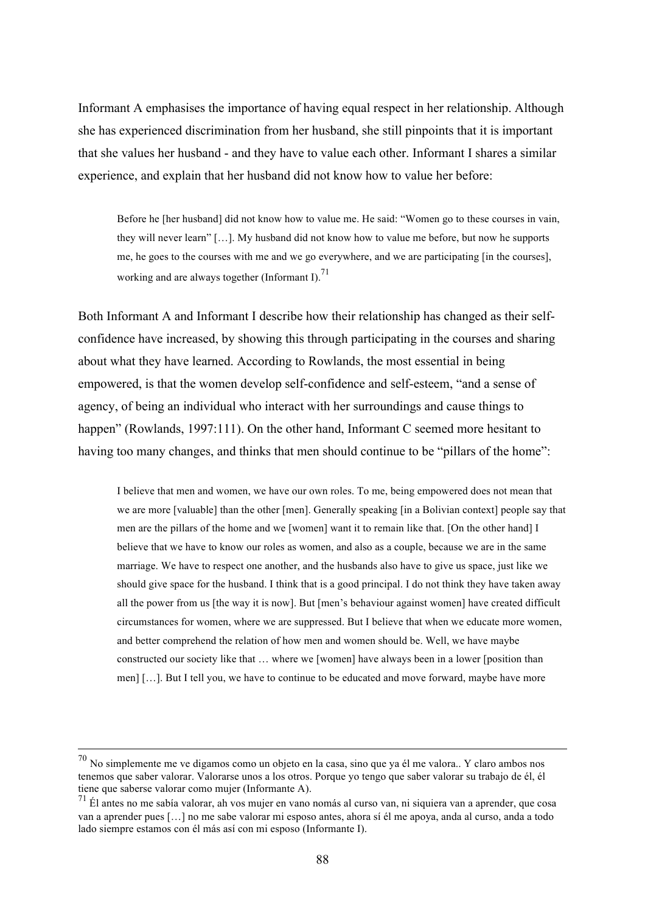Informant A emphasises the importance of having equal respect in her relationship. Although she has experienced discrimination from her husband, she still pinpoints that it is important that she values her husband - and they have to value each other. Informant I shares a similar experience, and explain that her husband did not know how to value her before:

> Before he [her husband] did not know how to value me. He said: "Women go to these courses in vain, they will never learn" […]. My husband did not know how to value me before, but now he supports me, he goes to the courses with me and we go everywhere, and we are participating [in the courses], working and are always together (Informant I).[71]

Both Informant A and Informant I describe how their relationship has changed as their self-confidence have increased, by showing this through participating in the courses and sharing about what they have learned. According to Rowlands, the most essential in being empowered, is that the women develop self-confidence and self-esteem, "and a sense of agency, of being an individual who interact with her surroundings and cause things to happen" (Rowlands, 1997:111). On the other hand, Informant C seemed more hesitant to having too many changes, and thinks that men should continue to be "pillars of the home":

> I believe that men and women, we have our own roles. To me, being empowered does not mean that we are more [valuable] than the other [men]. Generally speaking [in a Bolivian context] people say that men are the pillars of the home and we [women] want it to remain like that. [On the other hand] I believe that we have to know our roles as women, and also as a couple, because we are in the same marriage. We have to respect one another, and the husbands also have to give us space, just like we should give space for the husband. I think that is a good principal. I do not think they have taken away all the power from us [the way it is now]. But [men's behaviour against women] have created difficult circumstances for women, where we are suppressed. But I believe that when we educate more women, and better comprehend the relation of how men and women should be. Well, we have maybe constructed our society like that … where we [women] have always been in a lower [position than men] […]. But I tell you, we have to continue to be educated and move forward, maybe have more

---

[70] No simplemente me ve digamos como un objeto en la casa, sino que ya él me valora.. Y claro ambos nos tenemos que saber valorar. Valorarse unos a los otros. Porque yo tengo que saber valorar su trabajo de él, él tiene que saberse valorar como mujer (Informante A).

[71] Él antes no me sabía valorar, ah vos mujer en vano nomás al curso van, ni siquiera van a aprender, que cosa van a aprender pues […] no me sabe valorar mi esposo antes, ahora sí él me apoya, anda al curso, anda a todo lado siempre estamos con él más así con mi esposo (Informante I).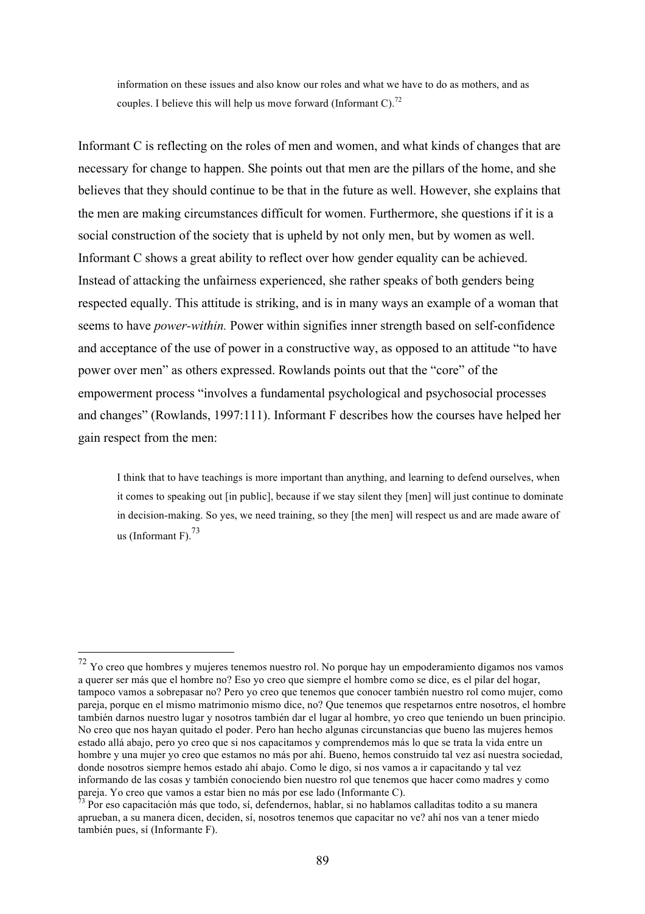> information on these issues and also know our roles and what we have to do as mothers, and as couples. I believe this will help us move forward (Informant C).[72]

Informant C is reflecting on the roles of men and women, and what kinds of changes that are necessary for change to happen. She points out that men are the pillars of the home, and she believes that they should continue to be that in the future as well. However, she explains that the men are making circumstances difficult for women. Furthermore, she questions if it is a social construction of the society that is upheld by not only men, but by women as well. Informant C shows a great ability to reflect over how gender equality can be achieved. Instead of attacking the unfairness experienced, she rather speaks of both genders being respected equally. This attitude is striking, and is in many ways an example of a woman that seems to have *power-within.* Power within signifies inner strength based on self-confidence and acceptance of the use of power in a constructive way, as opposed to an attitude "to have power over men" as others expressed. Rowlands points out that the "core" of the empowerment process "involves a fundamental psychological and psychosocial processes and changes" (Rowlands, 1997:111). Informant F describes how the courses have helped her gain respect from the men:

> I think that to have teachings is more important than anything, and learning to defend ourselves, when it comes to speaking out [in public], because if we stay silent they [men] will just continue to dominate in decision-making. So yes, we need training, so they [the men] will respect us and are made aware of us (Informant F).[73]

---

[72] Yo creo que hombres y mujeres tenemos nuestro rol. No porque hay un empoderamiento digamos nos vamos a querer ser más que el hombre no? Eso yo creo que siempre el hombre como se dice, es el pilar del hogar, tampoco vamos a sobrepasar no? Pero yo creo que tenemos que conocer también nuestro rol como mujer, como pareja, porque en el mismo matrimonio mismo dice, no? Que tenemos que respetarnos entre nosotros, el hombre también darnos nuestro lugar y nosotros también dar el lugar al hombre, yo creo que teniendo un buen principio. No creo que nos hayan quitado el poder. Pero han hecho algunas circunstancias que bueno las mujeres hemos estado allá abajo, pero yo creo que si nos capacitamos y comprendemos más lo que se trata la vida entre un hombre y una mujer yo creo que estamos no más por ahí. Bueno, hemos construido tal vez así nuestra sociedad, donde nosotros siempre hemos estado ahí abajo. Como le digo, si nos vamos a ir capacitando y tal vez informando de las cosas y también conociendo bien nuestro rol que tenemos que hacer como madres y como pareja. Yo creo que vamos a estar bien no más por ese lado (Informante C).

[73] Por eso capacitación más que todo, sí, defendernos, hablar, si no hablamos calladitas todito a su manera aprueban, a su manera dicen, deciden, sí, nosotros tenemos que capacitar no ve? ahí nos van a tener miedo también pues, sí (Informante F).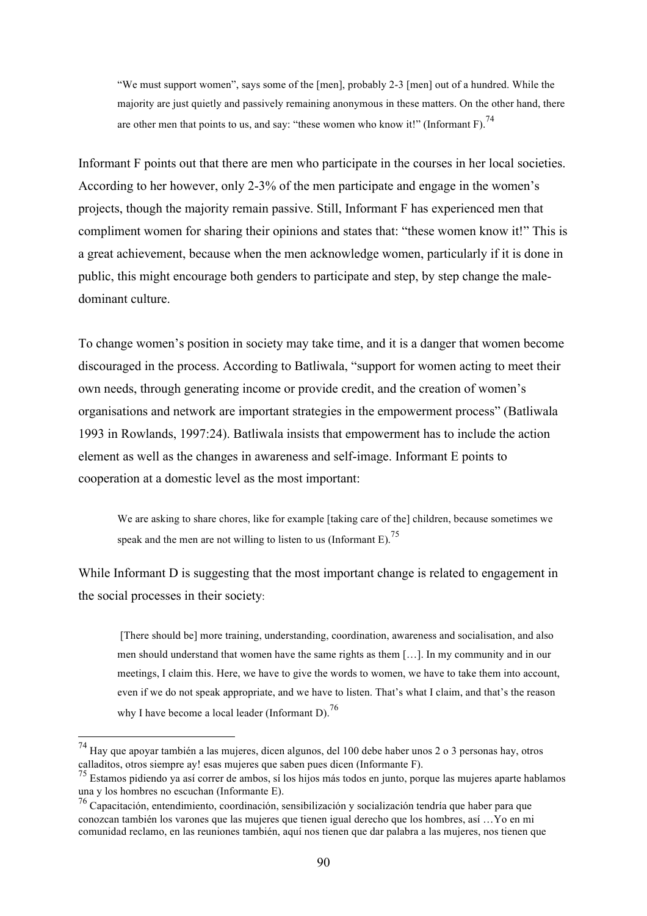> "We must support women", says some of the [men], probably 2-3 [men] out of a hundred. While the majority are just quietly and passively remaining anonymous in these matters. On the other hand, there are other men that points to us, and say: "these women who know it!" (Informant F).[74]

Informant F points out that there are men who participate in the courses in her local societies. According to her however, only 2-3% of the men participate and engage in the women's projects, though the majority remain passive. Still, Informant F has experienced men that compliment women for sharing their opinions and states that: "these women know it!" This is a great achievement, because when the men acknowledge women, particularly if it is done in public, this might encourage both genders to participate and step, by step change the male-dominant culture.

To change women's position in society may take time, and it is a danger that women become discouraged in the process. According to Batliwala, "support for women acting to meet their own needs, through generating income or provide credit, and the creation of women's organisations and network are important strategies in the empowerment process" (Batliwala 1993 in Rowlands, 1997:24). Batliwala insists that empowerment has to include the action element as well as the changes in awareness and self-image. Informant E points to cooperation at a domestic level as the most important:

> We are asking to share chores, like for example [taking care of the] children, because sometimes we speak and the men are not willing to listen to us (Informant E).[75]

While Informant D is suggesting that the most important change is related to engagement in the social processes in their society:

> [There should be] more training, understanding, coordination, awareness and socialisation, and also men should understand that women have the same rights as them […]. In my community and in our meetings, I claim this. Here, we have to give the words to women, we have to take them into account, even if we do not speak appropriate, and we have to listen. That's what I claim, and that's the reason why I have become a local leader (Informant D).[76]

---

[74] Hay que apoyar también a las mujeres, dicen algunos, del 100 debe haber unos 2 o 3 personas hay, otros calladitos, otros siempre ay! esas mujeres que saben pues dicen (Informante F).

[75] Estamos pidiendo ya así correr de ambos, sí los hijos más todos en junto, porque las mujeres aparte hablamos una y los hombres no escuchan (Informante E).

[76] Capacitación, entendimiento, coordinación, sensibilización y socialización tendría que haber para que conozcan también los varones que las mujeres que tienen igual derecho que los hombres, así …Yo en mi comunidad reclamo, en las reuniones también, aquí nos tienen que dar palabra a las mujeres, nos tienen que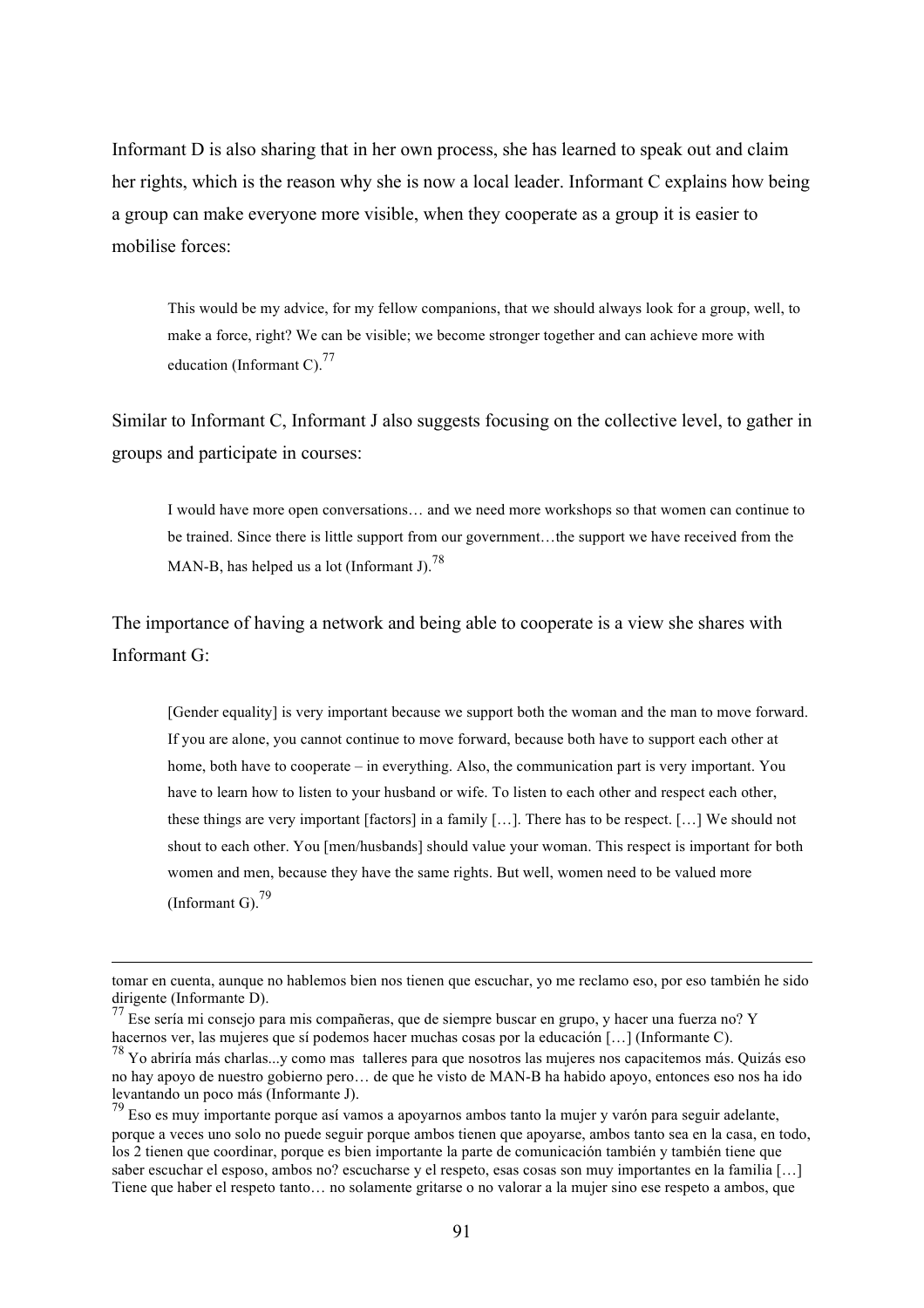Informant D is also sharing that in her own process, she has learned to speak out and claim her rights, which is the reason why she is now a local leader. Informant C explains how being a group can make everyone more visible, when they cooperate as a group it is easier to mobilise forces:

> This would be my advice, for my fellow companions, that we should always look for a group, well, to make a force, right? We can be visible; we become stronger together and can achieve more with education (Informant C).[77]

Similar to Informant C, Informant J also suggests focusing on the collective level, to gather in groups and participate in courses:

> I would have more open conversations… and we need more workshops so that women can continue to be trained. Since there is little support from our government…the support we have received from the MAN-B, has helped us a lot (Informant J).[78]

The importance of having a network and being able to cooperate is a view she shares with Informant G:

> [Gender equality] is very important because we support both the woman and the man to move forward. If you are alone, you cannot continue to move forward, because both have to support each other at home, both have to cooperate – in everything. Also, the communication part is very important. You have to learn how to listen to your husband or wife. To listen to each other and respect each other, these things are very important [factors] in a family […]. There has to be respect. […] We should not shout to each other. You [men/husbands] should value your woman. This respect is important for both women and men, because they have the same rights. But well, women need to be valued more (Informant G).[79]

---

tomar en cuenta, aunque no hablemos bien nos tienen que escuchar, yo me reclamo eso, por eso también he sido dirigente (Informante D).

[77] Ese sería mi consejo para mis compañeras, que de siempre buscar en grupo, y hacer una fuerza no? Y hacernos ver, las mujeres que sí podemos hacer muchas cosas por la educación […] (Informante C).

[78] Yo abriría más charlas...y como mas talleres para que nosotros las mujeres nos capacitemos más. Quizás eso no hay apoyo de nuestro gobierno pero… de que he visto de MAN-B ha habido apoyo, entonces eso nos ha ido levantando un poco más (Informante J).

[79] Eso es muy importante porque así vamos a apoyarnos ambos tanto la mujer y varón para seguir adelante, porque a veces uno solo no puede seguir porque ambos tienen que apoyarse, ambos tanto sea en la casa, en todo, los 2 tienen que coordinar, porque es bien importante la parte de comunicación también y también tiene que saber escuchar el esposo, ambos no? escucharse y el respeto, esas cosas son muy importantes en la familia […] Tiene que haber el respeto tanto… no solamente gritarse o no valorar a la mujer sino ese respeto a ambos, que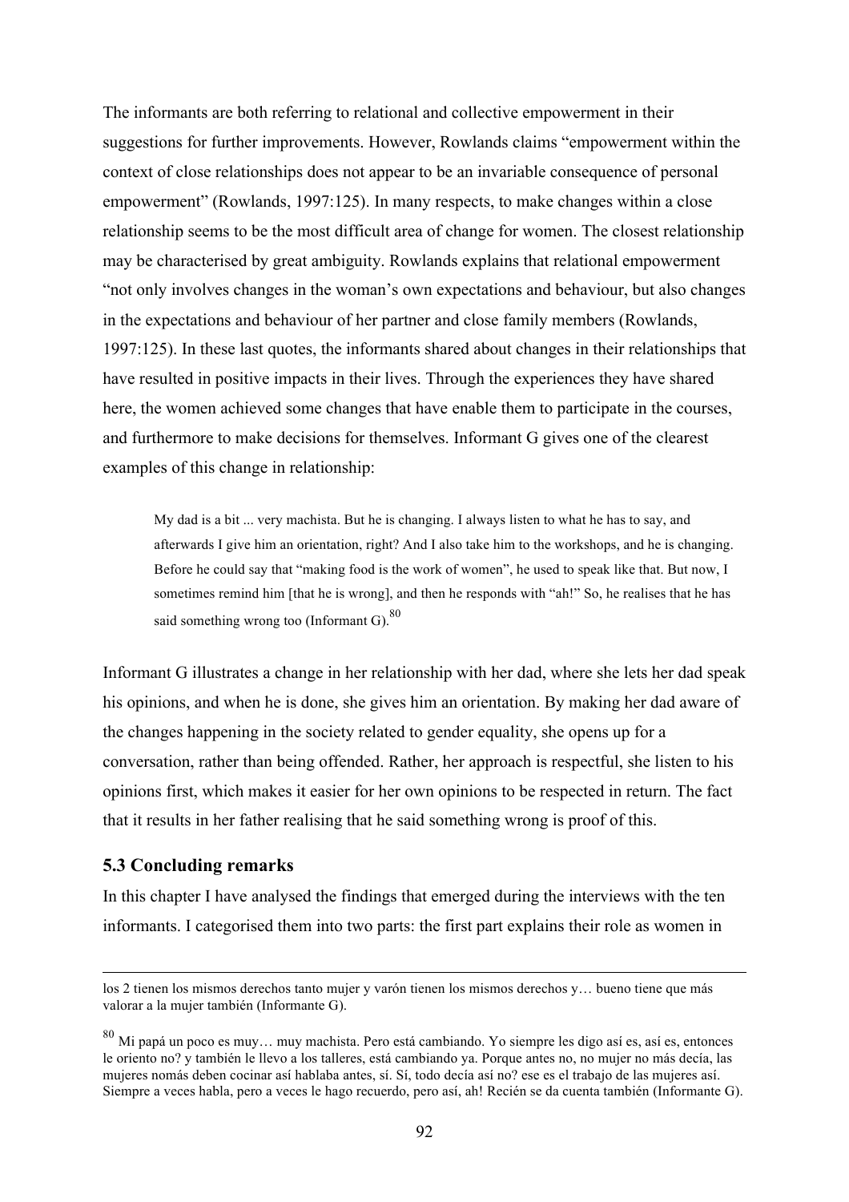The informants are both referring to relational and collective empowerment in their suggestions for further improvements. However, Rowlands claims "empowerment within the context of close relationships does not appear to be an invariable consequence of personal empowerment" (Rowlands, 1997:125). In many respects, to make changes within a close relationship seems to be the most difficult area of change for women. The closest relationship may be characterised by great ambiguity. Rowlands explains that relational empowerment "not only involves changes in the woman's own expectations and behaviour, but also changes in the expectations and behaviour of her partner and close family members (Rowlands, 1997:125). In these last quotes, the informants shared about changes in their relationships that have resulted in positive impacts in their lives. Through the experiences they have shared here, the women achieved some changes that have enable them to participate in the courses, and furthermore to make decisions for themselves. Informant G gives one of the clearest examples of this change in relationship:

> My dad is a bit ... very machista. But he is changing. I always listen to what he has to say, and afterwards I give him an orientation, right? And I also take him to the workshops, and he is changing. Before he could say that "making food is the work of women", he used to speak like that. But now, I sometimes remind him [that he is wrong], and then he responds with "ah!" So, he realises that he has said something wrong too (Informant G).[80]

Informant G illustrates a change in her relationship with her dad, where she lets her dad speak his opinions, and when he is done, she gives him an orientation. By making her dad aware of the changes happening in the society related to gender equality, she opens up for a conversation, rather than being offended. Rather, her approach is respectful, she listen to his opinions first, which makes it easier for her own opinions to be respected in return. The fact that it results in her father realising that he said something wrong is proof of this.

### 5.3 Concluding remarks

In this chapter I have analysed the findings that emerged during the interviews with the ten informants. I categorised them into two parts: the first part explains their role as women in

---

los 2 tienen los mismos derechos tanto mujer y varón tienen los mismos derechos y… bueno tiene que más valorar a la mujer también (Informante G).

[80] Mi papá un poco es muy… muy machista. Pero está cambiando. Yo siempre les digo así es, así es, entonces le oriento no? y también le llevo a los talleres, está cambiando ya. Porque antes no, no mujer no más decía, las mujeres nomás deben cocinar así hablaba antes, sí. Sí, todo decía así no? ese es el trabajo de las mujeres así. Siempre a veces habla, pero a veces le hago recuerdo, pero así, ah! Recién se da cuenta también (Informante G).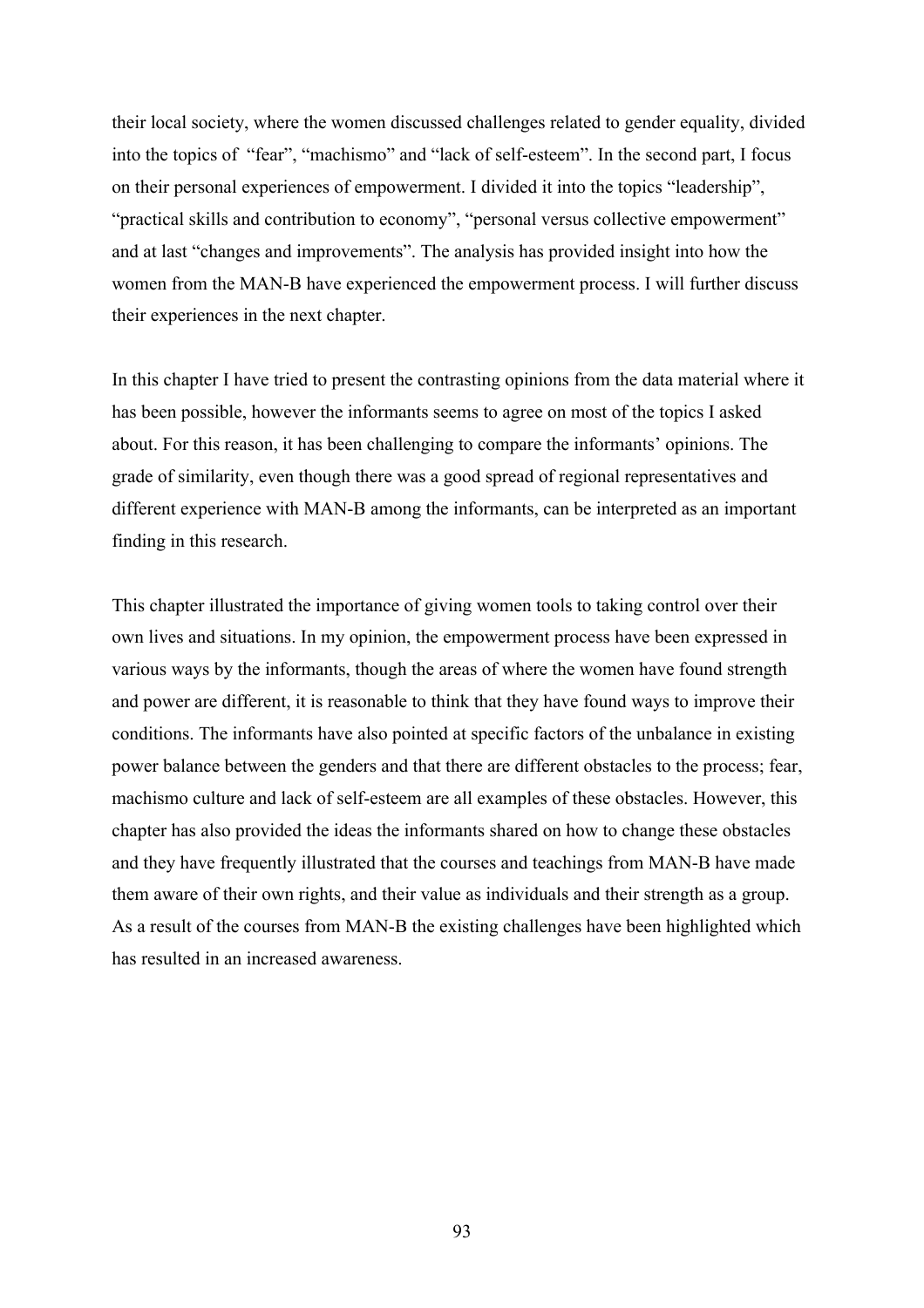their local society, where the women discussed challenges related to gender equality, divided into the topics of "fear", "machismo" and "lack of self-esteem". In the second part, I focus on their personal experiences of empowerment. I divided it into the topics "leadership", "practical skills and contribution to economy", "personal versus collective empowerment" and at last "changes and improvements". The analysis has provided insight into how the women from the MAN-B have experienced the empowerment process. I will further discuss their experiences in the next chapter.

In this chapter I have tried to present the contrasting opinions from the data material where it has been possible, however the informants seems to agree on most of the topics I asked about. For this reason, it has been challenging to compare the informants' opinions. The grade of similarity, even though there was a good spread of regional representatives and different experience with MAN-B among the informants, can be interpreted as an important finding in this research.

This chapter illustrated the importance of giving women tools to taking control over their own lives and situations. In my opinion, the empowerment process have been expressed in various ways by the informants, though the areas of where the women have found strength and power are different, it is reasonable to think that they have found ways to improve their conditions. The informants have also pointed at specific factors of the unbalance in existing power balance between the genders and that there are different obstacles to the process; fear, machismo culture and lack of self-esteem are all examples of these obstacles. However, this chapter has also provided the ideas the informants shared on how to change these obstacles and they have frequently illustrated that the courses and teachings from MAN-B have made them aware of their own rights, and their value as individuals and their strength as a group. As a result of the courses from MAN-B the existing challenges have been highlighted which has resulted in an increased awareness.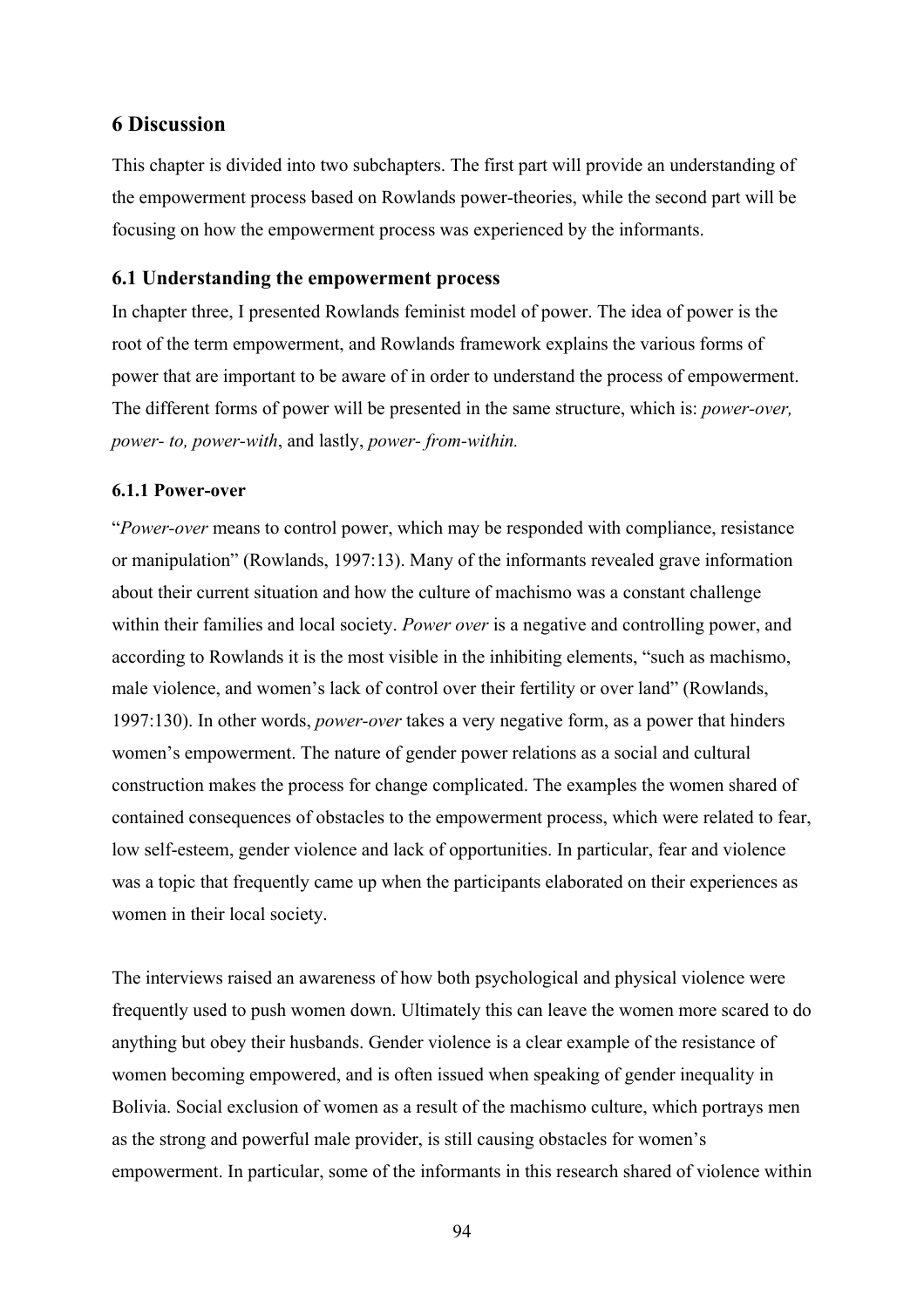## 6 Discussion

This chapter is divided into two subchapters. The first part will provide an understanding of the empowerment process based on Rowlands power-theories, while the second part will be focusing on how the empowerment process was experienced by the informants.

### 6.1 Understanding the empowerment process

In chapter three, I presented Rowlands feminist model of power. The idea of power is the root of the term empowerment, and Rowlands framework explains the various forms of power that are important to be aware of in order to understand the process of empowerment. The different forms of power will be presented in the same structure, which is: *power-over, power- to, power-with*, and lastly, *power- from-within.*

#### 6.1.1 Power-over

"*Power-over* means to control power, which may be responded with compliance, resistance or manipulation" (Rowlands, 1997:13). Many of the informants revealed grave information about their current situation and how the culture of machismo was a constant challenge within their families and local society. *Power over* is a negative and controlling power, and according to Rowlands it is the most visible in the inhibiting elements, "such as machismo, male violence, and women's lack of control over their fertility or over land" (Rowlands, 1997:130). In other words, *power-over* takes a very negative form, as a power that hinders women's empowerment. The nature of gender power relations as a social and cultural construction makes the process for change complicated. The examples the women shared of contained consequences of obstacles to the empowerment process, which were related to fear, low self-esteem, gender violence and lack of opportunities. In particular, fear and violence was a topic that frequently came up when the participants elaborated on their experiences as women in their local society.

The interviews raised an awareness of how both psychological and physical violence were frequently used to push women down. Ultimately this can leave the women more scared to do anything but obey their husbands. Gender violence is a clear example of the resistance of women becoming empowered, and is often issued when speaking of gender inequality in Bolivia. Social exclusion of women as a result of the machismo culture, which portrays men as the strong and powerful male provider, is still causing obstacles for women's empowerment. In particular, some of the informants in this research shared of violence within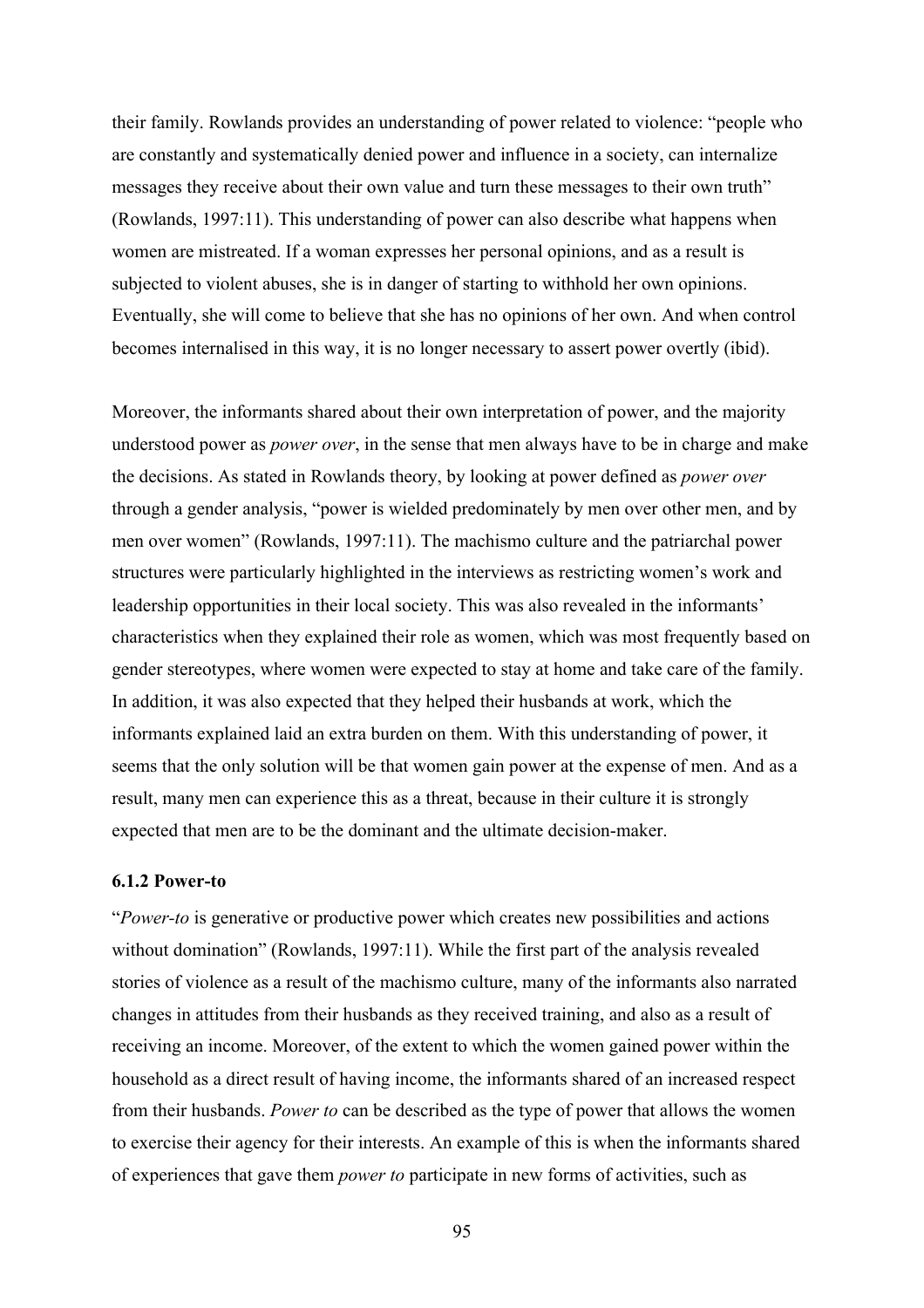their family. Rowlands provides an understanding of power related to violence: "people who are constantly and systematically denied power and influence in a society, can internalize messages they receive about their own value and turn these messages to their own truth" (Rowlands, 1997:11). This understanding of power can also describe what happens when women are mistreated. If a woman expresses her personal opinions, and as a result is subjected to violent abuses, she is in danger of starting to withhold her own opinions. Eventually, she will come to believe that she has no opinions of her own. And when control becomes internalised in this way, it is no longer necessary to assert power overtly (ibid).

Moreover, the informants shared about their own interpretation of power, and the majority understood power as *power over*, in the sense that men always have to be in charge and make the decisions. As stated in Rowlands theory, by looking at power defined as *power over* through a gender analysis, "power is wielded predominately by men over other men, and by men over women" (Rowlands, 1997:11). The machismo culture and the patriarchal power structures were particularly highlighted in the interviews as restricting women's work and leadership opportunities in their local society. This was also revealed in the informants' characteristics when they explained their role as women, which was most frequently based on gender stereotypes, where women were expected to stay at home and take care of the family. In addition, it was also expected that they helped their husbands at work, which the informants explained laid an extra burden on them. With this understanding of power, it seems that the only solution will be that women gain power at the expense of men. And as a result, many men can experience this as a threat, because in their culture it is strongly expected that men are to be the dominant and the ultimate decision-maker.

### 6.1.2 Power-to

"*Power-to* is generative or productive power which creates new possibilities and actions without domination" (Rowlands, 1997:11). While the first part of the analysis revealed stories of violence as a result of the machismo culture, many of the informants also narrated changes in attitudes from their husbands as they received training, and also as a result of receiving an income. Moreover, of the extent to which the women gained power within the household as a direct result of having income, the informants shared of an increased respect from their husbands. *Power to* can be described as the type of power that allows the women to exercise their agency for their interests. An example of this is when the informants shared of experiences that gave them *power to* participate in new forms of activities, such as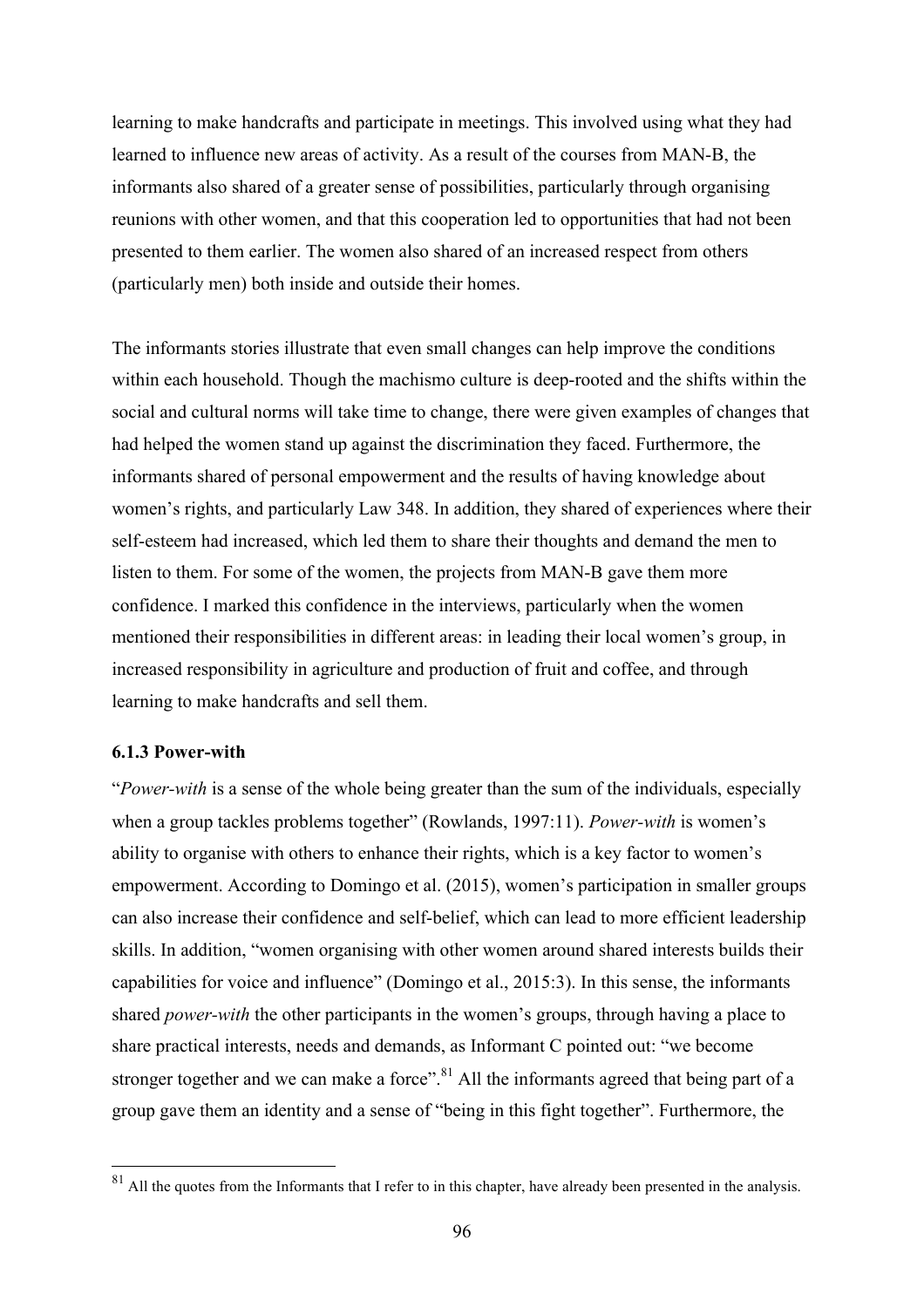learning to make handcrafts and participate in meetings. This involved using what they had learned to influence new areas of activity. As a result of the courses from MAN-B, the informants also shared of a greater sense of possibilities, particularly through organising reunions with other women, and that this cooperation led to opportunities that had not been presented to them earlier. The women also shared of an increased respect from others (particularly men) both inside and outside their homes.

The informants stories illustrate that even small changes can help improve the conditions within each household. Though the machismo culture is deep-rooted and the shifts within the social and cultural norms will take time to change, there were given examples of changes that had helped the women stand up against the discrimination they faced. Furthermore, the informants shared of personal empowerment and the results of having knowledge about women's rights, and particularly Law 348. In addition, they shared of experiences where their self-esteem had increased, which led them to share their thoughts and demand the men to listen to them. For some of the women, the projects from MAN-B gave them more confidence. I marked this confidence in the interviews, particularly when the women mentioned their responsibilities in different areas: in leading their local women's group, in increased responsibility in agriculture and production of fruit and coffee, and through learning to make handcrafts and sell them.

### 6.1.3 Power-with

"*Power-with* is a sense of the whole being greater than the sum of the individuals, especially when a group tackles problems together" (Rowlands, 1997:11). *Power-with* is women's ability to organise with others to enhance their rights, which is a key factor to women's empowerment. According to Domingo et al. (2015), women's participation in smaller groups can also increase their confidence and self-belief, which can lead to more efficient leadership skills. In addition, "women organising with other women around shared interests builds their capabilities for voice and influence" (Domingo et al., 2015:3). In this sense, the informants shared *power-with* the other participants in the women's groups, through having a place to share practical interests, needs and demands, as Informant C pointed out: "we become stronger together and we can make a force".[81] All the informants agreed that being part of a group gave them an identity and a sense of "being in this fight together". Furthermore, the

[81] All the quotes from the Informants that I refer to in this chapter, have already been presented in the analysis.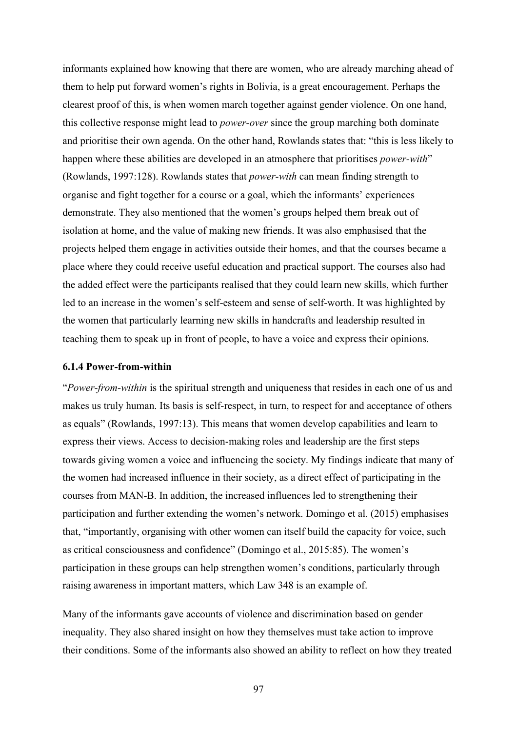informants explained how knowing that there are women, who are already marching ahead of them to help put forward women's rights in Bolivia, is a great encouragement. Perhaps the clearest proof of this, is when women march together against gender violence. On one hand, this collective response might lead to *power-over* since the group marching both dominate and prioritise their own agenda. On the other hand, Rowlands states that: "this is less likely to happen where these abilities are developed in an atmosphere that prioritises *power-with*" (Rowlands, 1997:128). Rowlands states that *power-with* can mean finding strength to organise and fight together for a course or a goal, which the informants' experiences demonstrate. They also mentioned that the women's groups helped them break out of isolation at home, and the value of making new friends. It was also emphasised that the projects helped them engage in activities outside their homes, and that the courses became a place where they could receive useful education and practical support. The courses also had the added effect were the participants realised that they could learn new skills, which further led to an increase in the women's self-esteem and sense of self-worth. It was highlighted by the women that particularly learning new skills in handcrafts and leadership resulted in teaching them to speak up in front of people, to have a voice and express their opinions.

### 6.1.4 Power-from-within

"*Power-from-within* is the spiritual strength and uniqueness that resides in each one of us and makes us truly human. Its basis is self-respect, in turn, to respect for and acceptance of others as equals" (Rowlands, 1997:13). This means that women develop capabilities and learn to express their views. Access to decision-making roles and leadership are the first steps towards giving women a voice and influencing the society. My findings indicate that many of the women had increased influence in their society, as a direct effect of participating in the courses from MAN-B. In addition, the increased influences led to strengthening their participation and further extending the women's network. Domingo et al. (2015) emphasises that, "importantly, organising with other women can itself build the capacity for voice, such as critical consciousness and confidence" (Domingo et al., 2015:85). The women's participation in these groups can help strengthen women's conditions, particularly through raising awareness in important matters, which Law 348 is an example of.

Many of the informants gave accounts of violence and discrimination based on gender inequality. They also shared insight on how they themselves must take action to improve their conditions. Some of the informants also showed an ability to reflect on how they treated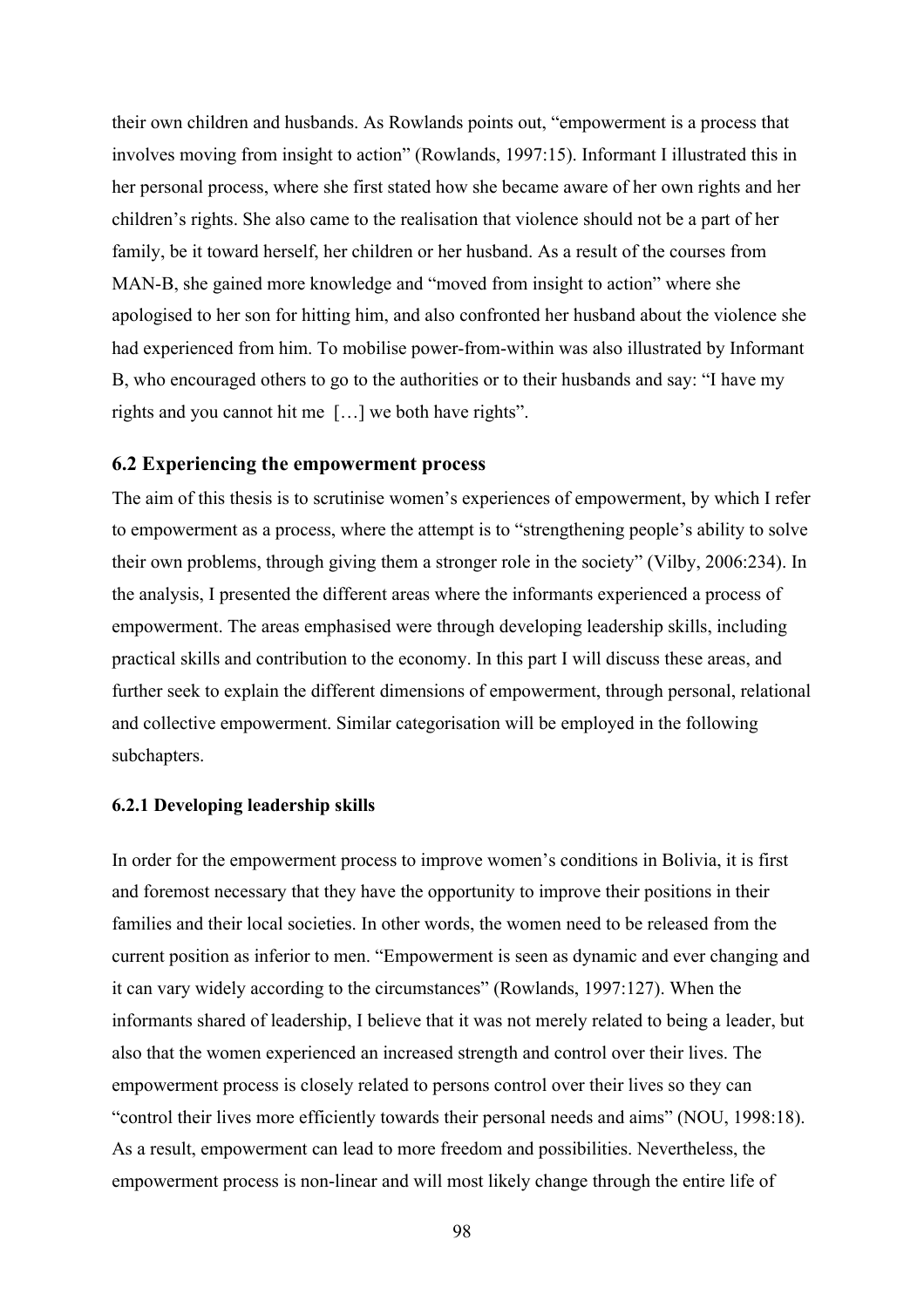their own children and husbands. As Rowlands points out, "empowerment is a process that involves moving from insight to action" (Rowlands, 1997:15). Informant I illustrated this in her personal process, where she first stated how she became aware of her own rights and her children's rights. She also came to the realisation that violence should not be a part of her family, be it toward herself, her children or her husband. As a result of the courses from MAN-B, she gained more knowledge and "moved from insight to action" where she apologised to her son for hitting him, and also confronted her husband about the violence she had experienced from him. To mobilise power-from-within was also illustrated by Informant B, who encouraged others to go to the authorities or to their husbands and say: "I have my rights and you cannot hit me […] we both have rights".

### 6.2 Experiencing the empowerment process

The aim of this thesis is to scrutinise women's experiences of empowerment, by which I refer to empowerment as a process, where the attempt is to "strengthening people's ability to solve their own problems, through giving them a stronger role in the society" (Vilby, 2006:234). In the analysis, I presented the different areas where the informants experienced a process of empowerment. The areas emphasised were through developing leadership skills, including practical skills and contribution to the economy. In this part I will discuss these areas, and further seek to explain the different dimensions of empowerment, through personal, relational and collective empowerment. Similar categorisation will be employed in the following subchapters.

#### 6.2.1 Developing leadership skills

In order for the empowerment process to improve women's conditions in Bolivia, it is first and foremost necessary that they have the opportunity to improve their positions in their families and their local societies. In other words, the women need to be released from the current position as inferior to men. "Empowerment is seen as dynamic and ever changing and it can vary widely according to the circumstances" (Rowlands, 1997:127). When the informants shared of leadership, I believe that it was not merely related to being a leader, but also that the women experienced an increased strength and control over their lives. The empowerment process is closely related to persons control over their lives so they can "control their lives more efficiently towards their personal needs and aims" (NOU, 1998:18). As a result, empowerment can lead to more freedom and possibilities. Nevertheless, the empowerment process is non-linear and will most likely change through the entire life of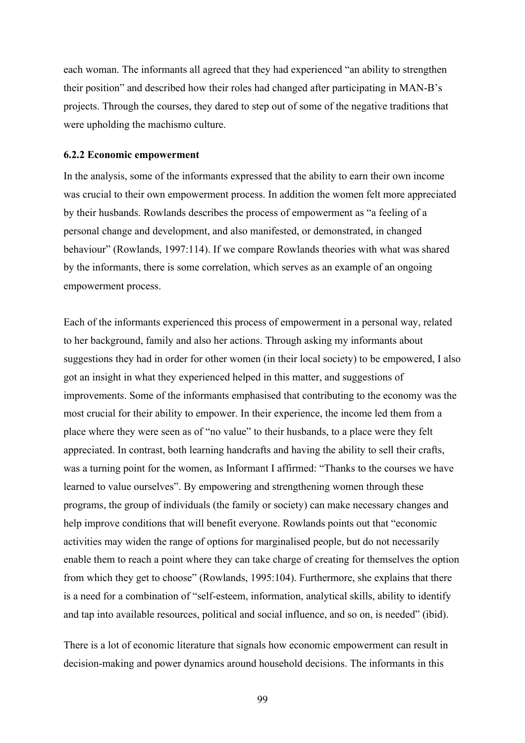each woman. The informants all agreed that they had experienced "an ability to strengthen their position" and described how their roles had changed after participating in MAN-B's projects. Through the courses, they dared to step out of some of the negative traditions that were upholding the machismo culture.

### 6.2.2 Economic empowerment

In the analysis, some of the informants expressed that the ability to earn their own income was crucial to their own empowerment process. In addition the women felt more appreciated by their husbands. Rowlands describes the process of empowerment as "a feeling of a personal change and development, and also manifested, or demonstrated, in changed behaviour" (Rowlands, 1997:114). If we compare Rowlands theories with what was shared by the informants, there is some correlation, which serves as an example of an ongoing empowerment process.

Each of the informants experienced this process of empowerment in a personal way, related to her background, family and also her actions. Through asking my informants about suggestions they had in order for other women (in their local society) to be empowered, I also got an insight in what they experienced helped in this matter, and suggestions of improvements. Some of the informants emphasised that contributing to the economy was the most crucial for their ability to empower. In their experience, the income led them from a place where they were seen as of "no value" to their husbands, to a place were they felt appreciated. In contrast, both learning handcrafts and having the ability to sell their crafts, was a turning point for the women, as Informant I affirmed: "Thanks to the courses we have learned to value ourselves". By empowering and strengthening women through these programs, the group of individuals (the family or society) can make necessary changes and help improve conditions that will benefit everyone. Rowlands points out that "economic activities may widen the range of options for marginalised people, but do not necessarily enable them to reach a point where they can take charge of creating for themselves the option from which they get to choose" (Rowlands, 1995:104). Furthermore, she explains that there is a need for a combination of "self-esteem, information, analytical skills, ability to identify and tap into available resources, political and social influence, and so on, is needed" (ibid).

There is a lot of economic literature that signals how economic empowerment can result in decision-making and power dynamics around household decisions. The informants in this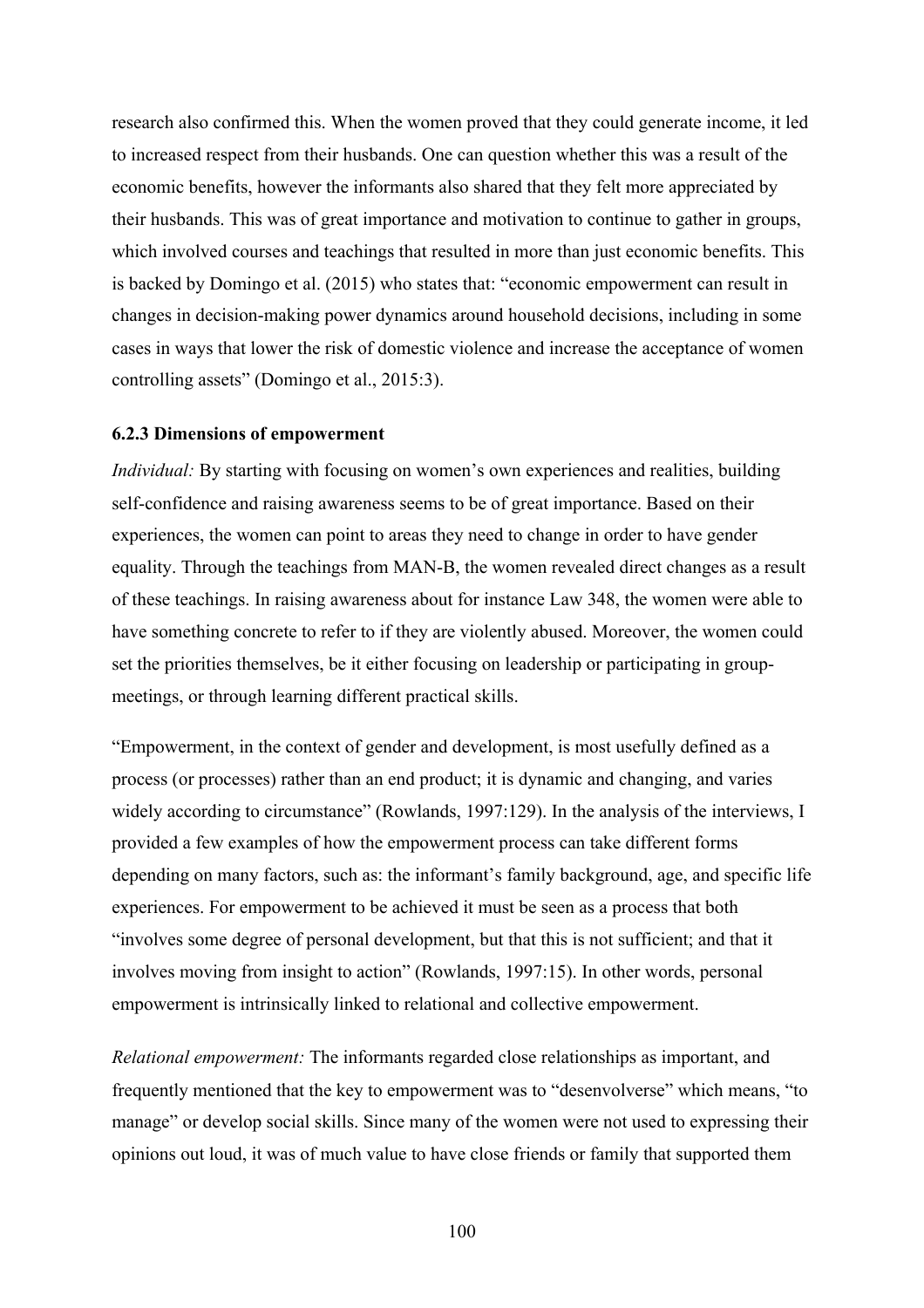research also confirmed this. When the women proved that they could generate income, it led to increased respect from their husbands. One can question whether this was a result of the economic benefits, however the informants also shared that they felt more appreciated by their husbands. This was of great importance and motivation to continue to gather in groups, which involved courses and teachings that resulted in more than just economic benefits. This is backed by Domingo et al. (2015) who states that: "economic empowerment can result in changes in decision-making power dynamics around household decisions, including in some cases in ways that lower the risk of domestic violence and increase the acceptance of women controlling assets" (Domingo et al., 2015:3).

### 6.2.3 Dimensions of empowerment

*Individual:* By starting with focusing on women's own experiences and realities, building self-confidence and raising awareness seems to be of great importance. Based on their experiences, the women can point to areas they need to change in order to have gender equality. Through the teachings from MAN-B, the women revealed direct changes as a result of these teachings. In raising awareness about for instance Law 348, the women were able to have something concrete to refer to if they are violently abused. Moreover, the women could set the priorities themselves, be it either focusing on leadership or participating in group-meetings, or through learning different practical skills.

"Empowerment, in the context of gender and development, is most usefully defined as a process (or processes) rather than an end product; it is dynamic and changing, and varies widely according to circumstance" (Rowlands, 1997:129). In the analysis of the interviews, I provided a few examples of how the empowerment process can take different forms depending on many factors, such as: the informant's family background, age, and specific life experiences. For empowerment to be achieved it must be seen as a process that both "involves some degree of personal development, but that this is not sufficient; and that it involves moving from insight to action" (Rowlands, 1997:15). In other words, personal empowerment is intrinsically linked to relational and collective empowerment.

*Relational empowerment:* The informants regarded close relationships as important, and frequently mentioned that the key to empowerment was to "desenvolverse" which means, "to manage" or develop social skills. Since many of the women were not used to expressing their opinions out loud, it was of much value to have close friends or family that supported them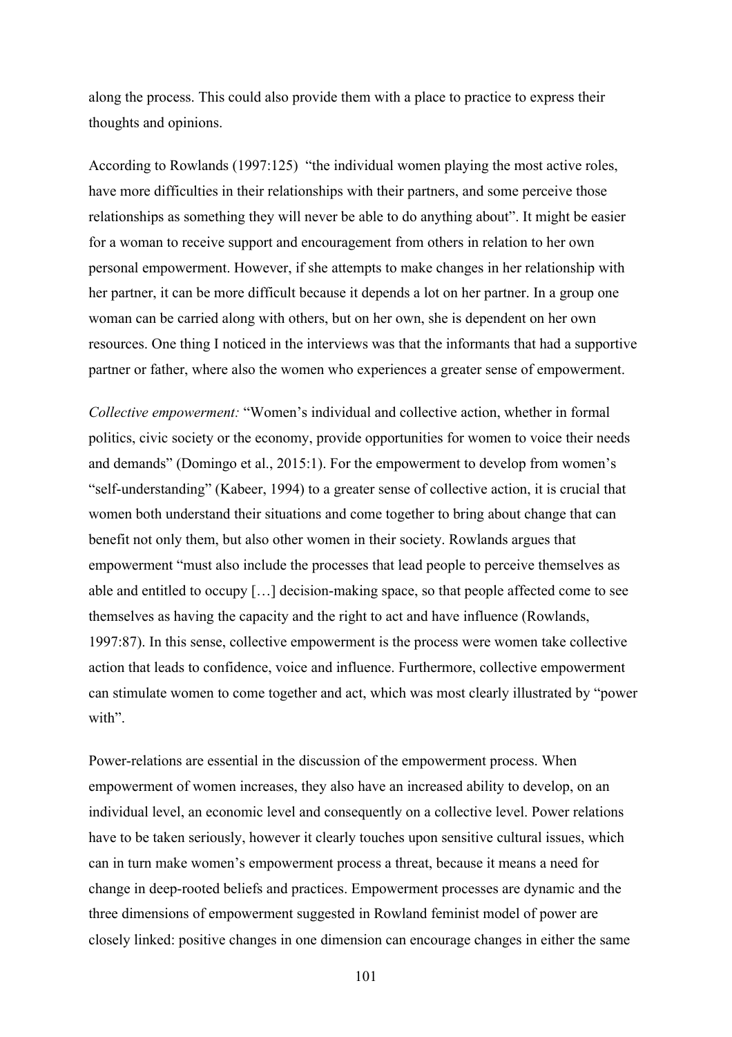along the process. This could also provide them with a place to practice to express their thoughts and opinions.

According to Rowlands (1997:125) "the individual women playing the most active roles, have more difficulties in their relationships with their partners, and some perceive those relationships as something they will never be able to do anything about". It might be easier for a woman to receive support and encouragement from others in relation to her own personal empowerment. However, if she attempts to make changes in her relationship with her partner, it can be more difficult because it depends a lot on her partner. In a group one woman can be carried along with others, but on her own, she is dependent on her own resources. One thing I noticed in the interviews was that the informants that had a supportive partner or father, where also the women who experiences a greater sense of empowerment.

*Collective empowerment:* "Women's individual and collective action, whether in formal politics, civic society or the economy, provide opportunities for women to voice their needs and demands" (Domingo et al., 2015:1). For the empowerment to develop from women's "self-understanding" (Kabeer, 1994) to a greater sense of collective action, it is crucial that women both understand their situations and come together to bring about change that can benefit not only them, but also other women in their society. Rowlands argues that empowerment "must also include the processes that lead people to perceive themselves as able and entitled to occupy […] decision-making space, so that people affected come to see themselves as having the capacity and the right to act and have influence (Rowlands, 1997:87). In this sense, collective empowerment is the process were women take collective action that leads to confidence, voice and influence. Furthermore, collective empowerment can stimulate women to come together and act, which was most clearly illustrated by "power with".

Power-relations are essential in the discussion of the empowerment process. When empowerment of women increases, they also have an increased ability to develop, on an individual level, an economic level and consequently on a collective level. Power relations have to be taken seriously, however it clearly touches upon sensitive cultural issues, which can in turn make women's empowerment process a threat, because it means a need for change in deep-rooted beliefs and practices. Empowerment processes are dynamic and the three dimensions of empowerment suggested in Rowland feminist model of power are closely linked: positive changes in one dimension can encourage changes in either the same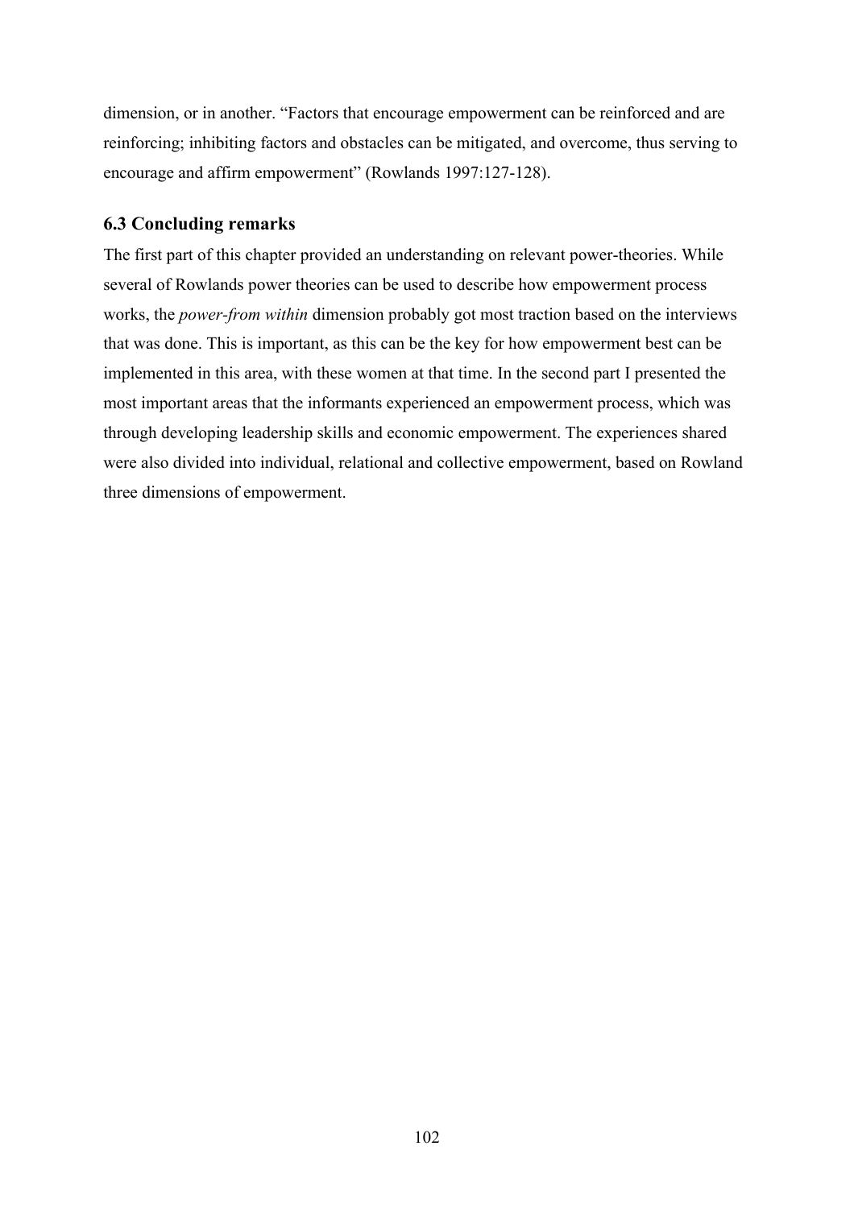dimension, or in another. “Factors that encourage empowerment can be reinforced and are reinforcing; inhibiting factors and obstacles can be mitigated, and overcome, thus serving to encourage and affirm empowerment” (Rowlands 1997:127-128).

### 6.3 Concluding remarks

The first part of this chapter provided an understanding on relevant power-theories. While several of Rowlands power theories can be used to describe how empowerment process works, the *power-from within* dimension probably got most traction based on the interviews that was done. This is important, as this can be the key for how empowerment best can be implemented in this area, with these women at that time. In the second part I presented the most important areas that the informants experienced an empowerment process, which was through developing leadership skills and economic empowerment. The experiences shared were also divided into individual, relational and collective empowerment, based on Rowland three dimensions of empowerment.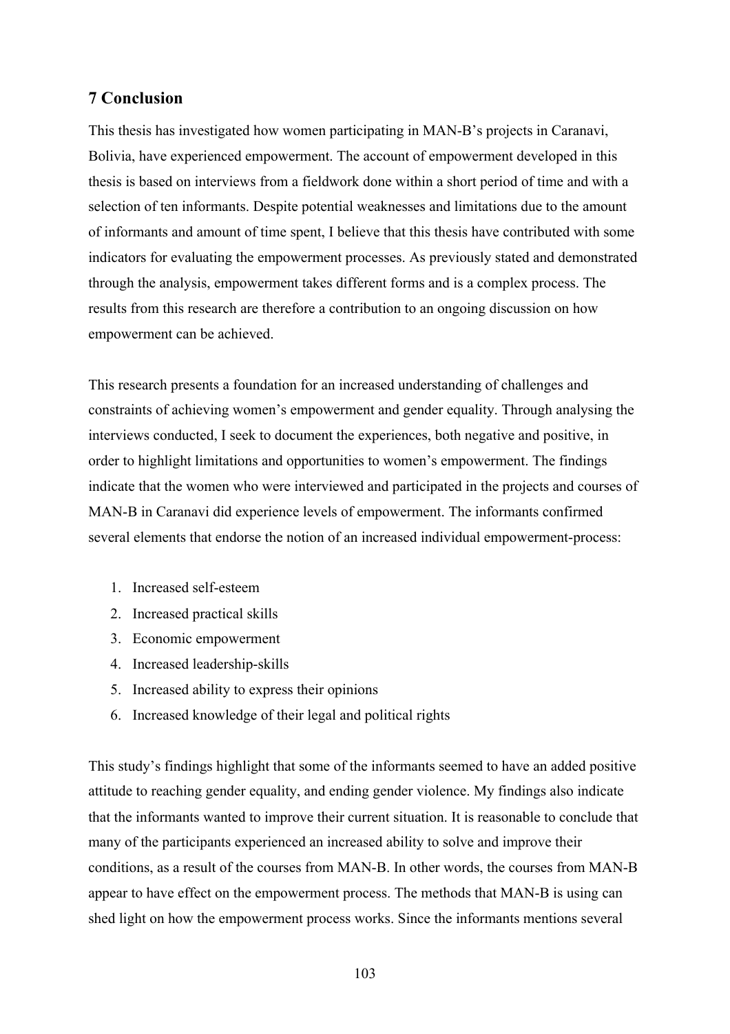# 7 Conclusion

This thesis has investigated how women participating in MAN-B's projects in Caranavi, Bolivia, have experienced empowerment. The account of empowerment developed in this thesis is based on interviews from a fieldwork done within a short period of time and with a selection of ten informants. Despite potential weaknesses and limitations due to the amount of informants and amount of time spent, I believe that this thesis have contributed with some indicators for evaluating the empowerment processes. As previously stated and demonstrated through the analysis, empowerment takes different forms and is a complex process. The results from this research are therefore a contribution to an ongoing discussion on how empowerment can be achieved.

This research presents a foundation for an increased understanding of challenges and constraints of achieving women's empowerment and gender equality. Through analysing the interviews conducted, I seek to document the experiences, both negative and positive, in order to highlight limitations and opportunities to women's empowerment. The findings indicate that the women who were interviewed and participated in the projects and courses of MAN-B in Caranavi did experience levels of empowerment. The informants confirmed several elements that endorse the notion of an increased individual empowerment-process:

1. Increased self-esteem
2. Increased practical skills
3. Economic empowerment
4. Increased leadership-skills
5. Increased ability to express their opinions
6. Increased knowledge of their legal and political rights

This study's findings highlight that some of the informants seemed to have an added positive attitude to reaching gender equality, and ending gender violence. My findings also indicate that the informants wanted to improve their current situation. It is reasonable to conclude that many of the participants experienced an increased ability to solve and improve their conditions, as a result of the courses from MAN-B. In other words, the courses from MAN-B appear to have effect on the empowerment process. The methods that MAN-B is using can shed light on how the empowerment process works. Since the informants mentions several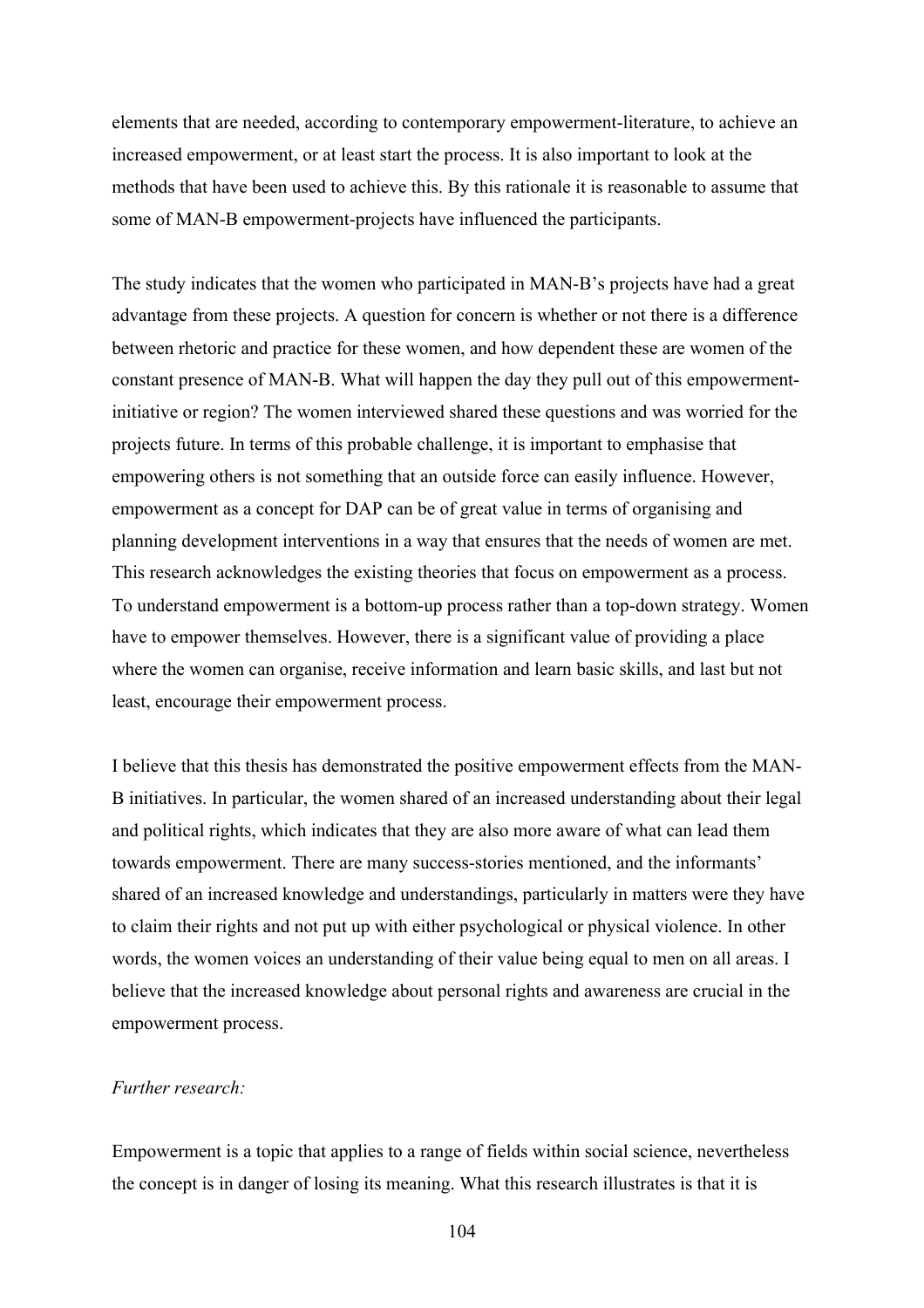elements that are needed, according to contemporary empowerment-literature, to achieve an increased empowerment, or at least start the process. It is also important to look at the methods that have been used to achieve this. By this rationale it is reasonable to assume that some of MAN-B empowerment-projects have influenced the participants.

The study indicates that the women who participated in MAN-B's projects have had a great advantage from these projects. A question for concern is whether or not there is a difference between rhetoric and practice for these women, and how dependent these are women of the constant presence of MAN-B. What will happen the day they pull out of this empowerment-initiative or region? The women interviewed shared these questions and was worried for the projects future. In terms of this probable challenge, it is important to emphasise that empowering others is not something that an outside force can easily influence. However, empowerment as a concept for DAP can be of great value in terms of organising and planning development interventions in a way that ensures that the needs of women are met. This research acknowledges the existing theories that focus on empowerment as a process. To understand empowerment is a bottom-up process rather than a top-down strategy. Women have to empower themselves. However, there is a significant value of providing a place where the women can organise, receive information and learn basic skills, and last but not least, encourage their empowerment process.

I believe that this thesis has demonstrated the positive empowerment effects from the MAN-B initiatives. In particular, the women shared of an increased understanding about their legal and political rights, which indicates that they are also more aware of what can lead them towards empowerment. There are many success-stories mentioned, and the informants' shared of an increased knowledge and understandings, particularly in matters were they have to claim their rights and not put up with either psychological or physical violence. In other words, the women voices an understanding of their value being equal to men on all areas. I believe that the increased knowledge about personal rights and awareness are crucial in the empowerment process.

*Further research:*

Empowerment is a topic that applies to a range of fields within social science, nevertheless the concept is in danger of losing its meaning. What this research illustrates is that it is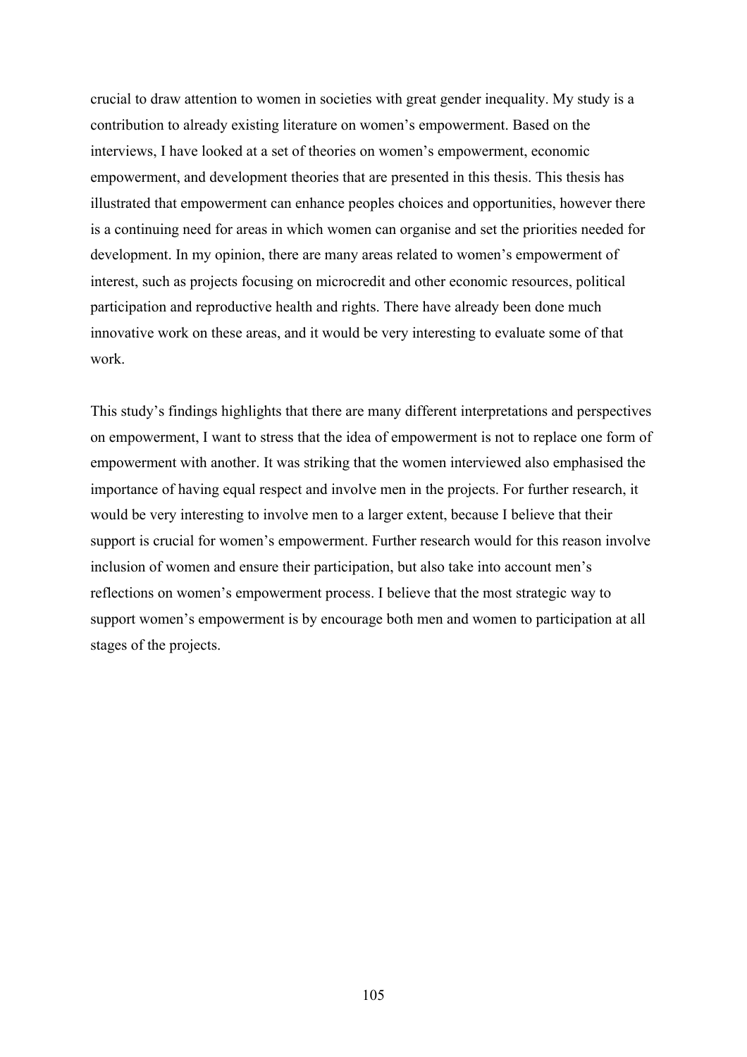crucial to draw attention to women in societies with great gender inequality. My study is a contribution to already existing literature on women's empowerment. Based on the interviews, I have looked at a set of theories on women's empowerment, economic empowerment, and development theories that are presented in this thesis. This thesis has illustrated that empowerment can enhance peoples choices and opportunities, however there is a continuing need for areas in which women can organise and set the priorities needed for development. In my opinion, there are many areas related to women's empowerment of interest, such as projects focusing on microcredit and other economic resources, political participation and reproductive health and rights. There have already been done much innovative work on these areas, and it would be very interesting to evaluate some of that work.

This study's findings highlights that there are many different interpretations and perspectives on empowerment, I want to stress that the idea of empowerment is not to replace one form of empowerment with another. It was striking that the women interviewed also emphasised the importance of having equal respect and involve men in the projects. For further research, it would be very interesting to involve men to a larger extent, because I believe that their support is crucial for women's empowerment. Further research would for this reason involve inclusion of women and ensure their participation, but also take into account men's reflections on women's empowerment process. I believe that the most strategic way to support women's empowerment is by encourage both men and women to participation at all stages of the projects.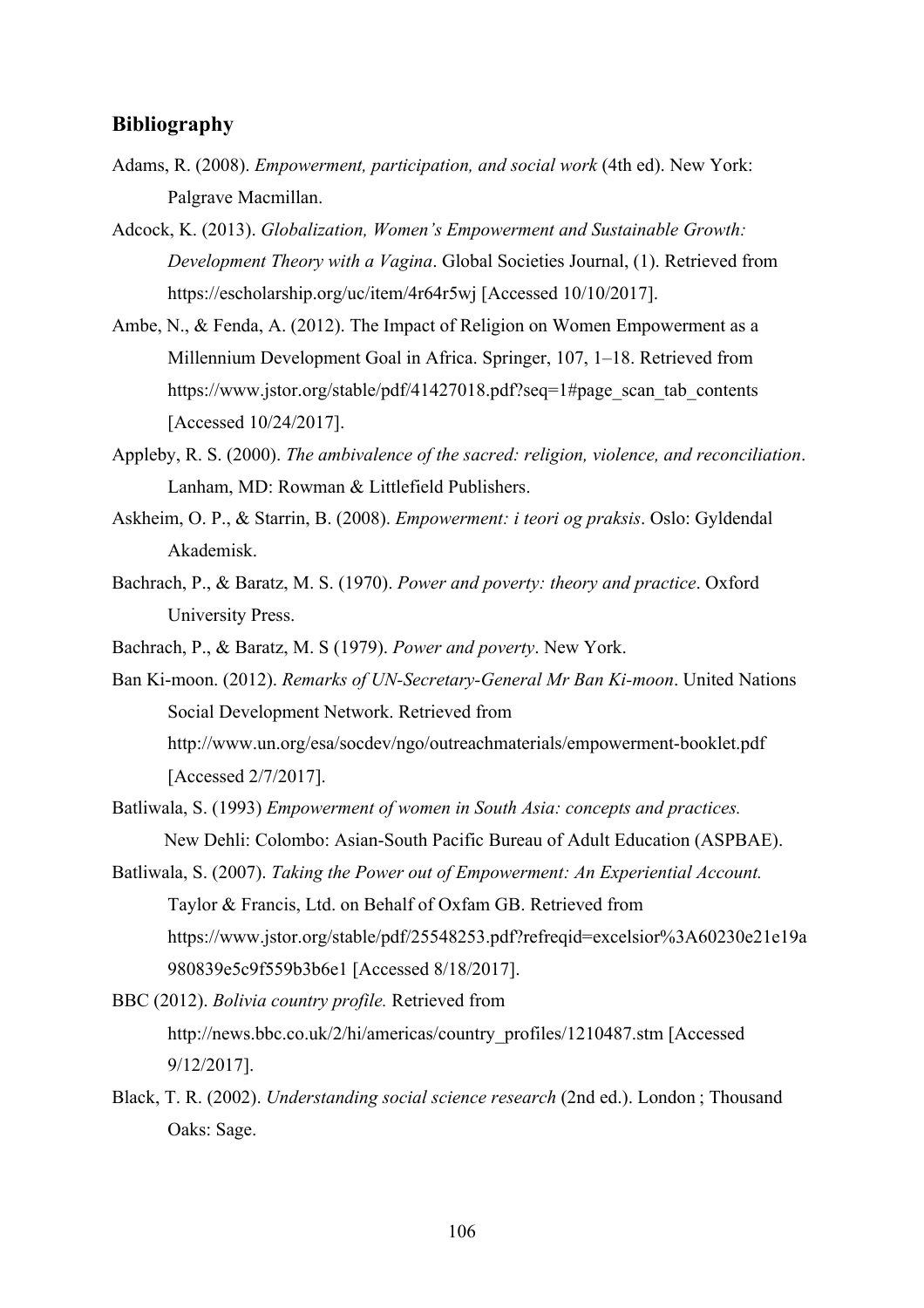## Bibliography

Adams, R. (2008). *Empowerment, participation, and social work* (4th ed). New York: Palgrave Macmillan.

Adcock, K. (2013). *Globalization, Women's Empowerment and Sustainable Growth: Development Theory with a Vagina*. Global Societies Journal, (1). Retrieved from https://escholarship.org/uc/item/4r64r5wj [Accessed 10/10/2017].

Ambe, N., & Fenda, A. (2012). The Impact of Religion on Women Empowerment as a Millennium Development Goal in Africa. Springer, 107, 1–18. Retrieved from https://www.jstor.org/stable/pdf/41427018.pdf?seq=1#page_scan_tab_contents [Accessed 10/24/2017].

Appleby, R. S. (2000). *The ambivalence of the sacred: religion, violence, and reconciliation*. Lanham, MD: Rowman & Littlefield Publishers.

Askheim, O. P., & Starrin, B. (2008). *Empowerment: i teori og praksis*. Oslo: Gyldendal Akademisk.

Bachrach, P., & Baratz, M. S. (1970). *Power and poverty: theory and practice*. Oxford University Press.

Bachrach, P., & Baratz, M. S (1979). *Power and poverty*. New York.

Ban Ki-moon. (2012). *Remarks of UN-Secretary-General Mr Ban Ki-moon*. United Nations Social Development Network. Retrieved from http://www.un.org/esa/socdev/ngo/outreachmaterials/empowerment-booklet.pdf [Accessed 2/7/2017].

Batliwala, S. (1993) *Empowerment of women in South Asia: concepts and practices.* New Dehli: Colombo: Asian-South Pacific Bureau of Adult Education (ASPBAE).

Batliwala, S. (2007). *Taking the Power out of Empowerment: An Experiential Account.* Taylor & Francis, Ltd. on Behalf of Oxfam GB. Retrieved from https://www.jstor.org/stable/pdf/25548253.pdf?refreqid=excelsior%3A60230e21e19a980839e5c9f559b3b6e1 [Accessed 8/18/2017].

BBC (2012). *Bolivia country profile.* Retrieved from http://news.bbc.co.uk/2/hi/americas/country_profiles/1210487.stm [Accessed 9/12/2017].

Black, T. R. (2002). *Understanding social science research* (2nd ed.). London ; Thousand Oaks: Sage.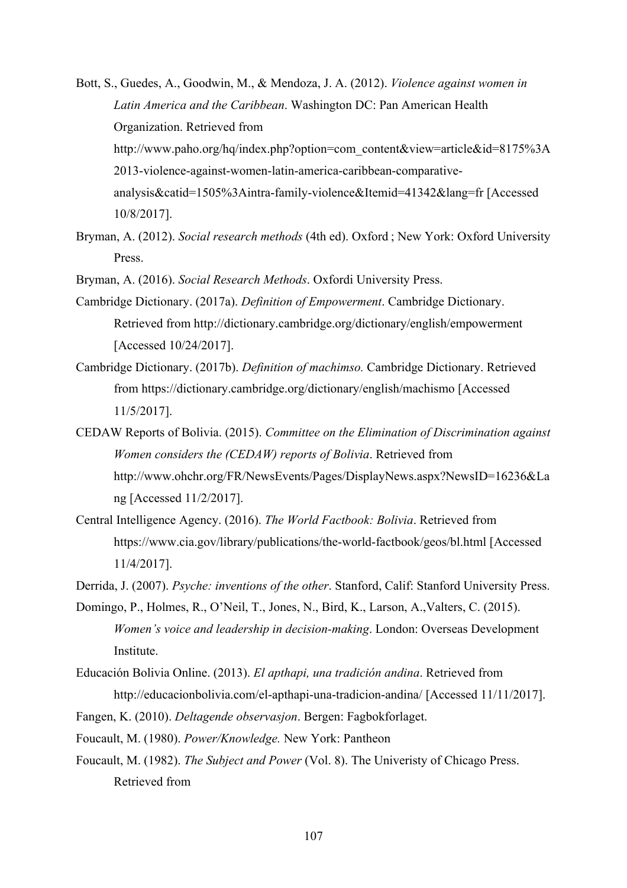Bott, S., Guedes, A., Goodwin, M., & Mendoza, J. A. (2012). *Violence against women in Latin America and the Caribbean*. Washington DC: Pan American Health Organization. Retrieved from http://www.paho.org/hq/index.php?option=com_content&view=article&id=8175%3A2013-violence-against-women-latin-america-caribbean-comparative-analysis&catid=1505%3Aintra-family-violence&Itemid=41342&lang=fr [Accessed 10/8/2017].

Bryman, A. (2012). *Social research methods* (4th ed). Oxford ; New York: Oxford University Press.

Bryman, A. (2016). *Social Research Methods*. Oxfordi University Press.

Cambridge Dictionary. (2017a). *Definition of Empowerment*. Cambridge Dictionary. Retrieved from http://dictionary.cambridge.org/dictionary/english/empowerment [Accessed 10/24/2017].

Cambridge Dictionary. (2017b). *Definition of machimso.* Cambridge Dictionary. Retrieved from https://dictionary.cambridge.org/dictionary/english/machismo [Accessed 11/5/2017].

CEDAW Reports of Bolivia. (2015). *Committee on the Elimination of Discrimination against Women considers the (CEDAW) reports of Bolivia*. Retrieved from http://www.ohchr.org/FR/NewsEvents/Pages/DisplayNews.aspx?NewsID=16236&Lang [Accessed 11/2/2017].

Central Intelligence Agency. (2016). *The World Factbook: Bolivia*. Retrieved from https://www.cia.gov/library/publications/the-world-factbook/geos/bl.html [Accessed 11/4/2017].

Derrida, J. (2007). *Psyche: inventions of the other*. Stanford, Calif: Stanford University Press.

Domingo, P., Holmes, R., O'Neil, T., Jones, N., Bird, K., Larson, A.,Valters, C. (2015). *Women's voice and leadership in decision-making*. London: Overseas Development Institute.

Educación Bolivia Online. (2013). *El apthapi, una tradición andina*. Retrieved from http://educacionbolivia.com/el-apthapi-una-tradicion-andina/ [Accessed 11/11/2017].

Fangen, K. (2010). *Deltagende observasjon*. Bergen: Fagbokforlaget.

Foucault, M. (1980). *Power/Knowledge.* New York: Pantheon

Foucault, M. (1982). *The Subject and Power* (Vol. 8). The Univeristy of Chicago Press. Retrieved from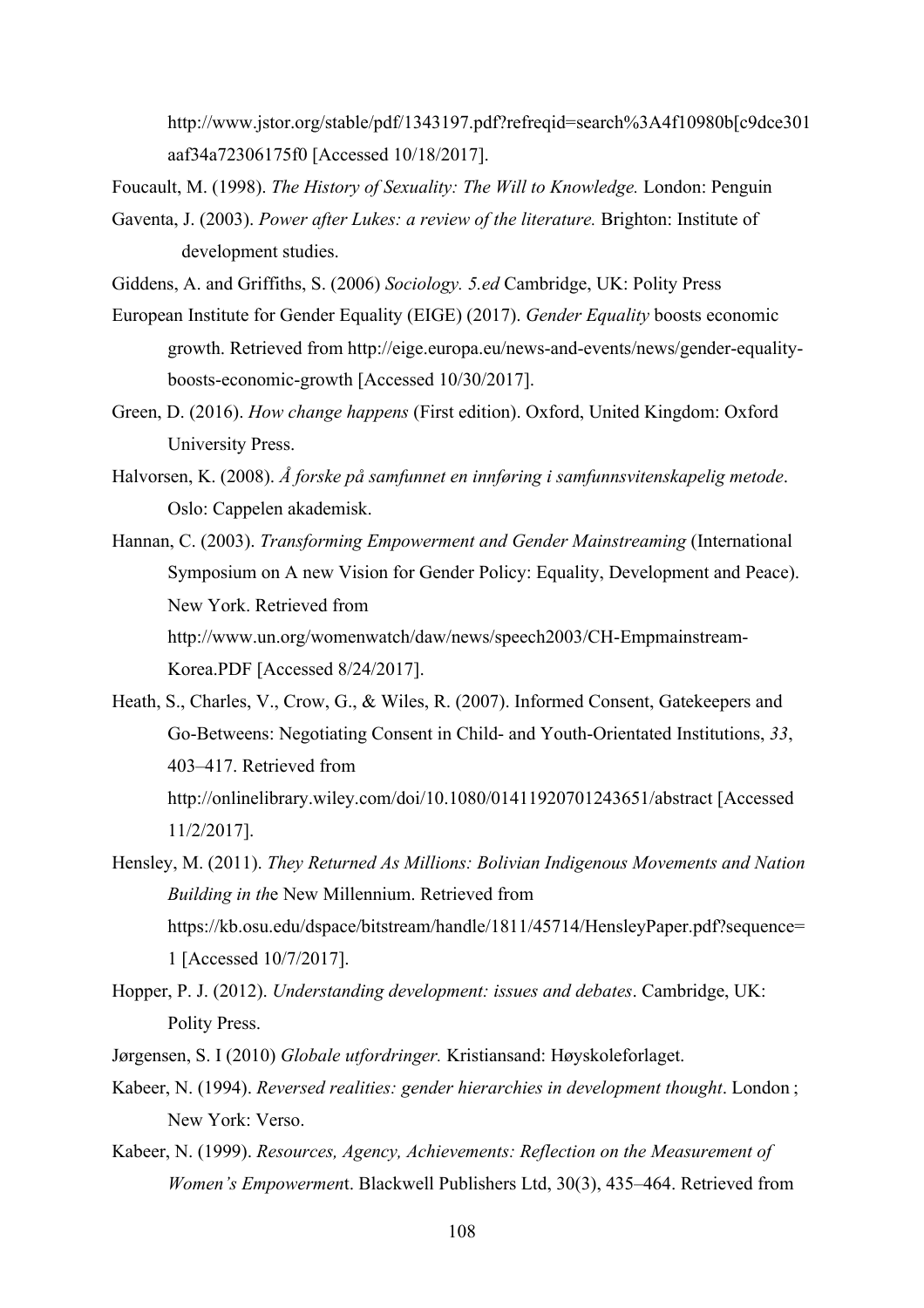http://www.jstor.org/stable/pdf/1343197.pdf?refreqid=search%3A4f10980b[c9dce301aaf34a72306175f0 [Accessed 10/18/2017].

Foucault, M. (1998). *The History of Sexuality: The Will to Knowledge.* London: Penguin

Gaventa, J. (2003). *Power after Lukes: a review of the literature.* Brighton: Institute of development studies.

Giddens, A. and Griffiths, S. (2006) *Sociology. 5.ed* Cambridge, UK: Polity Press

European Institute for Gender Equality (EIGE) (2017). *Gender Equality* boosts economic growth. Retrieved from http://eige.europa.eu/news-and-events/news/gender-equality-boosts-economic-growth [Accessed 10/30/2017].

Green, D. (2016). *How change happens* (First edition). Oxford, United Kingdom: Oxford University Press.

Halvorsen, K. (2008). *Å forske på samfunnet en innføring i samfunnsvitenskapelig metode*. Oslo: Cappelen akademisk.

Hannan, C. (2003). *Transforming Empowerment and Gender Mainstreaming* (International Symposium on A new Vision for Gender Policy: Equality, Development and Peace). New York. Retrieved from http://www.un.org/womenwatch/daw/news/speech2003/CH-Empmainstream-Korea.PDF [Accessed 8/24/2017].

Heath, S., Charles, V., Crow, G., & Wiles, R. (2007). Informed Consent, Gatekeepers and Go-Betweens: Negotiating Consent in Child- and Youth-Orientated Institutions, *33*, 403–417. Retrieved from http://onlinelibrary.wiley.com/doi/10.1080/01411920701243651/abstract [Accessed 11/2/2017].

Hensley, M. (2011). *They Returned As Millions: Bolivian Indigenous Movements and Nation Building in th*e New Millennium. Retrieved from https://kb.osu.edu/dspace/bitstream/handle/1811/45714/HensleyPaper.pdf?sequence=1 [Accessed 10/7/2017].

Hopper, P. J. (2012). *Understanding development: issues and debates*. Cambridge, UK: Polity Press.

Jørgensen, S. I (2010) *Globale utfordringer.* Kristiansand: Høyskoleforlaget.

Kabeer, N. (1994). *Reversed realities: gender hierarchies in development thought*. London ; New York: Verso.

Kabeer, N. (1999). *Resources, Agency, Achievements: Reflection on the Measurement of Women's Empowermen*t. Blackwell Publishers Ltd, 30(3), 435–464. Retrieved from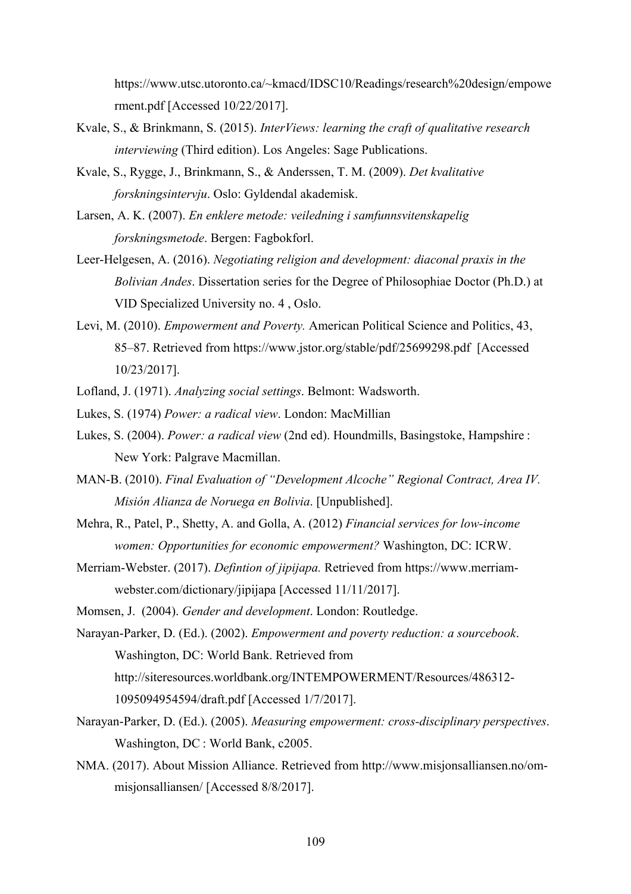https://www.utsc.utoronto.ca/~kmacd/IDSC10/Readings/research%20design/empowerment.pdf [Accessed 10/22/2017].

Kvale, S., & Brinkmann, S. (2015). *InterViews: learning the craft of qualitative research interviewing* (Third edition). Los Angeles: Sage Publications.

Kvale, S., Rygge, J., Brinkmann, S., & Anderssen, T. M. (2009). *Det kvalitative forskningsintervju*. Oslo: Gyldendal akademisk.

Larsen, A. K. (2007). *En enklere metode: veiledning i samfunnsvitenskapelig forskningsmetode*. Bergen: Fagbokforl.

Leer-Helgesen, A. (2016). *Negotiating religion and development: diaconal praxis in the Bolivian Andes*. Dissertation series for the Degree of Philosophiae Doctor (Ph.D.) at VID Specialized University no. 4 , Oslo.

Levi, M. (2010). *Empowerment and Poverty.* American Political Science and Politics, 43, 85–87. Retrieved from https://www.jstor.org/stable/pdf/25699298.pdf [Accessed 10/23/2017].

Lofland, J. (1971). *Analyzing social settings*. Belmont: Wadsworth.

Lukes, S. (1974) *Power: a radical view*. London: MacMillian

Lukes, S. (2004). *Power: a radical view* (2nd ed). Houndmills, Basingstoke, Hampshire : New York: Palgrave Macmillan.

MAN-B. (2010). *Final Evaluation of "Development Alcoche" Regional Contract, Area IV. Misión Alianza de Noruega en Bolivia*. [Unpublished].

Mehra, R., Patel, P., Shetty, A. and Golla, A. (2012) *Financial services for low-income women: Opportunities for economic empowerment?* Washington, DC: ICRW.

Merriam-Webster. (2017). *Defintion of jipijapa.* Retrieved from https://www.merriam-webster.com/dictionary/jipijapa [Accessed 11/11/2017].

Momsen, J. (2004). *Gender and development*. London: Routledge.

Narayan-Parker, D. (Ed.). (2002). *Empowerment and poverty reduction: a sourcebook*. Washington, DC: World Bank. Retrieved from http://siteresources.worldbank.org/INTEMPOWERMENT/Resources/486312-1095094954594/draft.pdf [Accessed 1/7/2017].

Narayan-Parker, D. (Ed.). (2005). *Measuring empowerment: cross-disciplinary perspectives*. Washington, DC : World Bank, c2005.

NMA. (2017). About Mission Alliance. Retrieved from http://www.misjonsalliansen.no/om-misjonsalliansen/ [Accessed 8/8/2017].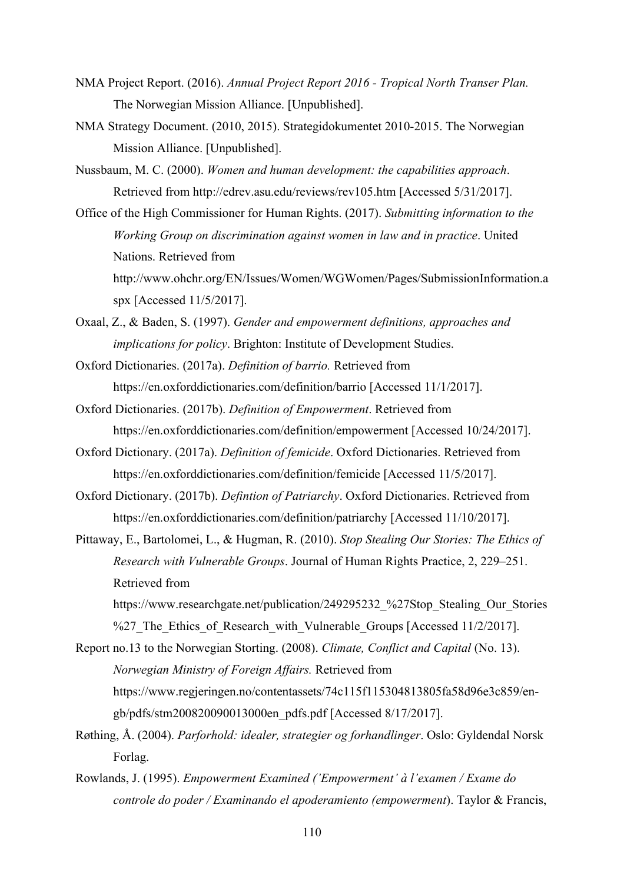NMA Project Report. (2016). *Annual Project Report 2016 - Tropical North Transer Plan.* The Norwegian Mission Alliance. [Unpublished].

NMA Strategy Document. (2010, 2015). Strategidokumentet 2010-2015. The Norwegian Mission Alliance. [Unpublished].

Nussbaum, M. C. (2000). *Women and human development: the capabilities approach*. Retrieved from http://edrev.asu.edu/reviews/rev105.htm [Accessed 5/31/2017].

Office of the High Commissioner for Human Rights. (2017). *Submitting information to the Working Group on discrimination against women in law and in practice*. United Nations. Retrieved from http://www.ohchr.org/EN/Issues/Women/WGWomen/Pages/SubmissionInformation.aspx [Accessed 11/5/2017].

Oxaal, Z., & Baden, S. (1997). *Gender and empowerment definitions, approaches and implications for policy*. Brighton: Institute of Development Studies.

Oxford Dictionaries. (2017a). *Definition of barrio.* Retrieved from https://en.oxforddictionaries.com/definition/barrio [Accessed 11/1/2017].

Oxford Dictionaries. (2017b). *Definition of Empowerment*. Retrieved from https://en.oxforddictionaries.com/definition/empowerment [Accessed 10/24/2017].

Oxford Dictionary. (2017a). *Definition of femicide*. Oxford Dictionaries. Retrieved from https://en.oxforddictionaries.com/definition/femicide [Accessed 11/5/2017].

Oxford Dictionary. (2017b). *Defintion of Patriarchy*. Oxford Dictionaries. Retrieved from https://en.oxforddictionaries.com/definition/patriarchy [Accessed 11/10/2017].

Pittaway, E., Bartolomei, L., & Hugman, R. (2010). *Stop Stealing Our Stories: The Ethics of Research with Vulnerable Groups*. Journal of Human Rights Practice, 2, 229–251. Retrieved from https://www.researchgate.net/publication/249295232_%27Stop_Stealing_Our_Stories%27_The_Ethics_of_Research_with_Vulnerable_Groups [Accessed 11/2/2017].

Report no.13 to the Norwegian Storting. (2008). *Climate, Conflict and Capital* (No. 13). *Norwegian Ministry of Foreign Affairs.* Retrieved from https://www.regjeringen.no/contentassets/74c115f115304813805fa58d96e3c859/en-gb/pdfs/stm200820090013000en_pdfs.pdf [Accessed 8/17/2017].

Røthing, Å. (2004). *Parforhold: idealer, strategier og forhandlinger*. Oslo: Gyldendal Norsk Forlag.

Rowlands, J. (1995). *Empowerment Examined ('Empowerment' à l'examen / Exame do controle do poder / Examinando el apoderamiento (empowerment)*. Taylor & Francis,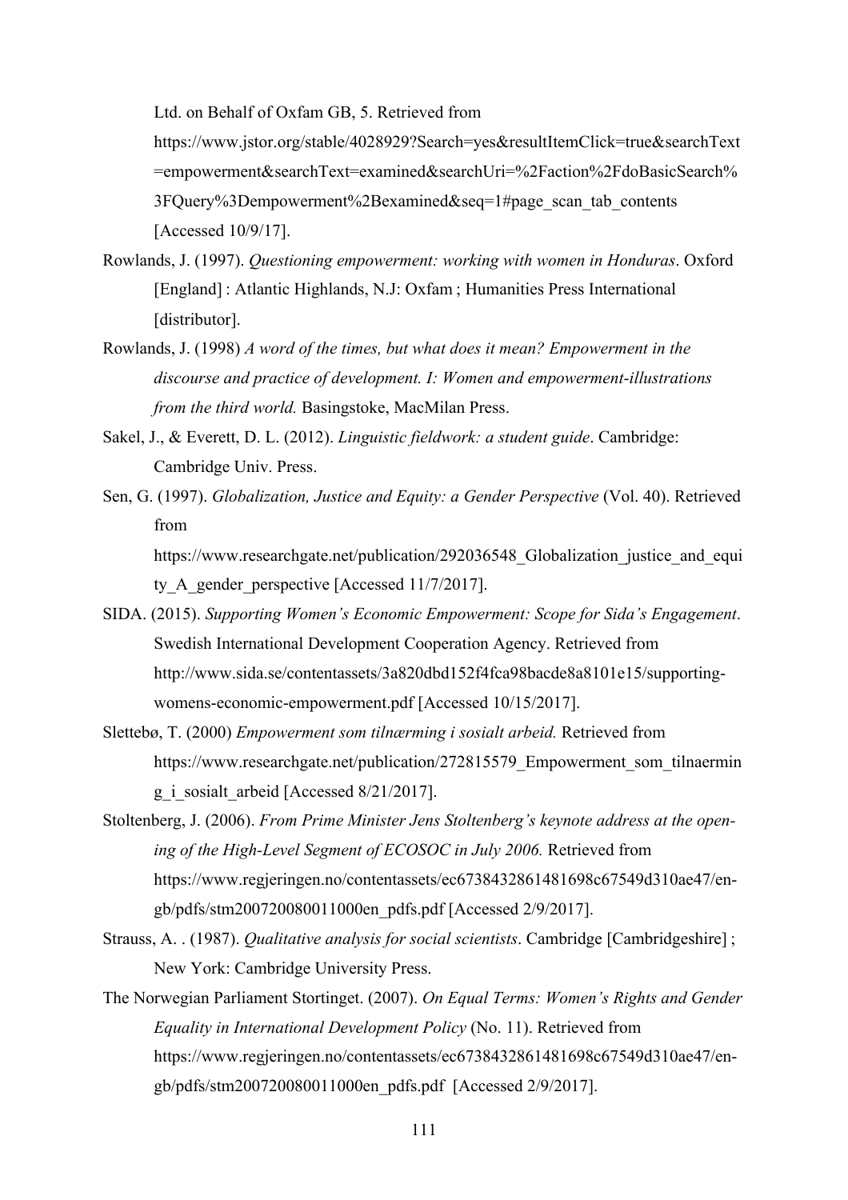Ltd. on Behalf of Oxfam GB, 5. Retrieved from https://www.jstor.org/stable/4028929?Search=yes&resultItemClick=true&searchText=empowerment&searchText=examined&searchUri=%2Faction%2FdoBasicSearch%3FQuery%3Dempowerment%2Bexamined&seq=1#page_scan_tab_contents [Accessed 10/9/17].

Rowlands, J. (1997). *Questioning empowerment: working with women in Honduras*. Oxford [England] : Atlantic Highlands, N.J: Oxfam ; Humanities Press International [distributor].

Rowlands, J. (1998) *A word of the times, but what does it mean? Empowerment in the discourse and practice of development. I: Women and empowerment-illustrations from the third world.* Basingstoke, MacMilan Press.

Sakel, J., & Everett, D. L. (2012). *Linguistic fieldwork: a student guide*. Cambridge: Cambridge Univ. Press.

Sen, G. (1997). *Globalization, Justice and Equity: a Gender Perspective* (Vol. 40). Retrieved from https://www.researchgate.net/publication/292036548_Globalization_justice_and_equity_A_gender_perspective [Accessed 11/7/2017].

SIDA. (2015). *Supporting Women's Economic Empowerment: Scope for Sida's Engagement*. Swedish International Development Cooperation Agency. Retrieved from http://www.sida.se/contentassets/3a820dbd152f4fca98bacde8a8101e15/supporting-womens-economic-empowerment.pdf [Accessed 10/15/2017].

Slettebø, T. (2000) *Empowerment som tilnærming i sosialt arbeid.* Retrieved from https://www.researchgate.net/publication/272815579_Empowerment_som_tilnaerming_i_sosialt_arbeid [Accessed 8/21/2017].

Stoltenberg, J. (2006). *From Prime Minister Jens Stoltenberg's keynote address at the opening of the High-Level Segment of ECOSOC in July 2006.* Retrieved from https://www.regjeringen.no/contentassets/ec6738432861481698c67549d310ae47/en-gb/pdfs/stm200720080011000en_pdfs.pdf [Accessed 2/9/2017].

Strauss, A. . (1987). *Qualitative analysis for social scientists*. Cambridge [Cambridgeshire] ; New York: Cambridge University Press.

The Norwegian Parliament Stortinget. (2007). *On Equal Terms: Women's Rights and Gender Equality in International Development Policy* (No. 11). Retrieved from https://www.regjeringen.no/contentassets/ec6738432861481698c67549d310ae47/en-gb/pdfs/stm200720080011000en_pdfs.pdf [Accessed 2/9/2017].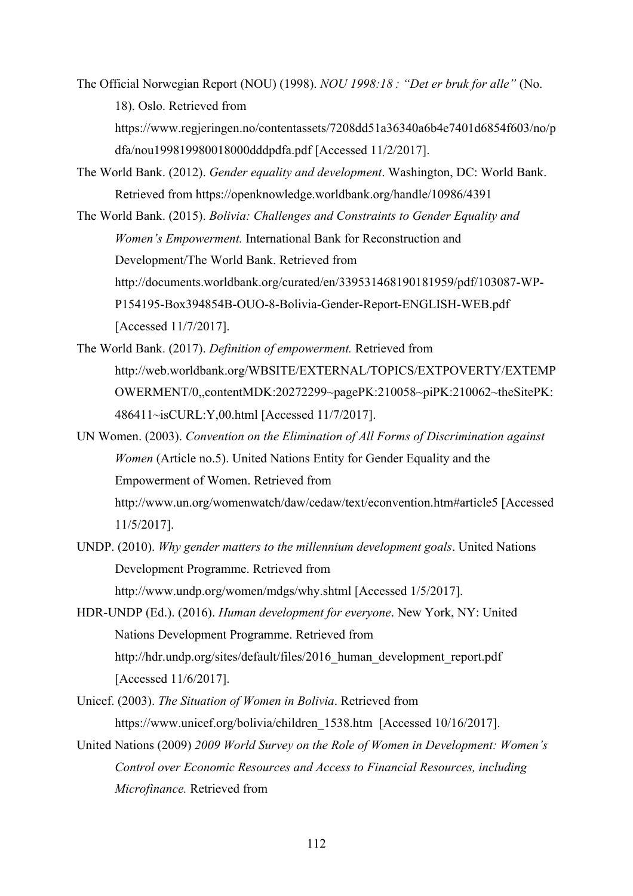The Official Norwegian Report (NOU) (1998). *NOU 1998:18 : "Det er bruk for alle"* (No. 18). Oslo. Retrieved from https://www.regjeringen.no/contentassets/7208dd51a36340a6b4e7401d6854f603/no/pdfa/nou199819980018000dddpdfa.pdf [Accessed 11/2/2017].

The World Bank. (2012). *Gender equality and development*. Washington, DC: World Bank. Retrieved from https://openknowledge.worldbank.org/handle/10986/4391

The World Bank. (2015). *Bolivia: Challenges and Constraints to Gender Equality and Women's Empowerment.* International Bank for Reconstruction and Development/The World Bank. Retrieved from http://documents.worldbank.org/curated/en/339531468190181959/pdf/103087-WP-P154195-Box394854B-OUO-8-Bolivia-Gender-Report-ENGLISH-WEB.pdf [Accessed 11/7/2017].

The World Bank. (2017). *Definition of empowerment.* Retrieved from http://web.worldbank.org/WBSITE/EXTERNAL/TOPICS/EXTPOVERTY/EXTEMPOWERMENT/0,,contentMDK:20272299~pagePK:210058~piPK:210062~theSitePK:486411~isCURL:Y,00.html [Accessed 11/7/2017].

UN Women. (2003). *Convention on the Elimination of All Forms of Discrimination against Women* (Article no.5). United Nations Entity for Gender Equality and the Empowerment of Women. Retrieved from http://www.un.org/womenwatch/daw/cedaw/text/econvention.htm#article5 [Accessed 11/5/2017].

UNDP. (2010). *Why gender matters to the millennium development goals*. United Nations Development Programme. Retrieved from http://www.undp.org/women/mdgs/why.shtml [Accessed 1/5/2017].

HDR-UNDP (Ed.). (2016). *Human development for everyone*. New York, NY: United Nations Development Programme. Retrieved from http://hdr.undp.org/sites/default/files/2016_human_development_report.pdf [Accessed 11/6/2017].

Unicef. (2003). *The Situation of Women in Bolivia*. Retrieved from https://www.unicef.org/bolivia/children_1538.htm [Accessed 10/16/2017].

United Nations (2009) *2009 World Survey on the Role of Women in Development: Women's Control over Economic Resources and Access to Financial Resources, including Microfinance.* Retrieved from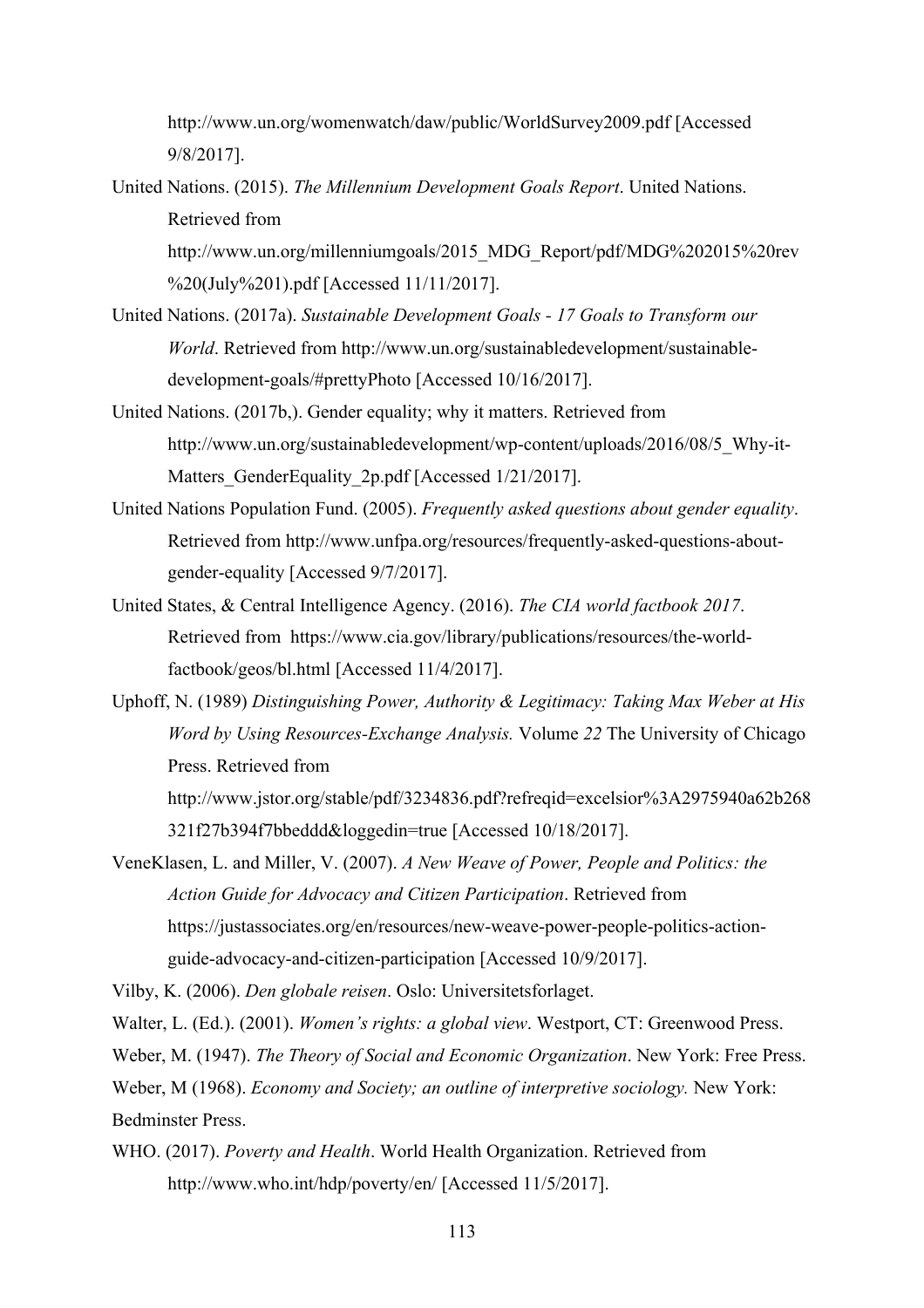http://www.un.org/womenwatch/daw/public/WorldSurvey2009.pdf [Accessed 9/8/2017].

United Nations. (2015). *The Millennium Development Goals Report*. United Nations. Retrieved from http://www.un.org/millenniumgoals/2015_MDG_Report/pdf/MDG%202015%20rev%20(July%201).pdf [Accessed 11/11/2017].

United Nations. (2017a). *Sustainable Development Goals - 17 Goals to Transform our World*. Retrieved from http://www.un.org/sustainabledevelopment/sustainable-development-goals/#prettyPhoto [Accessed 10/16/2017].

United Nations. (2017b,). Gender equality; why it matters. Retrieved from http://www.un.org/sustainabledevelopment/wp-content/uploads/2016/08/5_Why-it-Matters_GenderEquality_2p.pdf [Accessed 1/21/2017].

United Nations Population Fund. (2005). *Frequently asked questions about gender equality*. Retrieved from http://www.unfpa.org/resources/frequently-asked-questions-about-gender-equality [Accessed 9/7/2017].

United States, & Central Intelligence Agency. (2016). *The CIA world factbook 2017*. Retrieved from https://www.cia.gov/library/publications/resources/the-world-factbook/geos/bl.html [Accessed 11/4/2017].

Uphoff, N. (1989) *Distinguishing Power, Authority & Legitimacy: Taking Max Weber at His Word by Using Resources-Exchange Analysis.* Volume *22* The University of Chicago Press. Retrieved from http://www.jstor.org/stable/pdf/3234836.pdf?refreqid=excelsior%3A2975940a62b268321f27b394f7bbeddd&loggedin=true [Accessed 10/18/2017].

VeneKlasen, L. and Miller, V. (2007). *A New Weave of Power, People and Politics: the Action Guide for Advocacy and Citizen Participation*. Retrieved from https://justassociates.org/en/resources/new-weave-power-people-politics-action-guide-advocacy-and-citizen-participation [Accessed 10/9/2017].

Vilby, K. (2006). *Den globale reisen*. Oslo: Universitetsforlaget.

Walter, L. (Ed.). (2001). *Women's rights: a global view*. Westport, CT: Greenwood Press.

Weber, M. (1947). *The Theory of Social and Economic Organization*. New York: Free Press.

Weber, M (1968). *Economy and Society; an outline of interpretive sociology.* New York: Bedminster Press.

WHO. (2017). *Poverty and Health*. World Health Organization. Retrieved from http://www.who.int/hdp/poverty/en/ [Accessed 11/5/2017].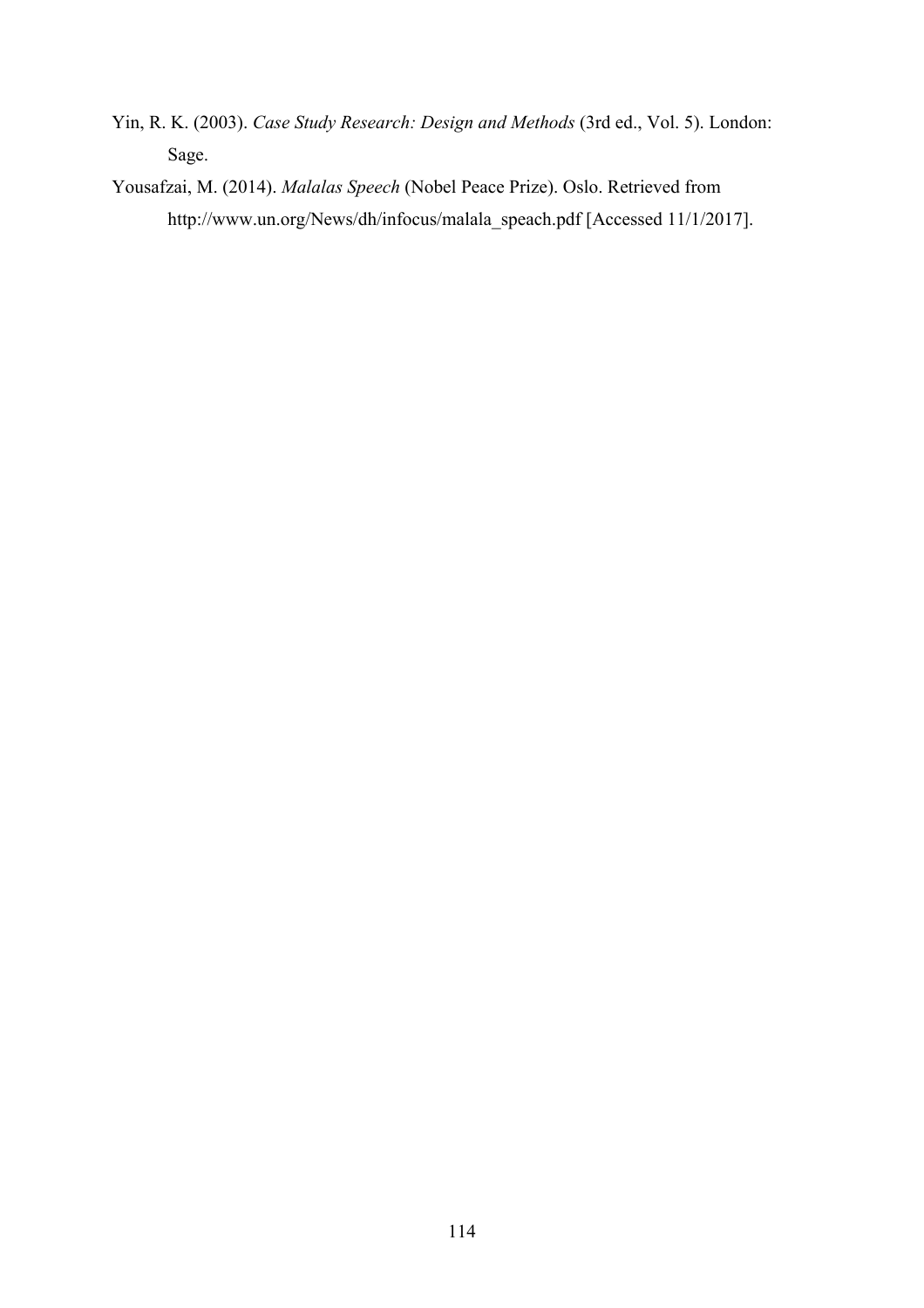Yin, R. K. (2003). *Case Study Research: Design and Methods* (3rd ed., Vol. 5). London: Sage.

Yousafzai, M. (2014). *Malalas Speech* (Nobel Peace Prize). Oslo. Retrieved from http://www.un.org/News/dh/infocus/malala_speach.pdf [Accessed 11/1/2017].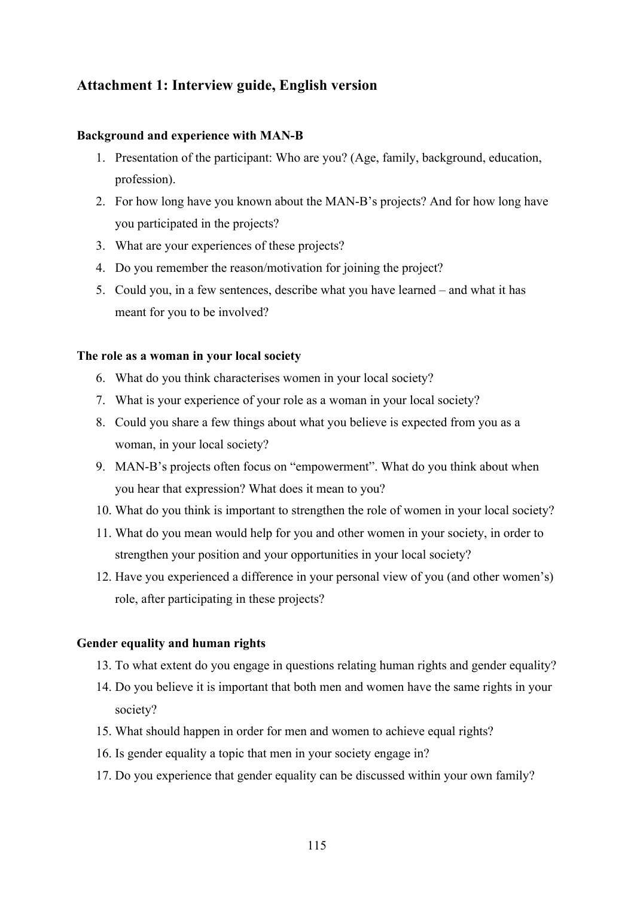## Attachment 1: Interview guide, English version

**Background and experience with MAN-B**

1. Presentation of the participant: Who are you? (Age, family, background, education, profession).
2. For how long have you known about the MAN-B's projects? And for how long have you participated in the projects?
3. What are your experiences of these projects?
4. Do you remember the reason/motivation for joining the project?
5. Could you, in a few sentences, describe what you have learned – and what it has meant for you to be involved?

**The role as a woman in your local society**

6. What do you think characterises women in your local society?
7. What is your experience of your role as a woman in your local society?
8. Could you share a few things about what you believe is expected from you as a woman, in your local society?
9. MAN-B's projects often focus on "empowerment". What do you think about when you hear that expression? What does it mean to you?
10. What do you think is important to strengthen the role of women in your local society?
11. What do you mean would help for you and other women in your society, in order to strengthen your position and your opportunities in your local society?
12. Have you experienced a difference in your personal view of you (and other women's) role, after participating in these projects?

**Gender equality and human rights**

13. To what extent do you engage in questions relating human rights and gender equality?
14. Do you believe it is important that both men and women have the same rights in your society?
15. What should happen in order for men and women to achieve equal rights?
16. Is gender equality a topic that men in your society engage in?
17. Do you experience that gender equality can be discussed within your own family?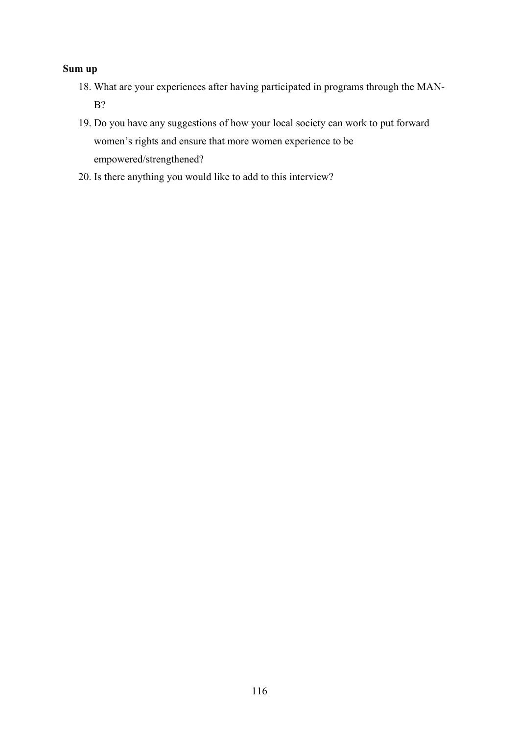**Sum up**

18. What are your experiences after having participated in programs through the MAN-B?
19. Do you have any suggestions of how your local society can work to put forward women's rights and ensure that more women experience to be empowered/strengthened?
20. Is there anything you would like to add to this interview?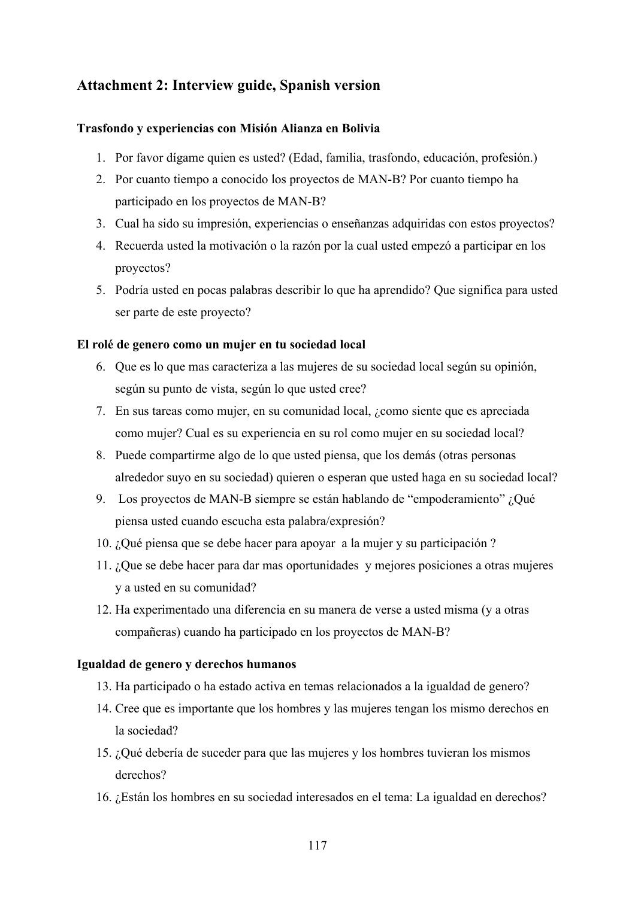## Attachment 2: Interview guide, Spanish version

### Trasfondo y experiencias con Misión Alianza en Bolivia

1. Por favor dígame quien es usted? (Edad, familia, trasfondo, educación, profesión.)
2. Por cuanto tiempo a conocido los proyectos de MAN-B? Por cuanto tiempo ha participado en los proyectos de MAN-B?
3. Cual ha sido su impresión, experiencias o enseñanzas adquiridas con estos proyectos?
4. Recuerda usted la motivación o la razón por la cual usted empezó a participar en los proyectos?
5. Podría usted en pocas palabras describir lo que ha aprendido? Que significa para usted ser parte de este proyecto?

### El rolé de genero como un mujer en tu sociedad local

6. Que es lo que mas caracteriza a las mujeres de su sociedad local según su opinión, según su punto de vista, según lo que usted cree?
7. En sus tareas como mujer, en su comunidad local, ¿como siente que es apreciada como mujer? Cual es su experiencia en su rol como mujer en su sociedad local?
8. Puede compartirme algo de lo que usted piensa, que los demás (otras personas alrededor suyo en su sociedad) quieren o esperan que usted haga en su sociedad local?
9. Los proyectos de MAN-B siempre se están hablando de "empoderamiento" ¿Qué piensa usted cuando escucha esta palabra/expresión?
10. ¿Qué piensa que se debe hacer para apoyar a la mujer y su participación ?
11. ¿Que se debe hacer para dar mas oportunidades y mejores posiciones a otras mujeres y a usted en su comunidad?
12. Ha experimentado una diferencia en su manera de verse a usted misma (y a otras compañeras) cuando ha participado en los proyectos de MAN-B?

### Igualdad de genero y derechos humanos

13. Ha participado o ha estado activa en temas relacionados a la igualdad de genero?
14. Cree que es importante que los hombres y las mujeres tengan los mismo derechos en la sociedad?
15. ¿Qué debería de suceder para que las mujeres y los hombres tuvieran los mismos derechos?
16. ¿Están los hombres en su sociedad interesados en el tema: La igualdad en derechos?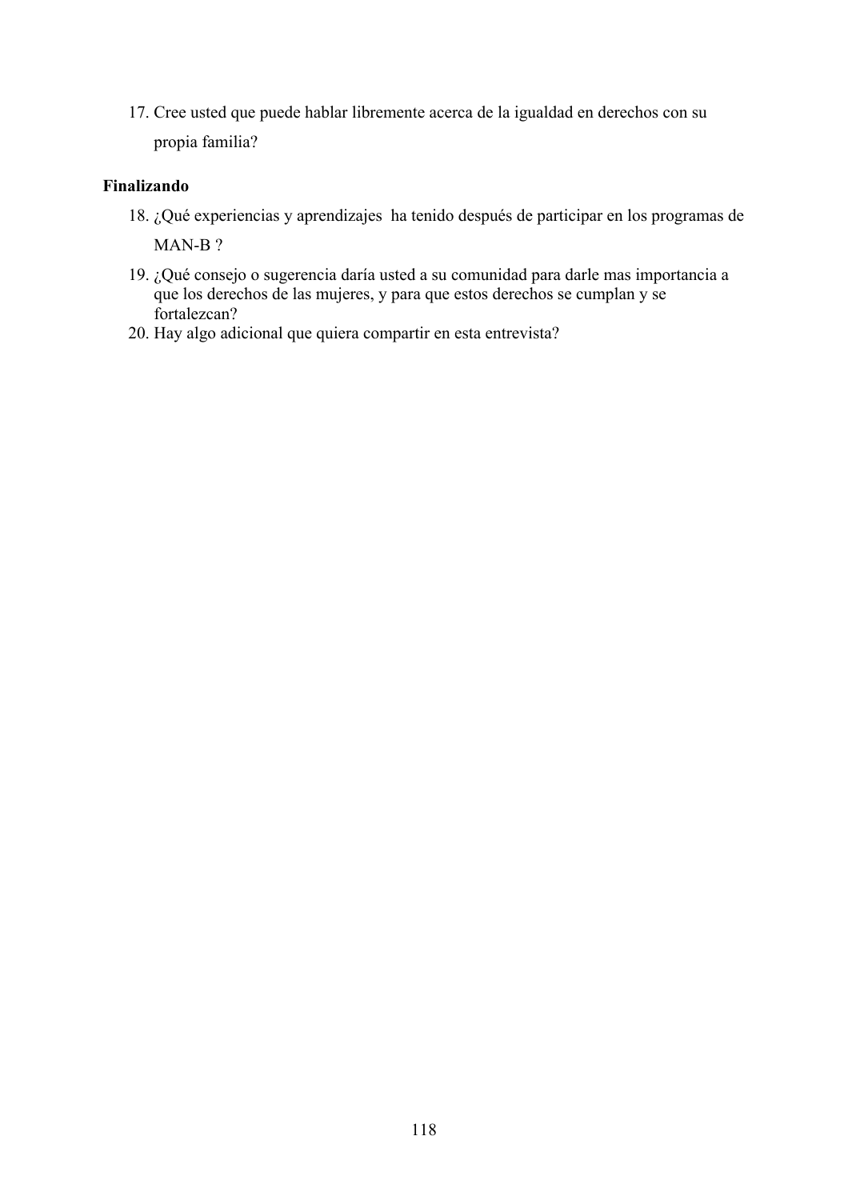17. Cree usted que puede hablar libremente acerca de la igualdad en derechos con su propia familia?

**Finalizando**

18. ¿Qué experiencias y aprendizajes  ha tenido después de participar en los programas de MAN-B ?
19. ¿Qué consejo o sugerencia daría usted a su comunidad para darle mas importancia a que los derechos de las mujeres, y para que estos derechos se cumplan y se fortalezcan?
20. Hay algo adicional que quiera compartir en esta entrevista?